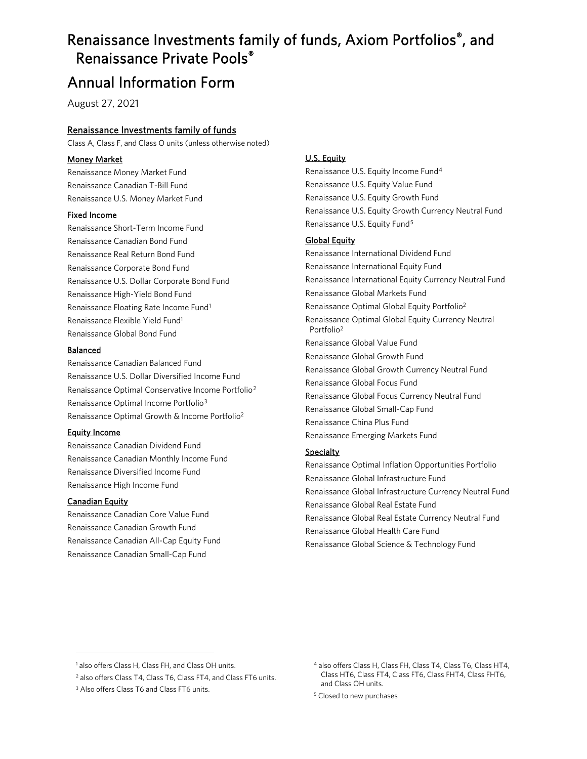# Renaissance Investments family of funds, Axiom Portfolios®, and Renaissance Private Pools®

# Annual Information Form

August 27, 2021

## Renaissance Investments family of funds

Class A, Class F, and Class O units (unless otherwise noted)

### Money Market

Renaissance Money Market Fund
Renaissance Canadian T-Bill Fund
Renaissance U.S. Money Market Fund

### Fixed Income

Renaissance Short-Term Income Fund
Renaissance Canadian Bond Fund
Renaissance Real Return Bond Fund
Renaissance Corporate Bond Fund
Renaissance U.S. Dollar Corporate Bond Fund
Renaissance High-Yield Bond Fund
Renaissance Floating Rate Income Fund[1]
Renaissance Flexible Yield Fund[1]
Renaissance Global Bond Fund

### Balanced

Renaissance Canadian Balanced Fund
Renaissance U.S. Dollar Diversified Income Fund
Renaissance Optimal Conservative Income Portfolio[2]
Renaissance Optimal Income Portfolio[3]
Renaissance Optimal Growth & Income Portfolio[2]

### Equity Income

Renaissance Canadian Dividend Fund
Renaissance Canadian Monthly Income Fund
Renaissance Diversified Income Fund
Renaissance High Income Fund

### Canadian Equity

Renaissance Canadian Core Value Fund
Renaissance Canadian Growth Fund
Renaissance Canadian All-Cap Equity Fund
Renaissance Canadian Small-Cap Fund

### U.S. Equity

Renaissance U.S. Equity Income Fund[4]
Renaissance U.S. Equity Value Fund
Renaissance U.S. Equity Growth Fund
Renaissance U.S. Equity Growth Currency Neutral Fund
Renaissance U.S. Equity Fund[5]

### Global Equity

Renaissance International Dividend Fund
Renaissance International Equity Fund
Renaissance International Equity Currency Neutral Fund
Renaissance Global Markets Fund
Renaissance Optimal Global Equity Portfolio[2]
Renaissance Optimal Global Equity Currency Neutral Portfolio[2]
Renaissance Global Value Fund
Renaissance Global Growth Fund
Renaissance Global Growth Currency Neutral Fund
Renaissance Global Focus Fund
Renaissance Global Focus Currency Neutral Fund
Renaissance Global Small-Cap Fund
Renaissance China Plus Fund
Renaissance Emerging Markets Fund

### Specialty

Renaissance Optimal Inflation Opportunities Portfolio
Renaissance Global Infrastructure Fund
Renaissance Global Infrastructure Currency Neutral Fund
Renaissance Global Real Estate Fund
Renaissance Global Real Estate Currency Neutral Fund
Renaissance Global Health Care Fund
Renaissance Global Science & Technology Fund

---

[1] also offers Class H, Class FH, and Class OH units.

[2] also offers Class T4, Class T6, Class FT4, and Class FT6 units.

[3] Also offers Class T6 and Class FT6 units.

[4] also offers Class H, Class FH, Class T4, Class T6, Class HT4, Class HT6, Class FT4, Class FT6, Class FHT4, Class FHT6, and Class OH units.

[5] Closed to new purchases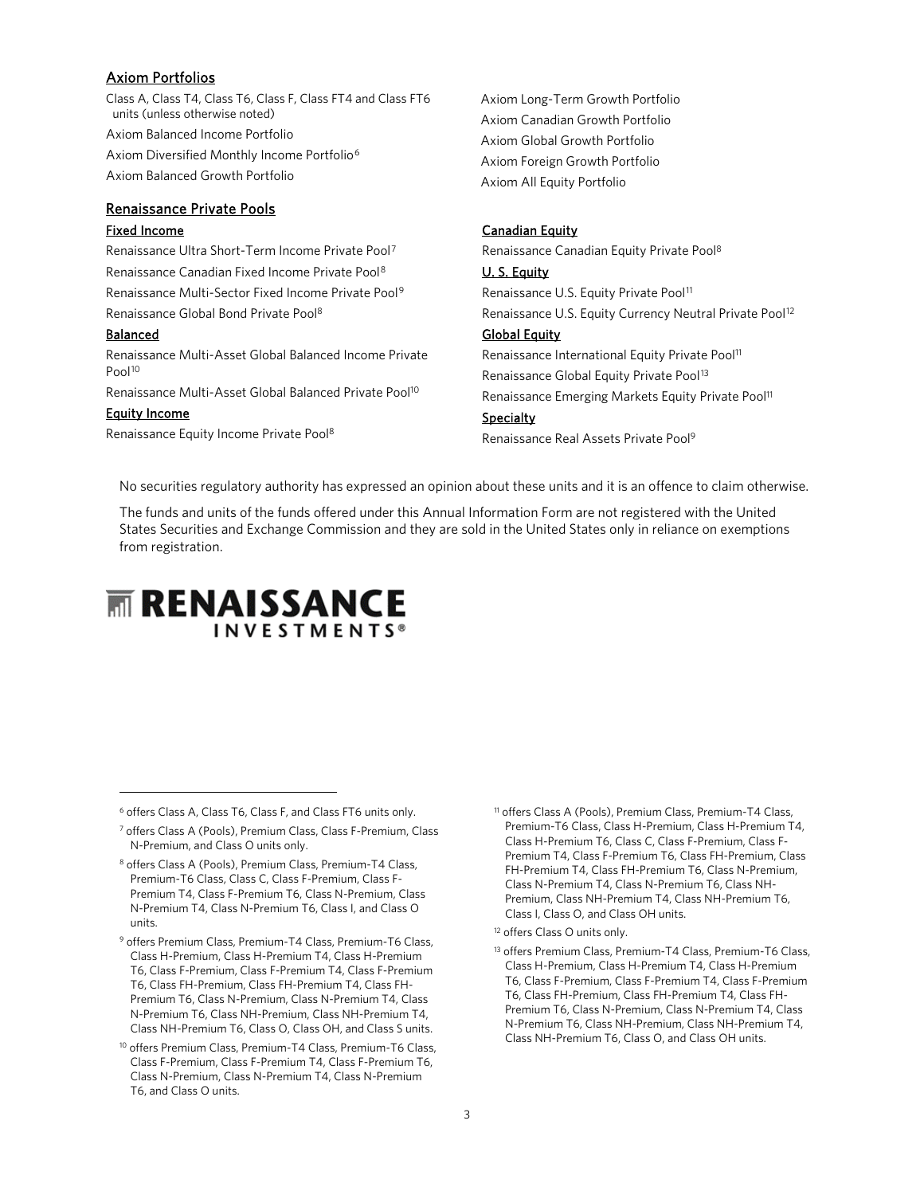## Axiom Portfolios

Class A, Class T4, Class T6, Class F, Class FT4 and Class FT6 units (unless otherwise noted)

Axiom Balanced Income Portfolio

Axiom Diversified Monthly Income Portfolio[6]

Axiom Balanced Growth Portfolio

Axiom Long-Term Growth Portfolio

Axiom Canadian Growth Portfolio

Axiom Global Growth Portfolio

Axiom Foreign Growth Portfolio

Axiom All Equity Portfolio

## Renaissance Private Pools

### Fixed Income

Renaissance Ultra Short-Term Income Private Pool[7]

Renaissance Canadian Fixed Income Private Pool[8]

Renaissance Multi-Sector Fixed Income Private Pool[9]

Renaissance Global Bond Private Pool[8]

### Balanced

Renaissance Multi-Asset Global Balanced Income Private Pool[10]

Renaissance Multi-Asset Global Balanced Private Pool[10]

### Equity Income

Renaissance Equity Income Private Pool[8]

### Canadian Equity

Renaissance Canadian Equity Private Pool[8]

### U. S. Equity

Renaissance U.S. Equity Private Pool[11]

Renaissance U.S. Equity Currency Neutral Private Pool[12]

### Global Equity

Renaissance International Equity Private Pool[11]

Renaissance Global Equity Private Pool[13]

Renaissance Emerging Markets Equity Private Pool[11]

### Specialty

Renaissance Real Assets Private Pool[9]

No securities regulatory authority has expressed an opinion about these units and it is an offence to claim otherwise.

The funds and units of the funds offered under this Annual Information Form are not registered with the United States Securities and Exchange Commission and they are sold in the United States only in reliance on exemptions from registration.

RENAISSANCE INVESTMENTS®

---

[6] offers Class A, Class T6, Class F, and Class FT6 units only.

[7] offers Class A (Pools), Premium Class, Class F-Premium, Class N-Premium, and Class O units only.

[8] offers Class A (Pools), Premium Class, Premium-T4 Class, Premium-T6 Class, Class C, Class F-Premium, Class F-Premium T4, Class F-Premium T6, Class N-Premium, Class N-Premium T4, Class N-Premium T6, Class I, and Class O units.

[9] offers Premium Class, Premium-T4 Class, Premium-T6 Class, Class H-Premium, Class H-Premium T4, Class H-Premium T6, Class F-Premium, Class F-Premium T4, Class F-Premium T6, Class FH-Premium, Class FH-Premium T4, Class FH-Premium T6, Class N-Premium, Class N-Premium T4, Class N-Premium T6, Class NH-Premium, Class NH-Premium T4, Class NH-Premium T6, Class O, Class OH, and Class S units.

[10] offers Premium Class, Premium-T4 Class, Premium-T6 Class, Class F-Premium, Class F-Premium T4, Class F-Premium T6, Class N-Premium, Class N-Premium T4, Class N-Premium T6, and Class O units.

[11] offers Class A (Pools), Premium Class, Premium-T4 Class, Premium-T6 Class, Class H-Premium, Class H-Premium T4, Class H-Premium T6, Class C, Class F-Premium, Class F-Premium T4, Class F-Premium T6, Class FH-Premium, Class FH-Premium T4, Class FH-Premium T6, Class N-Premium, Class N-Premium T4, Class N-Premium T6, Class NH-Premium, Class NH-Premium T4, Class NH-Premium T6, Class I, Class O, and Class OH units.

[12] offers Class O units only.

[13] offers Premium Class, Premium-T4 Class, Premium-T6 Class, Class H-Premium, Class H-Premium T4, Class H-Premium T6, Class F-Premium, Class F-Premium T4, Class F-Premium T6, Class FH-Premium, Class FH-Premium T4, Class FH-Premium T6, Class N-Premium, Class N-Premium T4, Class N-Premium T6, Class NH-Premium, Class NH-Premium T4, Class NH-Premium T6, Class O, and Class OH units.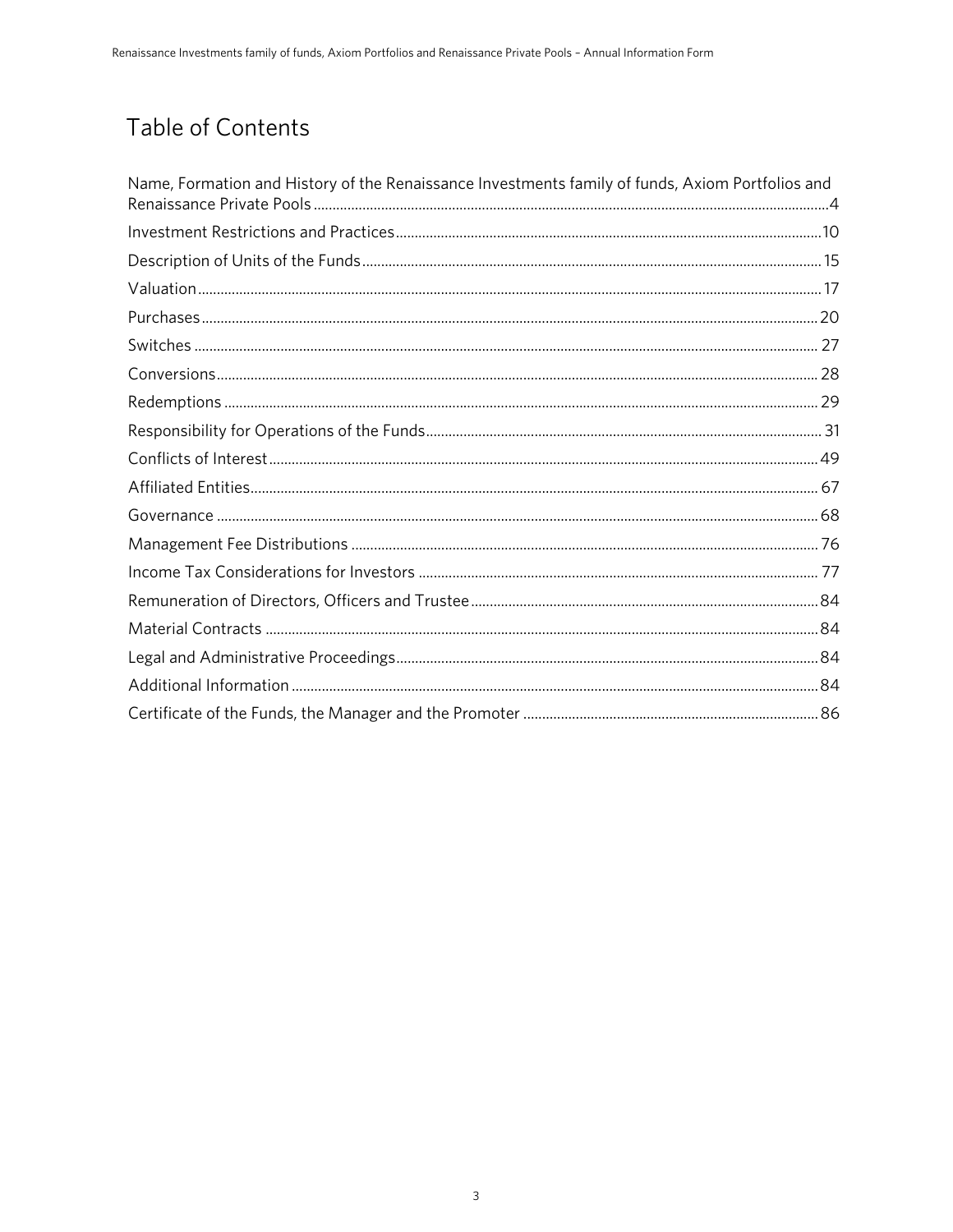# Table of Contents

Name, Formation and History of the Renaissance Investments family of funds, Axiom Portfolios and Renaissance Private Pools ........ 4
Investment Restrictions and Practices ........ 10
Description of Units of the Funds ........ 15
Valuation ........ 17
Purchases ........ 20
Switches ........ 27
Conversions ........ 28
Redemptions ........ 29
Responsibility for Operations of the Funds ........ 31
Conflicts of Interest ........ 49
Affiliated Entities ........ 67
Governance ........ 68
Management Fee Distributions ........ 76
Income Tax Considerations for Investors ........ 77
Remuneration of Directors, Officers and Trustee ........ 84
Material Contracts ........ 84
Legal and Administrative Proceedings ........ 84
Additional Information ........ 84
Certificate of the Funds, the Manager and the Promoter ........ 86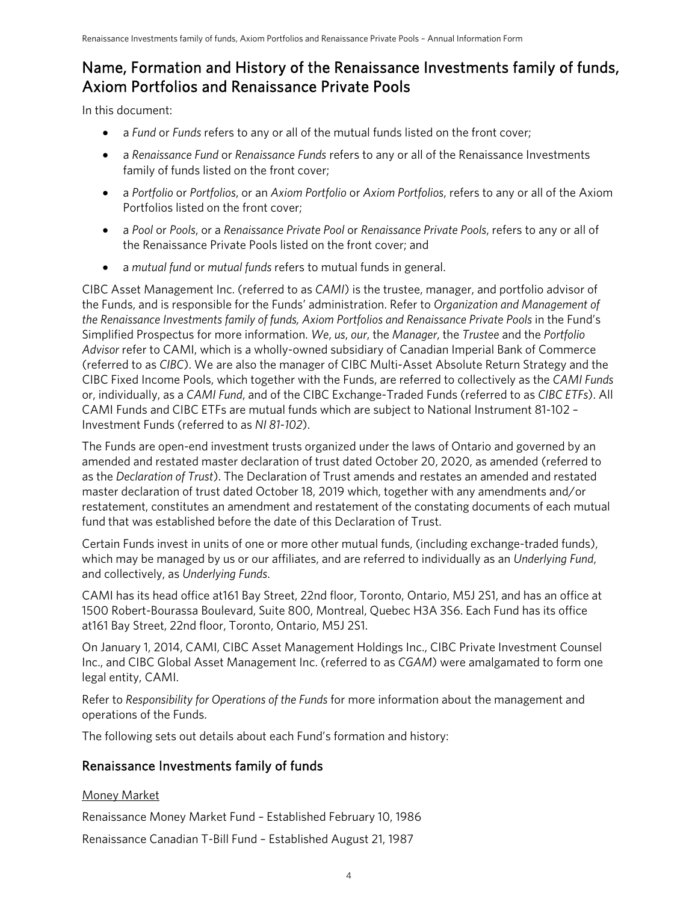## Name, Formation and History of the Renaissance Investments family of funds, Axiom Portfolios and Renaissance Private Pools

In this document:

- a *Fund* or *Funds* refers to any or all of the mutual funds listed on the front cover;
- a *Renaissance Fund* or *Renaissance Funds* refers to any or all of the Renaissance Investments family of funds listed on the front cover;
- a *Portfolio* or *Portfolios*, or an *Axiom Portfolio* or *Axiom Portfolios*, refers to any or all of the Axiom Portfolios listed on the front cover;
- a *Pool* or *Pools*, or a *Renaissance Private Pool* or *Renaissance Private Pools*, refers to any or all of the Renaissance Private Pools listed on the front cover; and
- a *mutual fund* or *mutual funds* refers to mutual funds in general.

CIBC Asset Management Inc. (referred to as *CAMI*) is the trustee, manager, and portfolio advisor of the Funds, and is responsible for the Funds' administration. Refer to *Organization and Management of the Renaissance Investments family of funds, Axiom Portfolios and Renaissance Private Pools* in the Fund's Simplified Prospectus for more information. *We*, *us*, *our*, the *Manager*, the *Trustee* and the *Portfolio Advisor* refer to CAMI, which is a wholly-owned subsidiary of Canadian Imperial Bank of Commerce (referred to as *CIBC*). We are also the manager of CIBC Multi-Asset Absolute Return Strategy and the CIBC Fixed Income Pools, which together with the Funds, are referred to collectively as the *CAMI Funds* or, individually, as a *CAMI Fund*, and of the CIBC Exchange-Traded Funds (referred to as *CIBC ETFs*). All CAMI Funds and CIBC ETFs are mutual funds which are subject to National Instrument 81-102 – Investment Funds (referred to as *NI 81-102*).

The Funds are open-end investment trusts organized under the laws of Ontario and governed by an amended and restated master declaration of trust dated October 20, 2020, as amended (referred to as the *Declaration of Trust*). The Declaration of Trust amends and restates an amended and restated master declaration of trust dated October 18, 2019 which, together with any amendments and/or restatement, constitutes an amendment and restatement of the constating documents of each mutual fund that was established before the date of this Declaration of Trust.

Certain Funds invest in units of one or more other mutual funds, (including exchange-traded funds), which may be managed by us or our affiliates, and are referred to individually as an *Underlying Fund*, and collectively, as *Underlying Funds*.

CAMI has its head office at161 Bay Street, 22nd floor, Toronto, Ontario, M5J 2S1, and has an office at 1500 Robert-Bourassa Boulevard, Suite 800, Montreal, Quebec H3A 3S6. Each Fund has its office at161 Bay Street, 22nd floor, Toronto, Ontario, M5J 2S1.

On January 1, 2014, CAMI, CIBC Asset Management Holdings Inc., CIBC Private Investment Counsel Inc., and CIBC Global Asset Management Inc. (referred to as *CGAM*) were amalgamated to form one legal entity, CAMI.

Refer to *Responsibility for Operations of the Funds* for more information about the management and operations of the Funds.

The following sets out details about each Fund's formation and history:

### Renaissance Investments family of funds

Money Market

Renaissance Money Market Fund – Established February 10, 1986

Renaissance Canadian T-Bill Fund – Established August 21, 1987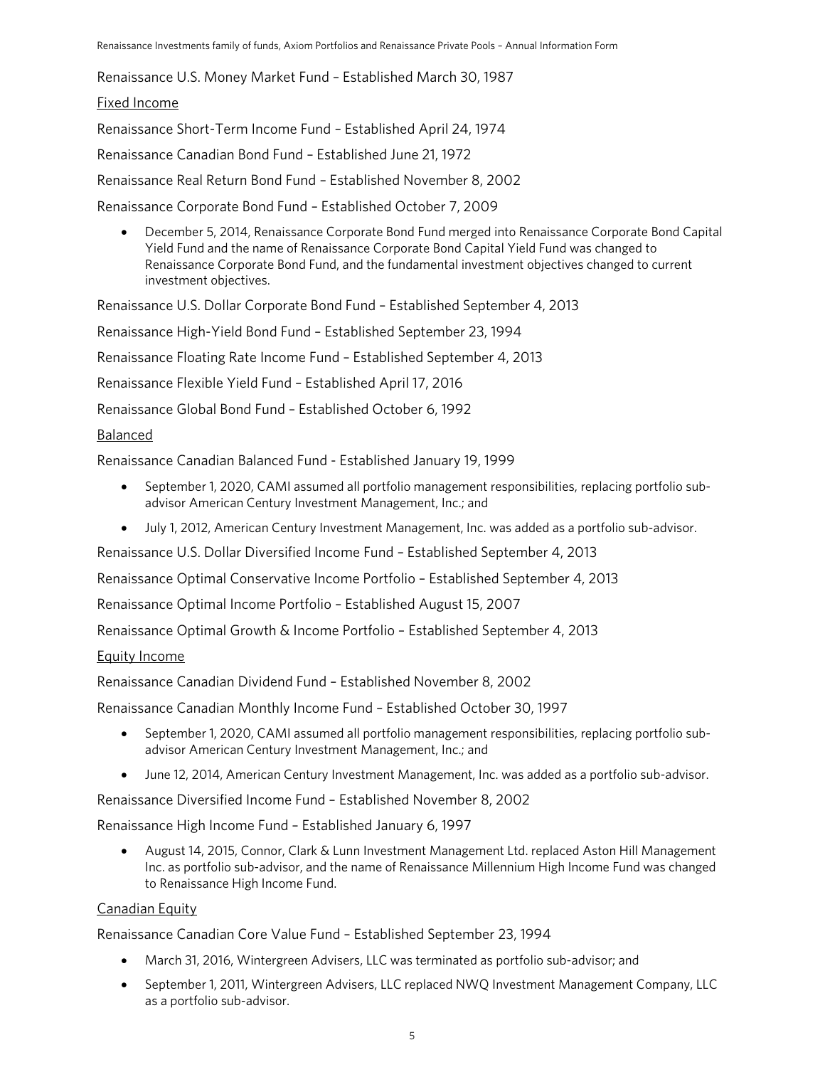Renaissance U.S. Money Market Fund – Established March 30, 1987

Fixed Income

Renaissance Short-Term Income Fund – Established April 24, 1974

Renaissance Canadian Bond Fund – Established June 21, 1972

Renaissance Real Return Bond Fund – Established November 8, 2002

Renaissance Corporate Bond Fund – Established October 7, 2009

- December 5, 2014, Renaissance Corporate Bond Fund merged into Renaissance Corporate Bond Capital Yield Fund and the name of Renaissance Corporate Bond Capital Yield Fund was changed to Renaissance Corporate Bond Fund, and the fundamental investment objectives changed to current investment objectives.

Renaissance U.S. Dollar Corporate Bond Fund – Established September 4, 2013

Renaissance High-Yield Bond Fund – Established September 23, 1994

Renaissance Floating Rate Income Fund – Established September 4, 2013

Renaissance Flexible Yield Fund – Established April 17, 2016

Renaissance Global Bond Fund – Established October 6, 1992

Balanced

Renaissance Canadian Balanced Fund - Established January 19, 1999

- September 1, 2020, CAMI assumed all portfolio management responsibilities, replacing portfolio sub-advisor American Century Investment Management, Inc.; and
- July 1, 2012, American Century Investment Management, Inc. was added as a portfolio sub-advisor.

Renaissance U.S. Dollar Diversified Income Fund – Established September 4, 2013

Renaissance Optimal Conservative Income Portfolio – Established September 4, 2013

Renaissance Optimal Income Portfolio – Established August 15, 2007

Renaissance Optimal Growth & Income Portfolio – Established September 4, 2013

Equity Income

Renaissance Canadian Dividend Fund – Established November 8, 2002

Renaissance Canadian Monthly Income Fund – Established October 30, 1997

- September 1, 2020, CAMI assumed all portfolio management responsibilities, replacing portfolio sub-advisor American Century Investment Management, Inc.; and
- June 12, 2014, American Century Investment Management, Inc. was added as a portfolio sub-advisor.

Renaissance Diversified Income Fund – Established November 8, 2002

Renaissance High Income Fund – Established January 6, 1997

- August 14, 2015, Connor, Clark & Lunn Investment Management Ltd. replaced Aston Hill Management Inc. as portfolio sub-advisor, and the name of Renaissance Millennium High Income Fund was changed to Renaissance High Income Fund.

Canadian Equity

Renaissance Canadian Core Value Fund – Established September 23, 1994

- March 31, 2016, Wintergreen Advisers, LLC was terminated as portfolio sub-advisor; and
- September 1, 2011, Wintergreen Advisers, LLC replaced NWQ Investment Management Company, LLC as a portfolio sub-advisor.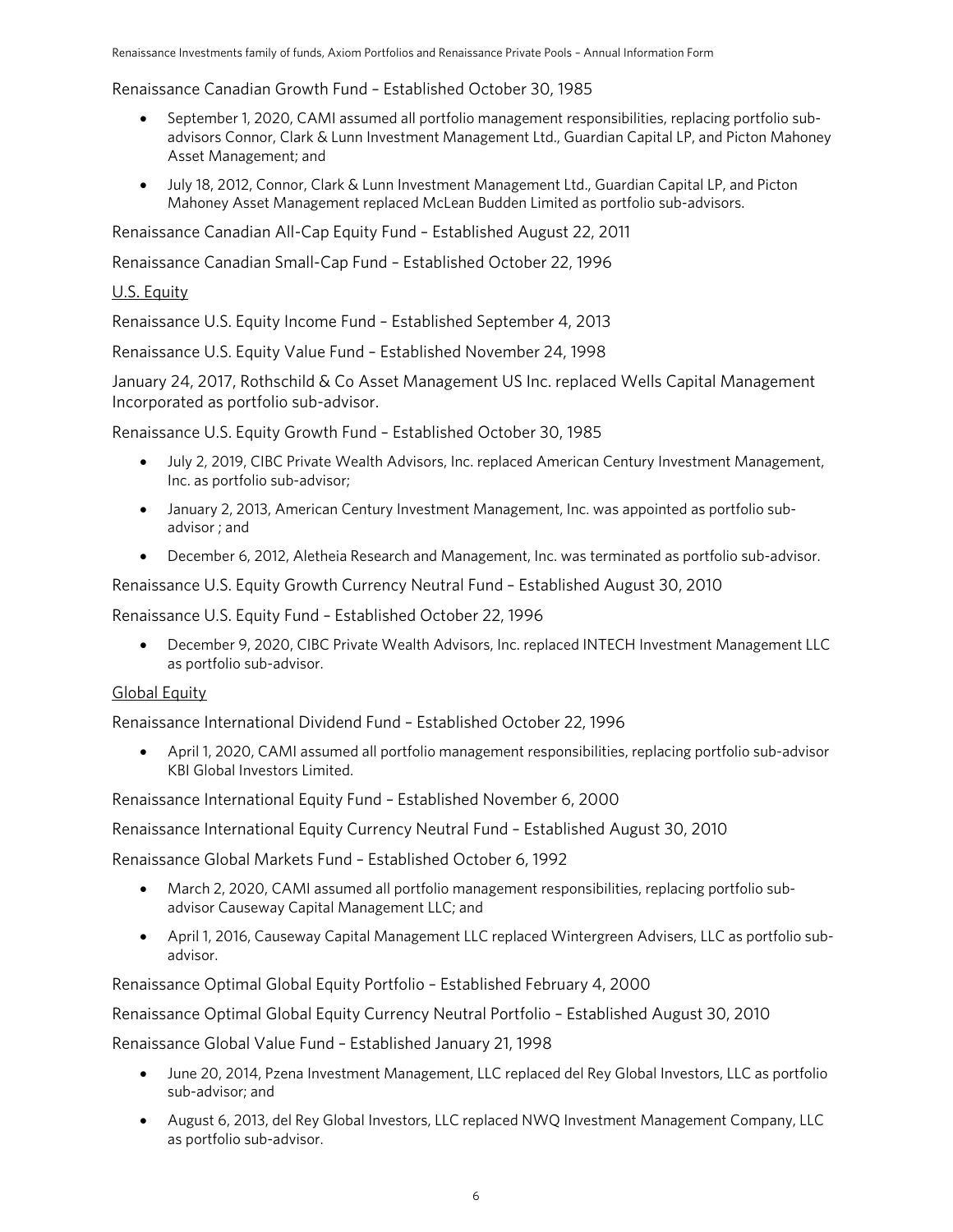Renaissance Canadian Growth Fund – Established October 30, 1985

- September 1, 2020, CAMI assumed all portfolio management responsibilities, replacing portfolio sub-advisors Connor, Clark & Lunn Investment Management Ltd., Guardian Capital LP, and Picton Mahoney Asset Management; and
- July 18, 2012, Connor, Clark & Lunn Investment Management Ltd., Guardian Capital LP, and Picton Mahoney Asset Management replaced McLean Budden Limited as portfolio sub-advisors.

Renaissance Canadian All-Cap Equity Fund – Established August 22, 2011

Renaissance Canadian Small-Cap Fund – Established October 22, 1996

<u>U.S. Equity</u>

Renaissance U.S. Equity Income Fund – Established September 4, 2013

Renaissance U.S. Equity Value Fund – Established November 24, 1998

January 24, 2017, Rothschild & Co Asset Management US Inc. replaced Wells Capital Management Incorporated as portfolio sub-advisor.

Renaissance U.S. Equity Growth Fund – Established October 30, 1985

- July 2, 2019, CIBC Private Wealth Advisors, Inc. replaced American Century Investment Management, Inc. as portfolio sub-advisor;
- January 2, 2013, American Century Investment Management, Inc. was appointed as portfolio sub-advisor ; and
- December 6, 2012, Aletheia Research and Management, Inc. was terminated as portfolio sub-advisor.

Renaissance U.S. Equity Growth Currency Neutral Fund – Established August 30, 2010

Renaissance U.S. Equity Fund – Established October 22, 1996

- December 9, 2020, CIBC Private Wealth Advisors, Inc. replaced INTECH Investment Management LLC as portfolio sub-advisor.

<u>Global Equity</u>

Renaissance International Dividend Fund – Established October 22, 1996

- April 1, 2020, CAMI assumed all portfolio management responsibilities, replacing portfolio sub-advisor KBI Global Investors Limited.

Renaissance International Equity Fund – Established November 6, 2000

Renaissance International Equity Currency Neutral Fund – Established August 30, 2010

Renaissance Global Markets Fund – Established October 6, 1992

- March 2, 2020, CAMI assumed all portfolio management responsibilities, replacing portfolio sub-advisor Causeway Capital Management LLC; and
- April 1, 2016, Causeway Capital Management LLC replaced Wintergreen Advisers, LLC as portfolio sub-advisor.

Renaissance Optimal Global Equity Portfolio – Established February 4, 2000

Renaissance Optimal Global Equity Currency Neutral Portfolio – Established August 30, 2010

Renaissance Global Value Fund – Established January 21, 1998

- June 20, 2014, Pzena Investment Management, LLC replaced del Rey Global Investors, LLC as portfolio sub-advisor; and
- August 6, 2013, del Rey Global Investors, LLC replaced NWQ Investment Management Company, LLC as portfolio sub-advisor.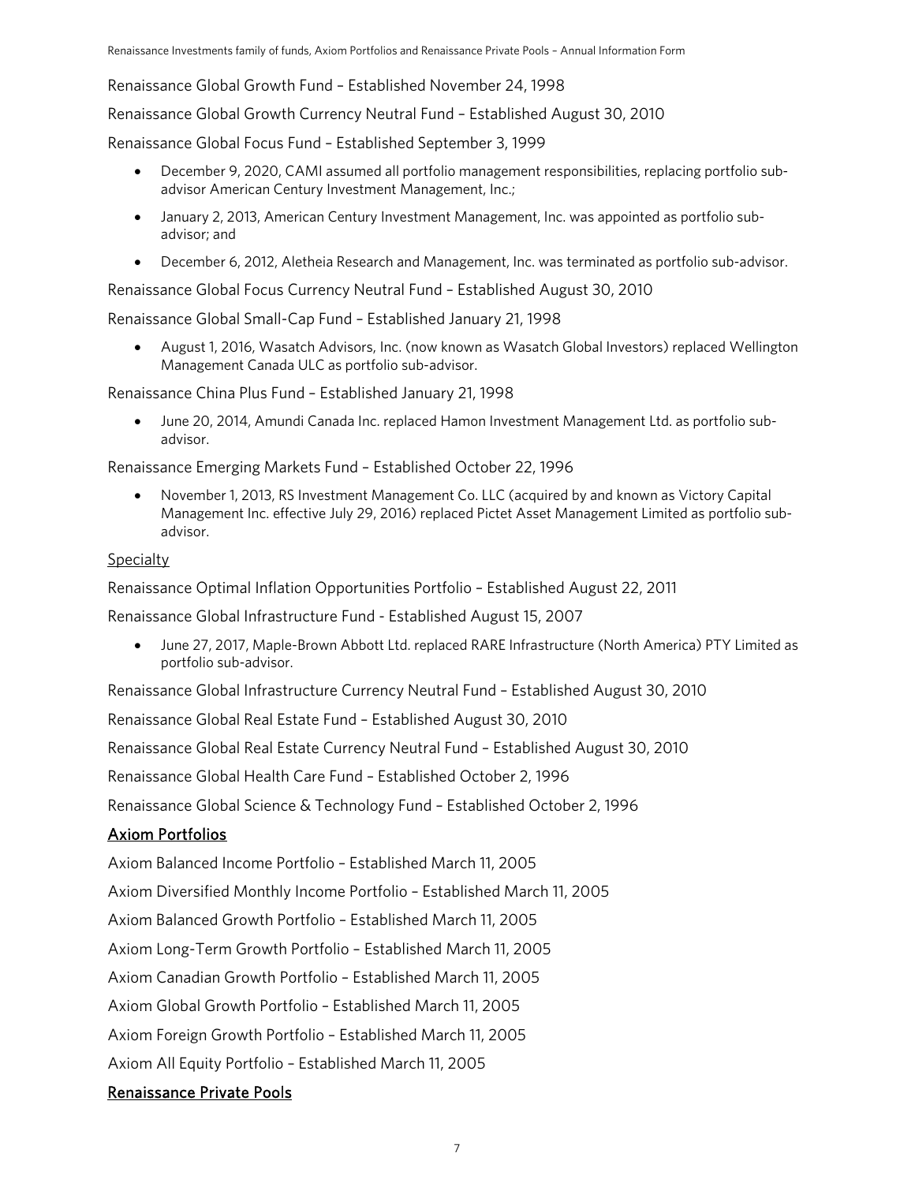Renaissance Global Growth Fund – Established November 24, 1998

Renaissance Global Growth Currency Neutral Fund – Established August 30, 2010

Renaissance Global Focus Fund – Established September 3, 1999

- December 9, 2020, CAMI assumed all portfolio management responsibilities, replacing portfolio sub-advisor American Century Investment Management, Inc.;
- January 2, 2013, American Century Investment Management, Inc. was appointed as portfolio sub-advisor; and
- December 6, 2012, Aletheia Research and Management, Inc. was terminated as portfolio sub-advisor.

Renaissance Global Focus Currency Neutral Fund – Established August 30, 2010

Renaissance Global Small-Cap Fund – Established January 21, 1998

- August 1, 2016, Wasatch Advisors, Inc. (now known as Wasatch Global Investors) replaced Wellington Management Canada ULC as portfolio sub-advisor.

Renaissance China Plus Fund – Established January 21, 1998

- June 20, 2014, Amundi Canada Inc. replaced Hamon Investment Management Ltd. as portfolio sub-advisor.

Renaissance Emerging Markets Fund – Established October 22, 1996

- November 1, 2013, RS Investment Management Co. LLC (acquired by and known as Victory Capital Management Inc. effective July 29, 2016) replaced Pictet Asset Management Limited as portfolio sub-advisor.

Specialty

Renaissance Optimal Inflation Opportunities Portfolio – Established August 22, 2011

Renaissance Global Infrastructure Fund - Established August 15, 2007

- June 27, 2017, Maple-Brown Abbott Ltd. replaced RARE Infrastructure (North America) PTY Limited as portfolio sub-advisor.

Renaissance Global Infrastructure Currency Neutral Fund – Established August 30, 2010

Renaissance Global Real Estate Fund – Established August 30, 2010

Renaissance Global Real Estate Currency Neutral Fund – Established August 30, 2010

Renaissance Global Health Care Fund – Established October 2, 1996

Renaissance Global Science & Technology Fund – Established October 2, 1996

## Axiom Portfolios

Axiom Balanced Income Portfolio – Established March 11, 2005

Axiom Diversified Monthly Income Portfolio – Established March 11, 2005

Axiom Balanced Growth Portfolio – Established March 11, 2005

Axiom Long-Term Growth Portfolio – Established March 11, 2005

Axiom Canadian Growth Portfolio – Established March 11, 2005

Axiom Global Growth Portfolio – Established March 11, 2005

Axiom Foreign Growth Portfolio – Established March 11, 2005

Axiom All Equity Portfolio – Established March 11, 2005

## Renaissance Private Pools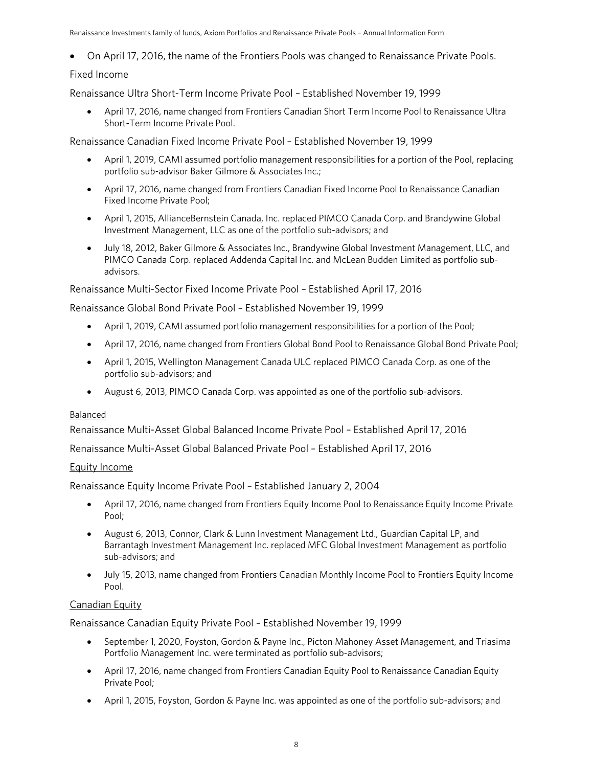- On April 17, 2016, the name of the Frontiers Pools was changed to Renaissance Private Pools.

### Fixed Income

Renaissance Ultra Short-Term Income Private Pool – Established November 19, 1999

- April 17, 2016, name changed from Frontiers Canadian Short Term Income Pool to Renaissance Ultra Short-Term Income Private Pool.

Renaissance Canadian Fixed Income Private Pool – Established November 19, 1999

- April 1, 2019, CAMI assumed portfolio management responsibilities for a portion of the Pool, replacing portfolio sub-advisor Baker Gilmore & Associates Inc.;
- April 17, 2016, name changed from Frontiers Canadian Fixed Income Pool to Renaissance Canadian Fixed Income Private Pool;
- April 1, 2015, AllianceBernstein Canada, Inc. replaced PIMCO Canada Corp. and Brandywine Global Investment Management, LLC as one of the portfolio sub-advisors; and
- July 18, 2012, Baker Gilmore & Associates Inc., Brandywine Global Investment Management, LLC, and PIMCO Canada Corp. replaced Addenda Capital Inc. and McLean Budden Limited as portfolio sub-advisors.

Renaissance Multi-Sector Fixed Income Private Pool – Established April 17, 2016

Renaissance Global Bond Private Pool – Established November 19, 1999

- April 1, 2019, CAMI assumed portfolio management responsibilities for a portion of the Pool;
- April 17, 2016, name changed from Frontiers Global Bond Pool to Renaissance Global Bond Private Pool;
- April 1, 2015, Wellington Management Canada ULC replaced PIMCO Canada Corp. as one of the portfolio sub-advisors; and
- August 6, 2013, PIMCO Canada Corp. was appointed as one of the portfolio sub-advisors.

### Balanced

Renaissance Multi-Asset Global Balanced Income Private Pool – Established April 17, 2016

Renaissance Multi-Asset Global Balanced Private Pool – Established April 17, 2016

### Equity Income

Renaissance Equity Income Private Pool – Established January 2, 2004

- April 17, 2016, name changed from Frontiers Equity Income Pool to Renaissance Equity Income Private Pool;
- August 6, 2013, Connor, Clark & Lunn Investment Management Ltd., Guardian Capital LP, and Barrantagh Investment Management Inc. replaced MFC Global Investment Management as portfolio sub-advisors; and
- July 15, 2013, name changed from Frontiers Canadian Monthly Income Pool to Frontiers Equity Income Pool.

### Canadian Equity

Renaissance Canadian Equity Private Pool – Established November 19, 1999

- September 1, 2020, Foyston, Gordon & Payne Inc., Picton Mahoney Asset Management, and Triasima Portfolio Management Inc. were terminated as portfolio sub-advisors;
- April 17, 2016, name changed from Frontiers Canadian Equity Pool to Renaissance Canadian Equity Private Pool;
- April 1, 2015, Foyston, Gordon & Payne Inc. was appointed as one of the portfolio sub-advisors; and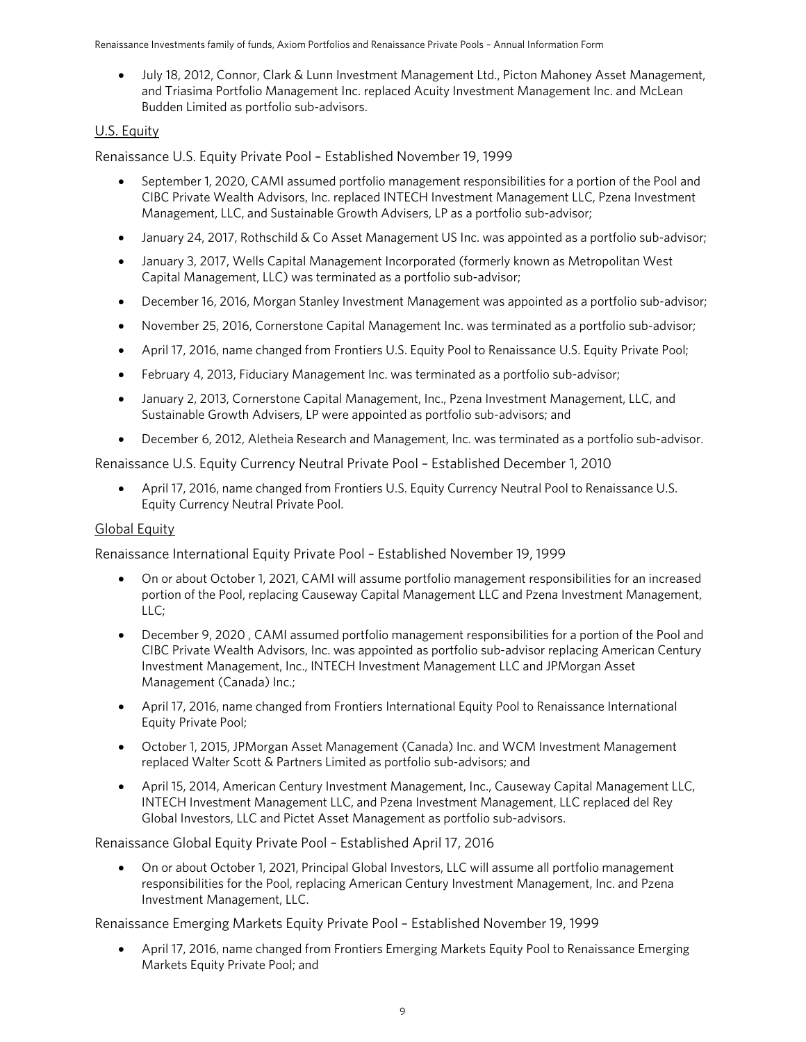- July 18, 2012, Connor, Clark & Lunn Investment Management Ltd., Picton Mahoney Asset Management, and Triasima Portfolio Management Inc. replaced Acuity Investment Management Inc. and McLean Budden Limited as portfolio sub-advisors.

### U.S. Equity

#### Renaissance U.S. Equity Private Pool – Established November 19, 1999

- September 1, 2020, CAMI assumed portfolio management responsibilities for a portion of the Pool and CIBC Private Wealth Advisors, Inc. replaced INTECH Investment Management LLC, Pzena Investment Management, LLC, and Sustainable Growth Advisers, LP as a portfolio sub-advisor;
- January 24, 2017, Rothschild & Co Asset Management US Inc. was appointed as a portfolio sub-advisor;
- January 3, 2017, Wells Capital Management Incorporated (formerly known as Metropolitan West Capital Management, LLC) was terminated as a portfolio sub-advisor;
- December 16, 2016, Morgan Stanley Investment Management was appointed as a portfolio sub-advisor;
- November 25, 2016, Cornerstone Capital Management Inc. was terminated as a portfolio sub-advisor;
- April 17, 2016, name changed from Frontiers U.S. Equity Pool to Renaissance U.S. Equity Private Pool;
- February 4, 2013, Fiduciary Management Inc. was terminated as a portfolio sub-advisor;
- January 2, 2013, Cornerstone Capital Management, Inc., Pzena Investment Management, LLC, and Sustainable Growth Advisers, LP were appointed as portfolio sub-advisors; and
- December 6, 2012, Aletheia Research and Management, Inc. was terminated as a portfolio sub-advisor.

#### Renaissance U.S. Equity Currency Neutral Private Pool – Established December 1, 2010

- April 17, 2016, name changed from Frontiers U.S. Equity Currency Neutral Pool to Renaissance U.S. Equity Currency Neutral Private Pool.

### Global Equity

#### Renaissance International Equity Private Pool – Established November 19, 1999

- On or about October 1, 2021, CAMI will assume portfolio management responsibilities for an increased portion of the Pool, replacing Causeway Capital Management LLC and Pzena Investment Management, LLC;
- December 9, 2020 , CAMI assumed portfolio management responsibilities for a portion of the Pool and CIBC Private Wealth Advisors, Inc. was appointed as portfolio sub-advisor replacing American Century Investment Management, Inc., INTECH Investment Management LLC and JPMorgan Asset Management (Canada) Inc.;
- April 17, 2016, name changed from Frontiers International Equity Pool to Renaissance International Equity Private Pool;
- October 1, 2015, JPMorgan Asset Management (Canada) Inc. and WCM Investment Management replaced Walter Scott & Partners Limited as portfolio sub-advisors; and
- April 15, 2014, American Century Investment Management, Inc., Causeway Capital Management LLC, INTECH Investment Management LLC, and Pzena Investment Management, LLC replaced del Rey Global Investors, LLC and Pictet Asset Management as portfolio sub-advisors.

#### Renaissance Global Equity Private Pool – Established April 17, 2016

- On or about October 1, 2021, Principal Global Investors, LLC will assume all portfolio management responsibilities for the Pool, replacing American Century Investment Management, Inc. and Pzena Investment Management, LLC.

#### Renaissance Emerging Markets Equity Private Pool – Established November 19, 1999

- April 17, 2016, name changed from Frontiers Emerging Markets Equity Pool to Renaissance Emerging Markets Equity Private Pool; and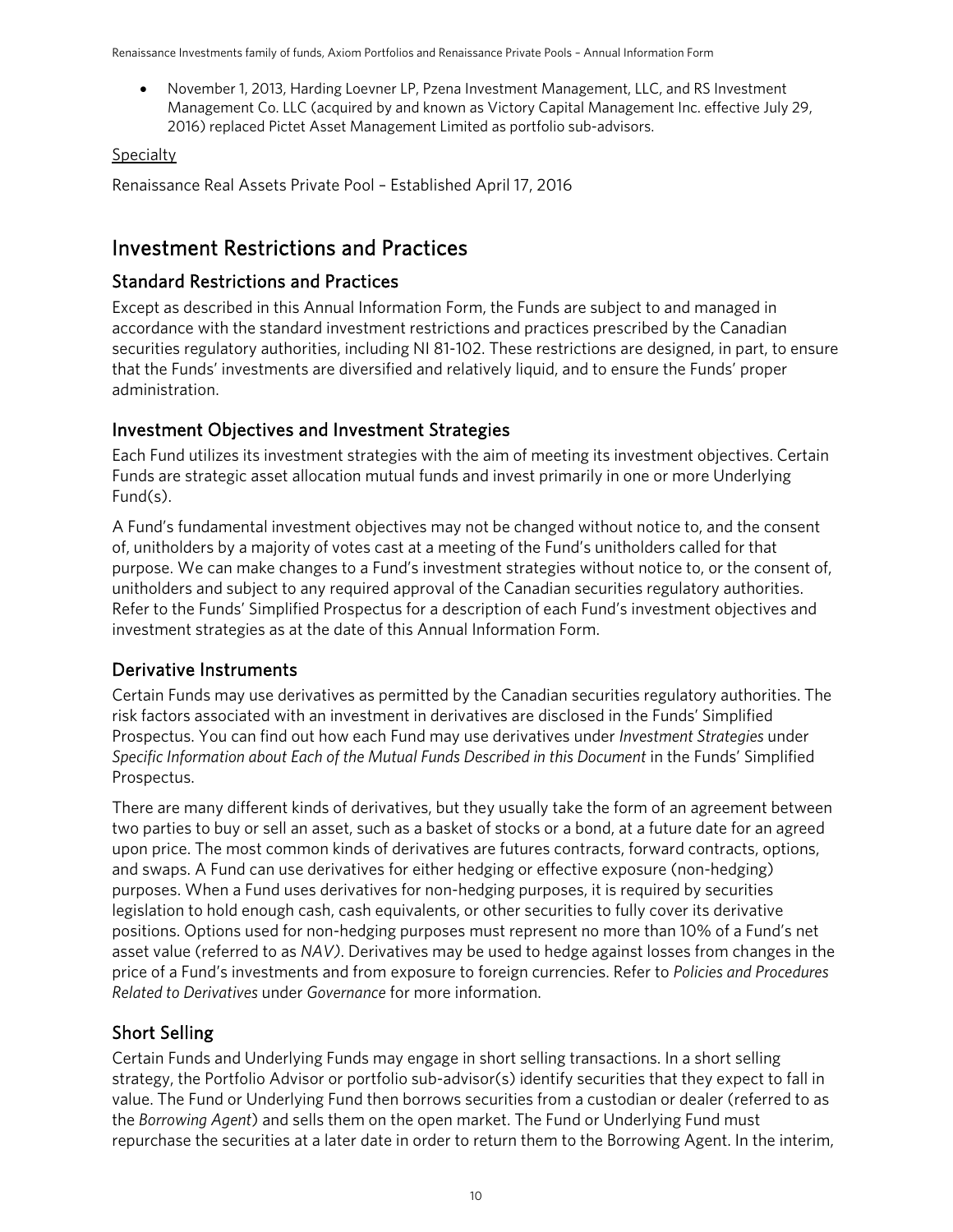- November 1, 2013, Harding Loevner LP, Pzena Investment Management, LLC, and RS Investment Management Co. LLC (acquired by and known as Victory Capital Management Inc. effective July 29, 2016) replaced Pictet Asset Management Limited as portfolio sub-advisors.

Specialty

Renaissance Real Assets Private Pool – Established April 17, 2016

# Investment Restrictions and Practices

## Standard Restrictions and Practices

Except as described in this Annual Information Form, the Funds are subject to and managed in accordance with the standard investment restrictions and practices prescribed by the Canadian securities regulatory authorities, including NI 81-102. These restrictions are designed, in part, to ensure that the Funds' investments are diversified and relatively liquid, and to ensure the Funds' proper administration.

## Investment Objectives and Investment Strategies

Each Fund utilizes its investment strategies with the aim of meeting its investment objectives. Certain Funds are strategic asset allocation mutual funds and invest primarily in one or more Underlying Fund(s).

A Fund's fundamental investment objectives may not be changed without notice to, and the consent of, unitholders by a majority of votes cast at a meeting of the Fund's unitholders called for that purpose. We can make changes to a Fund's investment strategies without notice to, or the consent of, unitholders and subject to any required approval of the Canadian securities regulatory authorities. Refer to the Funds' Simplified Prospectus for a description of each Fund's investment objectives and investment strategies as at the date of this Annual Information Form.

## Derivative Instruments

Certain Funds may use derivatives as permitted by the Canadian securities regulatory authorities. The risk factors associated with an investment in derivatives are disclosed in the Funds' Simplified Prospectus. You can find out how each Fund may use derivatives under *Investment Strategies* under *Specific Information about Each of the Mutual Funds Described in this Document* in the Funds' Simplified Prospectus.

There are many different kinds of derivatives, but they usually take the form of an agreement between two parties to buy or sell an asset, such as a basket of stocks or a bond, at a future date for an agreed upon price. The most common kinds of derivatives are futures contracts, forward contracts, options, and swaps. A Fund can use derivatives for either hedging or effective exposure (non-hedging) purposes. When a Fund uses derivatives for non-hedging purposes, it is required by securities legislation to hold enough cash, cash equivalents, or other securities to fully cover its derivative positions. Options used for non-hedging purposes must represent no more than 10% of a Fund's net asset value (referred to as *NAV)*. Derivatives may be used to hedge against losses from changes in the price of a Fund's investments and from exposure to foreign currencies. Refer to *Policies and Procedures Related to Derivatives* under *Governance* for more information.

## Short Selling

Certain Funds and Underlying Funds may engage in short selling transactions. In a short selling strategy, the Portfolio Advisor or portfolio sub-advisor(s) identify securities that they expect to fall in value. The Fund or Underlying Fund then borrows securities from a custodian or dealer (referred to as the *Borrowing Agent*) and sells them on the open market. The Fund or Underlying Fund must repurchase the securities at a later date in order to return them to the Borrowing Agent. In the interim,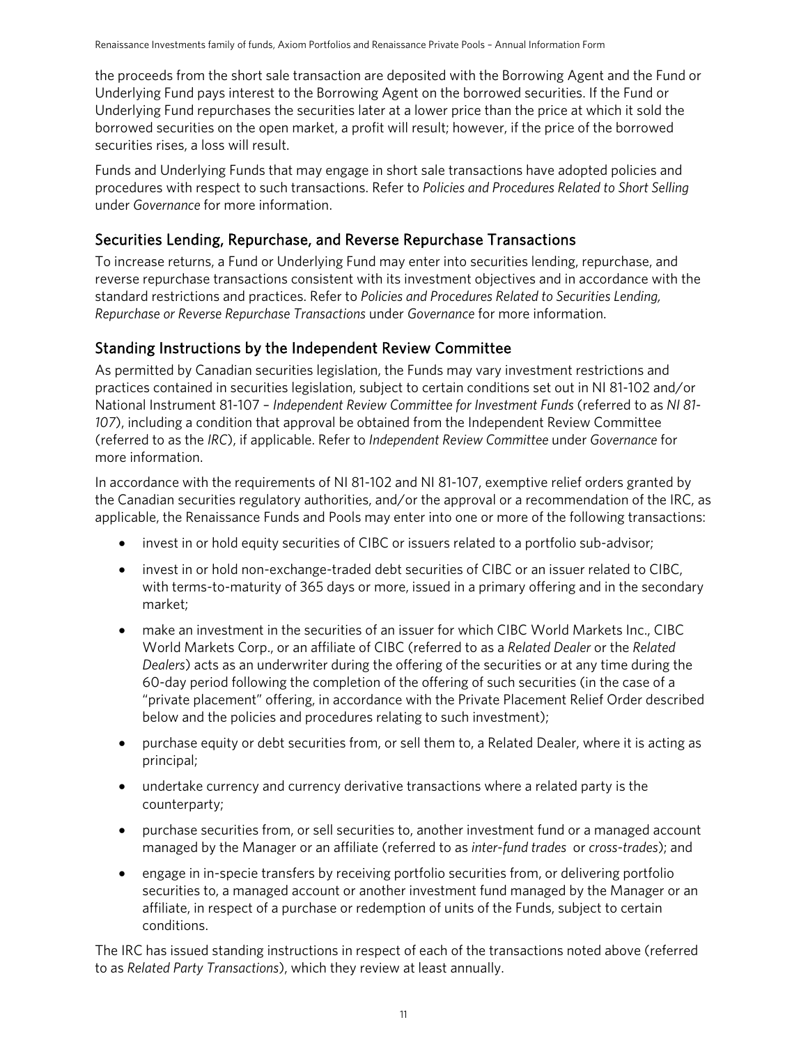the proceeds from the short sale transaction are deposited with the Borrowing Agent and the Fund or Underlying Fund pays interest to the Borrowing Agent on the borrowed securities. If the Fund or Underlying Fund repurchases the securities later at a lower price than the price at which it sold the borrowed securities on the open market, a profit will result; however, if the price of the borrowed securities rises, a loss will result.

Funds and Underlying Funds that may engage in short sale transactions have adopted policies and procedures with respect to such transactions. Refer to *Policies and Procedures Related to Short Selling* under *Governance* for more information.

## Securities Lending, Repurchase, and Reverse Repurchase Transactions

To increase returns, a Fund or Underlying Fund may enter into securities lending, repurchase, and reverse repurchase transactions consistent with its investment objectives and in accordance with the standard restrictions and practices. Refer to *Policies and Procedures Related to Securities Lending, Repurchase or Reverse Repurchase Transactions* under *Governance* for more information.

## Standing Instructions by the Independent Review Committee

As permitted by Canadian securities legislation, the Funds may vary investment restrictions and practices contained in securities legislation, subject to certain conditions set out in NI 81-102 and/or National Instrument 81-107 – *Independent Review Committee for Investment Funds* (referred to as *NI 81-107*), including a condition that approval be obtained from the Independent Review Committee (referred to as the *IRC*), if applicable. Refer to *Independent Review Committee* under *Governance* for more information.

In accordance with the requirements of NI 81-102 and NI 81-107, exemptive relief orders granted by the Canadian securities regulatory authorities, and/or the approval or a recommendation of the IRC, as applicable, the Renaissance Funds and Pools may enter into one or more of the following transactions:

- invest in or hold equity securities of CIBC or issuers related to a portfolio sub-advisor;
- invest in or hold non-exchange-traded debt securities of CIBC or an issuer related to CIBC, with terms-to-maturity of 365 days or more, issued in a primary offering and in the secondary market;
- make an investment in the securities of an issuer for which CIBC World Markets Inc., CIBC World Markets Corp., or an affiliate of CIBC (referred to as a *Related Dealer* or the *Related Dealers*) acts as an underwriter during the offering of the securities or at any time during the 60-day period following the completion of the offering of such securities (in the case of a "private placement" offering, in accordance with the Private Placement Relief Order described below and the policies and procedures relating to such investment);
- purchase equity or debt securities from, or sell them to, a Related Dealer, where it is acting as principal;
- undertake currency and currency derivative transactions where a related party is the counterparty;
- purchase securities from, or sell securities to, another investment fund or a managed account managed by the Manager or an affiliate (referred to as *inter-fund trades* or *cross-trades*); and
- engage in in-specie transfers by receiving portfolio securities from, or delivering portfolio securities to, a managed account or another investment fund managed by the Manager or an affiliate, in respect of a purchase or redemption of units of the Funds, subject to certain conditions.

The IRC has issued standing instructions in respect of each of the transactions noted above (referred to as *Related Party Transactions*), which they review at least annually.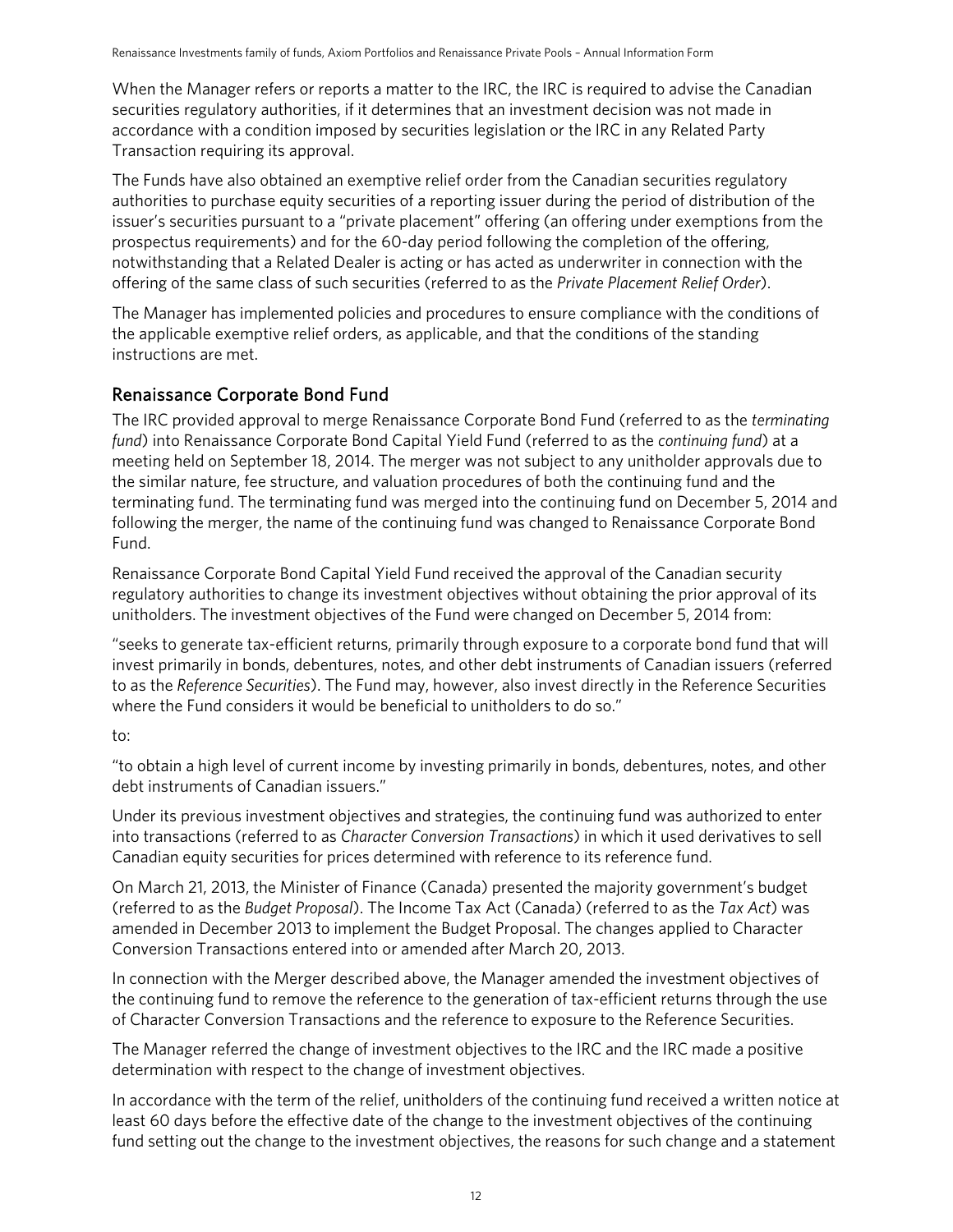When the Manager refers or reports a matter to the IRC, the IRC is required to advise the Canadian securities regulatory authorities, if it determines that an investment decision was not made in accordance with a condition imposed by securities legislation or the IRC in any Related Party Transaction requiring its approval.

The Funds have also obtained an exemptive relief order from the Canadian securities regulatory authorities to purchase equity securities of a reporting issuer during the period of distribution of the issuer's securities pursuant to a "private placement" offering (an offering under exemptions from the prospectus requirements) and for the 60-day period following the completion of the offering, notwithstanding that a Related Dealer is acting or has acted as underwriter in connection with the offering of the same class of such securities (referred to as the *Private Placement Relief Order*).

The Manager has implemented policies and procedures to ensure compliance with the conditions of the applicable exemptive relief orders, as applicable, and that the conditions of the standing instructions are met.

## Renaissance Corporate Bond Fund

The IRC provided approval to merge Renaissance Corporate Bond Fund (referred to as the *terminating fund*) into Renaissance Corporate Bond Capital Yield Fund (referred to as the *continuing fund*) at a meeting held on September 18, 2014. The merger was not subject to any unitholder approvals due to the similar nature, fee structure, and valuation procedures of both the continuing fund and the terminating fund. The terminating fund was merged into the continuing fund on December 5, 2014 and following the merger, the name of the continuing fund was changed to Renaissance Corporate Bond Fund.

Renaissance Corporate Bond Capital Yield Fund received the approval of the Canadian security regulatory authorities to change its investment objectives without obtaining the prior approval of its unitholders. The investment objectives of the Fund were changed on December 5, 2014 from:

"seeks to generate tax-efficient returns, primarily through exposure to a corporate bond fund that will invest primarily in bonds, debentures, notes, and other debt instruments of Canadian issuers (referred to as the *Reference Securities*). The Fund may, however, also invest directly in the Reference Securities where the Fund considers it would be beneficial to unitholders to do so."

to:

"to obtain a high level of current income by investing primarily in bonds, debentures, notes, and other debt instruments of Canadian issuers."

Under its previous investment objectives and strategies, the continuing fund was authorized to enter into transactions (referred to as *Character Conversion Transactions*) in which it used derivatives to sell Canadian equity securities for prices determined with reference to its reference fund.

On March 21, 2013, the Minister of Finance (Canada) presented the majority government's budget (referred to as the *Budget Proposal*). The Income Tax Act (Canada) (referred to as the *Tax Act*) was amended in December 2013 to implement the Budget Proposal. The changes applied to Character Conversion Transactions entered into or amended after March 20, 2013.

In connection with the Merger described above, the Manager amended the investment objectives of the continuing fund to remove the reference to the generation of tax-efficient returns through the use of Character Conversion Transactions and the reference to exposure to the Reference Securities.

The Manager referred the change of investment objectives to the IRC and the IRC made a positive determination with respect to the change of investment objectives.

In accordance with the term of the relief, unitholders of the continuing fund received a written notice at least 60 days before the effective date of the change to the investment objectives of the continuing fund setting out the change to the investment objectives, the reasons for such change and a statement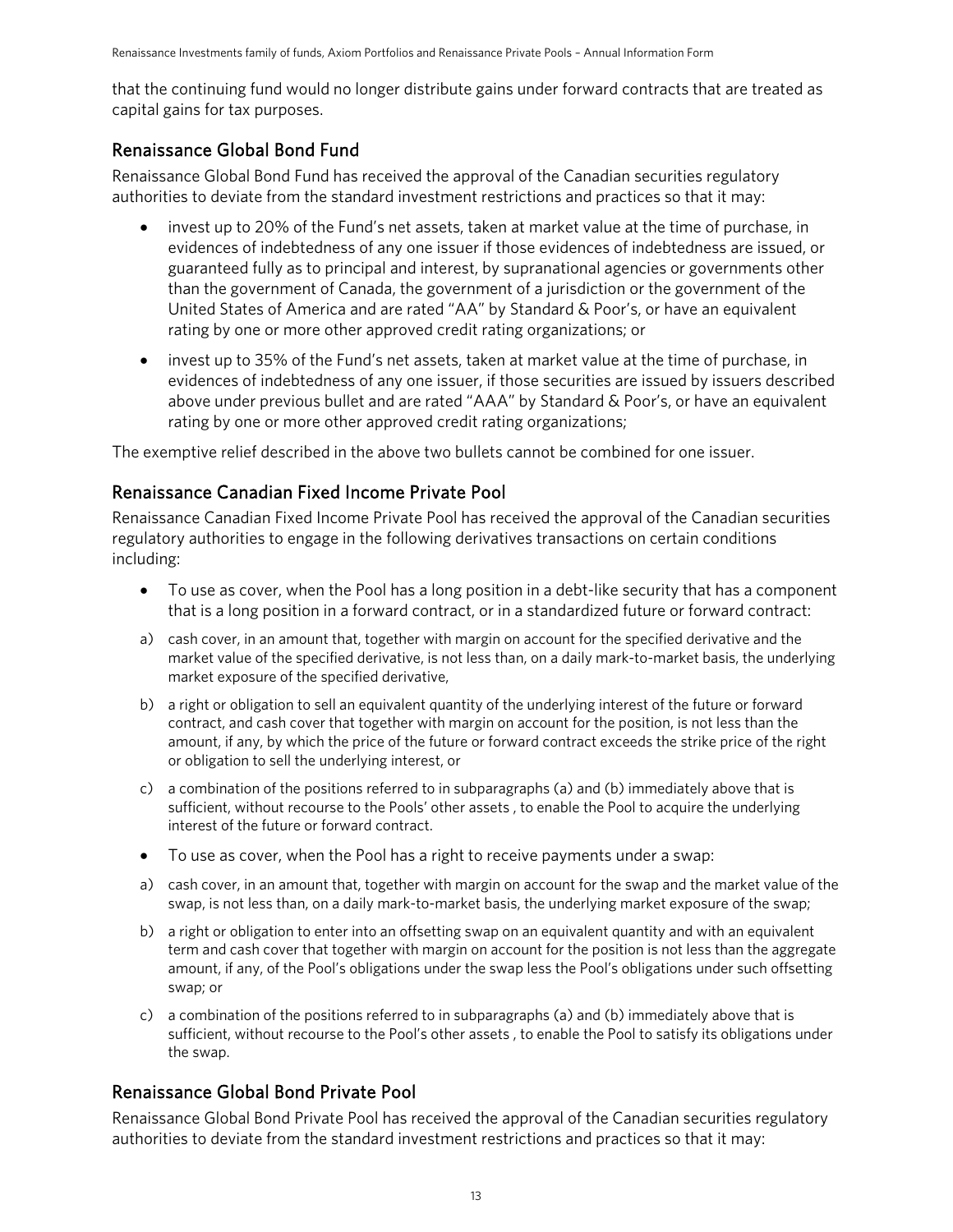that the continuing fund would no longer distribute gains under forward contracts that are treated as capital gains for tax purposes.

## Renaissance Global Bond Fund

Renaissance Global Bond Fund has received the approval of the Canadian securities regulatory authorities to deviate from the standard investment restrictions and practices so that it may:

- invest up to 20% of the Fund's net assets, taken at market value at the time of purchase, in evidences of indebtedness of any one issuer if those evidences of indebtedness are issued, or guaranteed fully as to principal and interest, by supranational agencies or governments other than the government of Canada, the government of a jurisdiction or the government of the United States of America and are rated "AA" by Standard & Poor's, or have an equivalent rating by one or more other approved credit rating organizations; or
- invest up to 35% of the Fund's net assets, taken at market value at the time of purchase, in evidences of indebtedness of any one issuer, if those securities are issued by issuers described above under previous bullet and are rated "AAA" by Standard & Poor's, or have an equivalent rating by one or more other approved credit rating organizations;

The exemptive relief described in the above two bullets cannot be combined for one issuer.

## Renaissance Canadian Fixed Income Private Pool

Renaissance Canadian Fixed Income Private Pool has received the approval of the Canadian securities regulatory authorities to engage in the following derivatives transactions on certain conditions including:

- To use as cover, when the Pool has a long position in a debt-like security that has a component that is a long position in a forward contract, or in a standardized future or forward contract:

a) cash cover, in an amount that, together with margin on account for the specified derivative and the market value of the specified derivative, is not less than, on a daily mark-to-market basis, the underlying market exposure of the specified derivative,

b) a right or obligation to sell an equivalent quantity of the underlying interest of the future or forward contract, and cash cover that together with margin on account for the position, is not less than the amount, if any, by which the price of the future or forward contract exceeds the strike price of the right or obligation to sell the underlying interest, or

c) a combination of the positions referred to in subparagraphs (a) and (b) immediately above that is sufficient, without recourse to the Pools' other assets , to enable the Pool to acquire the underlying interest of the future or forward contract.

- To use as cover, when the Pool has a right to receive payments under a swap:

a) cash cover, in an amount that, together with margin on account for the swap and the market value of the swap, is not less than, on a daily mark-to-market basis, the underlying market exposure of the swap;

b) a right or obligation to enter into an offsetting swap on an equivalent quantity and with an equivalent term and cash cover that together with margin on account for the position is not less than the aggregate amount, if any, of the Pool's obligations under the swap less the Pool's obligations under such offsetting swap; or

c) a combination of the positions referred to in subparagraphs (a) and (b) immediately above that is sufficient, without recourse to the Pool's other assets , to enable the Pool to satisfy its obligations under the swap.

## Renaissance Global Bond Private Pool

Renaissance Global Bond Private Pool has received the approval of the Canadian securities regulatory authorities to deviate from the standard investment restrictions and practices so that it may: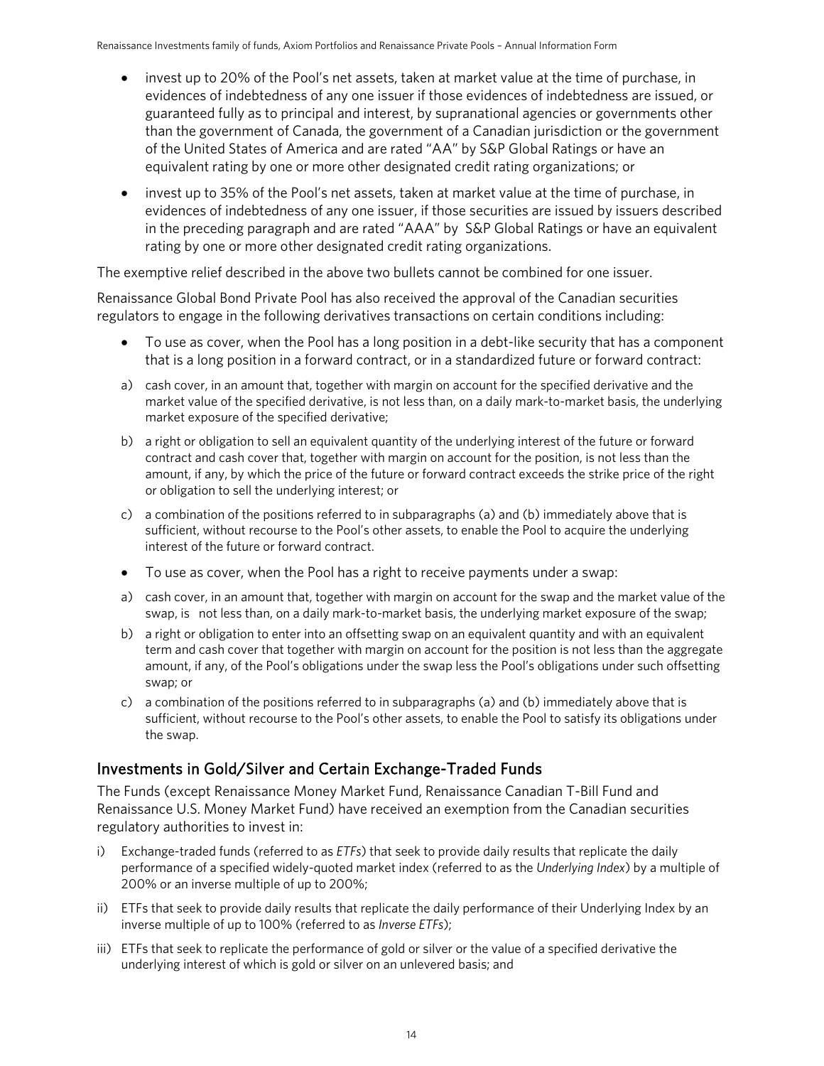- invest up to 20% of the Pool's net assets, taken at market value at the time of purchase, in evidences of indebtedness of any one issuer if those evidences of indebtedness are issued, or guaranteed fully as to principal and interest, by supranational agencies or governments other than the government of Canada, the government of a Canadian jurisdiction or the government of the United States of America and are rated "AA" by S&P Global Ratings or have an equivalent rating by one or more other designated credit rating organizations; or
- invest up to 35% of the Pool's net assets, taken at market value at the time of purchase, in evidences of indebtedness of any one issuer, if those securities are issued by issuers described in the preceding paragraph and are rated "AAA" by S&P Global Ratings or have an equivalent rating by one or more other designated credit rating organizations.

The exemptive relief described in the above two bullets cannot be combined for one issuer.

Renaissance Global Bond Private Pool has also received the approval of the Canadian securities regulators to engage in the following derivatives transactions on certain conditions including:

- To use as cover, when the Pool has a long position in a debt-like security that has a component that is a long position in a forward contract, or in a standardized future or forward contract:

a) cash cover, in an amount that, together with margin on account for the specified derivative and the market value of the specified derivative, is not less than, on a daily mark-to-market basis, the underlying market exposure of the specified derivative;

b) a right or obligation to sell an equivalent quantity of the underlying interest of the future or forward contract and cash cover that, together with margin on account for the position, is not less than the amount, if any, by which the price of the future or forward contract exceeds the strike price of the right or obligation to sell the underlying interest; or

c) a combination of the positions referred to in subparagraphs (a) and (b) immediately above that is sufficient, without recourse to the Pool's other assets, to enable the Pool to acquire the underlying interest of the future or forward contract.

- To use as cover, when the Pool has a right to receive payments under a swap:

a) cash cover, in an amount that, together with margin on account for the swap and the market value of the swap, is not less than, on a daily mark-to-market basis, the underlying market exposure of the swap;

b) a right or obligation to enter into an offsetting swap on an equivalent quantity and with an equivalent term and cash cover that together with margin on account for the position is not less than the aggregate amount, if any, of the Pool's obligations under the swap less the Pool's obligations under such offsetting swap; or

c) a combination of the positions referred to in subparagraphs (a) and (b) immediately above that is sufficient, without recourse to the Pool's other assets, to enable the Pool to satisfy its obligations under the swap.

## Investments in Gold/Silver and Certain Exchange-Traded Funds

The Funds (except Renaissance Money Market Fund, Renaissance Canadian T-Bill Fund and Renaissance U.S. Money Market Fund) have received an exemption from the Canadian securities regulatory authorities to invest in:

i) Exchange-traded funds (referred to as *ETFs*) that seek to provide daily results that replicate the daily performance of a specified widely-quoted market index (referred to as the *Underlying Index*) by a multiple of 200% or an inverse multiple of up to 200%;

ii) ETFs that seek to provide daily results that replicate the daily performance of their Underlying Index by an inverse multiple of up to 100% (referred to as *Inverse ETFs*);

iii) ETFs that seek to replicate the performance of gold or silver or the value of a specified derivative the underlying interest of which is gold or silver on an unlevered basis; and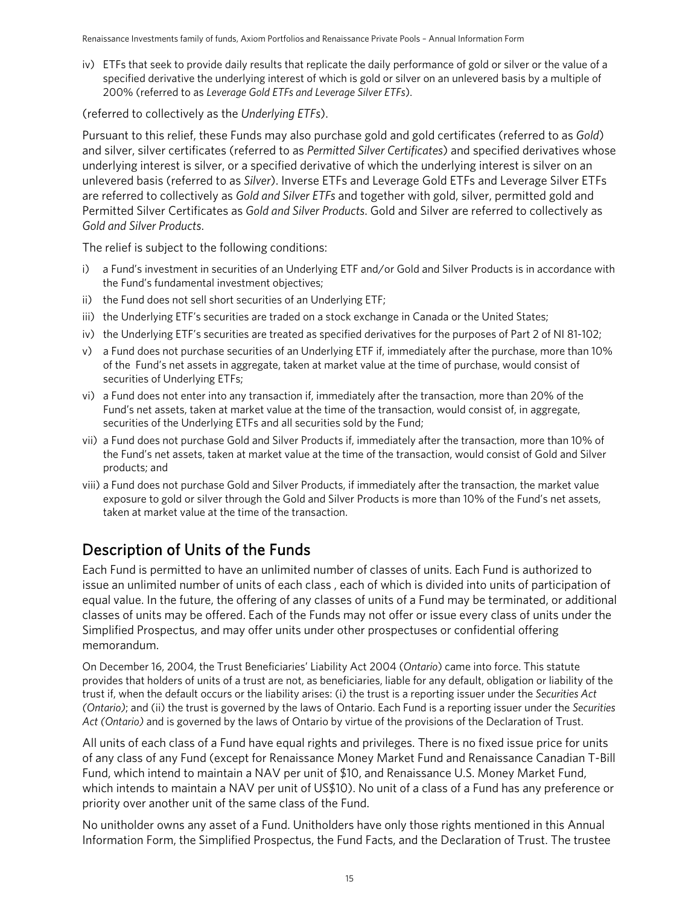iv) ETFs that seek to provide daily results that replicate the daily performance of gold or silver or the value of a specified derivative the underlying interest of which is gold or silver on an unlevered basis by a multiple of 200% (referred to as *Leverage Gold ETFs and Leverage Silver ETFs*).

(referred to collectively as the *Underlying ETFs*).

Pursuant to this relief, these Funds may also purchase gold and gold certificates (referred to as *Gold*) and silver, silver certificates (referred to as *Permitted Silver Certificates*) and specified derivatives whose underlying interest is silver, or a specified derivative of which the underlying interest is silver on an unlevered basis (referred to as *Silver*). Inverse ETFs and Leverage Gold ETFs and Leverage Silver ETFs are referred to collectively as *Gold and Silver ETFs* and together with gold, silver, permitted gold and Permitted Silver Certificates as *Gold and Silver Products*. Gold and Silver are referred to collectively as *Gold and Silver Products*.

The relief is subject to the following conditions:

i) a Fund's investment in securities of an Underlying ETF and/or Gold and Silver Products is in accordance with the Fund's fundamental investment objectives;
ii) the Fund does not sell short securities of an Underlying ETF;
iii) the Underlying ETF's securities are traded on a stock exchange in Canada or the United States;
iv) the Underlying ETF's securities are treated as specified derivatives for the purposes of Part 2 of NI 81-102;
v) a Fund does not purchase securities of an Underlying ETF if, immediately after the purchase, more than 10% of the Fund's net assets in aggregate, taken at market value at the time of purchase, would consist of securities of Underlying ETFs;
vi) a Fund does not enter into any transaction if, immediately after the transaction, more than 20% of the Fund's net assets, taken at market value at the time of the transaction, would consist of, in aggregate, securities of the Underlying ETFs and all securities sold by the Fund;
vii) a Fund does not purchase Gold and Silver Products if, immediately after the transaction, more than 10% of the Fund's net assets, taken at market value at the time of the transaction, would consist of Gold and Silver products; and
viii) a Fund does not purchase Gold and Silver Products, if immediately after the transaction, the market value exposure to gold or silver through the Gold and Silver Products is more than 10% of the Fund's net assets, taken at market value at the time of the transaction.

## Description of Units of the Funds

Each Fund is permitted to have an unlimited number of classes of units. Each Fund is authorized to issue an unlimited number of units of each class , each of which is divided into units of participation of equal value. In the future, the offering of any classes of units of a Fund may be terminated, or additional classes of units may be offered. Each of the Funds may not offer or issue every class of units under the Simplified Prospectus, and may offer units under other prospectuses or confidential offering memorandum.

On December 16, 2004, the Trust Beneficiaries' Liability Act 2004 (*Ontario*) came into force. This statute provides that holders of units of a trust are not, as beneficiaries, liable for any default, obligation or liability of the trust if, when the default occurs or the liability arises: (i) the trust is a reporting issuer under the *Securities Act (Ontario)*; and (ii) the trust is governed by the laws of Ontario. Each Fund is a reporting issuer under the *Securities Act (Ontario)* and is governed by the laws of Ontario by virtue of the provisions of the Declaration of Trust.

All units of each class of a Fund have equal rights and privileges. There is no fixed issue price for units of any class of any Fund (except for Renaissance Money Market Fund and Renaissance Canadian T-Bill Fund, which intend to maintain a NAV per unit of $10, and Renaissance U.S. Money Market Fund, which intends to maintain a NAV per unit of US$10). No unit of a class of a Fund has any preference or priority over another unit of the same class of the Fund.

No unitholder owns any asset of a Fund. Unitholders have only those rights mentioned in this Annual Information Form, the Simplified Prospectus, the Fund Facts, and the Declaration of Trust. The trustee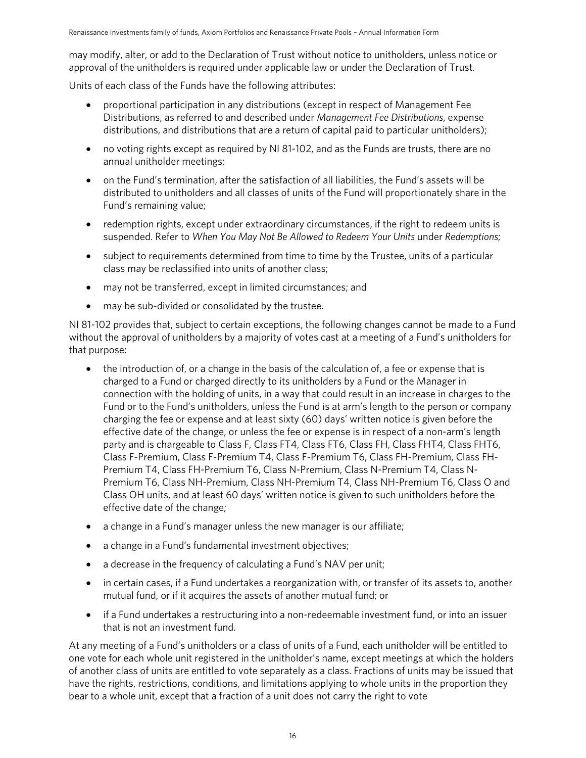may modify, alter, or add to the Declaration of Trust without notice to unitholders, unless notice or approval of the unitholders is required under applicable law or under the Declaration of Trust.

Units of each class of the Funds have the following attributes:

- proportional participation in any distributions (except in respect of Management Fee Distributions, as referred to and described under *Management Fee Distributions*, expense distributions, and distributions that are a return of capital paid to particular unitholders);
- no voting rights except as required by NI 81-102, and as the Funds are trusts, there are no annual unitholder meetings;
- on the Fund's termination, after the satisfaction of all liabilities, the Fund's assets will be distributed to unitholders and all classes of units of the Fund will proportionately share in the Fund's remaining value;
- redemption rights, except under extraordinary circumstances, if the right to redeem units is suspended. Refer to *When You May Not Be Allowed to Redeem Your Units* under *Redemptions*;
- subject to requirements determined from time to time by the Trustee, units of a particular class may be reclassified into units of another class;
- may not be transferred, except in limited circumstances; and
- may be sub-divided or consolidated by the trustee.

NI 81-102 provides that, subject to certain exceptions, the following changes cannot be made to a Fund without the approval of unitholders by a majority of votes cast at a meeting of a Fund's unitholders for that purpose:

- the introduction of, or a change in the basis of the calculation of, a fee or expense that is charged to a Fund or charged directly to its unitholders by a Fund or the Manager in connection with the holding of units, in a way that could result in an increase in charges to the Fund or to the Fund's unitholders, unless the Fund is at arm's length to the person or company charging the fee or expense and at least sixty (60) days' written notice is given before the effective date of the change, or unless the fee or expense is in respect of a non-arm's length party and is chargeable to Class F, Class FT4, Class FT6, Class FH, Class FHT4, Class FHT6, Class F-Premium, Class F-Premium T4, Class F-Premium T6, Class FH-Premium, Class FH-Premium T4, Class FH-Premium T6, Class N-Premium, Class N-Premium T4, Class N-Premium T6, Class NH-Premium, Class NH-Premium T4, Class NH-Premium T6, Class O and Class OH units, and at least 60 days' written notice is given to such unitholders before the effective date of the change;
- a change in a Fund's manager unless the new manager is our affiliate;
- a change in a Fund's fundamental investment objectives;
- a decrease in the frequency of calculating a Fund's NAV per unit;
- in certain cases, if a Fund undertakes a reorganization with, or transfer of its assets to, another mutual fund, or if it acquires the assets of another mutual fund; or
- if a Fund undertakes a restructuring into a non-redeemable investment fund, or into an issuer that is not an investment fund.

At any meeting of a Fund's unitholders or a class of units of a Fund, each unitholder will be entitled to one vote for each whole unit registered in the unitholder's name, except meetings at which the holders of another class of units are entitled to vote separately as a class. Fractions of units may be issued that have the rights, restrictions, conditions, and limitations applying to whole units in the proportion they bear to a whole unit, except that a fraction of a unit does not carry the right to vote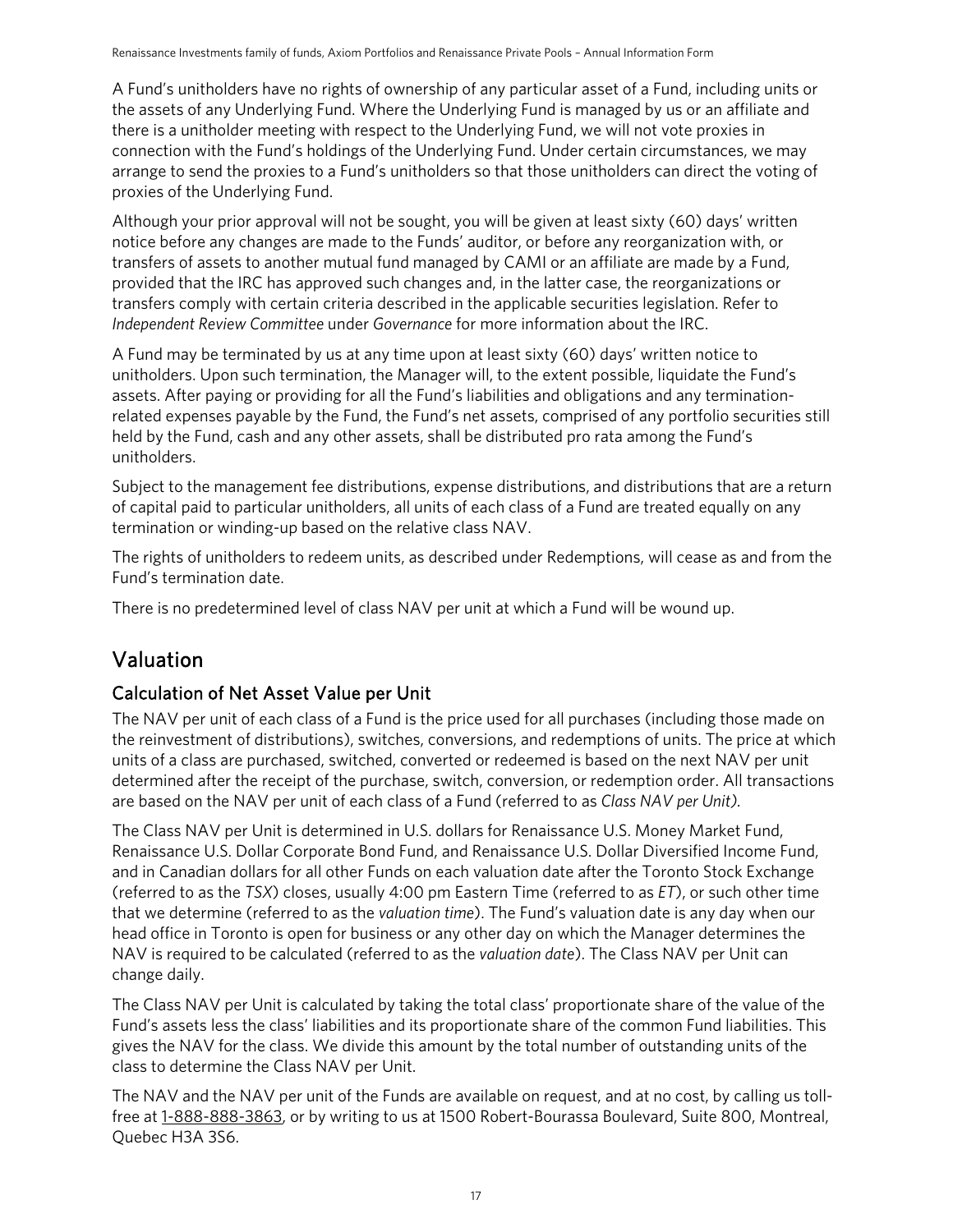A Fund's unitholders have no rights of ownership of any particular asset of a Fund, including units or the assets of any Underlying Fund. Where the Underlying Fund is managed by us or an affiliate and there is a unitholder meeting with respect to the Underlying Fund, we will not vote proxies in connection with the Fund's holdings of the Underlying Fund. Under certain circumstances, we may arrange to send the proxies to a Fund's unitholders so that those unitholders can direct the voting of proxies of the Underlying Fund.

Although your prior approval will not be sought, you will be given at least sixty (60) days' written notice before any changes are made to the Funds' auditor, or before any reorganization with, or transfers of assets to another mutual fund managed by CAMI or an affiliate are made by a Fund, provided that the IRC has approved such changes and, in the latter case, the reorganizations or transfers comply with certain criteria described in the applicable securities legislation. Refer to *Independent Review Committee* under *Governance* for more information about the IRC.

A Fund may be terminated by us at any time upon at least sixty (60) days' written notice to unitholders. Upon such termination, the Manager will, to the extent possible, liquidate the Fund's assets. After paying or providing for all the Fund's liabilities and obligations and any termination-related expenses payable by the Fund, the Fund's net assets, comprised of any portfolio securities still held by the Fund, cash and any other assets, shall be distributed pro rata among the Fund's unitholders.

Subject to the management fee distributions, expense distributions, and distributions that are a return of capital paid to particular unitholders, all units of each class of a Fund are treated equally on any termination or winding-up based on the relative class NAV.

The rights of unitholders to redeem units, as described under Redemptions, will cease as and from the Fund's termination date.

There is no predetermined level of class NAV per unit at which a Fund will be wound up.

# Valuation

## Calculation of Net Asset Value per Unit

The NAV per unit of each class of a Fund is the price used for all purchases (including those made on the reinvestment of distributions), switches, conversions, and redemptions of units. The price at which units of a class are purchased, switched, converted or redeemed is based on the next NAV per unit determined after the receipt of the purchase, switch, conversion, or redemption order. All transactions are based on the NAV per unit of each class of a Fund (referred to as *Class NAV per Unit)*.

The Class NAV per Unit is determined in U.S. dollars for Renaissance U.S. Money Market Fund, Renaissance U.S. Dollar Corporate Bond Fund, and Renaissance U.S. Dollar Diversified Income Fund, and in Canadian dollars for all other Funds on each valuation date after the Toronto Stock Exchange (referred to as the *TSX*) closes, usually 4:00 pm Eastern Time (referred to as *ET*), or such other time that we determine (referred to as the *valuation time*). The Fund's valuation date is any day when our head office in Toronto is open for business or any other day on which the Manager determines the NAV is required to be calculated (referred to as the *valuation date*). The Class NAV per Unit can change daily.

The Class NAV per Unit is calculated by taking the total class' proportionate share of the value of the Fund's assets less the class' liabilities and its proportionate share of the common Fund liabilities. This gives the NAV for the class. We divide this amount by the total number of outstanding units of the class to determine the Class NAV per Unit.

The NAV and the NAV per unit of the Funds are available on request, and at no cost, by calling us toll-free at 1-888-888-3863, or by writing to us at 1500 Robert-Bourassa Boulevard, Suite 800, Montreal, Quebec H3A 3S6.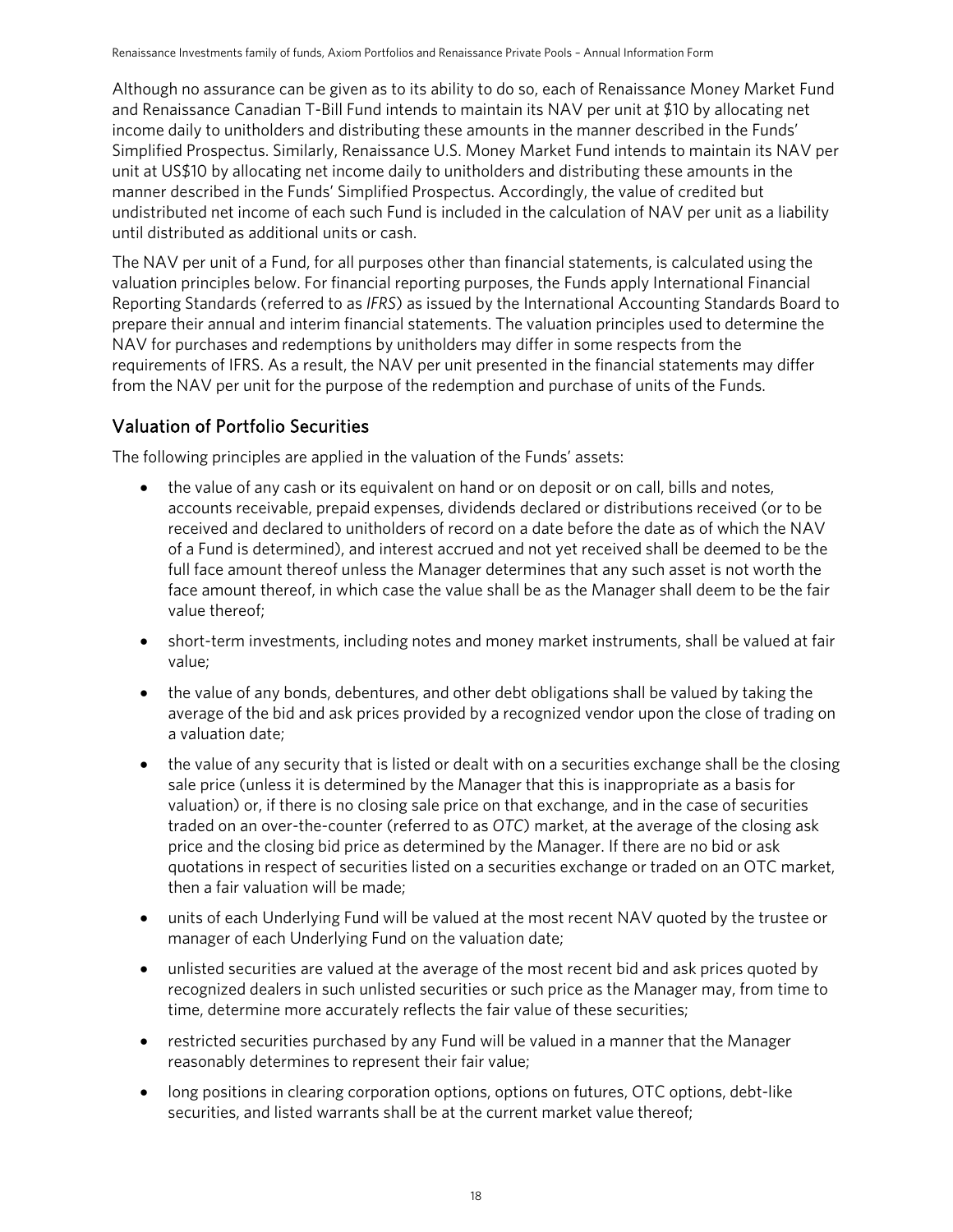Although no assurance can be given as to its ability to do so, each of Renaissance Money Market Fund and Renaissance Canadian T-Bill Fund intends to maintain its NAV per unit at $10 by allocating net income daily to unitholders and distributing these amounts in the manner described in the Funds' Simplified Prospectus. Similarly, Renaissance U.S. Money Market Fund intends to maintain its NAV per unit at US$10 by allocating net income daily to unitholders and distributing these amounts in the manner described in the Funds' Simplified Prospectus. Accordingly, the value of credited but undistributed net income of each such Fund is included in the calculation of NAV per unit as a liability until distributed as additional units or cash.

The NAV per unit of a Fund, for all purposes other than financial statements, is calculated using the valuation principles below. For financial reporting purposes, the Funds apply International Financial Reporting Standards (referred to as *IFRS*) as issued by the International Accounting Standards Board to prepare their annual and interim financial statements. The valuation principles used to determine the NAV for purchases and redemptions by unitholders may differ in some respects from the requirements of IFRS. As a result, the NAV per unit presented in the financial statements may differ from the NAV per unit for the purpose of the redemption and purchase of units of the Funds.

## Valuation of Portfolio Securities

The following principles are applied in the valuation of the Funds' assets:

- the value of any cash or its equivalent on hand or on deposit or on call, bills and notes, accounts receivable, prepaid expenses, dividends declared or distributions received (or to be received and declared to unitholders of record on a date before the date as of which the NAV of a Fund is determined), and interest accrued and not yet received shall be deemed to be the full face amount thereof unless the Manager determines that any such asset is not worth the face amount thereof, in which case the value shall be as the Manager shall deem to be the fair value thereof;
- short-term investments, including notes and money market instruments, shall be valued at fair value;
- the value of any bonds, debentures, and other debt obligations shall be valued by taking the average of the bid and ask prices provided by a recognized vendor upon the close of trading on a valuation date;
- the value of any security that is listed or dealt with on a securities exchange shall be the closing sale price (unless it is determined by the Manager that this is inappropriate as a basis for valuation) or, if there is no closing sale price on that exchange, and in the case of securities traded on an over-the-counter (referred to as *OTC*) market, at the average of the closing ask price and the closing bid price as determined by the Manager. If there are no bid or ask quotations in respect of securities listed on a securities exchange or traded on an OTC market, then a fair valuation will be made;
- units of each Underlying Fund will be valued at the most recent NAV quoted by the trustee or manager of each Underlying Fund on the valuation date;
- unlisted securities are valued at the average of the most recent bid and ask prices quoted by recognized dealers in such unlisted securities or such price as the Manager may, from time to time, determine more accurately reflects the fair value of these securities;
- restricted securities purchased by any Fund will be valued in a manner that the Manager reasonably determines to represent their fair value;
- long positions in clearing corporation options, options on futures, OTC options, debt-like securities, and listed warrants shall be at the current market value thereof;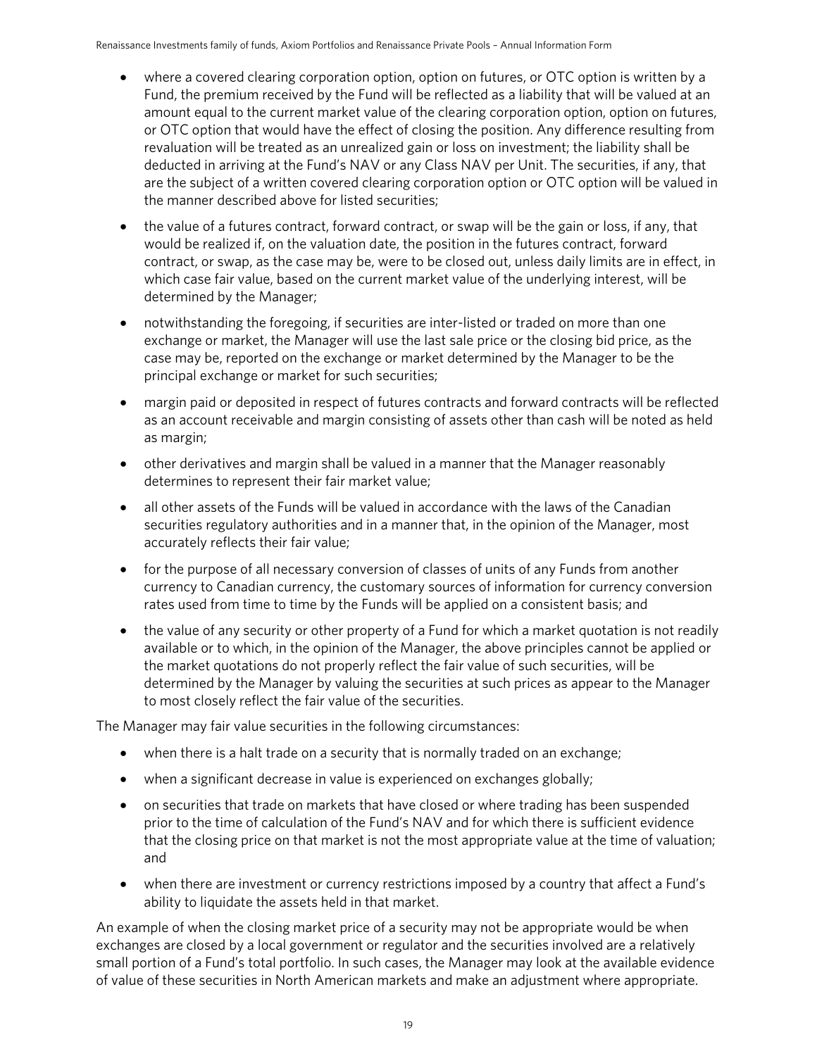- where a covered clearing corporation option, option on futures, or OTC option is written by a Fund, the premium received by the Fund will be reflected as a liability that will be valued at an amount equal to the current market value of the clearing corporation option, option on futures, or OTC option that would have the effect of closing the position. Any difference resulting from revaluation will be treated as an unrealized gain or loss on investment; the liability shall be deducted in arriving at the Fund's NAV or any Class NAV per Unit. The securities, if any, that are the subject of a written covered clearing corporation option or OTC option will be valued in the manner described above for listed securities;
- the value of a futures contract, forward contract, or swap will be the gain or loss, if any, that would be realized if, on the valuation date, the position in the futures contract, forward contract, or swap, as the case may be, were to be closed out, unless daily limits are in effect, in which case fair value, based on the current market value of the underlying interest, will be determined by the Manager;
- notwithstanding the foregoing, if securities are inter-listed or traded on more than one exchange or market, the Manager will use the last sale price or the closing bid price, as the case may be, reported on the exchange or market determined by the Manager to be the principal exchange or market for such securities;
- margin paid or deposited in respect of futures contracts and forward contracts will be reflected as an account receivable and margin consisting of assets other than cash will be noted as held as margin;
- other derivatives and margin shall be valued in a manner that the Manager reasonably determines to represent their fair market value;
- all other assets of the Funds will be valued in accordance with the laws of the Canadian securities regulatory authorities and in a manner that, in the opinion of the Manager, most accurately reflects their fair value;
- for the purpose of all necessary conversion of classes of units of any Funds from another currency to Canadian currency, the customary sources of information for currency conversion rates used from time to time by the Funds will be applied on a consistent basis; and
- the value of any security or other property of a Fund for which a market quotation is not readily available or to which, in the opinion of the Manager, the above principles cannot be applied or the market quotations do not properly reflect the fair value of such securities, will be determined by the Manager by valuing the securities at such prices as appear to the Manager to most closely reflect the fair value of the securities.

The Manager may fair value securities in the following circumstances:

- when there is a halt trade on a security that is normally traded on an exchange;
- when a significant decrease in value is experienced on exchanges globally;
- on securities that trade on markets that have closed or where trading has been suspended prior to the time of calculation of the Fund's NAV and for which there is sufficient evidence that the closing price on that market is not the most appropriate value at the time of valuation; and
- when there are investment or currency restrictions imposed by a country that affect a Fund's ability to liquidate the assets held in that market.

An example of when the closing market price of a security may not be appropriate would be when exchanges are closed by a local government or regulator and the securities involved are a relatively small portion of a Fund's total portfolio. In such cases, the Manager may look at the available evidence of value of these securities in North American markets and make an adjustment where appropriate.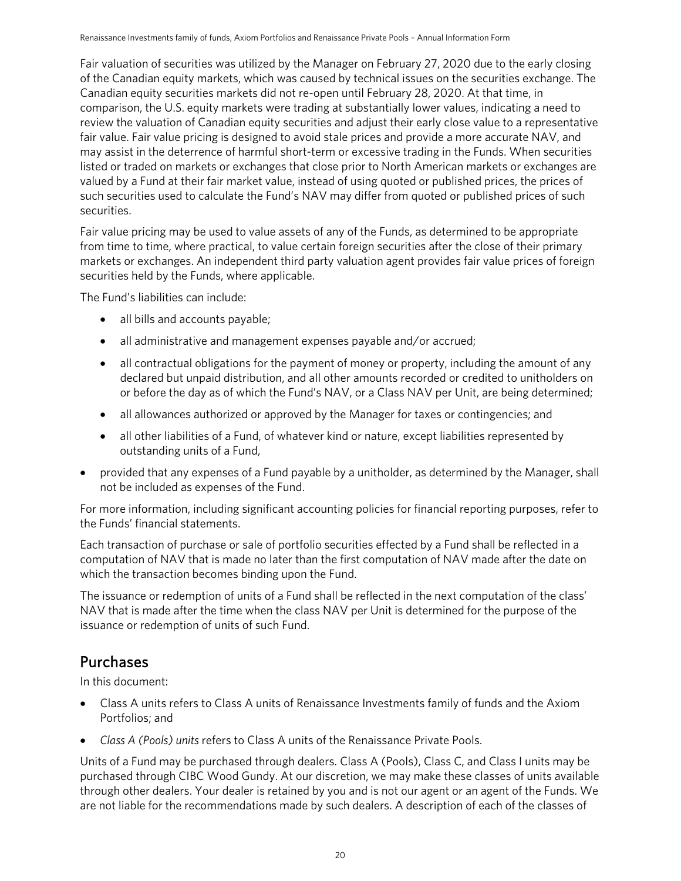Fair valuation of securities was utilized by the Manager on February 27, 2020 due to the early closing of the Canadian equity markets, which was caused by technical issues on the securities exchange. The Canadian equity securities markets did not re-open until February 28, 2020. At that time, in comparison, the U.S. equity markets were trading at substantially lower values, indicating a need to review the valuation of Canadian equity securities and adjust their early close value to a representative fair value. Fair value pricing is designed to avoid stale prices and provide a more accurate NAV, and may assist in the deterrence of harmful short-term or excessive trading in the Funds. When securities listed or traded on markets or exchanges that close prior to North American markets or exchanges are valued by a Fund at their fair market value, instead of using quoted or published prices, the prices of such securities used to calculate the Fund's NAV may differ from quoted or published prices of such securities.

Fair value pricing may be used to value assets of any of the Funds, as determined to be appropriate from time to time, where practical, to value certain foreign securities after the close of their primary markets or exchanges. An independent third party valuation agent provides fair value prices of foreign securities held by the Funds, where applicable.

The Fund's liabilities can include:

- all bills and accounts payable;
- all administrative and management expenses payable and/or accrued;
- all contractual obligations for the payment of money or property, including the amount of any declared but unpaid distribution, and all other amounts recorded or credited to unitholders on or before the day as of which the Fund's NAV, or a Class NAV per Unit, are being determined;
- all allowances authorized or approved by the Manager for taxes or contingencies; and
- all other liabilities of a Fund, of whatever kind or nature, except liabilities represented by outstanding units of a Fund,

- provided that any expenses of a Fund payable by a unitholder, as determined by the Manager, shall not be included as expenses of the Fund.

For more information, including significant accounting policies for financial reporting purposes, refer to the Funds' financial statements.

Each transaction of purchase or sale of portfolio securities effected by a Fund shall be reflected in a computation of NAV that is made no later than the first computation of NAV made after the date on which the transaction becomes binding upon the Fund.

The issuance or redemption of units of a Fund shall be reflected in the next computation of the class' NAV that is made after the time when the class NAV per Unit is determined for the purpose of the issuance or redemption of units of such Fund.

## Purchases

In this document:

- Class A units refers to Class A units of Renaissance Investments family of funds and the Axiom Portfolios; and
- *Class A (Pools) units* refers to Class A units of the Renaissance Private Pools.

Units of a Fund may be purchased through dealers. Class A (Pools), Class C, and Class I units may be purchased through CIBC Wood Gundy. At our discretion, we may make these classes of units available through other dealers. Your dealer is retained by you and is not our agent or an agent of the Funds. We are not liable for the recommendations made by such dealers. A description of each of the classes of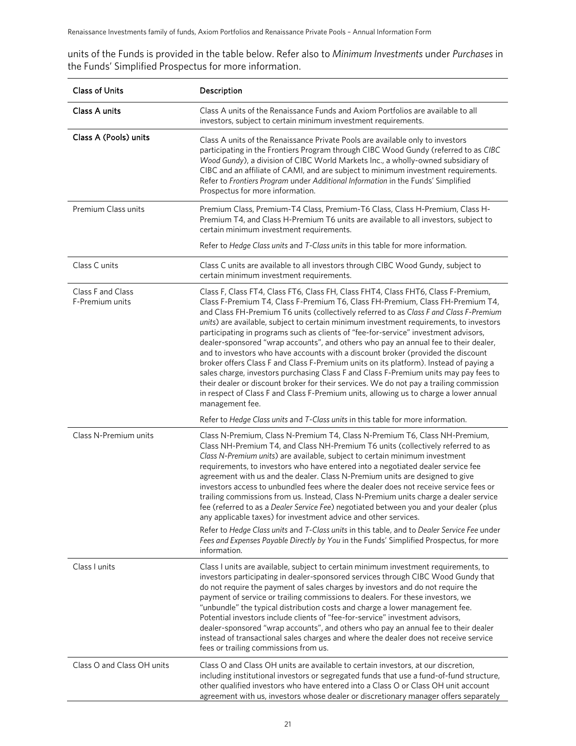units of the Funds is provided in the table below. Refer also to *Minimum Investments* under *Purchases* in the Funds' Simplified Prospectus for more information.

| Class of Units | Description |
|---|---|
| **Class A units** | Class A units of the Renaissance Funds and Axiom Portfolios are available to all investors, subject to certain minimum investment requirements. |
| **Class A (Pools) units** | Class A units of the Renaissance Private Pools are available only to investors participating in the Frontiers Program through CIBC Wood Gundy (referred to as *CIBC Wood Gundy*), a division of CIBC World Markets Inc., a wholly-owned subsidiary of CIBC and an affiliate of CAMI, and are subject to minimum investment requirements. Refer to *Frontiers Program* under *Additional Information* in the Funds' Simplified Prospectus for more information. |
| Premium Class units | Premium Class, Premium-T4 Class, Premium-T6 Class, Class H-Premium, Class H-Premium T4, and Class H-Premium T6 units are available to all investors, subject to certain minimum investment requirements.<br><br>Refer to *Hedge Class units* and *T-Class units* in this table for more information. |
| Class C units | Class C units are available to all investors through CIBC Wood Gundy, subject to certain minimum investment requirements. |
| Class F and Class F-Premium units | Class F, Class FT4, Class FT6, Class FH, Class FHT4, Class FHT6, Class F-Premium, Class F-Premium T4, Class F-Premium T6, Class FH-Premium, Class FH-Premium T4, and Class FH-Premium T6 units (collectively referred to as *Class F and Class F-Premium units*) are available, subject to certain minimum investment requirements, to investors participating in programs such as clients of "fee-for-service" investment advisors, dealer-sponsored "wrap accounts", and others who pay an annual fee to their dealer, and to investors who have accounts with a discount broker (provided the discount broker offers Class F and Class F-Premium units on its platform). Instead of paying a sales charge, investors purchasing Class F and Class F-Premium units may pay fees to their dealer or discount broker for their services. We do not pay a trailing commission in respect of Class F and Class F-Premium units, allowing us to charge a lower annual management fee.<br><br>Refer to *Hedge Class units* and *T-Class units* in this table for more information. |
| Class N-Premium units | Class N-Premium, Class N-Premium T4, Class N-Premium T6, Class NH-Premium, Class NH-Premium T4, and Class NH-Premium T6 units (collectively referred to as *Class N-Premium units*) are available, subject to certain minimum investment requirements, to investors who have entered into a negotiated dealer service fee agreement with us and the dealer. Class N-Premium units are designed to give investors access to unbundled fees where the dealer does not receive service fees or trailing commissions from us. Instead, Class N-Premium units charge a dealer service fee (referred to as a *Dealer Service Fee*) negotiated between you and your dealer (plus any applicable taxes) for investment advice and other services.<br><br>Refer to *Hedge Class units* and *T-Class units* in this table, and to *Dealer Service Fee* under *Fees and Expenses Payable Directly by You* in the Funds' Simplified Prospectus, for more information. |
| Class I units | Class I units are available, subject to certain minimum investment requirements, to investors participating in dealer-sponsored services through CIBC Wood Gundy that do not require the payment of sales charges by investors and do not require the payment of service or trailing commissions to dealers. For these investors, we "unbundle" the typical distribution costs and charge a lower management fee. Potential investors include clients of "fee-for-service" investment advisors, dealer-sponsored "wrap accounts", and others who pay an annual fee to their dealer instead of transactional sales charges and where the dealer does not receive service fees or trailing commissions from us. |
| Class O and Class OH units | Class O and Class OH units are available to certain investors, at our discretion, including institutional investors or segregated funds that use a fund-of-fund structure, other qualified investors who have entered into a Class O or Class OH unit account agreement with us, investors whose dealer or discretionary manager offers separately |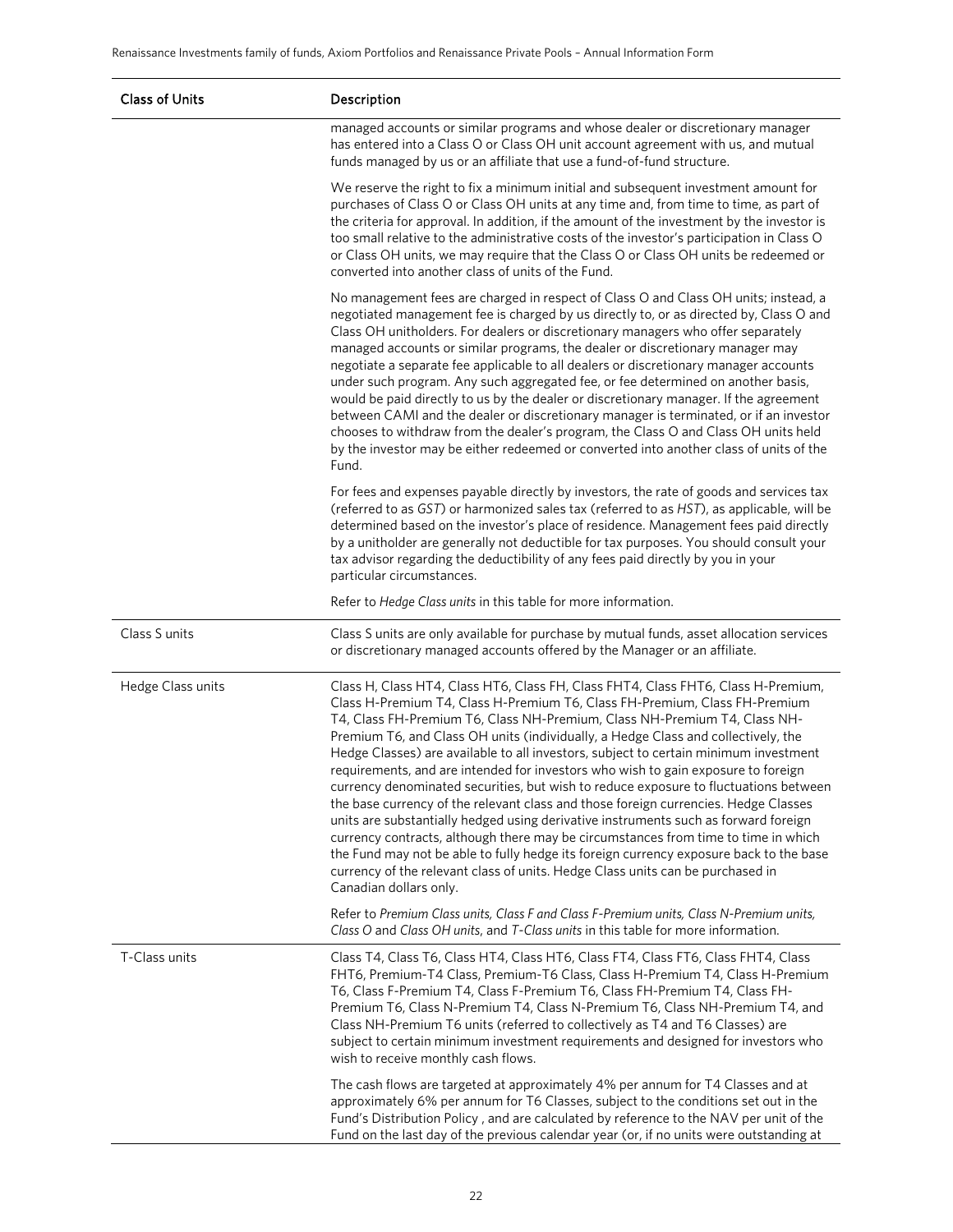| Class of Units | Description |
| --- | --- |
| | managed accounts or similar programs and whose dealer or discretionary manager has entered into a Class O or Class OH unit account agreement with us, and mutual funds managed by us or an affiliate that use a fund-of-fund structure.<br><br>We reserve the right to fix a minimum initial and subsequent investment amount for purchases of Class O or Class OH units at any time and, from time to time, as part of the criteria for approval. In addition, if the amount of the investment by the investor is too small relative to the administrative costs of the investor's participation in Class O or Class OH units, we may require that the Class O or Class OH units be redeemed or converted into another class of units of the Fund.<br><br>No management fees are charged in respect of Class O and Class OH units; instead, a negotiated management fee is charged by us directly to, or as directed by, Class O and Class OH unitholders. For dealers or discretionary managers who offer separately managed accounts or similar programs, the dealer or discretionary manager may negotiate a separate fee applicable to all dealers or discretionary manager accounts under such program. Any such aggregated fee, or fee determined on another basis, would be paid directly to us by the dealer or discretionary manager. If the agreement between CAMI and the dealer or discretionary manager is terminated, or if an investor chooses to withdraw from the dealer's program, the Class O and Class OH units held by the investor may be either redeemed or converted into another class of units of the Fund.<br><br>For fees and expenses payable directly by investors, the rate of goods and services tax (referred to as *GST*) or harmonized sales tax (referred to as *HST*), as applicable, will be determined based on the investor's place of residence. Management fees paid directly by a unitholder are generally not deductible for tax purposes. You should consult your tax advisor regarding the deductibility of any fees paid directly by you in your particular circumstances.<br><br>Refer to *Hedge Class units* in this table for more information. |
| Class S units | Class S units are only available for purchase by mutual funds, asset allocation services or discretionary managed accounts offered by the Manager or an affiliate. |
| Hedge Class units | Class H, Class HT4, Class HT6, Class FH, Class FHT4, Class FHT6, Class H-Premium, Class H-Premium T4, Class H-Premium T6, Class FH-Premium, Class FH-Premium T4, Class FH-Premium T6, Class NH-Premium, Class NH-Premium T4, Class NH-Premium T6, and Class OH units (individually, a Hedge Class and collectively, the Hedge Classes) are available to all investors, subject to certain minimum investment requirements, and are intended for investors who wish to gain exposure to foreign currency denominated securities, but wish to reduce exposure to fluctuations between the base currency of the relevant class and those foreign currencies. Hedge Classes units are substantially hedged using derivative instruments such as forward foreign currency contracts, although there may be circumstances from time to time in which the Fund may not be able to fully hedge its foreign currency exposure back to the base currency of the relevant class of units. Hedge Class units can be purchased in Canadian dollars only.<br><br>Refer to *Premium Class units, Class F and Class F-Premium units, Class N-Premium units, Class O* and *Class OH units*, and *T-Class units* in this table for more information. |
| T-Class units | Class T4, Class T6, Class HT4, Class HT6, Class FT4, Class FT6, Class FHT4, Class FHT6, Premium-T4 Class, Premium-T6 Class, Class H-Premium T4, Class H-Premium T6, Class F-Premium T4, Class F-Premium T6, Class FH-Premium T4, Class FH-Premium T6, Class N-Premium T4, Class N-Premium T6, Class NH-Premium T4, and Class NH-Premium T6 units (referred to collectively as T4 and T6 Classes) are subject to certain minimum investment requirements and designed for investors who wish to receive monthly cash flows.<br><br>The cash flows are targeted at approximately 4% per annum for T4 Classes and at approximately 6% per annum for T6 Classes, subject to the conditions set out in the Fund's Distribution Policy , and are calculated by reference to the NAV per unit of the Fund on the last day of the previous calendar year (or, if no units were outstanding at |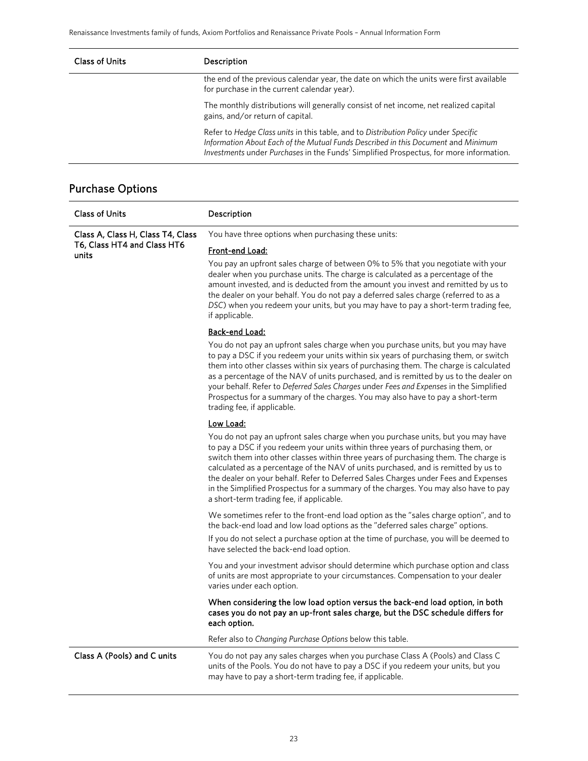| Class of Units | Description |
|---|---|
| | the end of the previous calendar year, the date on which the units were first available for purchase in the current calendar year).<br><br>The monthly distributions will generally consist of net income, net realized capital gains, and/or return of capital.<br><br>Refer to *Hedge Class units* in this table, and to *Distribution Policy* under *Specific Information About Each of the Mutual Funds Described in this Document* and *Minimum Investments* under *Purchases* in the Funds' Simplified Prospectus, for more information. |

## Purchase Options

| Class of Units | Description |
|---|---|
| Class A, Class H, Class T4, Class T6, Class HT4 and Class HT6 units | You have three options when purchasing these units:<br><br>**Front-end Load:**<br>You pay an upfront sales charge of between 0% to 5% that you negotiate with your dealer when you purchase units. The charge is calculated as a percentage of the amount invested, and is deducted from the amount you invest and remitted by us to the dealer on your behalf. You do not pay a deferred sales charge (referred to as a *DSC*) when you redeem your units, but you may have to pay a short-term trading fee, if applicable.<br><br>**Back-end Load:**<br>You do not pay an upfront sales charge when you purchase units, but you may have to pay a DSC if you redeem your units within six years of purchasing them, or switch them into other classes within six years of purchasing them. The charge is calculated as a percentage of the NAV of units purchased, and is remitted by us to the dealer on your behalf. Refer to *Deferred Sales Charges* under *Fees and Expenses* in the Simplified Prospectus for a summary of the charges. You may also have to pay a short-term trading fee, if applicable.<br><br>**Low Load:**<br>You do not pay an upfront sales charge when you purchase units, but you may have to pay a DSC if you redeem your units within three years of purchasing them, or switch them into other classes within three years of purchasing them. The charge is calculated as a percentage of the NAV of units purchased, and is remitted by us to the dealer on your behalf. Refer to Deferred Sales Charges under Fees and Expenses in the Simplified Prospectus for a summary of the charges. You may also have to pay a short-term trading fee, if applicable.<br><br>We sometimes refer to the front-end load option as the "sales charge option", and to the back-end load and low load options as the "deferred sales charge" options.<br>If you do not select a purchase option at the time of purchase, you will be deemed to have selected the back-end load option.<br><br>You and your investment advisor should determine which purchase option and class of units are most appropriate to your circumstances. Compensation to your dealer varies under each option.<br><br>**When considering the low load option versus the back-end load option, in both cases you do not pay an up-front sales charge, but the DSC schedule differs for each option.**<br><br>Refer also to *Changing Purchase Options* below this table. |
| Class A (Pools) and C units | You do not pay any sales charges when you purchase Class A (Pools) and Class C units of the Pools. You do not have to pay a DSC if you redeem your units, but you may have to pay a short-term trading fee, if applicable. |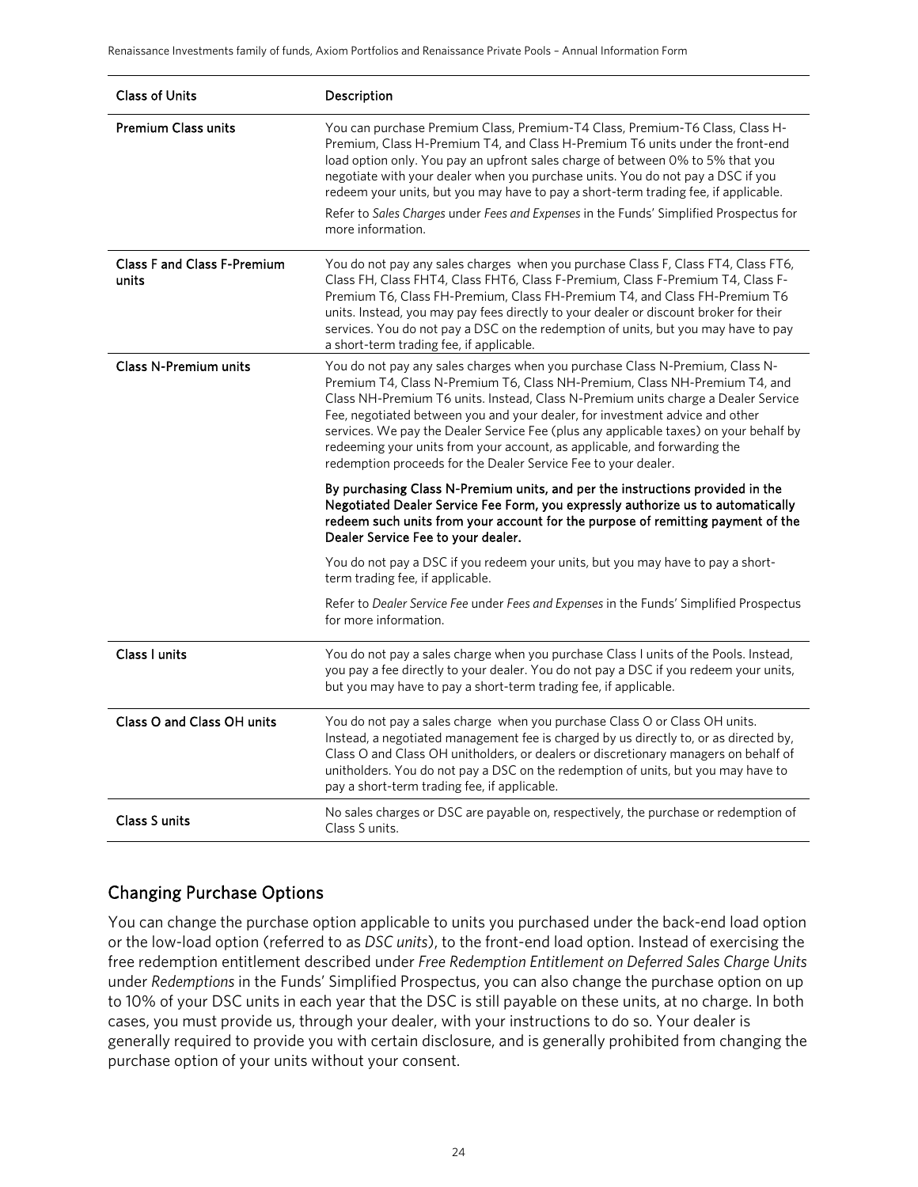| Class of Units | Description |
|---|---|
| **Premium Class units** | You can purchase Premium Class, Premium-T4 Class, Premium-T6 Class, Class H-Premium, Class H-Premium T4, and Class H-Premium T6 units under the front-end load option only. You pay an upfront sales charge of between 0% to 5% that you negotiate with your dealer when you purchase units. You do not pay a DSC if you redeem your units, but you may have to pay a short-term trading fee, if applicable.<br><br>Refer to *Sales Charges* under *Fees and Expenses* in the Funds' Simplified Prospectus for more information. |
| **Class F and Class F-Premium units** | You do not pay any sales charges when you purchase Class F, Class FT4, Class FT6, Class FH, Class FHT4, Class FHT6, Class F-Premium, Class F-Premium T4, Class F-Premium T6, Class FH-Premium, Class FH-Premium T4, and Class FH-Premium T6 units. Instead, you may pay fees directly to your dealer or discount broker for their services. You do not pay a DSC on the redemption of units, but you may have to pay a short-term trading fee, if applicable. |
| **Class N-Premium units** | You do not pay any sales charges when you purchase Class N-Premium, Class N-Premium T4, Class N-Premium T6, Class NH-Premium, Class NH-Premium T4, and Class NH-Premium T6 units. Instead, Class N-Premium units charge a Dealer Service Fee, negotiated between you and your dealer, for investment advice and other services. We pay the Dealer Service Fee (plus any applicable taxes) on your behalf by redeeming your units from your account, as applicable, and forwarding the redemption proceeds for the Dealer Service Fee to your dealer.<br><br>**By purchasing Class N-Premium units, and per the instructions provided in the Negotiated Dealer Service Fee Form, you expressly authorize us to automatically redeem such units from your account for the purpose of remitting payment of the Dealer Service Fee to your dealer.**<br><br>You do not pay a DSC if you redeem your units, but you may have to pay a short-term trading fee, if applicable.<br><br>Refer to *Dealer Service Fee* under *Fees and Expenses* in the Funds' Simplified Prospectus for more information. |
| **Class I units** | You do not pay a sales charge when you purchase Class I units of the Pools. Instead, you pay a fee directly to your dealer. You do not pay a DSC if you redeem your units, but you may have to pay a short-term trading fee, if applicable. |
| **Class O and Class OH units** | You do not pay a sales charge when you purchase Class O or Class OH units. Instead, a negotiated management fee is charged by us directly to, or as directed by, Class O and Class OH unitholders, or dealers or discretionary managers on behalf of unitholders. You do not pay a DSC on the redemption of units, but you may have to pay a short-term trading fee, if applicable. |
| **Class S units** | No sales charges or DSC are payable on, respectively, the purchase or redemption of Class S units. |

## Changing Purchase Options

You can change the purchase option applicable to units you purchased under the back-end load option or the low-load option (referred to as *DSC units*), to the front-end load option. Instead of exercising the free redemption entitlement described under *Free Redemption Entitlement on Deferred Sales Charge Units* under *Redemptions* in the Funds' Simplified Prospectus, you can also change the purchase option on up to 10% of your DSC units in each year that the DSC is still payable on these units, at no charge. In both cases, you must provide us, through your dealer, with your instructions to do so. Your dealer is generally required to provide you with certain disclosure, and is generally prohibited from changing the purchase option of your units without your consent.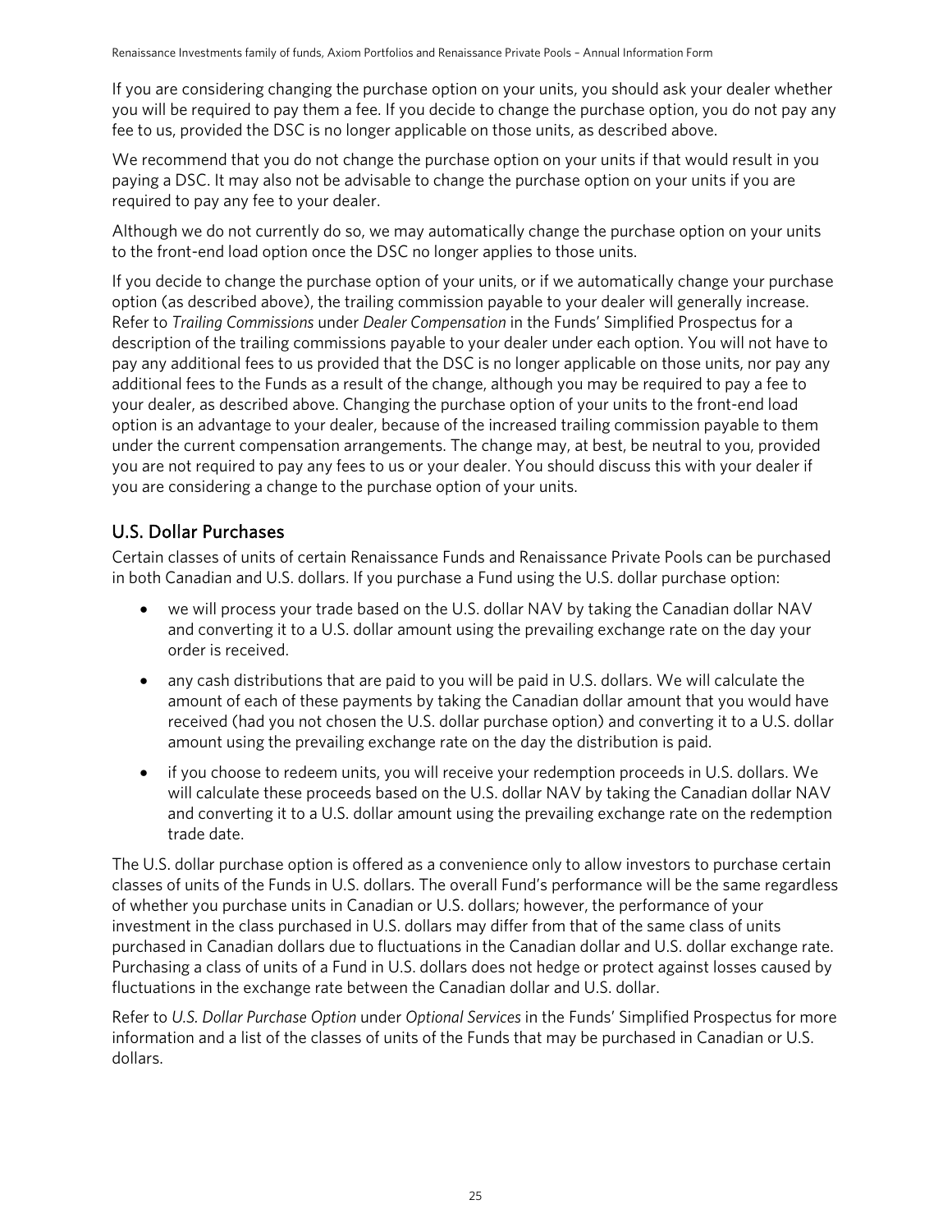If you are considering changing the purchase option on your units, you should ask your dealer whether you will be required to pay them a fee. If you decide to change the purchase option, you do not pay any fee to us, provided the DSC is no longer applicable on those units, as described above.

We recommend that you do not change the purchase option on your units if that would result in you paying a DSC. It may also not be advisable to change the purchase option on your units if you are required to pay any fee to your dealer.

Although we do not currently do so, we may automatically change the purchase option on your units to the front-end load option once the DSC no longer applies to those units.

If you decide to change the purchase option of your units, or if we automatically change your purchase option (as described above), the trailing commission payable to your dealer will generally increase. Refer to *Trailing Commissions* under *Dealer Compensation* in the Funds' Simplified Prospectus for a description of the trailing commissions payable to your dealer under each option. You will not have to pay any additional fees to us provided that the DSC is no longer applicable on those units, nor pay any additional fees to the Funds as a result of the change, although you may be required to pay a fee to your dealer, as described above. Changing the purchase option of your units to the front-end load option is an advantage to your dealer, because of the increased trailing commission payable to them under the current compensation arrangements. The change may, at best, be neutral to you, provided you are not required to pay any fees to us or your dealer. You should discuss this with your dealer if you are considering a change to the purchase option of your units.

## U.S. Dollar Purchases

Certain classes of units of certain Renaissance Funds and Renaissance Private Pools can be purchased in both Canadian and U.S. dollars. If you purchase a Fund using the U.S. dollar purchase option:

- we will process your trade based on the U.S. dollar NAV by taking the Canadian dollar NAV and converting it to a U.S. dollar amount using the prevailing exchange rate on the day your order is received.
- any cash distributions that are paid to you will be paid in U.S. dollars. We will calculate the amount of each of these payments by taking the Canadian dollar amount that you would have received (had you not chosen the U.S. dollar purchase option) and converting it to a U.S. dollar amount using the prevailing exchange rate on the day the distribution is paid.
- if you choose to redeem units, you will receive your redemption proceeds in U.S. dollars. We will calculate these proceeds based on the U.S. dollar NAV by taking the Canadian dollar NAV and converting it to a U.S. dollar amount using the prevailing exchange rate on the redemption trade date.

The U.S. dollar purchase option is offered as a convenience only to allow investors to purchase certain classes of units of the Funds in U.S. dollars. The overall Fund's performance will be the same regardless of whether you purchase units in Canadian or U.S. dollars; however, the performance of your investment in the class purchased in U.S. dollars may differ from that of the same class of units purchased in Canadian dollars due to fluctuations in the Canadian dollar and U.S. dollar exchange rate. Purchasing a class of units of a Fund in U.S. dollars does not hedge or protect against losses caused by fluctuations in the exchange rate between the Canadian dollar and U.S. dollar.

Refer to *U.S. Dollar Purchase Option* under *Optional Services* in the Funds' Simplified Prospectus for more information and a list of the classes of units of the Funds that may be purchased in Canadian or U.S. dollars.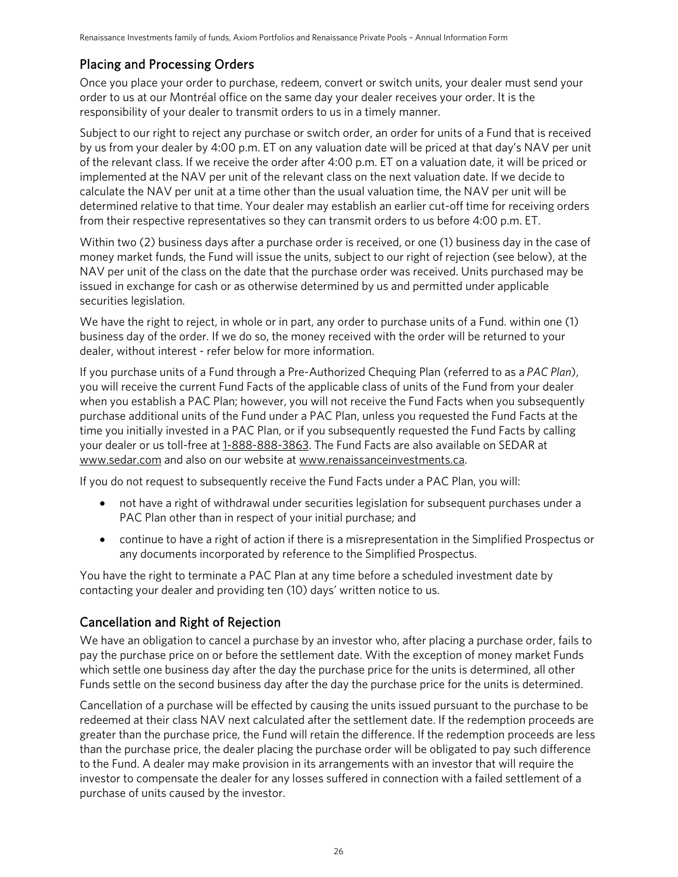## Placing and Processing Orders

Once you place your order to purchase, redeem, convert or switch units, your dealer must send your order to us at our Montréal office on the same day your dealer receives your order. It is the responsibility of your dealer to transmit orders to us in a timely manner.

Subject to our right to reject any purchase or switch order, an order for units of a Fund that is received by us from your dealer by 4:00 p.m. ET on any valuation date will be priced at that day's NAV per unit of the relevant class. If we receive the order after 4:00 p.m. ET on a valuation date, it will be priced or implemented at the NAV per unit of the relevant class on the next valuation date. If we decide to calculate the NAV per unit at a time other than the usual valuation time, the NAV per unit will be determined relative to that time. Your dealer may establish an earlier cut-off time for receiving orders from their respective representatives so they can transmit orders to us before 4:00 p.m. ET.

Within two (2) business days after a purchase order is received, or one (1) business day in the case of money market funds, the Fund will issue the units, subject to our right of rejection (see below), at the NAV per unit of the class on the date that the purchase order was received. Units purchased may be issued in exchange for cash or as otherwise determined by us and permitted under applicable securities legislation.

We have the right to reject, in whole or in part, any order to purchase units of a Fund. within one (1) business day of the order. If we do so, the money received with the order will be returned to your dealer, without interest - refer below for more information.

If you purchase units of a Fund through a Pre-Authorized Chequing Plan (referred to as a *PAC Plan*), you will receive the current Fund Facts of the applicable class of units of the Fund from your dealer when you establish a PAC Plan; however, you will not receive the Fund Facts when you subsequently purchase additional units of the Fund under a PAC Plan, unless you requested the Fund Facts at the time you initially invested in a PAC Plan, or if you subsequently requested the Fund Facts by calling your dealer or us toll-free at 1-888-888-3863. The Fund Facts are also available on SEDAR at www.sedar.com and also on our website at www.renaissanceinvestments.ca.

If you do not request to subsequently receive the Fund Facts under a PAC Plan, you will:

- not have a right of withdrawal under securities legislation for subsequent purchases under a PAC Plan other than in respect of your initial purchase; and
- continue to have a right of action if there is a misrepresentation in the Simplified Prospectus or any documents incorporated by reference to the Simplified Prospectus.

You have the right to terminate a PAC Plan at any time before a scheduled investment date by contacting your dealer and providing ten (10) days' written notice to us.

## Cancellation and Right of Rejection

We have an obligation to cancel a purchase by an investor who, after placing a purchase order, fails to pay the purchase price on or before the settlement date. With the exception of money market Funds which settle one business day after the day the purchase price for the units is determined, all other Funds settle on the second business day after the day the purchase price for the units is determined.

Cancellation of a purchase will be effected by causing the units issued pursuant to the purchase to be redeemed at their class NAV next calculated after the settlement date. If the redemption proceeds are greater than the purchase price, the Fund will retain the difference. If the redemption proceeds are less than the purchase price, the dealer placing the purchase order will be obligated to pay such difference to the Fund. A dealer may make provision in its arrangements with an investor that will require the investor to compensate the dealer for any losses suffered in connection with a failed settlement of a purchase of units caused by the investor.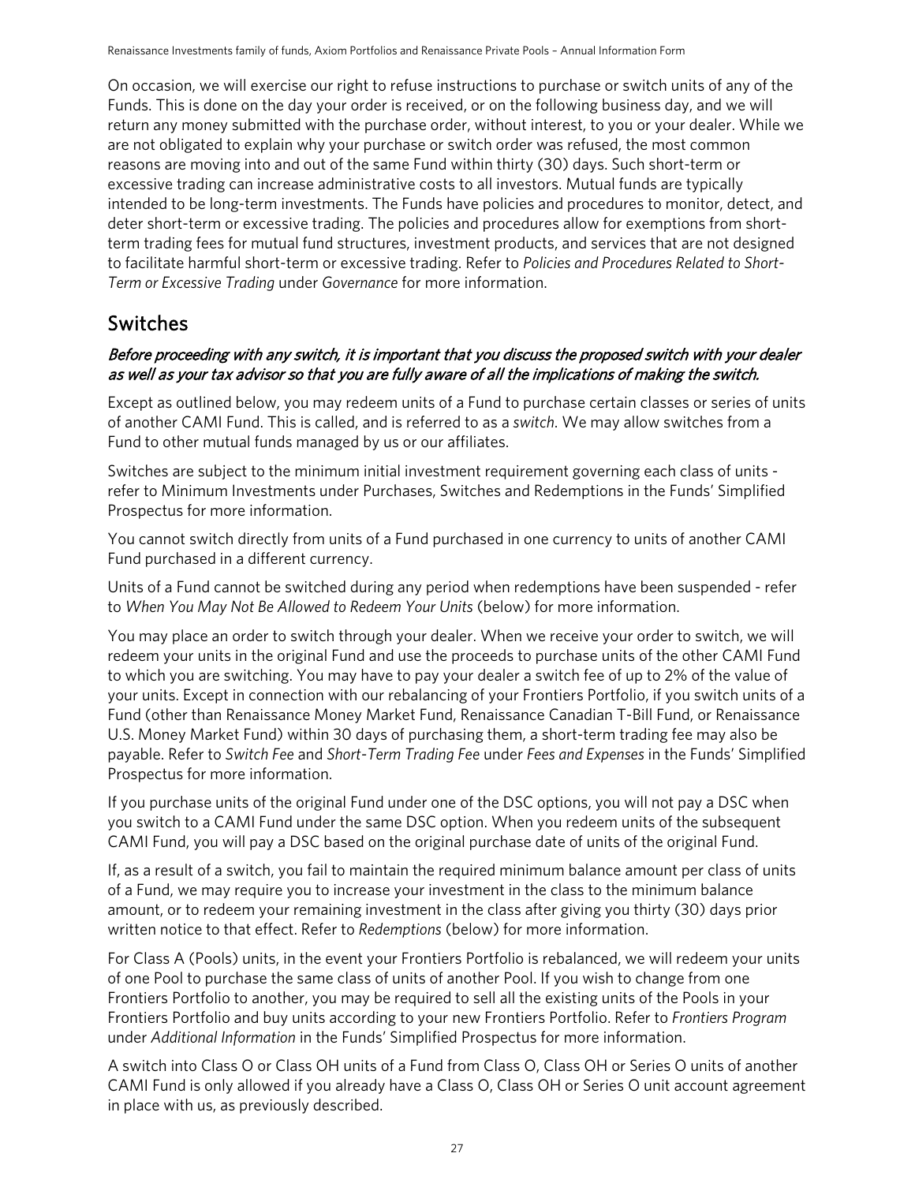On occasion, we will exercise our right to refuse instructions to purchase or switch units of any of the Funds. This is done on the day your order is received, or on the following business day, and we will return any money submitted with the purchase order, without interest, to you or your dealer. While we are not obligated to explain why your purchase or switch order was refused, the most common reasons are moving into and out of the same Fund within thirty (30) days. Such short-term or excessive trading can increase administrative costs to all investors. Mutual funds are typically intended to be long-term investments. The Funds have policies and procedures to monitor, detect, and deter short-term or excessive trading. The policies and procedures allow for exemptions from short-term trading fees for mutual fund structures, investment products, and services that are not designed to facilitate harmful short-term or excessive trading. Refer to *Policies and Procedures Related to Short-Term or Excessive Trading* under *Governance* for more information.

## Switches

***Before proceeding with any switch, it is important that you discuss the proposed switch with your dealer as well as your tax advisor so that you are fully aware of all the implications of making the switch.***

Except as outlined below, you may redeem units of a Fund to purchase certain classes or series of units of another CAMI Fund. This is called, and is referred to as a *switch*. We may allow switches from a Fund to other mutual funds managed by us or our affiliates.

Switches are subject to the minimum initial investment requirement governing each class of units - refer to Minimum Investments under Purchases, Switches and Redemptions in the Funds' Simplified Prospectus for more information.

You cannot switch directly from units of a Fund purchased in one currency to units of another CAMI Fund purchased in a different currency.

Units of a Fund cannot be switched during any period when redemptions have been suspended - refer to *When You May Not Be Allowed to Redeem Your Units* (below) for more information.

You may place an order to switch through your dealer. When we receive your order to switch, we will redeem your units in the original Fund and use the proceeds to purchase units of the other CAMI Fund to which you are switching. You may have to pay your dealer a switch fee of up to 2% of the value of your units. Except in connection with our rebalancing of your Frontiers Portfolio, if you switch units of a Fund (other than Renaissance Money Market Fund, Renaissance Canadian T-Bill Fund, or Renaissance U.S. Money Market Fund) within 30 days of purchasing them, a short-term trading fee may also be payable. Refer to *Switch Fee* and *Short-Term Trading Fee* under *Fees and Expenses* in the Funds' Simplified Prospectus for more information.

If you purchase units of the original Fund under one of the DSC options, you will not pay a DSC when you switch to a CAMI Fund under the same DSC option. When you redeem units of the subsequent CAMI Fund, you will pay a DSC based on the original purchase date of units of the original Fund.

If, as a result of a switch, you fail to maintain the required minimum balance amount per class of units of a Fund, we may require you to increase your investment in the class to the minimum balance amount, or to redeem your remaining investment in the class after giving you thirty (30) days prior written notice to that effect. Refer to *Redemptions* (below) for more information.

For Class A (Pools) units, in the event your Frontiers Portfolio is rebalanced, we will redeem your units of one Pool to purchase the same class of units of another Pool. If you wish to change from one Frontiers Portfolio to another, you may be required to sell all the existing units of the Pools in your Frontiers Portfolio and buy units according to your new Frontiers Portfolio. Refer to *Frontiers Program* under *Additional Information* in the Funds' Simplified Prospectus for more information.

A switch into Class O or Class OH units of a Fund from Class O, Class OH or Series O units of another CAMI Fund is only allowed if you already have a Class O, Class OH or Series O unit account agreement in place with us, as previously described.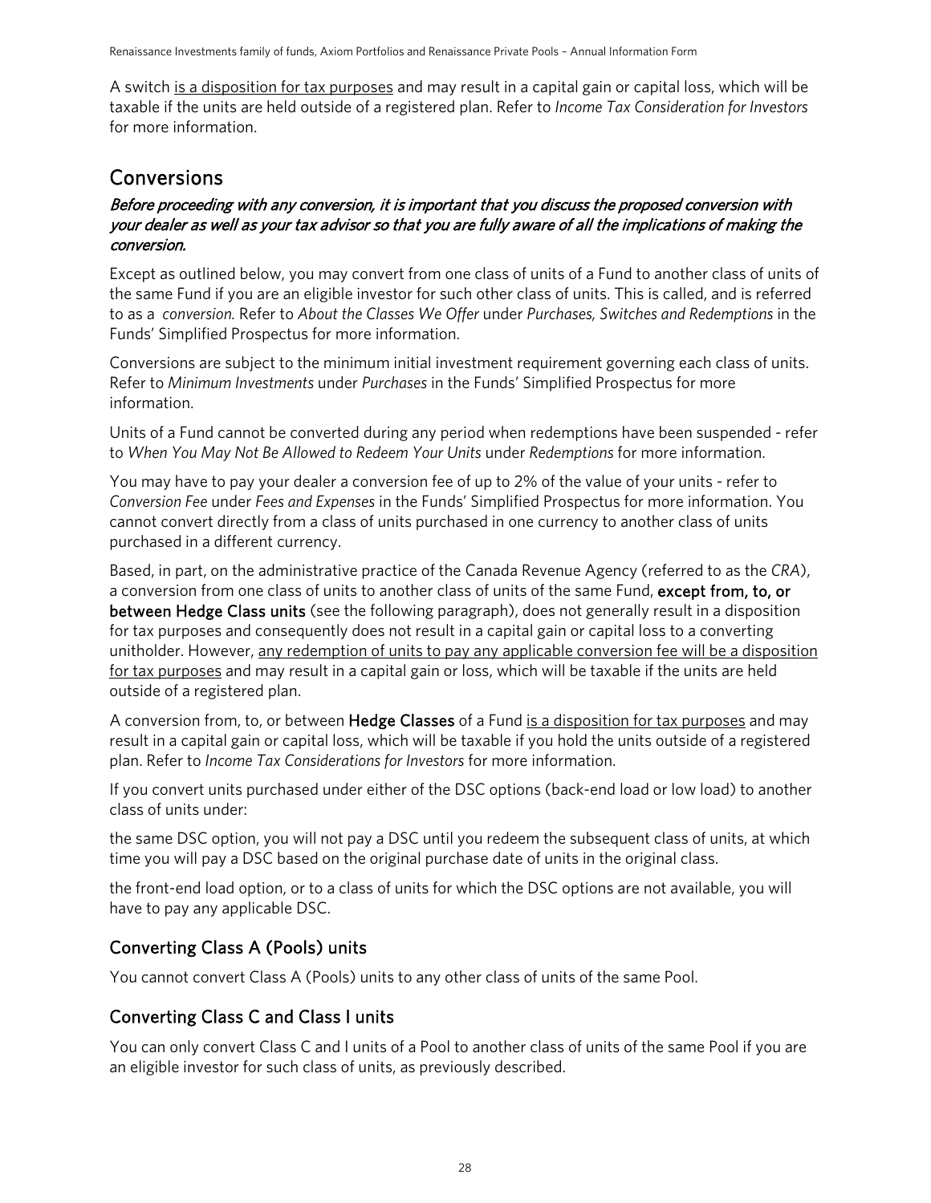A switch <u>is a disposition for tax purposes</u> and may result in a capital gain or capital loss, which will be taxable if the units are held outside of a registered plan. Refer to *Income Tax Consideration for Investors* for more information.

## Conversions

***Before proceeding with any conversion, it is important that you discuss the proposed conversion with your dealer as well as your tax advisor so that you are fully aware of all the implications of making the conversion.***

Except as outlined below, you may convert from one class of units of a Fund to another class of units of the same Fund if you are an eligible investor for such other class of units. This is called, and is referred to as a *conversion.* Refer to *About the Classes We Offer* under *Purchases, Switches and Redemptions* in the Funds' Simplified Prospectus for more information.

Conversions are subject to the minimum initial investment requirement governing each class of units. Refer to *Minimum Investments* under *Purchases* in the Funds' Simplified Prospectus for more information.

Units of a Fund cannot be converted during any period when redemptions have been suspended - refer to *When You May Not Be Allowed to Redeem Your Units* under *Redemptions* for more information.

You may have to pay your dealer a conversion fee of up to 2% of the value of your units - refer to *Conversion Fee* under *Fees and Expenses* in the Funds' Simplified Prospectus for more information. You cannot convert directly from a class of units purchased in one currency to another class of units purchased in a different currency.

Based, in part, on the administrative practice of the Canada Revenue Agency (referred to as the *CRA*), a conversion from one class of units to another class of units of the same Fund, **except from, to, or between Hedge Class units** (see the following paragraph), does not generally result in a disposition for tax purposes and consequently does not result in a capital gain or capital loss to a converting unitholder. However, <u>any redemption of units to pay any applicable conversion fee will be a disposition for tax purposes</u> and may result in a capital gain or loss, which will be taxable if the units are held outside of a registered plan.

A conversion from, to, or between **Hedge Classes** of a Fund <u>is a disposition for tax purposes</u> and may result in a capital gain or capital loss, which will be taxable if you hold the units outside of a registered plan. Refer to *Income Tax Considerations for Investors* for more information.

If you convert units purchased under either of the DSC options (back-end load or low load) to another class of units under:

the same DSC option, you will not pay a DSC until you redeem the subsequent class of units, at which time you will pay a DSC based on the original purchase date of units in the original class.

the front-end load option, or to a class of units for which the DSC options are not available, you will have to pay any applicable DSC.

### Converting Class A (Pools) units

You cannot convert Class A (Pools) units to any other class of units of the same Pool.

### Converting Class C and Class I units

You can only convert Class C and I units of a Pool to another class of units of the same Pool if you are an eligible investor for such class of units, as previously described.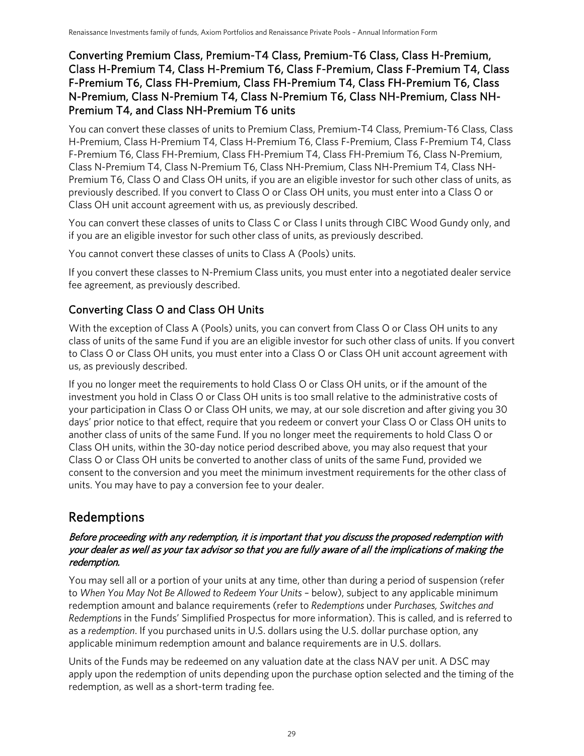### Converting Premium Class, Premium-T4 Class, Premium-T6 Class, Class H-Premium, Class H-Premium T4, Class H-Premium T6, Class F-Premium, Class F-Premium T4, Class F-Premium T6, Class FH-Premium, Class FH-Premium T4, Class FH-Premium T6, Class N-Premium, Class N-Premium T4, Class N-Premium T6, Class NH-Premium, Class NH-Premium T4, and Class NH-Premium T6 units

You can convert these classes of units to Premium Class, Premium-T4 Class, Premium-T6 Class, Class H-Premium, Class H-Premium T4, Class H-Premium T6, Class F-Premium, Class F-Premium T4, Class F-Premium T6, Class FH-Premium, Class FH-Premium T4, Class FH-Premium T6, Class N-Premium, Class N-Premium T4, Class N-Premium T6, Class NH-Premium, Class NH-Premium T4, Class NH-Premium T6, Class O and Class OH units, if you are an eligible investor for such other class of units, as previously described. If you convert to Class O or Class OH units, you must enter into a Class O or Class OH unit account agreement with us, as previously described.

You can convert these classes of units to Class C or Class I units through CIBC Wood Gundy only, and if you are an eligible investor for such other class of units, as previously described.

You cannot convert these classes of units to Class A (Pools) units.

If you convert these classes to N-Premium Class units, you must enter into a negotiated dealer service fee agreement, as previously described.

### Converting Class O and Class OH Units

With the exception of Class A (Pools) units, you can convert from Class O or Class OH units to any class of units of the same Fund if you are an eligible investor for such other class of units. If you convert to Class O or Class OH units, you must enter into a Class O or Class OH unit account agreement with us, as previously described.

If you no longer meet the requirements to hold Class O or Class OH units, or if the amount of the investment you hold in Class O or Class OH units is too small relative to the administrative costs of your participation in Class O or Class OH units, we may, at our sole discretion and after giving you 30 days' prior notice to that effect, require that you redeem or convert your Class O or Class OH units to another class of units of the same Fund. If you no longer meet the requirements to hold Class O or Class OH units, within the 30-day notice period described above, you may also request that your Class O or Class OH units be converted to another class of units of the same Fund, provided we consent to the conversion and you meet the minimum investment requirements for the other class of units. You may have to pay a conversion fee to your dealer.

## Redemptions

***Before proceeding with any redemption, it is important that you discuss the proposed redemption with your dealer as well as your tax advisor so that you are fully aware of all the implications of making the redemption.***

You may sell all or a portion of your units at any time, other than during a period of suspension (refer to *When You May Not Be Allowed to Redeem Your Units* – below), subject to any applicable minimum redemption amount and balance requirements (refer to *Redemptions* under *Purchases, Switches and Redemptions* in the Funds' Simplified Prospectus for more information). This is called, and is referred to as a *redemption*. If you purchased units in U.S. dollars using the U.S. dollar purchase option, any applicable minimum redemption amount and balance requirements are in U.S. dollars.

Units of the Funds may be redeemed on any valuation date at the class NAV per unit. A DSC may apply upon the redemption of units depending upon the purchase option selected and the timing of the redemption, as well as a short-term trading fee.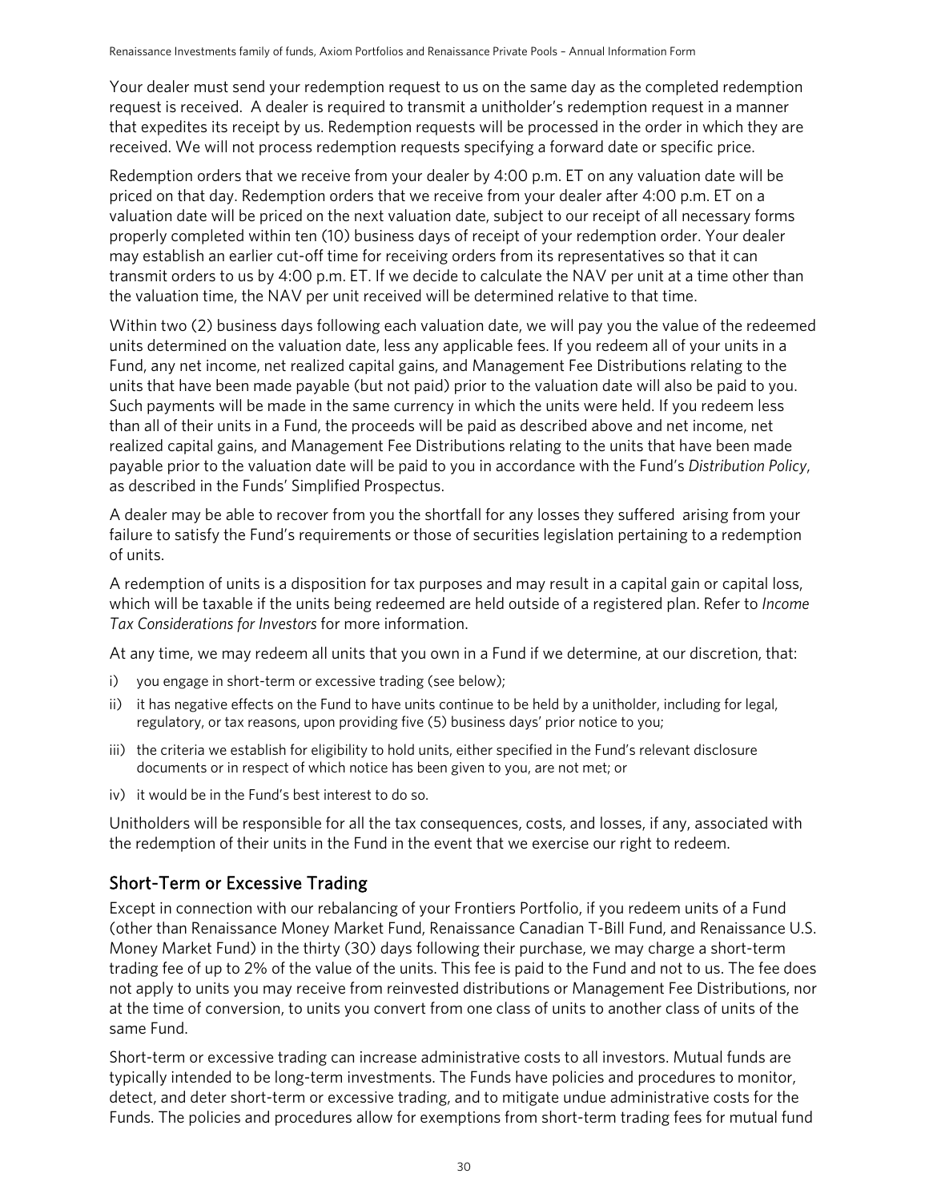Your dealer must send your redemption request to us on the same day as the completed redemption request is received. A dealer is required to transmit a unitholder's redemption request in a manner that expedites its receipt by us. Redemption requests will be processed in the order in which they are received. We will not process redemption requests specifying a forward date or specific price.

Redemption orders that we receive from your dealer by 4:00 p.m. ET on any valuation date will be priced on that day. Redemption orders that we receive from your dealer after 4:00 p.m. ET on a valuation date will be priced on the next valuation date, subject to our receipt of all necessary forms properly completed within ten (10) business days of receipt of your redemption order. Your dealer may establish an earlier cut-off time for receiving orders from its representatives so that it can transmit orders to us by 4:00 p.m. ET. If we decide to calculate the NAV per unit at a time other than the valuation time, the NAV per unit received will be determined relative to that time.

Within two (2) business days following each valuation date, we will pay you the value of the redeemed units determined on the valuation date, less any applicable fees. If you redeem all of your units in a Fund, any net income, net realized capital gains, and Management Fee Distributions relating to the units that have been made payable (but not paid) prior to the valuation date will also be paid to you. Such payments will be made in the same currency in which the units were held. If you redeem less than all of their units in a Fund, the proceeds will be paid as described above and net income, net realized capital gains, and Management Fee Distributions relating to the units that have been made payable prior to the valuation date will be paid to you in accordance with the Fund's *Distribution Policy*, as described in the Funds' Simplified Prospectus.

A dealer may be able to recover from you the shortfall for any losses they suffered arising from your failure to satisfy the Fund's requirements or those of securities legislation pertaining to a redemption of units.

A redemption of units is a disposition for tax purposes and may result in a capital gain or capital loss, which will be taxable if the units being redeemed are held outside of a registered plan. Refer to *Income Tax Considerations for Investors* for more information.

At any time, we may redeem all units that you own in a Fund if we determine, at our discretion, that:

i) you engage in short-term or excessive trading (see below);
ii) it has negative effects on the Fund to have units continue to be held by a unitholder, including for legal, regulatory, or tax reasons, upon providing five (5) business days' prior notice to you;
iii) the criteria we establish for eligibility to hold units, either specified in the Fund's relevant disclosure documents or in respect of which notice has been given to you, are not met; or
iv) it would be in the Fund's best interest to do so.

Unitholders will be responsible for all the tax consequences, costs, and losses, if any, associated with the redemption of their units in the Fund in the event that we exercise our right to redeem.

## Short-Term or Excessive Trading

Except in connection with our rebalancing of your Frontiers Portfolio, if you redeem units of a Fund (other than Renaissance Money Market Fund, Renaissance Canadian T-Bill Fund, and Renaissance U.S. Money Market Fund) in the thirty (30) days following their purchase, we may charge a short-term trading fee of up to 2% of the value of the units. This fee is paid to the Fund and not to us. The fee does not apply to units you may receive from reinvested distributions or Management Fee Distributions, nor at the time of conversion, to units you convert from one class of units to another class of units of the same Fund.

Short-term or excessive trading can increase administrative costs to all investors. Mutual funds are typically intended to be long-term investments. The Funds have policies and procedures to monitor, detect, and deter short-term or excessive trading, and to mitigate undue administrative costs for the Funds. The policies and procedures allow for exemptions from short-term trading fees for mutual fund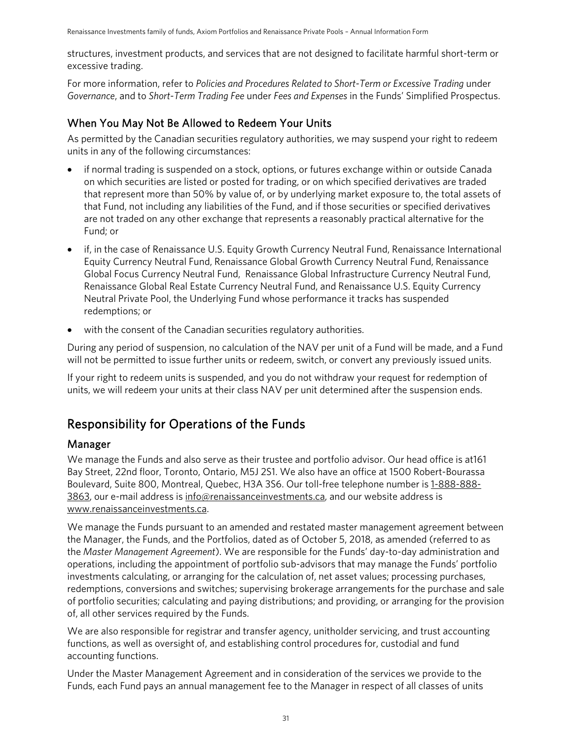structures, investment products, and services that are not designed to facilitate harmful short-term or excessive trading.

For more information, refer to *Policies and Procedures Related to Short-Term or Excessive Trading* under *Governance*, and to *Short-Term Trading Fee* under *Fees and Expenses* in the Funds' Simplified Prospectus.

## When You May Not Be Allowed to Redeem Your Units

As permitted by the Canadian securities regulatory authorities, we may suspend your right to redeem units in any of the following circumstances:

- if normal trading is suspended on a stock, options, or futures exchange within or outside Canada on which securities are listed or posted for trading, or on which specified derivatives are traded that represent more than 50% by value of, or by underlying market exposure to, the total assets of that Fund, not including any liabilities of the Fund, and if those securities or specified derivatives are not traded on any other exchange that represents a reasonably practical alternative for the Fund; or
- if, in the case of Renaissance U.S. Equity Growth Currency Neutral Fund, Renaissance International Equity Currency Neutral Fund, Renaissance Global Growth Currency Neutral Fund, Renaissance Global Focus Currency Neutral Fund, Renaissance Global Infrastructure Currency Neutral Fund, Renaissance Global Real Estate Currency Neutral Fund, and Renaissance U.S. Equity Currency Neutral Private Pool, the Underlying Fund whose performance it tracks has suspended redemptions; or
- with the consent of the Canadian securities regulatory authorities.

During any period of suspension, no calculation of the NAV per unit of a Fund will be made, and a Fund will not be permitted to issue further units or redeem, switch, or convert any previously issued units.

If your right to redeem units is suspended, and you do not withdraw your request for redemption of units, we will redeem your units at their class NAV per unit determined after the suspension ends.

# Responsibility for Operations of the Funds

## Manager

We manage the Funds and also serve as their trustee and portfolio advisor. Our head office is at161 Bay Street, 22nd floor, Toronto, Ontario, M5J 2S1. We also have an office at 1500 Robert-Bourassa Boulevard, Suite 800, Montreal, Quebec, H3A 3S6. Our toll-free telephone number is 1-888-888-3863, our e-mail address is info@renaissanceinvestments.ca, and our website address is www.renaissanceinvestments.ca.

We manage the Funds pursuant to an amended and restated master management agreement between the Manager, the Funds, and the Portfolios, dated as of October 5, 2018, as amended (referred to as the *Master Management Agreement*). We are responsible for the Funds' day-to-day administration and operations, including the appointment of portfolio sub-advisors that may manage the Funds' portfolio investments calculating, or arranging for the calculation of, net asset values; processing purchases, redemptions, conversions and switches; supervising brokerage arrangements for the purchase and sale of portfolio securities; calculating and paying distributions; and providing, or arranging for the provision of, all other services required by the Funds.

We are also responsible for registrar and transfer agency, unitholder servicing, and trust accounting functions, as well as oversight of, and establishing control procedures for, custodial and fund accounting functions.

Under the Master Management Agreement and in consideration of the services we provide to the Funds, each Fund pays an annual management fee to the Manager in respect of all classes of units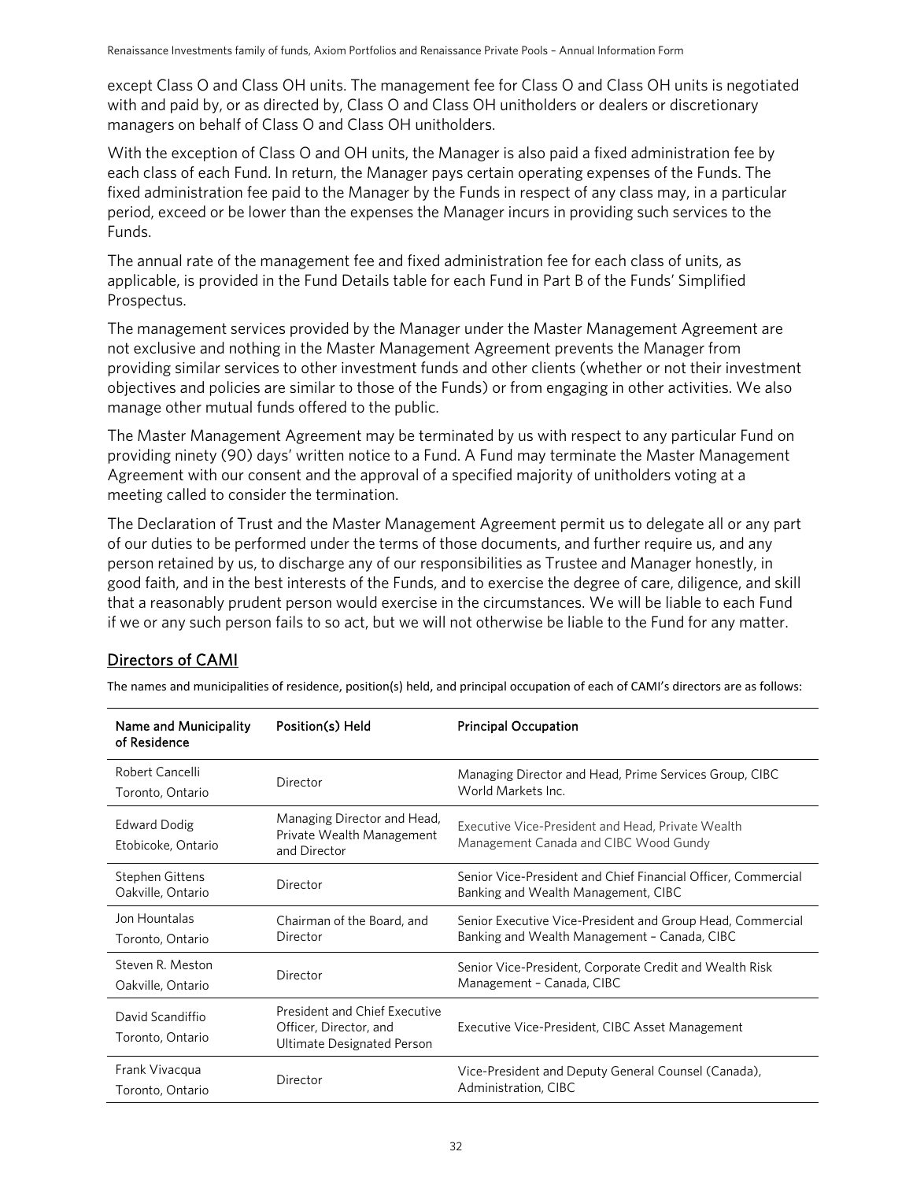except Class O and Class OH units. The management fee for Class O and Class OH units is negotiated with and paid by, or as directed by, Class O and Class OH unitholders or dealers or discretionary managers on behalf of Class O and Class OH unitholders.

With the exception of Class O and OH units, the Manager is also paid a fixed administration fee by each class of each Fund. In return, the Manager pays certain operating expenses of the Funds. The fixed administration fee paid to the Manager by the Funds in respect of any class may, in a particular period, exceed or be lower than the expenses the Manager incurs in providing such services to the Funds.

The annual rate of the management fee and fixed administration fee for each class of units, as applicable, is provided in the Fund Details table for each Fund in Part B of the Funds' Simplified Prospectus.

The management services provided by the Manager under the Master Management Agreement are not exclusive and nothing in the Master Management Agreement prevents the Manager from providing similar services to other investment funds and other clients (whether or not their investment objectives and policies are similar to those of the Funds) or from engaging in other activities. We also manage other mutual funds offered to the public.

The Master Management Agreement may be terminated by us with respect to any particular Fund on providing ninety (90) days' written notice to a Fund. A Fund may terminate the Master Management Agreement with our consent and the approval of a specified majority of unitholders voting at a meeting called to consider the termination.

The Declaration of Trust and the Master Management Agreement permit us to delegate all or any part of our duties to be performed under the terms of those documents, and further require us, and any person retained by us, to discharge any of our responsibilities as Trustee and Manager honestly, in good faith, and in the best interests of the Funds, and to exercise the degree of care, diligence, and skill that a reasonably prudent person would exercise in the circumstances. We will be liable to each Fund if we or any such person fails to so act, but we will not otherwise be liable to the Fund for any matter.

## Directors of CAMI

The names and municipalities of residence, position(s) held, and principal occupation of each of CAMI's directors are as follows:

| Name and Municipality of Residence | Position(s) Held | Principal Occupation |
|---|---|---|
| Robert Cancelli<br>Toronto, Ontario | Director | Managing Director and Head, Prime Services Group, CIBC World Markets Inc. |
| Edward Dodig<br>Etobicoke, Ontario | Managing Director and Head, Private Wealth Management and Director | Executive Vice-President and Head, Private Wealth Management Canada and CIBC Wood Gundy |
| Stephen Gittens<br>Oakville, Ontario | Director | Senior Vice-President and Chief Financial Officer, Commercial Banking and Wealth Management, CIBC |
| Jon Hountalas<br>Toronto, Ontario | Chairman of the Board, and Director | Senior Executive Vice-President and Group Head, Commercial Banking and Wealth Management – Canada, CIBC |
| Steven R. Meston<br>Oakville, Ontario | Director | Senior Vice-President, Corporate Credit and Wealth Risk Management – Canada, CIBC |
| David Scandiffio<br>Toronto, Ontario | President and Chief Executive Officer, Director, and Ultimate Designated Person | Executive Vice-President, CIBC Asset Management |
| Frank Vivacqua<br>Toronto, Ontario | Director | Vice-President and Deputy General Counsel (Canada), Administration, CIBC |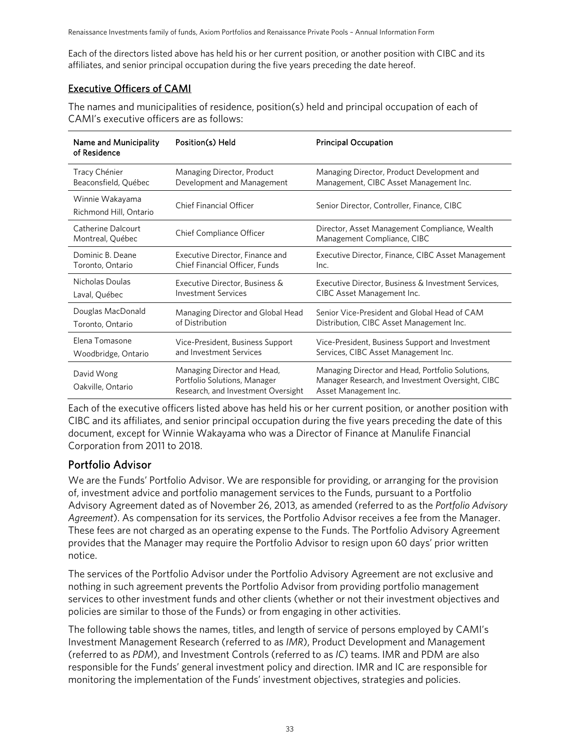Each of the directors listed above has held his or her current position, or another position with CIBC and its affiliates, and senior principal occupation during the five years preceding the date hereof.

## Executive Officers of CAMI

The names and municipalities of residence, position(s) held and principal occupation of each of CAMI's executive officers are as follows:

| Name and Municipality of Residence | Position(s) Held | Principal Occupation |
|---|---|---|
| Tracy Chénier Beaconsfield, Québec | Managing Director, Product Development and Management | Managing Director, Product Development and Management, CIBC Asset Management Inc. |
| Winnie Wakayama Richmond Hill, Ontario | Chief Financial Officer | Senior Director, Controller, Finance, CIBC |
| Catherine Dalcourt Montreal, Québec | Chief Compliance Officer | Director, Asset Management Compliance, Wealth Management Compliance, CIBC |
| Dominic B. Deane Toronto, Ontario | Executive Director, Finance and Chief Financial Officer, Funds | Executive Director, Finance, CIBC Asset Management Inc. |
| Nicholas Doulas Laval, Québec | Executive Director, Business & Investment Services | Executive Director, Business & Investment Services, CIBC Asset Management Inc. |
| Douglas MacDonald Toronto, Ontario | Managing Director and Global Head of Distribution | Senior Vice-President and Global Head of CAM Distribution, CIBC Asset Management Inc. |
| Elena Tomasone Woodbridge, Ontario | Vice-President, Business Support and Investment Services | Vice-President, Business Support and Investment Services, CIBC Asset Management Inc. |
| David Wong Oakville, Ontario | Managing Director and Head, Portfolio Solutions, Manager Research, and Investment Oversight | Managing Director and Head, Portfolio Solutions, Manager Research, and Investment Oversight, CIBC Asset Management Inc. |

Each of the executive officers listed above has held his or her current position, or another position with CIBC and its affiliates, and senior principal occupation during the five years preceding the date of this document, except for Winnie Wakayama who was a Director of Finance at Manulife Financial Corporation from 2011 to 2018.

### Portfolio Advisor

We are the Funds' Portfolio Advisor. We are responsible for providing, or arranging for the provision of, investment advice and portfolio management services to the Funds, pursuant to a Portfolio Advisory Agreement dated as of November 26, 2013, as amended (referred to as the *Portfolio Advisory Agreement*). As compensation for its services, the Portfolio Advisor receives a fee from the Manager. These fees are not charged as an operating expense to the Funds. The Portfolio Advisory Agreement provides that the Manager may require the Portfolio Advisor to resign upon 60 days' prior written notice.

The services of the Portfolio Advisor under the Portfolio Advisory Agreement are not exclusive and nothing in such agreement prevents the Portfolio Advisor from providing portfolio management services to other investment funds and other clients (whether or not their investment objectives and policies are similar to those of the Funds) or from engaging in other activities.

The following table shows the names, titles, and length of service of persons employed by CAMI's Investment Management Research (referred to as *IMR*), Product Development and Management (referred to as *PDM*), and Investment Controls (referred to as *IC*) teams. IMR and PDM are also responsible for the Funds' general investment policy and direction. IMR and IC are responsible for monitoring the implementation of the Funds' investment objectives, strategies and policies.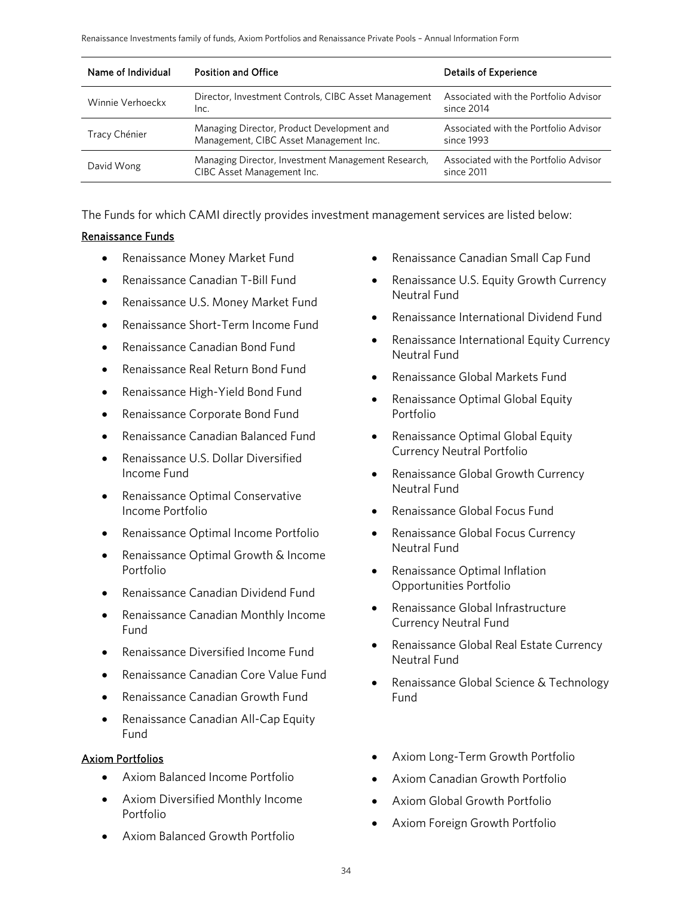| Name of Individual | Position and Office | Details of Experience |
| --- | --- | --- |
| Winnie Verhoeckx | Director, Investment Controls, CIBC Asset Management Inc. | Associated with the Portfolio Advisor since 2014 |
| Tracy Chénier | Managing Director, Product Development and Management, CIBC Asset Management Inc. | Associated with the Portfolio Advisor since 1993 |
| David Wong | Managing Director, Investment Management Research, CIBC Asset Management Inc. | Associated with the Portfolio Advisor since 2011 |

The Funds for which CAMI directly provides investment management services are listed below:

<u>Renaissance Funds</u>

- Renaissance Money Market Fund
- Renaissance Canadian T-Bill Fund
- Renaissance U.S. Money Market Fund
- Renaissance Short-Term Income Fund
- Renaissance Canadian Bond Fund
- Renaissance Real Return Bond Fund
- Renaissance High-Yield Bond Fund
- Renaissance Corporate Bond Fund
- Renaissance Canadian Balanced Fund
- Renaissance U.S. Dollar Diversified Income Fund
- Renaissance Optimal Conservative Income Portfolio
- Renaissance Optimal Income Portfolio
- Renaissance Optimal Growth & Income Portfolio
- Renaissance Canadian Dividend Fund
- Renaissance Canadian Monthly Income Fund
- Renaissance Diversified Income Fund
- Renaissance Canadian Core Value Fund
- Renaissance Canadian Growth Fund
- Renaissance Canadian All-Cap Equity Fund
- Renaissance Canadian Small Cap Fund
- Renaissance U.S. Equity Growth Currency Neutral Fund
- Renaissance International Dividend Fund
- Renaissance International Equity Currency Neutral Fund
- Renaissance Global Markets Fund
- Renaissance Optimal Global Equity Portfolio
- Renaissance Optimal Global Equity Currency Neutral Portfolio
- Renaissance Global Growth Currency Neutral Fund
- Renaissance Global Focus Fund
- Renaissance Global Focus Currency Neutral Fund
- Renaissance Optimal Inflation Opportunities Portfolio
- Renaissance Global Infrastructure Currency Neutral Fund
- Renaissance Global Real Estate Currency Neutral Fund
- Renaissance Global Science & Technology Fund

<u>Axiom Portfolios</u>

- Axiom Balanced Income Portfolio
- Axiom Diversified Monthly Income Portfolio
- Axiom Balanced Growth Portfolio
- Axiom Long-Term Growth Portfolio
- Axiom Canadian Growth Portfolio
- Axiom Global Growth Portfolio
- Axiom Foreign Growth Portfolio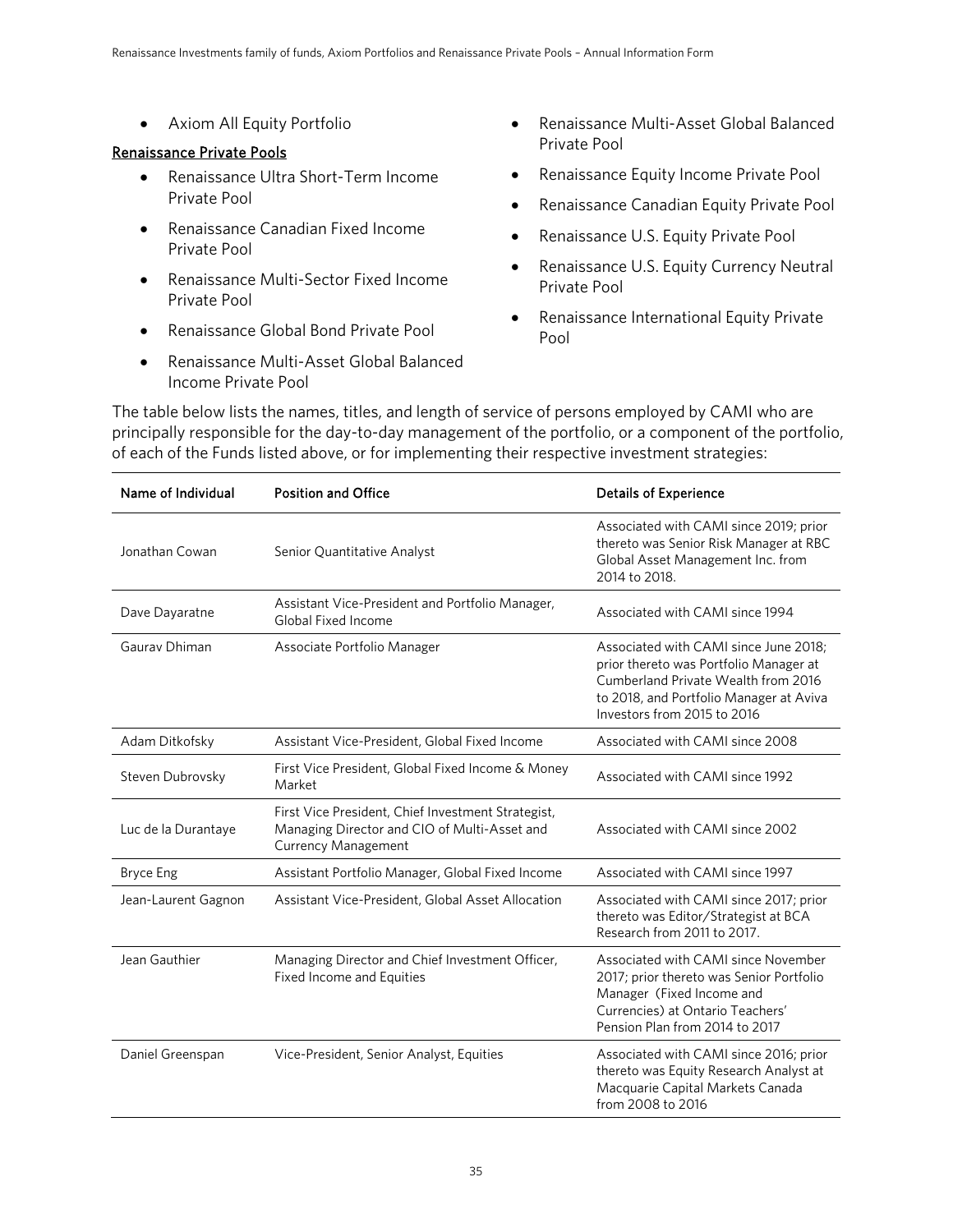- Axiom All Equity Portfolio

**Renaissance Private Pools**

- Renaissance Ultra Short-Term Income Private Pool
- Renaissance Canadian Fixed Income Private Pool
- Renaissance Multi-Sector Fixed Income Private Pool
- Renaissance Global Bond Private Pool
- Renaissance Multi-Asset Global Balanced Income Private Pool
- Renaissance Multi-Asset Global Balanced Private Pool
- Renaissance Equity Income Private Pool
- Renaissance Canadian Equity Private Pool
- Renaissance U.S. Equity Private Pool
- Renaissance U.S. Equity Currency Neutral Private Pool
- Renaissance International Equity Private Pool

The table below lists the names, titles, and length of service of persons employed by CAMI who are principally responsible for the day-to-day management of the portfolio, or a component of the portfolio, of each of the Funds listed above, or for implementing their respective investment strategies:

| Name of Individual | Position and Office | Details of Experience |
|---|---|---|
| Jonathan Cowan | Senior Quantitative Analyst | Associated with CAMI since 2019; prior thereto was Senior Risk Manager at RBC Global Asset Management Inc. from 2014 to 2018. |
| Dave Dayaratne | Assistant Vice-President and Portfolio Manager, Global Fixed Income | Associated with CAMI since 1994 |
| Gaurav Dhiman | Associate Portfolio Manager | Associated with CAMI since June 2018; prior thereto was Portfolio Manager at Cumberland Private Wealth from 2016 to 2018, and Portfolio Manager at Aviva Investors from 2015 to 2016 |
| Adam Ditkofsky | Assistant Vice-President, Global Fixed Income | Associated with CAMI since 2008 |
| Steven Dubrovsky | First Vice President, Global Fixed Income & Money Market | Associated with CAMI since 1992 |
| Luc de la Durantaye | First Vice President, Chief Investment Strategist, Managing Director and CIO of Multi-Asset and Currency Management | Associated with CAMI since 2002 |
| Bryce Eng | Assistant Portfolio Manager, Global Fixed Income | Associated with CAMI since 1997 |
| Jean-Laurent Gagnon | Assistant Vice-President, Global Asset Allocation | Associated with CAMI since 2017; prior thereto was Editor/Strategist at BCA Research from 2011 to 2017. |
| Jean Gauthier | Managing Director and Chief Investment Officer, Fixed Income and Equities | Associated with CAMI since November 2017; prior thereto was Senior Portfolio Manager (Fixed Income and Currencies) at Ontario Teachers' Pension Plan from 2014 to 2017 |
| Daniel Greenspan | Vice-President, Senior Analyst, Equities | Associated with CAMI since 2016; prior thereto was Equity Research Analyst at Macquarie Capital Markets Canada from 2008 to 2016 |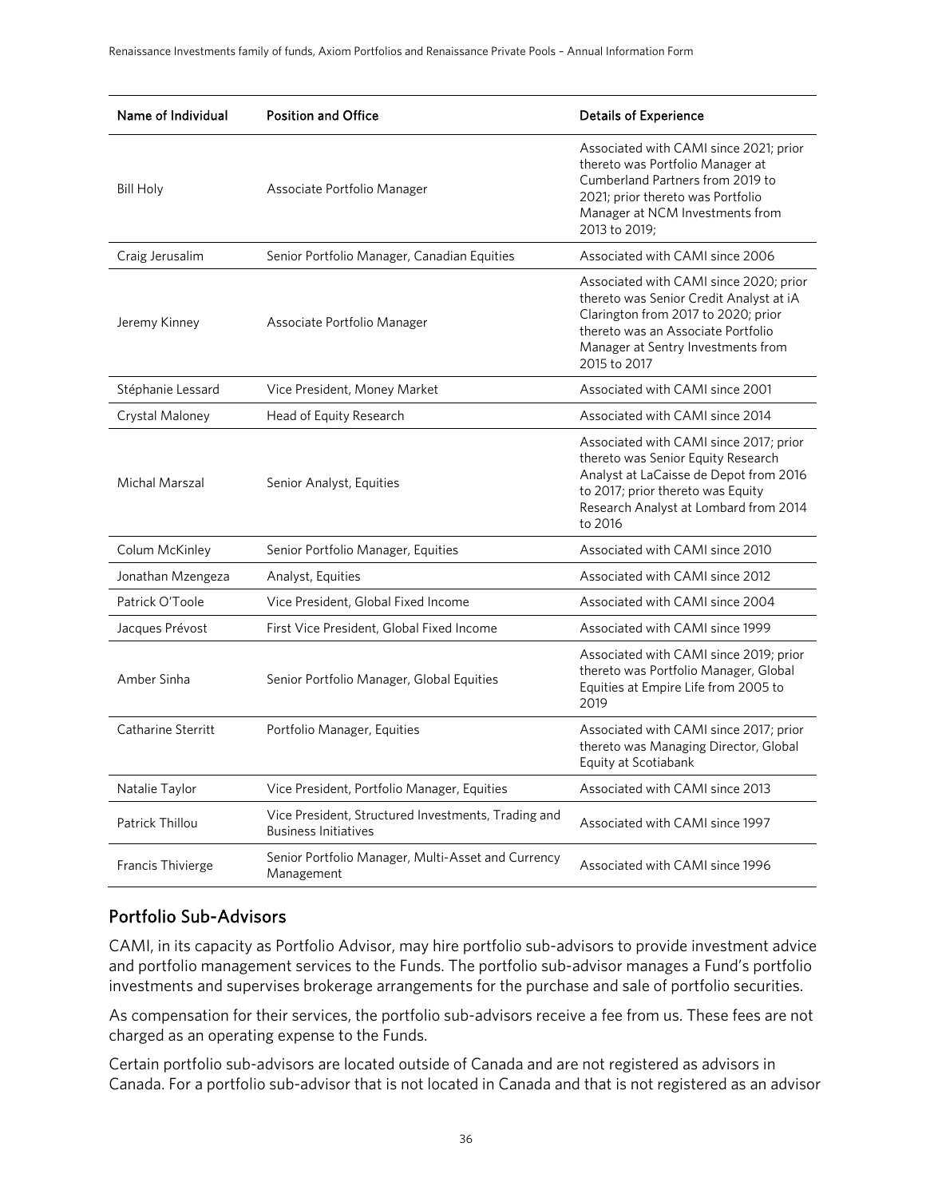| Name of Individual | Position and Office | Details of Experience |
| --- | --- | --- |
| Bill Holy | Associate Portfolio Manager | Associated with CAMI since 2021; prior thereto was Portfolio Manager at Cumberland Partners from 2019 to 2021; prior thereto was Portfolio Manager at NCM Investments from 2013 to 2019; |
| Craig Jerusalim | Senior Portfolio Manager, Canadian Equities | Associated with CAMI since 2006 |
| Jeremy Kinney | Associate Portfolio Manager | Associated with CAMI since 2020; prior thereto was Senior Credit Analyst at iA Clarington from 2017 to 2020; prior thereto was an Associate Portfolio Manager at Sentry Investments from 2015 to 2017 |
| Stéphanie Lessard | Vice President, Money Market | Associated with CAMI since 2001 |
| Crystal Maloney | Head of Equity Research | Associated with CAMI since 2014 |
| Michal Marszal | Senior Analyst, Equities | Associated with CAMI since 2017; prior thereto was Senior Equity Research Analyst at LaCaisse de Depot from 2016 to 2017; prior thereto was Equity Research Analyst at Lombard from 2014 to 2016 |
| Colum McKinley | Senior Portfolio Manager, Equities | Associated with CAMI since 2010 |
| Jonathan Mzengeza | Analyst, Equities | Associated with CAMI since 2012 |
| Patrick O'Toole | Vice President, Global Fixed Income | Associated with CAMI since 2004 |
| Jacques Prévost | First Vice President, Global Fixed Income | Associated with CAMI since 1999 |
| Amber Sinha | Senior Portfolio Manager, Global Equities | Associated with CAMI since 2019; prior thereto was Portfolio Manager, Global Equities at Empire Life from 2005 to 2019 |
| Catharine Sterritt | Portfolio Manager, Equities | Associated with CAMI since 2017; prior thereto was Managing Director, Global Equity at Scotiabank |
| Natalie Taylor | Vice President, Portfolio Manager, Equities | Associated with CAMI since 2013 |
| Patrick Thillou | Vice President, Structured Investments, Trading and Business Initiatives | Associated with CAMI since 1997 |
| Francis Thivierge | Senior Portfolio Manager, Multi-Asset and Currency Management | Associated with CAMI since 1996 |

## Portfolio Sub-Advisors

CAMI, in its capacity as Portfolio Advisor, may hire portfolio sub-advisors to provide investment advice and portfolio management services to the Funds. The portfolio sub-advisor manages a Fund's portfolio investments and supervises brokerage arrangements for the purchase and sale of portfolio securities.

As compensation for their services, the portfolio sub-advisors receive a fee from us. These fees are not charged as an operating expense to the Funds.

Certain portfolio sub-advisors are located outside of Canada and are not registered as advisors in Canada. For a portfolio sub-advisor that is not located in Canada and that is not registered as an advisor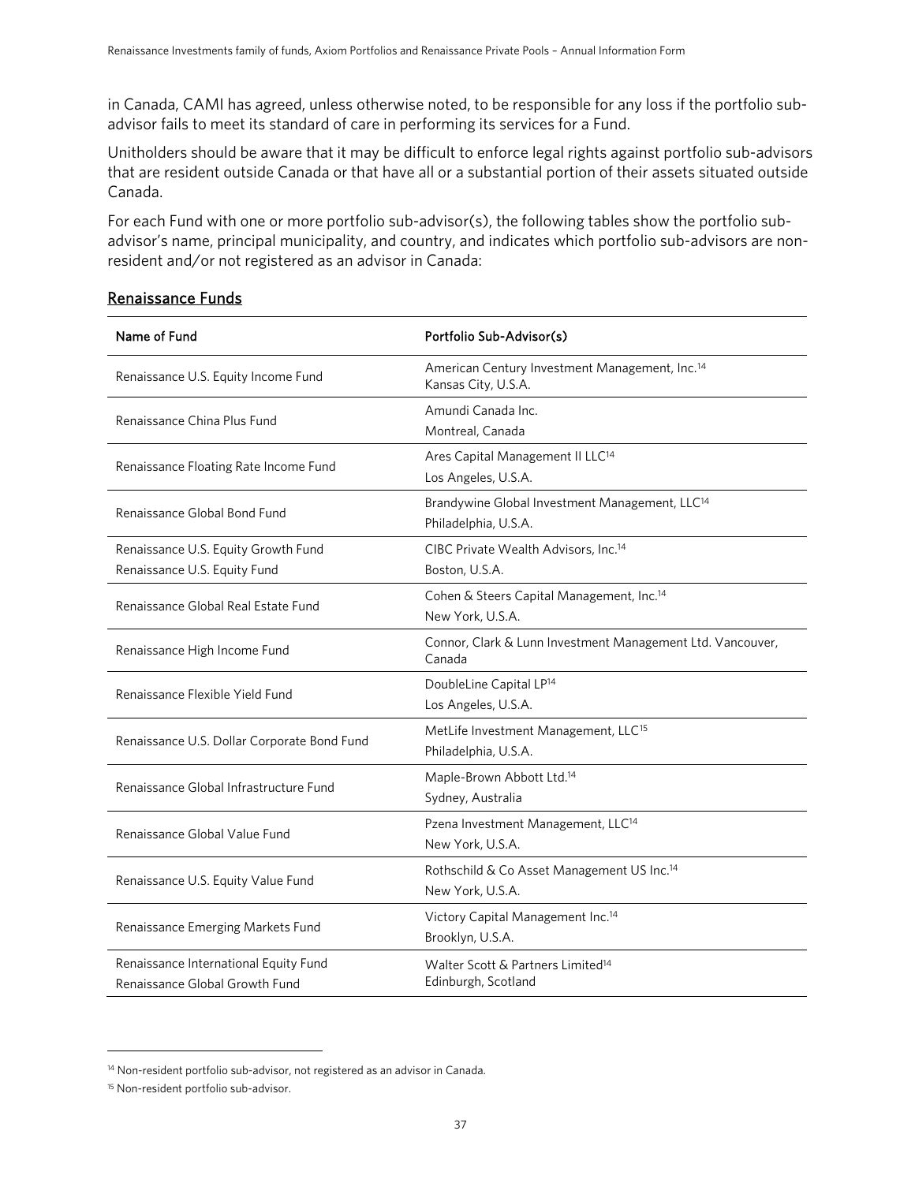in Canada, CAMI has agreed, unless otherwise noted, to be responsible for any loss if the portfolio sub-advisor fails to meet its standard of care in performing its services for a Fund.

Unitholders should be aware that it may be difficult to enforce legal rights against portfolio sub-advisors that are resident outside Canada or that have all or a substantial portion of their assets situated outside Canada.

For each Fund with one or more portfolio sub-advisor(s), the following tables show the portfolio sub-advisor's name, principal municipality, and country, and indicates which portfolio sub-advisors are non-resident and/or not registered as an advisor in Canada:

## Renaissance Funds

| Name of Fund | Portfolio Sub-Advisor(s) |
|---|---|
| Renaissance U.S. Equity Income Fund | American Century Investment Management, Inc.[14]<br>Kansas City, U.S.A. |
| Renaissance China Plus Fund | Amundi Canada Inc.<br>Montreal, Canada |
| Renaissance Floating Rate Income Fund | Ares Capital Management II LLC[14]<br>Los Angeles, U.S.A. |
| Renaissance Global Bond Fund | Brandywine Global Investment Management, LLC[14]<br>Philadelphia, U.S.A. |
| Renaissance U.S. Equity Growth Fund<br>Renaissance U.S. Equity Fund | CIBC Private Wealth Advisors, Inc.[14]<br>Boston, U.S.A. |
| Renaissance Global Real Estate Fund | Cohen & Steers Capital Management, Inc.[14]<br>New York, U.S.A. |
| Renaissance High Income Fund | Connor, Clark & Lunn Investment Management Ltd. Vancouver, Canada |
| Renaissance Flexible Yield Fund | DoubleLine Capital LP[14]<br>Los Angeles, U.S.A. |
| Renaissance U.S. Dollar Corporate Bond Fund | MetLife Investment Management, LLC[15]<br>Philadelphia, U.S.A. |
| Renaissance Global Infrastructure Fund | Maple-Brown Abbott Ltd.[14]<br>Sydney, Australia |
| Renaissance Global Value Fund | Pzena Investment Management, LLC[14]<br>New York, U.S.A. |
| Renaissance U.S. Equity Value Fund | Rothschild & Co Asset Management US Inc.[14]<br>New York, U.S.A. |
| Renaissance Emerging Markets Fund | Victory Capital Management Inc.[14]<br>Brooklyn, U.S.A. |
| Renaissance International Equity Fund<br>Renaissance Global Growth Fund | Walter Scott & Partners Limited[14]<br>Edinburgh, Scotland |

[14] Non-resident portfolio sub-advisor, not registered as an advisor in Canada.

[15] Non-resident portfolio sub-advisor.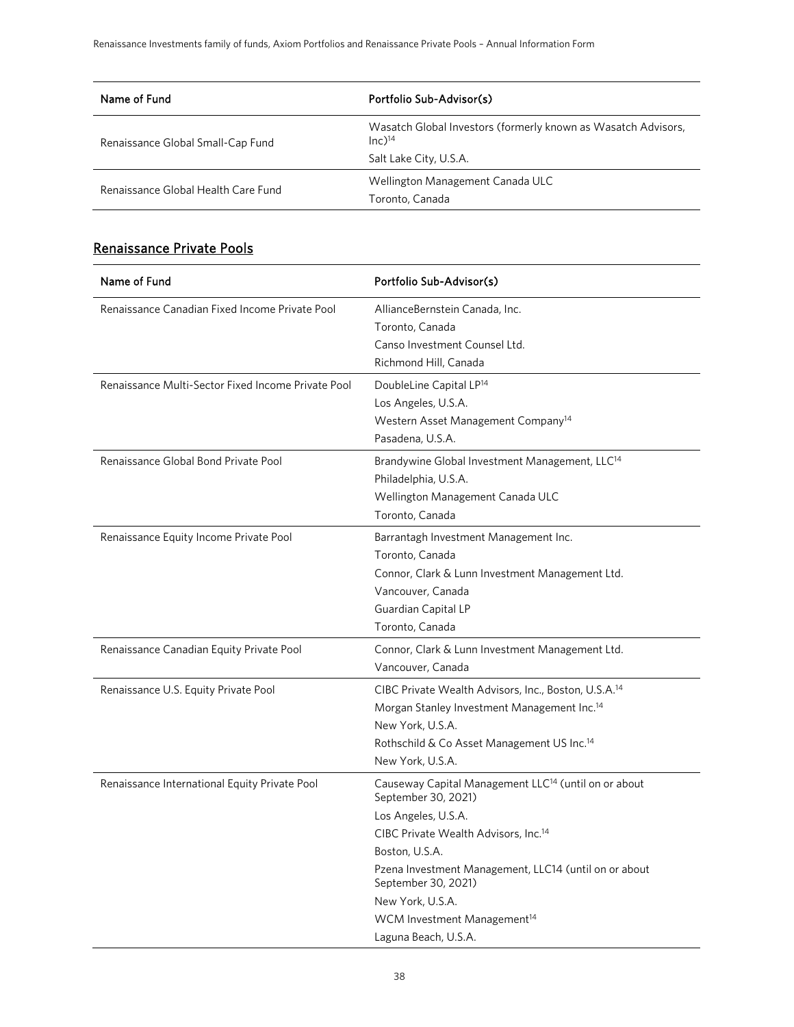| Name of Fund | Portfolio Sub-Advisor(s) |
|---|---|
| Renaissance Global Small-Cap Fund | Wasatch Global Investors (formerly known as Wasatch Advisors, Inc)[14]<br>Salt Lake City, U.S.A. |
| Renaissance Global Health Care Fund | Wellington Management Canada ULC<br>Toronto, Canada |

## Renaissance Private Pools

| Name of Fund | Portfolio Sub-Advisor(s) |
|---|---|
| Renaissance Canadian Fixed Income Private Pool | AllianceBernstein Canada, Inc.<br>Toronto, Canada<br>Canso Investment Counsel Ltd.<br>Richmond Hill, Canada |
| Renaissance Multi-Sector Fixed Income Private Pool | DoubleLine Capital LP[14]<br>Los Angeles, U.S.A.<br>Western Asset Management Company[14]<br>Pasadena, U.S.A. |
| Renaissance Global Bond Private Pool | Brandywine Global Investment Management, LLC[14]<br>Philadelphia, U.S.A.<br>Wellington Management Canada ULC<br>Toronto, Canada |
| Renaissance Equity Income Private Pool | Barrantagh Investment Management Inc.<br>Toronto, Canada<br>Connor, Clark & Lunn Investment Management Ltd.<br>Vancouver, Canada<br>Guardian Capital LP<br>Toronto, Canada |
| Renaissance Canadian Equity Private Pool | Connor, Clark & Lunn Investment Management Ltd.<br>Vancouver, Canada |
| Renaissance U.S. Equity Private Pool | CIBC Private Wealth Advisors, Inc., Boston, U.S.A.[14]<br>Morgan Stanley Investment Management Inc.[14]<br>New York, U.S.A.<br>Rothschild & Co Asset Management US Inc.[14]<br>New York, U.S.A. |
| Renaissance International Equity Private Pool | Causeway Capital Management LLC[14] (until on or about September 30, 2021)<br>Los Angeles, U.S.A.<br>CIBC Private Wealth Advisors, Inc.[14]<br>Boston, U.S.A.<br>Pzena Investment Management, LLC14 (until on or about September 30, 2021)<br>New York, U.S.A.<br>WCM Investment Management[14]<br>Laguna Beach, U.S.A. |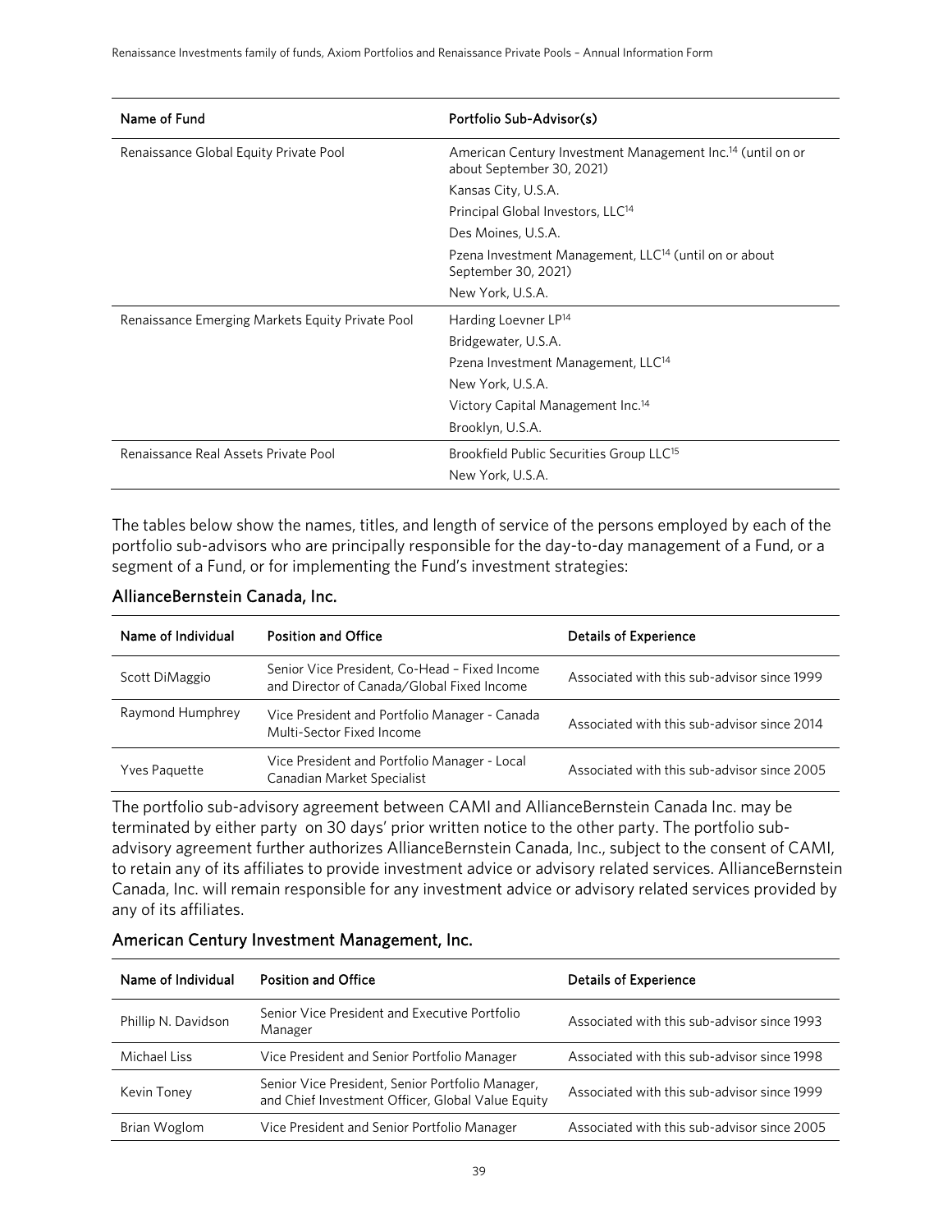| Name of Fund | Portfolio Sub-Advisor(s) |
| --- | --- |
| Renaissance Global Equity Private Pool | American Century Investment Management Inc.[14] (until on or about September 30, 2021)<br>Kansas City, U.S.A.<br>Principal Global Investors, LLC[14]<br>Des Moines, U.S.A.<br>Pzena Investment Management, LLC[14] (until on or about September 30, 2021)<br>New York, U.S.A. |
| Renaissance Emerging Markets Equity Private Pool | Harding Loevner LP[14]<br>Bridgewater, U.S.A.<br>Pzena Investment Management, LLC[14]<br>New York, U.S.A.<br>Victory Capital Management Inc.[14]<br>Brooklyn, U.S.A. |
| Renaissance Real Assets Private Pool | Brookfield Public Securities Group LLC[15]<br>New York, U.S.A. |

The tables below show the names, titles, and length of service of the persons employed by each of the portfolio sub-advisors who are principally responsible for the day-to-day management of a Fund, or a segment of a Fund, or for implementing the Fund's investment strategies:

### AllianceBernstein Canada, Inc.

| Name of Individual | Position and Office | Details of Experience |
| --- | --- | --- |
| Scott DiMaggio | Senior Vice President, Co-Head – Fixed Income and Director of Canada/Global Fixed Income | Associated with this sub-advisor since 1999 |
| Raymond Humphrey | Vice President and Portfolio Manager - Canada Multi-Sector Fixed Income | Associated with this sub-advisor since 2014 |
| Yves Paquette | Vice President and Portfolio Manager - Local Canadian Market Specialist | Associated with this sub-advisor since 2005 |

The portfolio sub-advisory agreement between CAMI and AllianceBernstein Canada Inc. may be terminated by either party on 30 days' prior written notice to the other party. The portfolio sub-advisory agreement further authorizes AllianceBernstein Canada, Inc., subject to the consent of CAMI, to retain any of its affiliates to provide investment advice or advisory related services. AllianceBernstein Canada, Inc. will remain responsible for any investment advice or advisory related services provided by any of its affiliates.

### American Century Investment Management, Inc.

| Name of Individual | Position and Office | Details of Experience |
| --- | --- | --- |
| Phillip N. Davidson | Senior Vice President and Executive Portfolio Manager | Associated with this sub-advisor since 1993 |
| Michael Liss | Vice President and Senior Portfolio Manager | Associated with this sub-advisor since 1998 |
| Kevin Toney | Senior Vice President, Senior Portfolio Manager, and Chief Investment Officer, Global Value Equity | Associated with this sub-advisor since 1999 |
| Brian Woglom | Vice President and Senior Portfolio Manager | Associated with this sub-advisor since 2005 |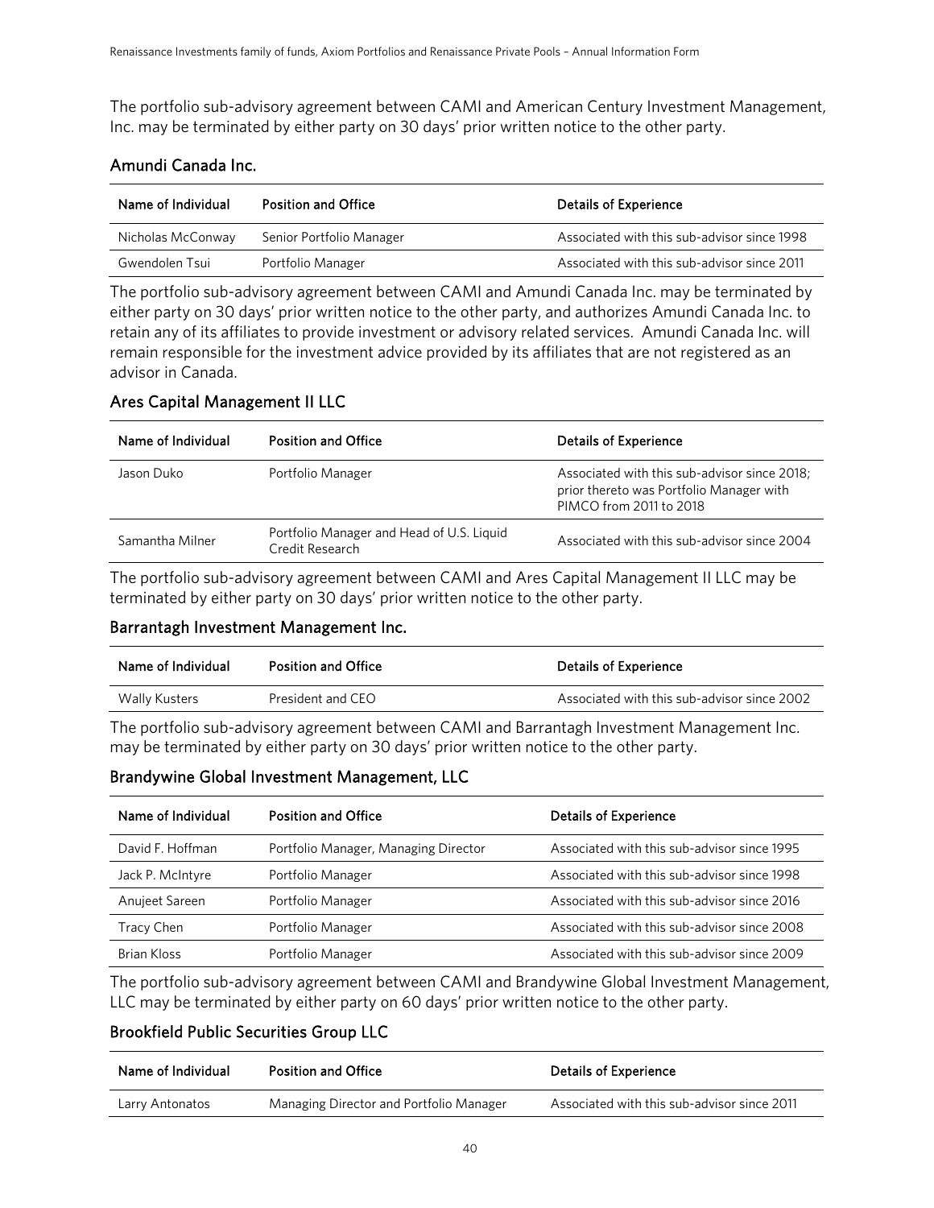The portfolio sub-advisory agreement between CAMI and American Century Investment Management, Inc. may be terminated by either party on 30 days' prior written notice to the other party.

### Amundi Canada Inc.

| Name of Individual | Position and Office | Details of Experience |
|---|---|---|
| Nicholas McConway | Senior Portfolio Manager | Associated with this sub-advisor since 1998 |
| Gwendolen Tsui | Portfolio Manager | Associated with this sub-advisor since 2011 |

The portfolio sub-advisory agreement between CAMI and Amundi Canada Inc. may be terminated by either party on 30 days' prior written notice to the other party, and authorizes Amundi Canada Inc. to retain any of its affiliates to provide investment or advisory related services. Amundi Canada Inc. will remain responsible for the investment advice provided by its affiliates that are not registered as an advisor in Canada.

### Ares Capital Management II LLC

| Name of Individual | Position and Office | Details of Experience |
|---|---|---|
| Jason Duko | Portfolio Manager | Associated with this sub-advisor since 2018; prior thereto was Portfolio Manager with PIMCO from 2011 to 2018 |
| Samantha Milner | Portfolio Manager and Head of U.S. Liquid Credit Research | Associated with this sub-advisor since 2004 |

The portfolio sub-advisory agreement between CAMI and Ares Capital Management II LLC may be terminated by either party on 30 days' prior written notice to the other party.

### Barrantagh Investment Management Inc.

| Name of Individual | Position and Office | Details of Experience |
|---|---|---|
| Wally Kusters | President and CEO | Associated with this sub-advisor since 2002 |

The portfolio sub-advisory agreement between CAMI and Barrantagh Investment Management Inc. may be terminated by either party on 30 days' prior written notice to the other party.

### Brandywine Global Investment Management, LLC

| Name of Individual | Position and Office | Details of Experience |
|---|---|---|
| David F. Hoffman | Portfolio Manager, Managing Director | Associated with this sub-advisor since 1995 |
| Jack P. McIntyre | Portfolio Manager | Associated with this sub-advisor since 1998 |
| Anujeet Sareen | Portfolio Manager | Associated with this sub-advisor since 2016 |
| Tracy Chen | Portfolio Manager | Associated with this sub-advisor since 2008 |
| Brian Kloss | Portfolio Manager | Associated with this sub-advisor since 2009 |

The portfolio sub-advisory agreement between CAMI and Brandywine Global Investment Management, LLC may be terminated by either party on 60 days' prior written notice to the other party.

### Brookfield Public Securities Group LLC

| Name of Individual | Position and Office | Details of Experience |
|---|---|---|
| Larry Antonatos | Managing Director and Portfolio Manager | Associated with this sub-advisor since 2011 |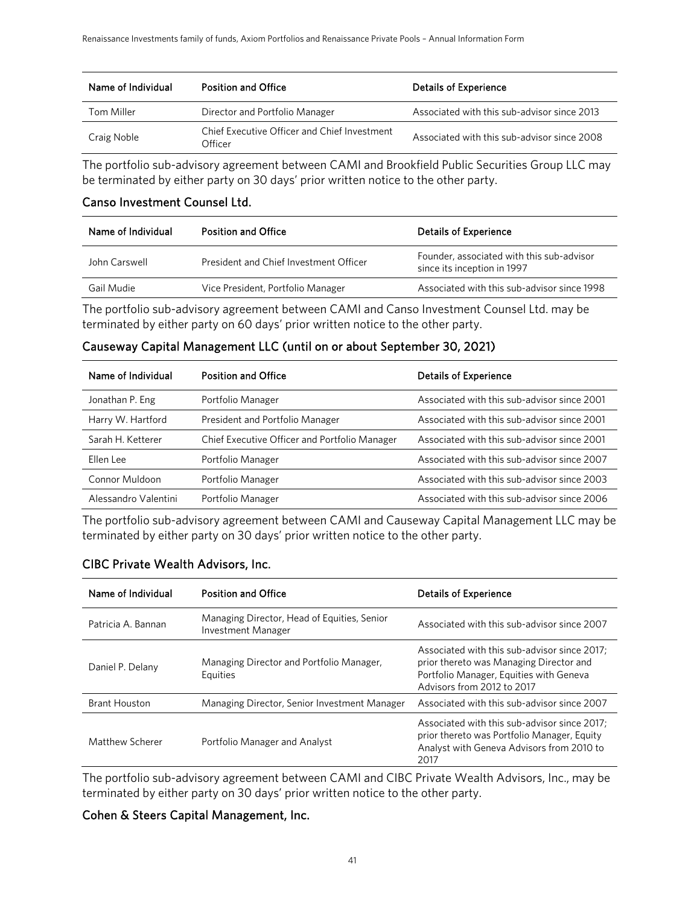| Name of Individual | Position and Office | Details of Experience |
| --- | --- | --- |
| Tom Miller | Director and Portfolio Manager | Associated with this sub-advisor since 2013 |
| Craig Noble | Chief Executive Officer and Chief Investment Officer | Associated with this sub-advisor since 2008 |

The portfolio sub-advisory agreement between CAMI and Brookfield Public Securities Group LLC may be terminated by either party on 30 days' prior written notice to the other party.

### Canso Investment Counsel Ltd.

| Name of Individual | Position and Office | Details of Experience |
| --- | --- | --- |
| John Carswell | President and Chief Investment Officer | Founder, associated with this sub-advisor since its inception in 1997 |
| Gail Mudie | Vice President, Portfolio Manager | Associated with this sub-advisor since 1998 |

The portfolio sub-advisory agreement between CAMI and Canso Investment Counsel Ltd. may be terminated by either party on 60 days' prior written notice to the other party.

### Causeway Capital Management LLC (until on or about September 30, 2021)

| Name of Individual | Position and Office | Details of Experience |
| --- | --- | --- |
| Jonathan P. Eng | Portfolio Manager | Associated with this sub-advisor since 2001 |
| Harry W. Hartford | President and Portfolio Manager | Associated with this sub-advisor since 2001 |
| Sarah H. Ketterer | Chief Executive Officer and Portfolio Manager | Associated with this sub-advisor since 2001 |
| Ellen Lee | Portfolio Manager | Associated with this sub-advisor since 2007 |
| Connor Muldoon | Portfolio Manager | Associated with this sub-advisor since 2003 |
| Alessandro Valentini | Portfolio Manager | Associated with this sub-advisor since 2006 |

The portfolio sub-advisory agreement between CAMI and Causeway Capital Management LLC may be terminated by either party on 30 days' prior written notice to the other party.

### CIBC Private Wealth Advisors, Inc.

| Name of Individual | Position and Office | Details of Experience |
| --- | --- | --- |
| Patricia A. Bannan | Managing Director, Head of Equities, Senior Investment Manager | Associated with this sub-advisor since 2007 |
| Daniel P. Delany | Managing Director and Portfolio Manager, Equities | Associated with this sub-advisor since 2017; prior thereto was Managing Director and Portfolio Manager, Equities with Geneva Advisors from 2012 to 2017 |
| Brant Houston | Managing Director, Senior Investment Manager | Associated with this sub-advisor since 2007 |
| Matthew Scherer | Portfolio Manager and Analyst | Associated with this sub-advisor since 2017; prior thereto was Portfolio Manager, Equity Analyst with Geneva Advisors from 2010 to 2017 |

The portfolio sub-advisory agreement between CAMI and CIBC Private Wealth Advisors, Inc., may be terminated by either party on 30 days' prior written notice to the other party.

### Cohen & Steers Capital Management, Inc.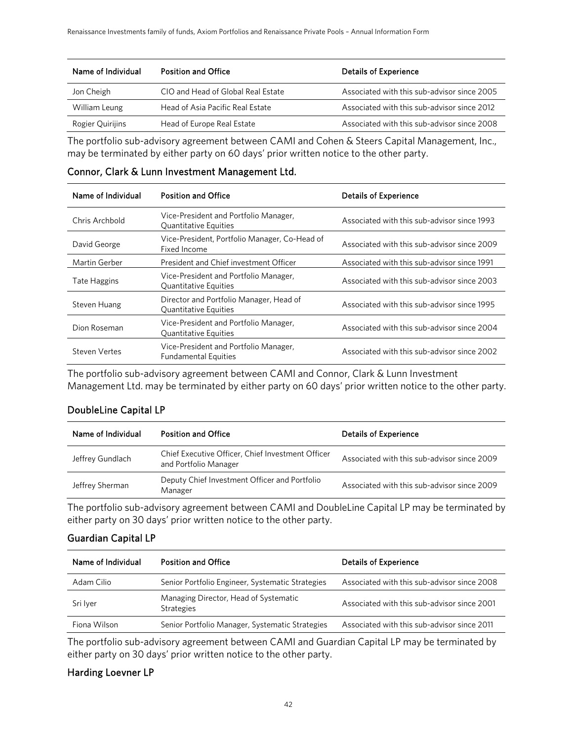| Name of Individual | Position and Office | Details of Experience |
|---|---|---|
| Jon Cheigh | CIO and Head of Global Real Estate | Associated with this sub-advisor since 2005 |
| William Leung | Head of Asia Pacific Real Estate | Associated with this sub-advisor since 2012 |
| Rogier Quirijins | Head of Europe Real Estate | Associated with this sub-advisor since 2008 |

The portfolio sub-advisory agreement between CAMI and Cohen & Steers Capital Management, Inc., may be terminated by either party on 60 days' prior written notice to the other party.

### Connor, Clark & Lunn Investment Management Ltd.

| Name of Individual | Position and Office | Details of Experience |
|---|---|---|
| Chris Archbold | Vice-President and Portfolio Manager, Quantitative Equities | Associated with this sub-advisor since 1993 |
| David George | Vice-President, Portfolio Manager, Co-Head of Fixed Income | Associated with this sub-advisor since 2009 |
| Martin Gerber | President and Chief investment Officer | Associated with this sub-advisor since 1991 |
| Tate Haggins | Vice-President and Portfolio Manager, Quantitative Equities | Associated with this sub-advisor since 2003 |
| Steven Huang | Director and Portfolio Manager, Head of Quantitative Equities | Associated with this sub-advisor since 1995 |
| Dion Roseman | Vice-President and Portfolio Manager, Quantitative Equities | Associated with this sub-advisor since 2004 |
| Steven Vertes | Vice-President and Portfolio Manager, Fundamental Equities | Associated with this sub-advisor since 2002 |

The portfolio sub-advisory agreement between CAMI and Connor, Clark & Lunn Investment Management Ltd. may be terminated by either party on 60 days' prior written notice to the other party.

### DoubleLine Capital LP

| Name of Individual | Position and Office | Details of Experience |
|---|---|---|
| Jeffrey Gundlach | Chief Executive Officer, Chief Investment Officer and Portfolio Manager | Associated with this sub-advisor since 2009 |
| Jeffrey Sherman | Deputy Chief Investment Officer and Portfolio Manager | Associated with this sub-advisor since 2009 |

The portfolio sub-advisory agreement between CAMI and DoubleLine Capital LP may be terminated by either party on 30 days' prior written notice to the other party.

### Guardian Capital LP

| Name of Individual | Position and Office | Details of Experience |
|---|---|---|
| Adam Cilio | Senior Portfolio Engineer, Systematic Strategies | Associated with this sub-advisor since 2008 |
| Sri Iyer | Managing Director, Head of Systematic Strategies | Associated with this sub-advisor since 2001 |
| Fiona Wilson | Senior Portfolio Manager, Systematic Strategies | Associated with this sub-advisor since 2011 |

The portfolio sub-advisory agreement between CAMI and Guardian Capital LP may be terminated by either party on 30 days' prior written notice to the other party.

### Harding Loevner LP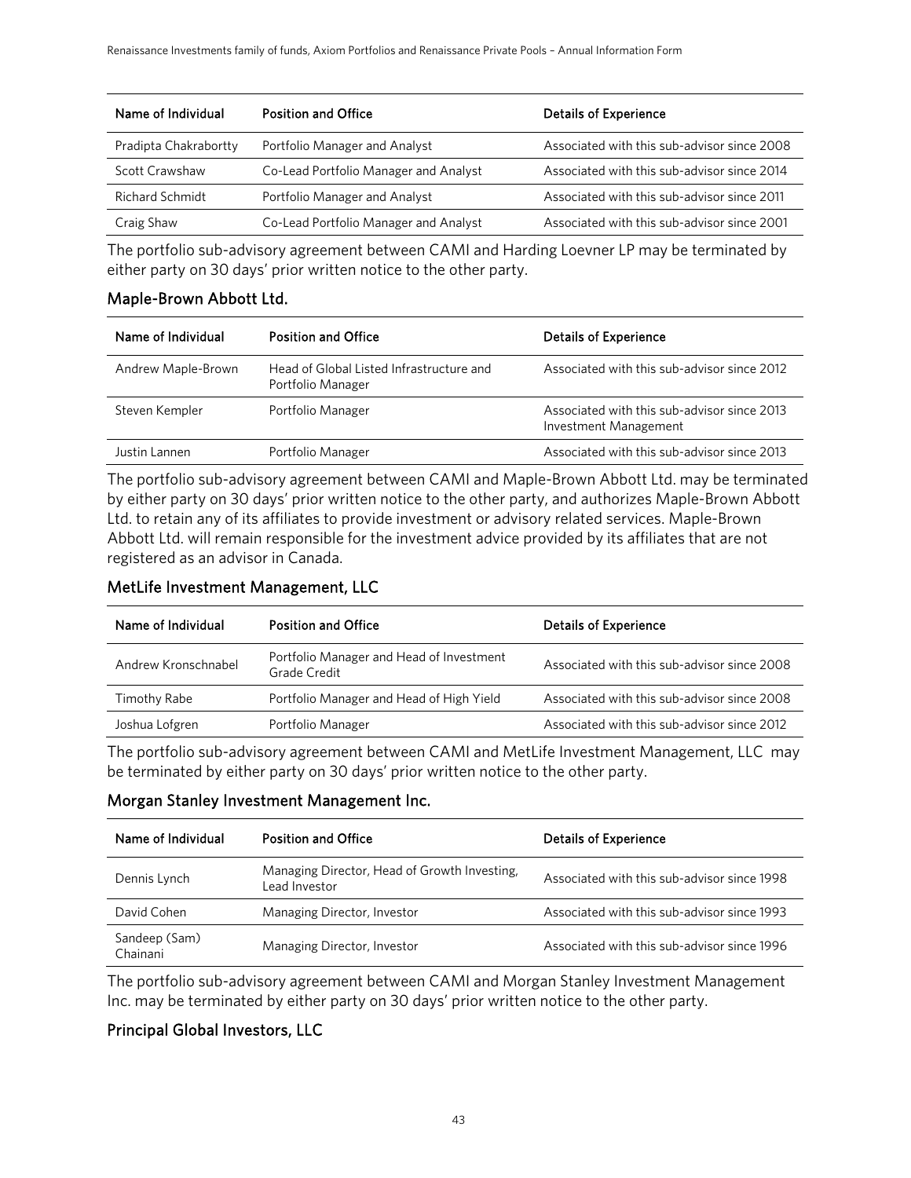| Name of Individual | Position and Office | Details of Experience |
|---|---|---|
| Pradipta Chakrabortty | Portfolio Manager and Analyst | Associated with this sub-advisor since 2008 |
| Scott Crawshaw | Co-Lead Portfolio Manager and Analyst | Associated with this sub-advisor since 2014 |
| Richard Schmidt | Portfolio Manager and Analyst | Associated with this sub-advisor since 2011 |
| Craig Shaw | Co-Lead Portfolio Manager and Analyst | Associated with this sub-advisor since 2001 |

The portfolio sub-advisory agreement between CAMI and Harding Loevner LP may be terminated by either party on 30 days' prior written notice to the other party.

### Maple-Brown Abbott Ltd.

| Name of Individual | Position and Office | Details of Experience |
|---|---|---|
| Andrew Maple-Brown | Head of Global Listed Infrastructure and Portfolio Manager | Associated with this sub-advisor since 2012 |
| Steven Kempler | Portfolio Manager | Associated with this sub-advisor since 2013 Investment Management |
| Justin Lannen | Portfolio Manager | Associated with this sub-advisor since 2013 |

The portfolio sub-advisory agreement between CAMI and Maple-Brown Abbott Ltd. may be terminated by either party on 30 days' prior written notice to the other party, and authorizes Maple-Brown Abbott Ltd. to retain any of its affiliates to provide investment or advisory related services. Maple-Brown Abbott Ltd. will remain responsible for the investment advice provided by its affiliates that are not registered as an advisor in Canada.

### MetLife Investment Management, LLC

| Name of Individual | Position and Office | Details of Experience |
|---|---|---|
| Andrew Kronschnabel | Portfolio Manager and Head of Investment Grade Credit | Associated with this sub-advisor since 2008 |
| Timothy Rabe | Portfolio Manager and Head of High Yield | Associated with this sub-advisor since 2008 |
| Joshua Lofgren | Portfolio Manager | Associated with this sub-advisor since 2012 |

The portfolio sub-advisory agreement between CAMI and MetLife Investment Management, LLC may be terminated by either party on 30 days' prior written notice to the other party.

### Morgan Stanley Investment Management Inc.

| Name of Individual | Position and Office | Details of Experience |
|---|---|---|
| Dennis Lynch | Managing Director, Head of Growth Investing, Lead Investor | Associated with this sub-advisor since 1998 |
| David Cohen | Managing Director, Investor | Associated with this sub-advisor since 1993 |
| Sandeep (Sam) Chainani | Managing Director, Investor | Associated with this sub-advisor since 1996 |

The portfolio sub-advisory agreement between CAMI and Morgan Stanley Investment Management Inc. may be terminated by either party on 30 days' prior written notice to the other party.

### Principal Global Investors, LLC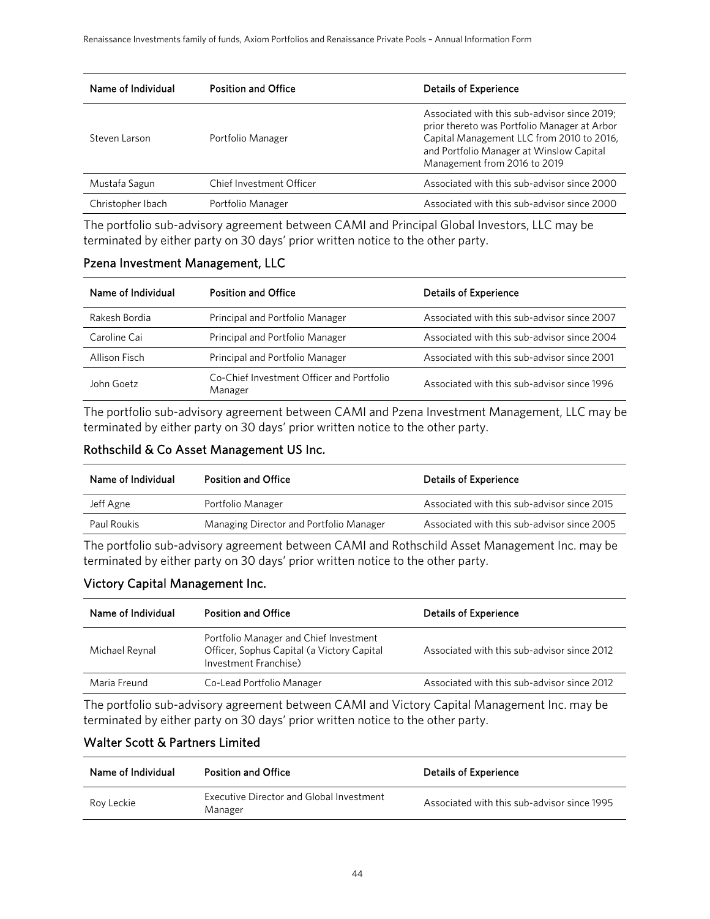| Name of Individual | Position and Office | Details of Experience |
|---|---|---|
| Steven Larson | Portfolio Manager | Associated with this sub-advisor since 2019; prior thereto was Portfolio Manager at Arbor Capital Management LLC from 2010 to 2016, and Portfolio Manager at Winslow Capital Management from 2016 to 2019 |
| Mustafa Sagun | Chief Investment Officer | Associated with this sub-advisor since 2000 |
| Christopher Ibach | Portfolio Manager | Associated with this sub-advisor since 2000 |

The portfolio sub-advisory agreement between CAMI and Principal Global Investors, LLC may be terminated by either party on 30 days' prior written notice to the other party.

### Pzena Investment Management, LLC

| Name of Individual | Position and Office | Details of Experience |
|---|---|---|
| Rakesh Bordia | Principal and Portfolio Manager | Associated with this sub-advisor since 2007 |
| Caroline Cai | Principal and Portfolio Manager | Associated with this sub-advisor since 2004 |
| Allison Fisch | Principal and Portfolio Manager | Associated with this sub-advisor since 2001 |
| John Goetz | Co-Chief Investment Officer and Portfolio Manager | Associated with this sub-advisor since 1996 |

The portfolio sub-advisory agreement between CAMI and Pzena Investment Management, LLC may be terminated by either party on 30 days' prior written notice to the other party.

### Rothschild & Co Asset Management US Inc.

| Name of Individual | Position and Office | Details of Experience |
|---|---|---|
| Jeff Agne | Portfolio Manager | Associated with this sub-advisor since 2015 |
| Paul Roukis | Managing Director and Portfolio Manager | Associated with this sub-advisor since 2005 |

The portfolio sub-advisory agreement between CAMI and Rothschild Asset Management Inc. may be terminated by either party on 30 days' prior written notice to the other party.

### Victory Capital Management Inc.

| Name of Individual | Position and Office | Details of Experience |
|---|---|---|
| Michael Reynal | Portfolio Manager and Chief Investment Officer, Sophus Capital (a Victory Capital Investment Franchise) | Associated with this sub-advisor since 2012 |
| Maria Freund | Co-Lead Portfolio Manager | Associated with this sub-advisor since 2012 |

The portfolio sub-advisory agreement between CAMI and Victory Capital Management Inc. may be terminated by either party on 30 days' prior written notice to the other party.

### Walter Scott & Partners Limited

| Name of Individual | Position and Office | Details of Experience |
|---|---|---|
| Roy Leckie | Executive Director and Global Investment Manager | Associated with this sub-advisor since 1995 |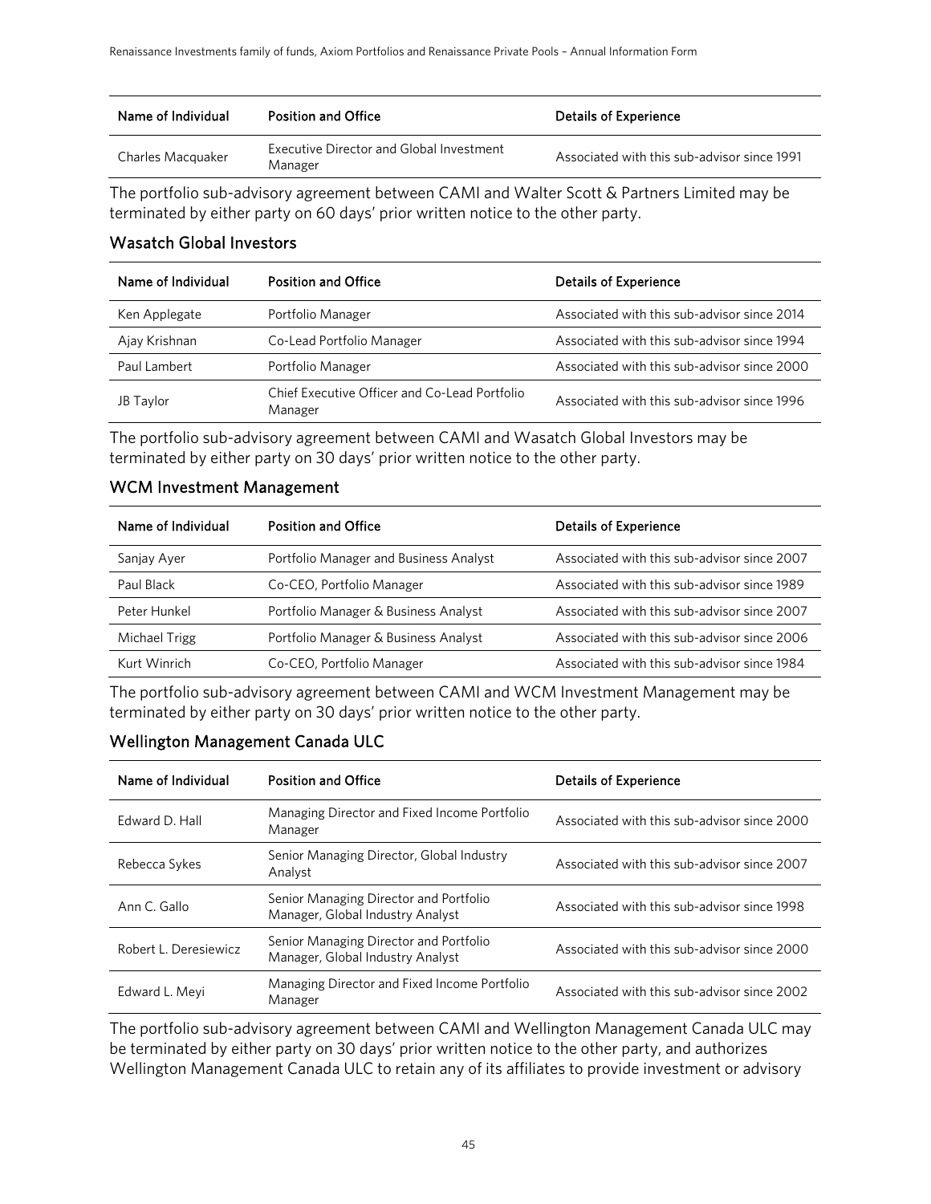| Name of Individual | Position and Office | Details of Experience |
| --- | --- | --- |
| Charles Macquaker | Executive Director and Global Investment Manager | Associated with this sub-advisor since 1991 |

The portfolio sub-advisory agreement between CAMI and Walter Scott & Partners Limited may be terminated by either party on 60 days' prior written notice to the other party.

### Wasatch Global Investors

| Name of Individual | Position and Office | Details of Experience |
| --- | --- | --- |
| Ken Applegate | Portfolio Manager | Associated with this sub-advisor since 2014 |
| Ajay Krishnan | Co-Lead Portfolio Manager | Associated with this sub-advisor since 1994 |
| Paul Lambert | Portfolio Manager | Associated with this sub-advisor since 2000 |
| JB Taylor | Chief Executive Officer and Co-Lead Portfolio Manager | Associated with this sub-advisor since 1996 |

The portfolio sub-advisory agreement between CAMI and Wasatch Global Investors may be terminated by either party on 30 days' prior written notice to the other party.

### WCM Investment Management

| Name of Individual | Position and Office | Details of Experience |
| --- | --- | --- |
| Sanjay Ayer | Portfolio Manager and Business Analyst | Associated with this sub-advisor since 2007 |
| Paul Black | Co-CEO, Portfolio Manager | Associated with this sub-advisor since 1989 |
| Peter Hunkel | Portfolio Manager & Business Analyst | Associated with this sub-advisor since 2007 |
| Michael Trigg | Portfolio Manager & Business Analyst | Associated with this sub-advisor since 2006 |
| Kurt Winrich | Co-CEO, Portfolio Manager | Associated with this sub-advisor since 1984 |

The portfolio sub-advisory agreement between CAMI and WCM Investment Management may be terminated by either party on 30 days' prior written notice to the other party.

### Wellington Management Canada ULC

| Name of Individual | Position and Office | Details of Experience |
| --- | --- | --- |
| Edward D. Hall | Managing Director and Fixed Income Portfolio Manager | Associated with this sub-advisor since 2000 |
| Rebecca Sykes | Senior Managing Director, Global Industry Analyst | Associated with this sub-advisor since 2007 |
| Ann C. Gallo | Senior Managing Director and Portfolio Manager, Global Industry Analyst | Associated with this sub-advisor since 1998 |
| Robert L. Deresiewicz | Senior Managing Director and Portfolio Manager, Global Industry Analyst | Associated with this sub-advisor since 2000 |
| Edward L. Meyi | Managing Director and Fixed Income Portfolio Manager | Associated with this sub-advisor since 2002 |

The portfolio sub-advisory agreement between CAMI and Wellington Management Canada ULC may be terminated by either party on 30 days' prior written notice to the other party, and authorizes Wellington Management Canada ULC to retain any of its affiliates to provide investment or advisory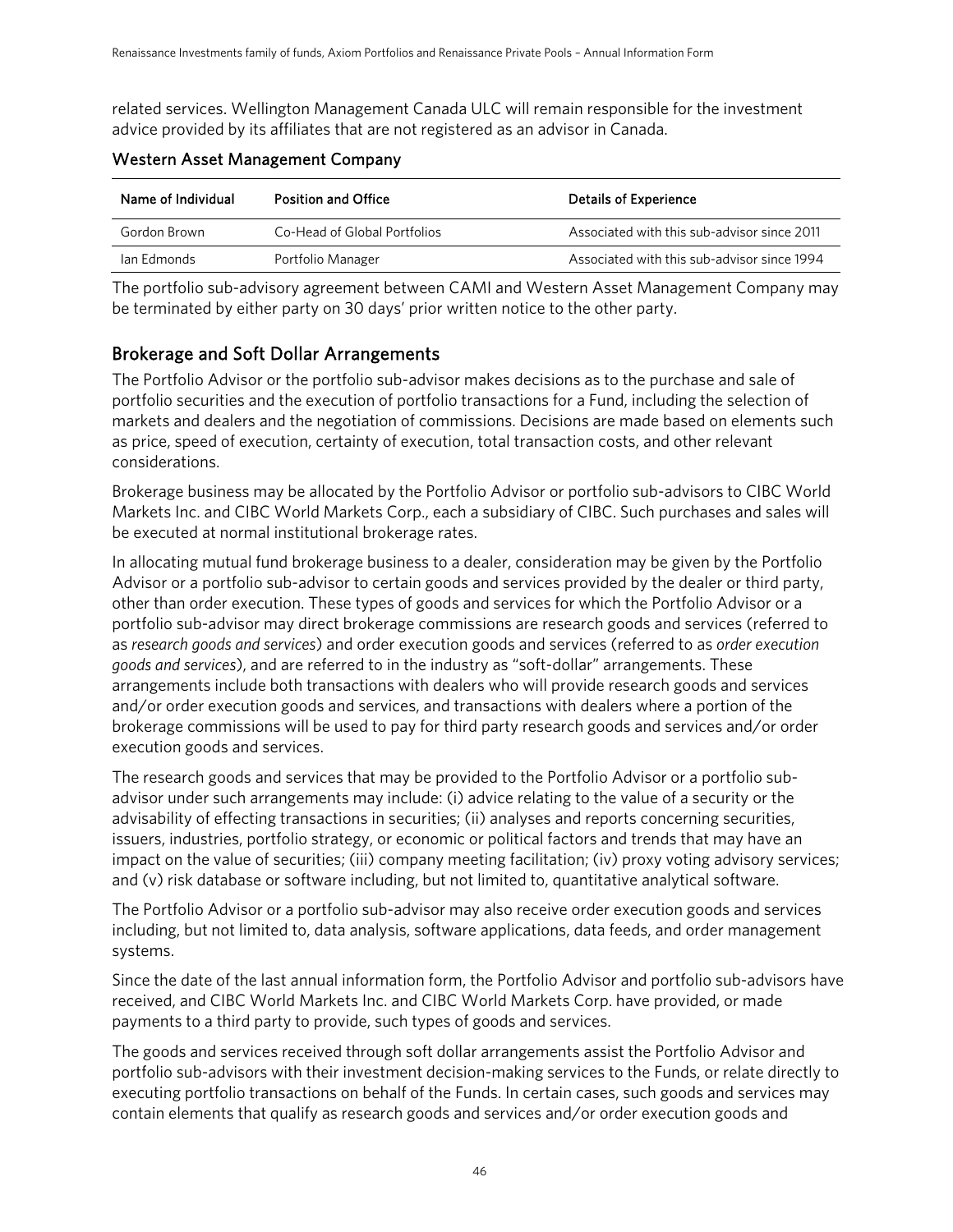related services. Wellington Management Canada ULC will remain responsible for the investment advice provided by its affiliates that are not registered as an advisor in Canada.

### Western Asset Management Company

| Name of Individual | Position and Office | Details of Experience |
|---|---|---|
| Gordon Brown | Co-Head of Global Portfolios | Associated with this sub-advisor since 2011 |
| Ian Edmonds | Portfolio Manager | Associated with this sub-advisor since 1994 |

The portfolio sub-advisory agreement between CAMI and Western Asset Management Company may be terminated by either party on 30 days' prior written notice to the other party.

## Brokerage and Soft Dollar Arrangements

The Portfolio Advisor or the portfolio sub-advisor makes decisions as to the purchase and sale of portfolio securities and the execution of portfolio transactions for a Fund, including the selection of markets and dealers and the negotiation of commissions. Decisions are made based on elements such as price, speed of execution, certainty of execution, total transaction costs, and other relevant considerations.

Brokerage business may be allocated by the Portfolio Advisor or portfolio sub-advisors to CIBC World Markets Inc. and CIBC World Markets Corp., each a subsidiary of CIBC. Such purchases and sales will be executed at normal institutional brokerage rates.

In allocating mutual fund brokerage business to a dealer, consideration may be given by the Portfolio Advisor or a portfolio sub-advisor to certain goods and services provided by the dealer or third party, other than order execution. These types of goods and services for which the Portfolio Advisor or a portfolio sub-advisor may direct brokerage commissions are research goods and services (referred to as *research goods and services*) and order execution goods and services (referred to as *order execution goods and services*), and are referred to in the industry as "soft-dollar" arrangements. These arrangements include both transactions with dealers who will provide research goods and services and/or order execution goods and services, and transactions with dealers where a portion of the brokerage commissions will be used to pay for third party research goods and services and/or order execution goods and services.

The research goods and services that may be provided to the Portfolio Advisor or a portfolio sub-advisor under such arrangements may include: (i) advice relating to the value of a security or the advisability of effecting transactions in securities; (ii) analyses and reports concerning securities, issuers, industries, portfolio strategy, or economic or political factors and trends that may have an impact on the value of securities; (iii) company meeting facilitation; (iv) proxy voting advisory services; and (v) risk database or software including, but not limited to, quantitative analytical software.

The Portfolio Advisor or a portfolio sub-advisor may also receive order execution goods and services including, but not limited to, data analysis, software applications, data feeds, and order management systems.

Since the date of the last annual information form, the Portfolio Advisor and portfolio sub-advisors have received, and CIBC World Markets Inc. and CIBC World Markets Corp. have provided, or made payments to a third party to provide, such types of goods and services.

The goods and services received through soft dollar arrangements assist the Portfolio Advisor and portfolio sub-advisors with their investment decision-making services to the Funds, or relate directly to executing portfolio transactions on behalf of the Funds. In certain cases, such goods and services may contain elements that qualify as research goods and services and/or order execution goods and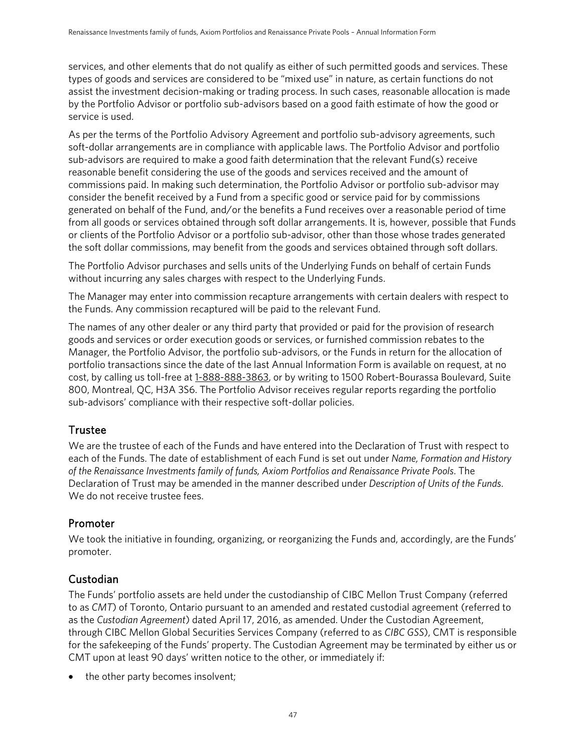services, and other elements that do not qualify as either of such permitted goods and services. These types of goods and services are considered to be "mixed use" in nature, as certain functions do not assist the investment decision-making or trading process. In such cases, reasonable allocation is made by the Portfolio Advisor or portfolio sub-advisors based on a good faith estimate of how the good or service is used.

As per the terms of the Portfolio Advisory Agreement and portfolio sub-advisory agreements, such soft-dollar arrangements are in compliance with applicable laws. The Portfolio Advisor and portfolio sub-advisors are required to make a good faith determination that the relevant Fund(s) receive reasonable benefit considering the use of the goods and services received and the amount of commissions paid. In making such determination, the Portfolio Advisor or portfolio sub-advisor may consider the benefit received by a Fund from a specific good or service paid for by commissions generated on behalf of the Fund, and/or the benefits a Fund receives over a reasonable period of time from all goods or services obtained through soft dollar arrangements. It is, however, possible that Funds or clients of the Portfolio Advisor or a portfolio sub-advisor, other than those whose trades generated the soft dollar commissions, may benefit from the goods and services obtained through soft dollars.

The Portfolio Advisor purchases and sells units of the Underlying Funds on behalf of certain Funds without incurring any sales charges with respect to the Underlying Funds.

The Manager may enter into commission recapture arrangements with certain dealers with respect to the Funds. Any commission recaptured will be paid to the relevant Fund.

The names of any other dealer or any third party that provided or paid for the provision of research goods and services or order execution goods or services, or furnished commission rebates to the Manager, the Portfolio Advisor, the portfolio sub-advisors, or the Funds in return for the allocation of portfolio transactions since the date of the last Annual Information Form is available on request, at no cost, by calling us toll-free at 1-888-888-3863, or by writing to 1500 Robert-Bourassa Boulevard, Suite 800, Montreal, QC, H3A 3S6. The Portfolio Advisor receives regular reports regarding the portfolio sub-advisors' compliance with their respective soft-dollar policies.

## Trustee

We are the trustee of each of the Funds and have entered into the Declaration of Trust with respect to each of the Funds. The date of establishment of each Fund is set out under *Name, Formation and History of the Renaissance Investments family of funds, Axiom Portfolios and Renaissance Private Pools*. The Declaration of Trust may be amended in the manner described under *Description of Units of the Funds*. We do not receive trustee fees.

## Promoter

We took the initiative in founding, organizing, or reorganizing the Funds and, accordingly, are the Funds' promoter.

## Custodian

The Funds' portfolio assets are held under the custodianship of CIBC Mellon Trust Company (referred to as *CMT*) of Toronto, Ontario pursuant to an amended and restated custodial agreement (referred to as the *Custodian Agreement*) dated April 17, 2016, as amended. Under the Custodian Agreement, through CIBC Mellon Global Securities Services Company (referred to as *CIBC GSS*), CMT is responsible for the safekeeping of the Funds' property. The Custodian Agreement may be terminated by either us or CMT upon at least 90 days' written notice to the other, or immediately if:

- the other party becomes insolvent;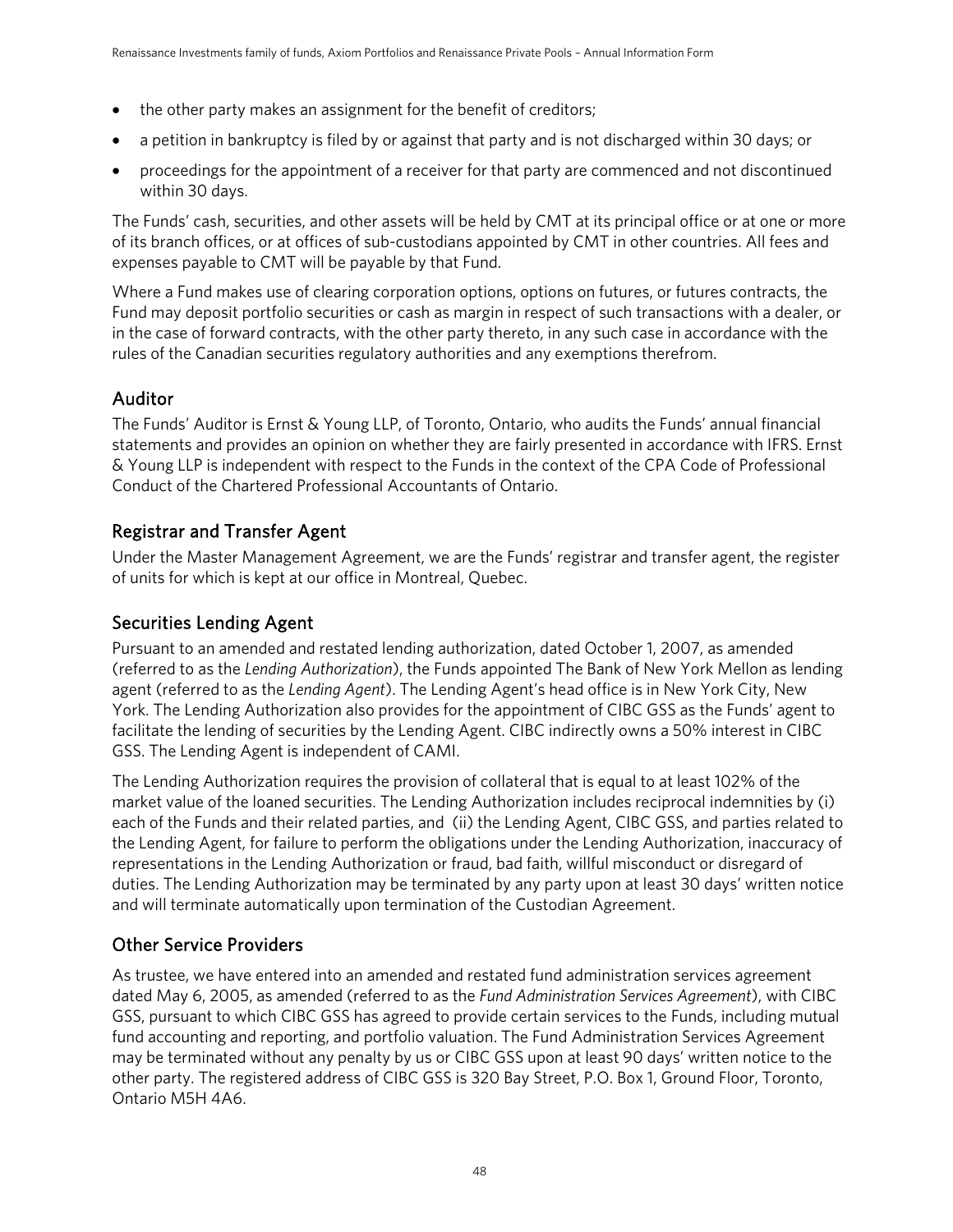- the other party makes an assignment for the benefit of creditors;
- a petition in bankruptcy is filed by or against that party and is not discharged within 30 days; or
- proceedings for the appointment of a receiver for that party are commenced and not discontinued within 30 days.

The Funds' cash, securities, and other assets will be held by CMT at its principal office or at one or more of its branch offices, or at offices of sub-custodians appointed by CMT in other countries. All fees and expenses payable to CMT will be payable by that Fund.

Where a Fund makes use of clearing corporation options, options on futures, or futures contracts, the Fund may deposit portfolio securities or cash as margin in respect of such transactions with a dealer, or in the case of forward contracts, with the other party thereto, in any such case in accordance with the rules of the Canadian securities regulatory authorities and any exemptions therefrom.

## Auditor

The Funds' Auditor is Ernst & Young LLP, of Toronto, Ontario, who audits the Funds' annual financial statements and provides an opinion on whether they are fairly presented in accordance with IFRS. Ernst & Young LLP is independent with respect to the Funds in the context of the CPA Code of Professional Conduct of the Chartered Professional Accountants of Ontario.

## Registrar and Transfer Agent

Under the Master Management Agreement, we are the Funds' registrar and transfer agent, the register of units for which is kept at our office in Montreal, Quebec.

## Securities Lending Agent

Pursuant to an amended and restated lending authorization, dated October 1, 2007, as amended (referred to as the *Lending Authorization*), the Funds appointed The Bank of New York Mellon as lending agent (referred to as the *Lending Agent*). The Lending Agent's head office is in New York City, New York. The Lending Authorization also provides for the appointment of CIBC GSS as the Funds' agent to facilitate the lending of securities by the Lending Agent. CIBC indirectly owns a 50% interest in CIBC GSS. The Lending Agent is independent of CAMI.

The Lending Authorization requires the provision of collateral that is equal to at least 102% of the market value of the loaned securities. The Lending Authorization includes reciprocal indemnities by (i) each of the Funds and their related parties, and (ii) the Lending Agent, CIBC GSS, and parties related to the Lending Agent, for failure to perform the obligations under the Lending Authorization, inaccuracy of representations in the Lending Authorization or fraud, bad faith, willful misconduct or disregard of duties. The Lending Authorization may be terminated by any party upon at least 30 days' written notice and will terminate automatically upon termination of the Custodian Agreement.

## Other Service Providers

As trustee, we have entered into an amended and restated fund administration services agreement dated May 6, 2005, as amended (referred to as the *Fund Administration Services Agreement*), with CIBC GSS, pursuant to which CIBC GSS has agreed to provide certain services to the Funds, including mutual fund accounting and reporting, and portfolio valuation. The Fund Administration Services Agreement may be terminated without any penalty by us or CIBC GSS upon at least 90 days' written notice to the other party. The registered address of CIBC GSS is 320 Bay Street, P.O. Box 1, Ground Floor, Toronto, Ontario M5H 4A6.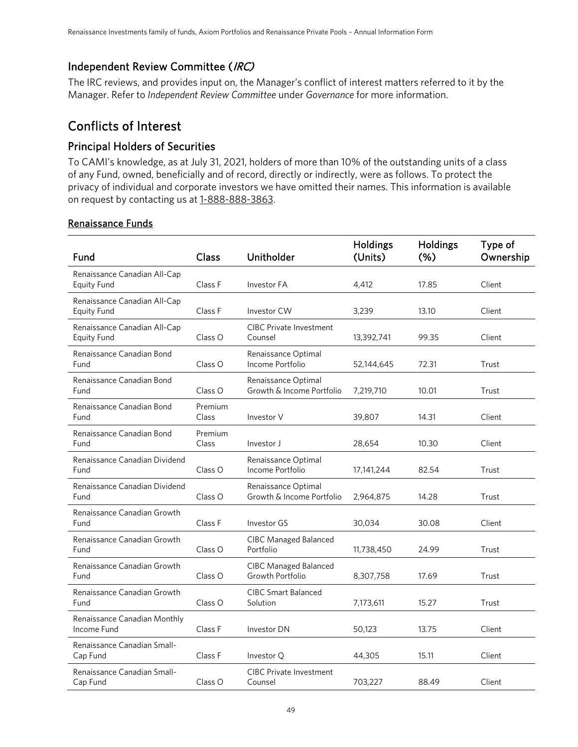## Independent Review Committee (*IRC)*

The IRC reviews, and provides input on, the Manager's conflict of interest matters referred to it by the Manager. Refer to *Independent Review Committee* under *Governance* for more information.

# Conflicts of Interest

## Principal Holders of Securities

To CAMI's knowledge, as at July 31, 2021, holders of more than 10% of the outstanding units of a class of any Fund, owned, beneficially and of record, directly or indirectly, were as follows. To protect the privacy of individual and corporate investors we have omitted their names. This information is available on request by contacting us at 1-888-888-3863.

### Renaissance Funds

| Fund | Class | Unitholder | Holdings (Units) | Holdings (%) | Type of Ownership |
|---|---|---|---|---|---|
| Renaissance Canadian All-Cap Equity Fund | Class F | Investor FA | 4,412 | 17.85 | Client |
| Renaissance Canadian All-Cap Equity Fund | Class F | Investor CW | 3,239 | 13.10 | Client |
| Renaissance Canadian All-Cap Equity Fund | Class O | CIBC Private Investment Counsel | 13,392,741 | 99.35 | Client |
| Renaissance Canadian Bond Fund | Class O | Renaissance Optimal Income Portfolio | 52,144,645 | 72.31 | Trust |
| Renaissance Canadian Bond Fund | Class O | Renaissance Optimal Growth & Income Portfolio | 7,219,710 | 10.01 | Trust |
| Renaissance Canadian Bond Fund | Premium Class | Investor V | 39,807 | 14.31 | Client |
| Renaissance Canadian Bond Fund | Premium Class | Investor J | 28,654 | 10.30 | Client |
| Renaissance Canadian Dividend Fund | Class O | Renaissance Optimal Income Portfolio | 17,141,244 | 82.54 | Trust |
| Renaissance Canadian Dividend Fund | Class O | Renaissance Optimal Growth & Income Portfolio | 2,964,875 | 14.28 | Trust |
| Renaissance Canadian Growth Fund | Class F | Investor GS | 30,034 | 30.08 | Client |
| Renaissance Canadian Growth Fund | Class O | CIBC Managed Balanced Portfolio | 11,738,450 | 24.99 | Trust |
| Renaissance Canadian Growth Fund | Class O | CIBC Managed Balanced Growth Portfolio | 8,307,758 | 17.69 | Trust |
| Renaissance Canadian Growth Fund | Class O | CIBC Smart Balanced Solution | 7,173,611 | 15.27 | Trust |
| Renaissance Canadian Monthly Income Fund | Class F | Investor DN | 50,123 | 13.75 | Client |
| Renaissance Canadian Small-Cap Fund | Class F | Investor Q | 44,305 | 15.11 | Client |
| Renaissance Canadian Small-Cap Fund | Class O | CIBC Private Investment Counsel | 703,227 | 88.49 | Client |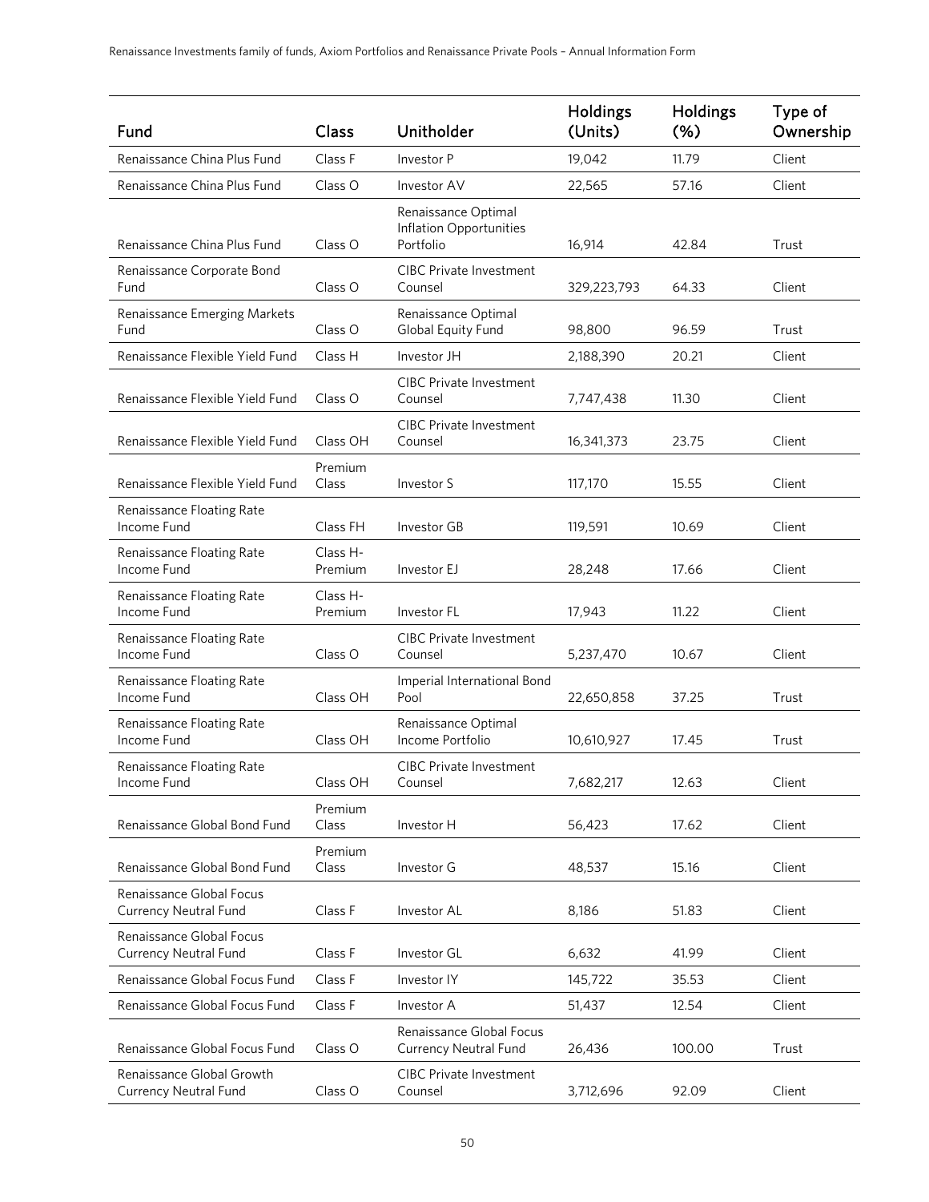| Fund | Class | Unitholder | Holdings (Units) | Holdings (%) | Type of Ownership |
|---|---|---|---|---|---|
| Renaissance China Plus Fund | Class F | Investor P | 19,042 | 11.79 | Client |
| Renaissance China Plus Fund | Class O | Investor AV | 22,565 | 57.16 | Client |
| Renaissance China Plus Fund | Class O | Renaissance Optimal Inflation Opportunities Portfolio | 16,914 | 42.84 | Trust |
| Renaissance Corporate Bond Fund | Class O | CIBC Private Investment Counsel | 329,223,793 | 64.33 | Client |
| Renaissance Emerging Markets Fund | Class O | Renaissance Optimal Global Equity Fund | 98,800 | 96.59 | Trust |
| Renaissance Flexible Yield Fund | Class H | Investor JH | 2,188,390 | 20.21 | Client |
| Renaissance Flexible Yield Fund | Class O | CIBC Private Investment Counsel | 7,747,438 | 11.30 | Client |
| Renaissance Flexible Yield Fund | Class OH | CIBC Private Investment Counsel | 16,341,373 | 23.75 | Client |
| Renaissance Flexible Yield Fund | Premium Class | Investor S | 117,170 | 15.55 | Client |
| Renaissance Floating Rate Income Fund | Class FH | Investor GB | 119,591 | 10.69 | Client |
| Renaissance Floating Rate Income Fund | Class H-Premium | Investor EJ | 28,248 | 17.66 | Client |
| Renaissance Floating Rate Income Fund | Class H-Premium | Investor FL | 17,943 | 11.22 | Client |
| Renaissance Floating Rate Income Fund | Class O | CIBC Private Investment Counsel | 5,237,470 | 10.67 | Client |
| Renaissance Floating Rate Income Fund | Class OH | Imperial International Bond Pool | 22,650,858 | 37.25 | Trust |
| Renaissance Floating Rate Income Fund | Class OH | Renaissance Optimal Income Portfolio | 10,610,927 | 17.45 | Trust |
| Renaissance Floating Rate Income Fund | Class OH | CIBC Private Investment Counsel | 7,682,217 | 12.63 | Client |
| Renaissance Global Bond Fund | Premium Class | Investor H | 56,423 | 17.62 | Client |
| Renaissance Global Bond Fund | Premium Class | Investor G | 48,537 | 15.16 | Client |
| Renaissance Global Focus Currency Neutral Fund | Class F | Investor AL | 8,186 | 51.83 | Client |
| Renaissance Global Focus Currency Neutral Fund | Class F | Investor GL | 6,632 | 41.99 | Client |
| Renaissance Global Focus Fund | Class F | Investor IY | 145,722 | 35.53 | Client |
| Renaissance Global Focus Fund | Class F | Investor A | 51,437 | 12.54 | Client |
| Renaissance Global Focus Fund | Class O | Renaissance Global Focus Currency Neutral Fund | 26,436 | 100.00 | Trust |
| Renaissance Global Growth Currency Neutral Fund | Class O | CIBC Private Investment Counsel | 3,712,696 | 92.09 | Client |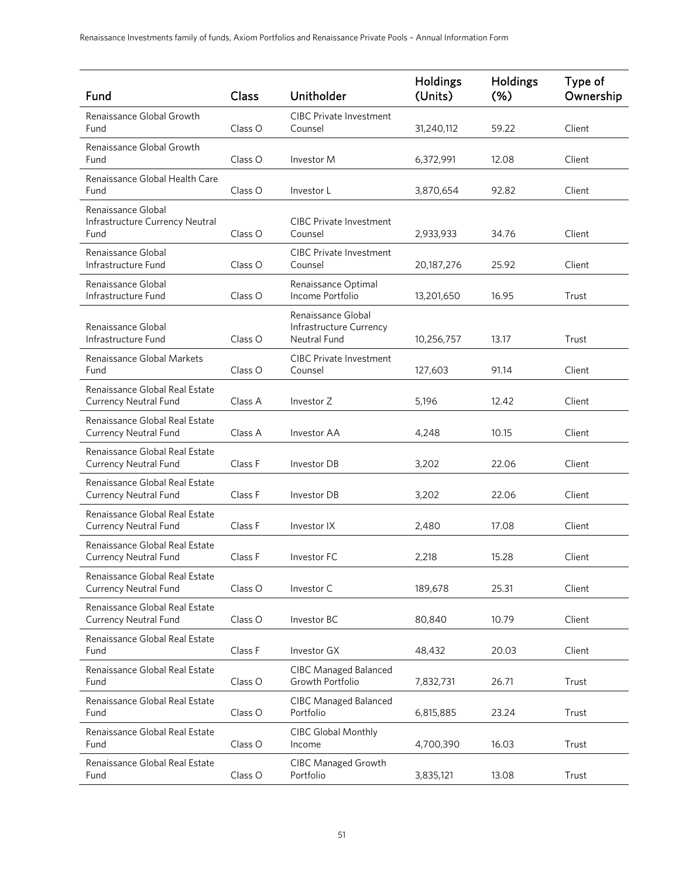| Fund | Class | Unitholder | Holdings (Units) | Holdings (%) | Type of Ownership |
|---|---|---|---|---|---|
| Renaissance Global Growth Fund | Class O | CIBC Private Investment Counsel | 31,240,112 | 59.22 | Client |
| Renaissance Global Growth Fund | Class O | Investor M | 6,372,991 | 12.08 | Client |
| Renaissance Global Health Care Fund | Class O | Investor L | 3,870,654 | 92.82 | Client |
| Renaissance Global Infrastructure Currency Neutral Fund | Class O | CIBC Private Investment Counsel | 2,933,933 | 34.76 | Client |
| Renaissance Global Infrastructure Fund | Class O | CIBC Private Investment Counsel | 20,187,276 | 25.92 | Client |
| Renaissance Global Infrastructure Fund | Class O | Renaissance Optimal Income Portfolio | 13,201,650 | 16.95 | Trust |
| Renaissance Global Infrastructure Fund | Class O | Renaissance Global Infrastructure Currency Neutral Fund | 10,256,757 | 13.17 | Trust |
| Renaissance Global Markets Fund | Class O | CIBC Private Investment Counsel | 127,603 | 91.14 | Client |
| Renaissance Global Real Estate Currency Neutral Fund | Class A | Investor Z | 5,196 | 12.42 | Client |
| Renaissance Global Real Estate Currency Neutral Fund | Class A | Investor AA | 4,248 | 10.15 | Client |
| Renaissance Global Real Estate Currency Neutral Fund | Class F | Investor DB | 3,202 | 22.06 | Client |
| Renaissance Global Real Estate Currency Neutral Fund | Class F | Investor DB | 3,202 | 22.06 | Client |
| Renaissance Global Real Estate Currency Neutral Fund | Class F | Investor IX | 2,480 | 17.08 | Client |
| Renaissance Global Real Estate Currency Neutral Fund | Class F | Investor FC | 2,218 | 15.28 | Client |
| Renaissance Global Real Estate Currency Neutral Fund | Class O | Investor C | 189,678 | 25.31 | Client |
| Renaissance Global Real Estate Currency Neutral Fund | Class O | Investor BC | 80,840 | 10.79 | Client |
| Renaissance Global Real Estate Fund | Class F | Investor GX | 48,432 | 20.03 | Client |
| Renaissance Global Real Estate Fund | Class O | CIBC Managed Balanced Growth Portfolio | 7,832,731 | 26.71 | Trust |
| Renaissance Global Real Estate Fund | Class O | CIBC Managed Balanced Portfolio | 6,815,885 | 23.24 | Trust |
| Renaissance Global Real Estate Fund | Class O | CIBC Global Monthly Income | 4,700,390 | 16.03 | Trust |
| Renaissance Global Real Estate Fund | Class O | CIBC Managed Growth Portfolio | 3,835,121 | 13.08 | Trust |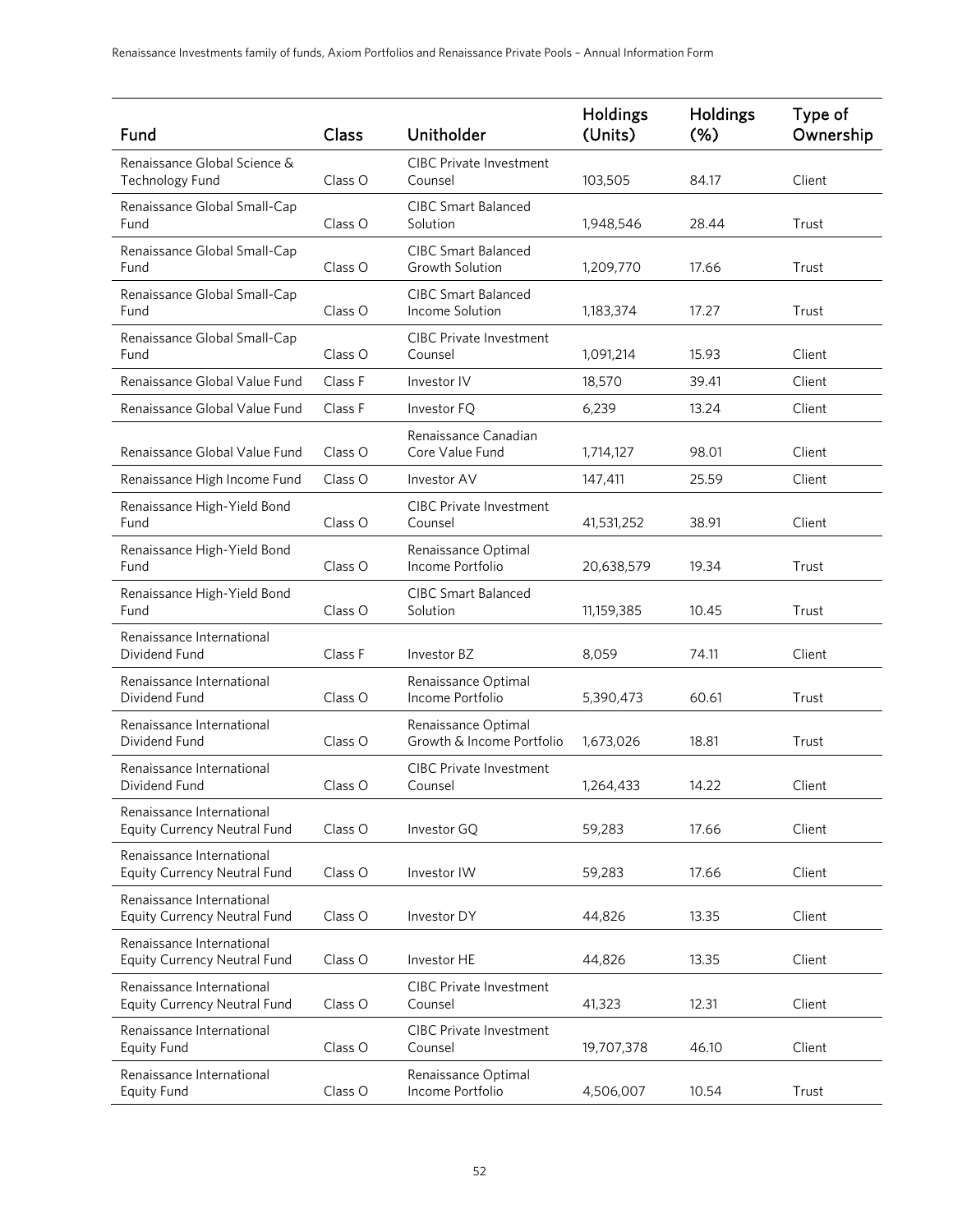| Fund | Class | Unitholder | Holdings (Units) | Holdings (%) | Type of Ownership |
|---|---|---|---|---|---|
| Renaissance Global Science & Technology Fund | Class O | CIBC Private Investment Counsel | 103,505 | 84.17 | Client |
| Renaissance Global Small-Cap Fund | Class O | CIBC Smart Balanced Solution | 1,948,546 | 28.44 | Trust |
| Renaissance Global Small-Cap Fund | Class O | CIBC Smart Balanced Growth Solution | 1,209,770 | 17.66 | Trust |
| Renaissance Global Small-Cap Fund | Class O | CIBC Smart Balanced Income Solution | 1,183,374 | 17.27 | Trust |
| Renaissance Global Small-Cap Fund | Class O | CIBC Private Investment Counsel | 1,091,214 | 15.93 | Client |
| Renaissance Global Value Fund | Class F | Investor IV | 18,570 | 39.41 | Client |
| Renaissance Global Value Fund | Class F | Investor FQ | 6,239 | 13.24 | Client |
| Renaissance Global Value Fund | Class O | Renaissance Canadian Core Value Fund | 1,714,127 | 98.01 | Client |
| Renaissance High Income Fund | Class O | Investor AV | 147,411 | 25.59 | Client |
| Renaissance High-Yield Bond Fund | Class O | CIBC Private Investment Counsel | 41,531,252 | 38.91 | Client |
| Renaissance High-Yield Bond Fund | Class O | Renaissance Optimal Income Portfolio | 20,638,579 | 19.34 | Trust |
| Renaissance High-Yield Bond Fund | Class O | CIBC Smart Balanced Solution | 11,159,385 | 10.45 | Trust |
| Renaissance International Dividend Fund | Class F | Investor BZ | 8,059 | 74.11 | Client |
| Renaissance International Dividend Fund | Class O | Renaissance Optimal Income Portfolio | 5,390,473 | 60.61 | Trust |
| Renaissance International Dividend Fund | Class O | Renaissance Optimal Growth & Income Portfolio | 1,673,026 | 18.81 | Trust |
| Renaissance International Dividend Fund | Class O | CIBC Private Investment Counsel | 1,264,433 | 14.22 | Client |
| Renaissance International Equity Currency Neutral Fund | Class O | Investor GQ | 59,283 | 17.66 | Client |
| Renaissance International Equity Currency Neutral Fund | Class O | Investor IW | 59,283 | 17.66 | Client |
| Renaissance International Equity Currency Neutral Fund | Class O | Investor DY | 44,826 | 13.35 | Client |
| Renaissance International Equity Currency Neutral Fund | Class O | Investor HE | 44,826 | 13.35 | Client |
| Renaissance International Equity Currency Neutral Fund | Class O | CIBC Private Investment Counsel | 41,323 | 12.31 | Client |
| Renaissance International Equity Fund | Class O | CIBC Private Investment Counsel | 19,707,378 | 46.10 | Client |
| Renaissance International Equity Fund | Class O | Renaissance Optimal Income Portfolio | 4,506,007 | 10.54 | Trust |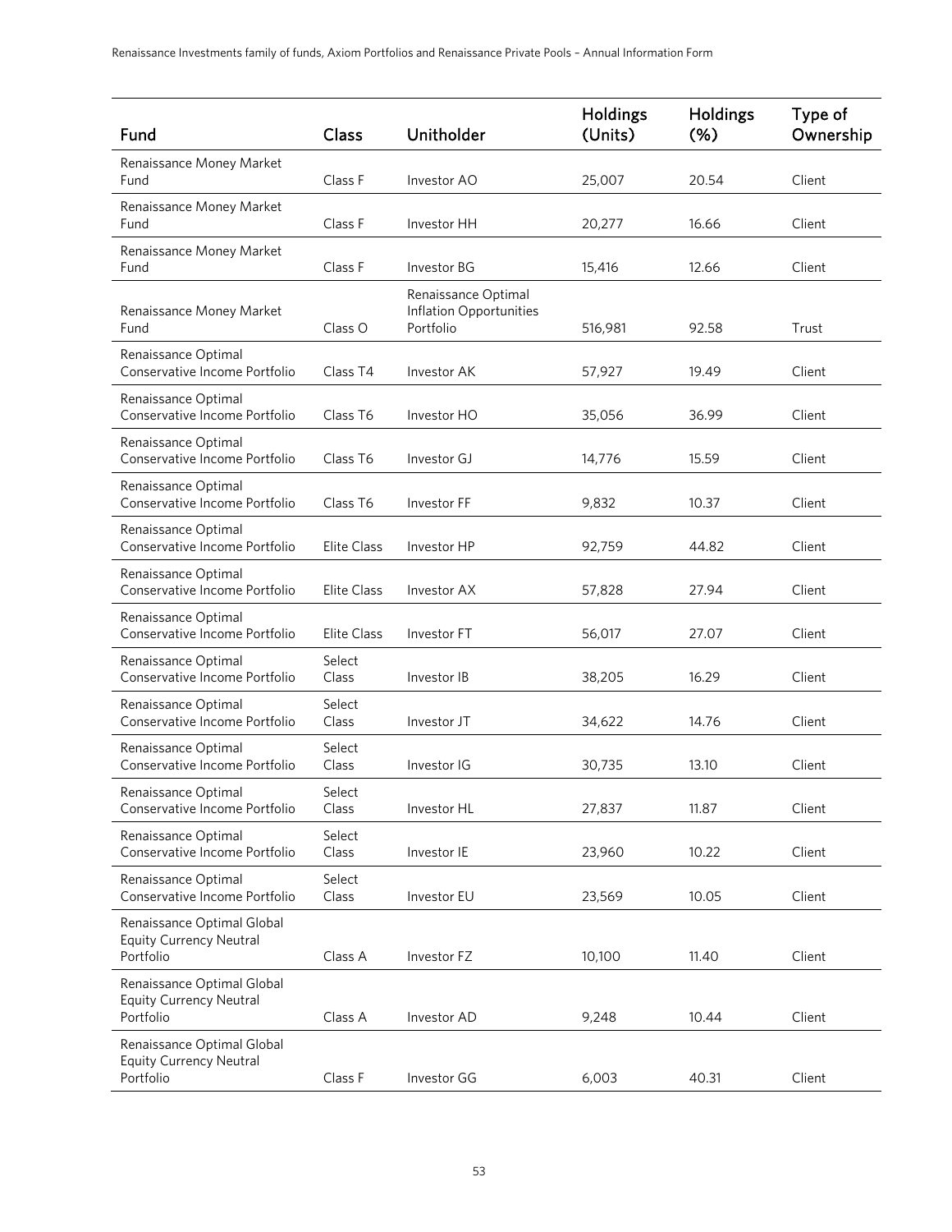| Fund | Class | Unitholder | Holdings (Units) | Holdings (%) | Type of Ownership |
|---|---|---|---|---|---|
| Renaissance Money Market Fund | Class F | Investor AO | 25,007 | 20.54 | Client |
| Renaissance Money Market Fund | Class F | Investor HH | 20,277 | 16.66 | Client |
| Renaissance Money Market Fund | Class F | Investor BG | 15,416 | 12.66 | Client |
| Renaissance Money Market Fund | Class O | Renaissance Optimal Inflation Opportunities Portfolio | 516,981 | 92.58 | Trust |
| Renaissance Optimal Conservative Income Portfolio | Class T4 | Investor AK | 57,927 | 19.49 | Client |
| Renaissance Optimal Conservative Income Portfolio | Class T6 | Investor HO | 35,056 | 36.99 | Client |
| Renaissance Optimal Conservative Income Portfolio | Class T6 | Investor GJ | 14,776 | 15.59 | Client |
| Renaissance Optimal Conservative Income Portfolio | Class T6 | Investor FF | 9,832 | 10.37 | Client |
| Renaissance Optimal Conservative Income Portfolio | Elite Class | Investor HP | 92,759 | 44.82 | Client |
| Renaissance Optimal Conservative Income Portfolio | Elite Class | Investor AX | 57,828 | 27.94 | Client |
| Renaissance Optimal Conservative Income Portfolio | Elite Class | Investor FT | 56,017 | 27.07 | Client |
| Renaissance Optimal Conservative Income Portfolio | Select Class | Investor IB | 38,205 | 16.29 | Client |
| Renaissance Optimal Conservative Income Portfolio | Select Class | Investor JT | 34,622 | 14.76 | Client |
| Renaissance Optimal Conservative Income Portfolio | Select Class | Investor IG | 30,735 | 13.10 | Client |
| Renaissance Optimal Conservative Income Portfolio | Select Class | Investor HL | 27,837 | 11.87 | Client |
| Renaissance Optimal Conservative Income Portfolio | Select Class | Investor IE | 23,960 | 10.22 | Client |
| Renaissance Optimal Conservative Income Portfolio | Select Class | Investor EU | 23,569 | 10.05 | Client |
| Renaissance Optimal Global Equity Currency Neutral Portfolio | Class A | Investor FZ | 10,100 | 11.40 | Client |
| Renaissance Optimal Global Equity Currency Neutral Portfolio | Class A | Investor AD | 9,248 | 10.44 | Client |
| Renaissance Optimal Global Equity Currency Neutral Portfolio | Class F | Investor GG | 6,003 | 40.31 | Client |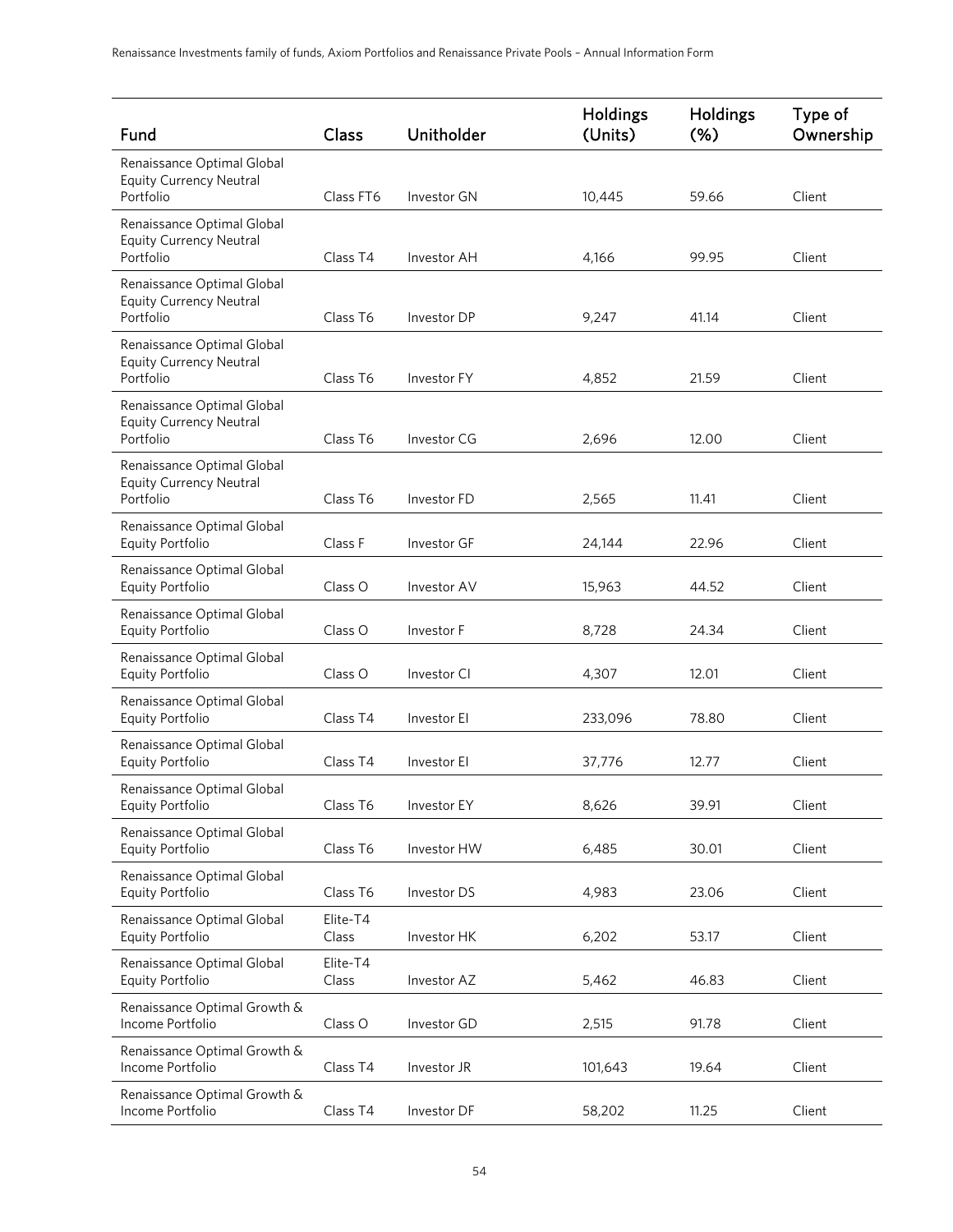| Fund | Class | Unitholder | Holdings (Units) | Holdings (%) | Type of Ownership |
|---|---|---|---|---|---|
| Renaissance Optimal Global Equity Currency Neutral Portfolio | Class FT6 | Investor GN | 10,445 | 59.66 | Client |
| Renaissance Optimal Global Equity Currency Neutral Portfolio | Class T4 | Investor AH | 4,166 | 99.95 | Client |
| Renaissance Optimal Global Equity Currency Neutral Portfolio | Class T6 | Investor DP | 9,247 | 41.14 | Client |
| Renaissance Optimal Global Equity Currency Neutral Portfolio | Class T6 | Investor FY | 4,852 | 21.59 | Client |
| Renaissance Optimal Global Equity Currency Neutral Portfolio | Class T6 | Investor CG | 2,696 | 12.00 | Client |
| Renaissance Optimal Global Equity Currency Neutral Portfolio | Class T6 | Investor FD | 2,565 | 11.41 | Client |
| Renaissance Optimal Global Equity Portfolio | Class F | Investor GF | 24,144 | 22.96 | Client |
| Renaissance Optimal Global Equity Portfolio | Class O | Investor AV | 15,963 | 44.52 | Client |
| Renaissance Optimal Global Equity Portfolio | Class O | Investor F | 8,728 | 24.34 | Client |
| Renaissance Optimal Global Equity Portfolio | Class O | Investor CI | 4,307 | 12.01 | Client |
| Renaissance Optimal Global Equity Portfolio | Class T4 | Investor EI | 233,096 | 78.80 | Client |
| Renaissance Optimal Global Equity Portfolio | Class T4 | Investor EI | 37,776 | 12.77 | Client |
| Renaissance Optimal Global Equity Portfolio | Class T6 | Investor EY | 8,626 | 39.91 | Client |
| Renaissance Optimal Global Equity Portfolio | Class T6 | Investor HW | 6,485 | 30.01 | Client |
| Renaissance Optimal Global Equity Portfolio | Class T6 | Investor DS | 4,983 | 23.06 | Client |
| Renaissance Optimal Global Equity Portfolio | Elite-T4 Class | Investor HK | 6,202 | 53.17 | Client |
| Renaissance Optimal Global Equity Portfolio | Elite-T4 Class | Investor AZ | 5,462 | 46.83 | Client |
| Renaissance Optimal Growth & Income Portfolio | Class O | Investor GD | 2,515 | 91.78 | Client |
| Renaissance Optimal Growth & Income Portfolio | Class T4 | Investor JR | 101,643 | 19.64 | Client |
| Renaissance Optimal Growth & Income Portfolio | Class T4 | Investor DF | 58,202 | 11.25 | Client |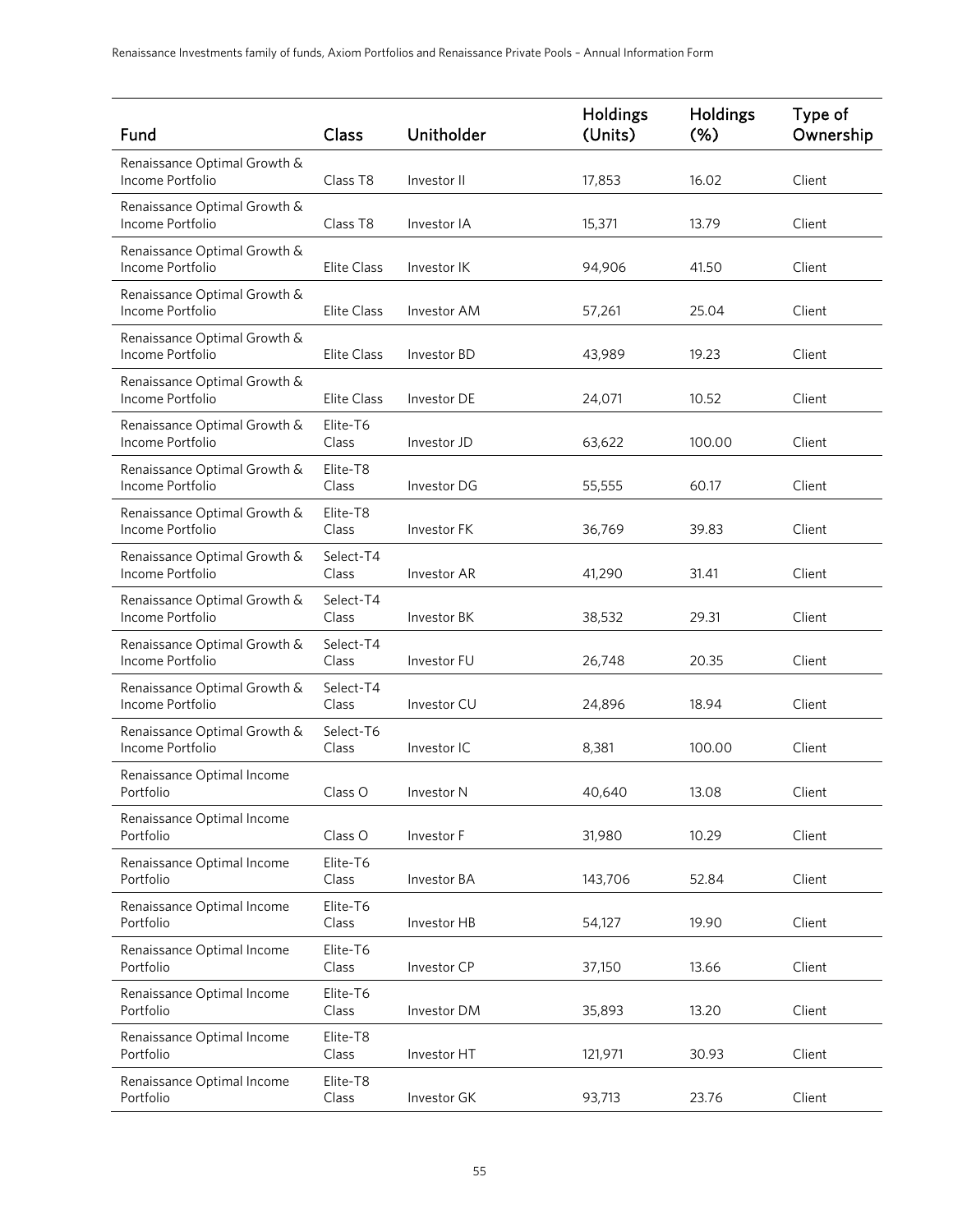| Fund | Class | Unitholder | Holdings (Units) | Holdings (%) | Type of Ownership |
|---|---|---|---|---|---|
| Renaissance Optimal Growth & Income Portfolio | Class T8 | Investor II | 17,853 | 16.02 | Client |
| Renaissance Optimal Growth & Income Portfolio | Class T8 | Investor IA | 15,371 | 13.79 | Client |
| Renaissance Optimal Growth & Income Portfolio | Elite Class | Investor IK | 94,906 | 41.50 | Client |
| Renaissance Optimal Growth & Income Portfolio | Elite Class | Investor AM | 57,261 | 25.04 | Client |
| Renaissance Optimal Growth & Income Portfolio | Elite Class | Investor BD | 43,989 | 19.23 | Client |
| Renaissance Optimal Growth & Income Portfolio | Elite Class | Investor DE | 24,071 | 10.52 | Client |
| Renaissance Optimal Growth & Income Portfolio | Elite-T6 Class | Investor JD | 63,622 | 100.00 | Client |
| Renaissance Optimal Growth & Income Portfolio | Elite-T8 Class | Investor DG | 55,555 | 60.17 | Client |
| Renaissance Optimal Growth & Income Portfolio | Elite-T8 Class | Investor FK | 36,769 | 39.83 | Client |
| Renaissance Optimal Growth & Income Portfolio | Select-T4 Class | Investor AR | 41,290 | 31.41 | Client |
| Renaissance Optimal Growth & Income Portfolio | Select-T4 Class | Investor BK | 38,532 | 29.31 | Client |
| Renaissance Optimal Growth & Income Portfolio | Select-T4 Class | Investor FU | 26,748 | 20.35 | Client |
| Renaissance Optimal Growth & Income Portfolio | Select-T4 Class | Investor CU | 24,896 | 18.94 | Client |
| Renaissance Optimal Growth & Income Portfolio | Select-T6 Class | Investor IC | 8,381 | 100.00 | Client |
| Renaissance Optimal Income Portfolio | Class O | Investor N | 40,640 | 13.08 | Client |
| Renaissance Optimal Income Portfolio | Class O | Investor F | 31,980 | 10.29 | Client |
| Renaissance Optimal Income Portfolio | Elite-T6 Class | Investor BA | 143,706 | 52.84 | Client |
| Renaissance Optimal Income Portfolio | Elite-T6 Class | Investor HB | 54,127 | 19.90 | Client |
| Renaissance Optimal Income Portfolio | Elite-T6 Class | Investor CP | 37,150 | 13.66 | Client |
| Renaissance Optimal Income Portfolio | Elite-T6 Class | Investor DM | 35,893 | 13.20 | Client |
| Renaissance Optimal Income Portfolio | Elite-T8 Class | Investor HT | 121,971 | 30.93 | Client |
| Renaissance Optimal Income Portfolio | Elite-T8 Class | Investor GK | 93,713 | 23.76 | Client |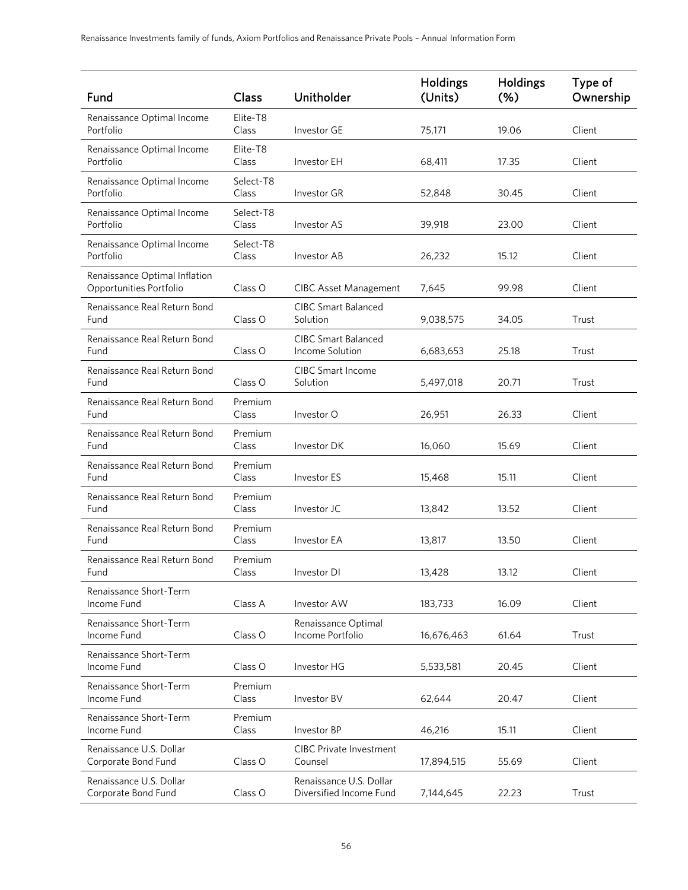| Fund | Class | Unitholder | Holdings (Units) | Holdings (%) | Type of Ownership |
|---|---|---|---|---|---|
| Renaissance Optimal Income Portfolio | Elite-T8 Class | Investor GE | 75,171 | 19.06 | Client |
| Renaissance Optimal Income Portfolio | Elite-T8 Class | Investor EH | 68,411 | 17.35 | Client |
| Renaissance Optimal Income Portfolio | Select-T8 Class | Investor GR | 52,848 | 30.45 | Client |
| Renaissance Optimal Income Portfolio | Select-T8 Class | Investor AS | 39,918 | 23.00 | Client |
| Renaissance Optimal Income Portfolio | Select-T8 Class | Investor AB | 26,232 | 15.12 | Client |
| Renaissance Optimal Inflation Opportunities Portfolio | Class O | CIBC Asset Management | 7,645 | 99.98 | Client |
| Renaissance Real Return Bond Fund | Class O | CIBC Smart Balanced Solution | 9,038,575 | 34.05 | Trust |
| Renaissance Real Return Bond Fund | Class O | CIBC Smart Balanced Income Solution | 6,683,653 | 25.18 | Trust |
| Renaissance Real Return Bond Fund | Class O | CIBC Smart Income Solution | 5,497,018 | 20.71 | Trust |
| Renaissance Real Return Bond Fund | Premium Class | Investor O | 26,951 | 26.33 | Client |
| Renaissance Real Return Bond Fund | Premium Class | Investor DK | 16,060 | 15.69 | Client |
| Renaissance Real Return Bond Fund | Premium Class | Investor ES | 15,468 | 15.11 | Client |
| Renaissance Real Return Bond Fund | Premium Class | Investor JC | 13,842 | 13.52 | Client |
| Renaissance Real Return Bond Fund | Premium Class | Investor EA | 13,817 | 13.50 | Client |
| Renaissance Real Return Bond Fund | Premium Class | Investor DI | 13,428 | 13.12 | Client |
| Renaissance Short-Term Income Fund | Class A | Investor AW | 183,733 | 16.09 | Client |
| Renaissance Short-Term Income Fund | Class O | Renaissance Optimal Income Portfolio | 16,676,463 | 61.64 | Trust |
| Renaissance Short-Term Income Fund | Class O | Investor HG | 5,533,581 | 20.45 | Client |
| Renaissance Short-Term Income Fund | Premium Class | Investor BV | 62,644 | 20.47 | Client |
| Renaissance Short-Term Income Fund | Premium Class | Investor BP | 46,216 | 15.11 | Client |
| Renaissance U.S. Dollar Corporate Bond Fund | Class O | CIBC Private Investment Counsel | 17,894,515 | 55.69 | Client |
| Renaissance U.S. Dollar Corporate Bond Fund | Class O | Renaissance U.S. Dollar Diversified Income Fund | 7,144,645 | 22.23 | Trust |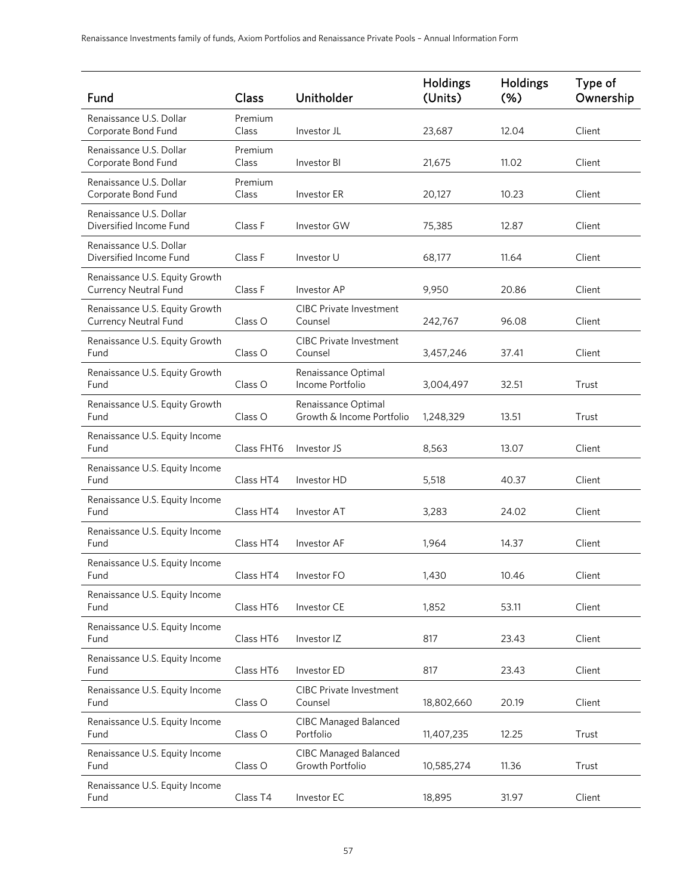| Fund | Class | Unitholder | Holdings (Units) | Holdings (%) | Type of Ownership |
|---|---|---|---|---|---|
| Renaissance U.S. Dollar Corporate Bond Fund | Premium Class | Investor JL | 23,687 | 12.04 | Client |
| Renaissance U.S. Dollar Corporate Bond Fund | Premium Class | Investor BI | 21,675 | 11.02 | Client |
| Renaissance U.S. Dollar Corporate Bond Fund | Premium Class | Investor ER | 20,127 | 10.23 | Client |
| Renaissance U.S. Dollar Diversified Income Fund | Class F | Investor GW | 75,385 | 12.87 | Client |
| Renaissance U.S. Dollar Diversified Income Fund | Class F | Investor U | 68,177 | 11.64 | Client |
| Renaissance U.S. Equity Growth Currency Neutral Fund | Class F | Investor AP | 9,950 | 20.86 | Client |
| Renaissance U.S. Equity Growth Currency Neutral Fund | Class O | CIBC Private Investment Counsel | 242,767 | 96.08 | Client |
| Renaissance U.S. Equity Growth Fund | Class O | CIBC Private Investment Counsel | 3,457,246 | 37.41 | Client |
| Renaissance U.S. Equity Growth Fund | Class O | Renaissance Optimal Income Portfolio | 3,004,497 | 32.51 | Trust |
| Renaissance U.S. Equity Growth Fund | Class O | Renaissance Optimal Growth & Income Portfolio | 1,248,329 | 13.51 | Trust |
| Renaissance U.S. Equity Income Fund | Class FHT6 | Investor JS | 8,563 | 13.07 | Client |
| Renaissance U.S. Equity Income Fund | Class HT4 | Investor HD | 5,518 | 40.37 | Client |
| Renaissance U.S. Equity Income Fund | Class HT4 | Investor AT | 3,283 | 24.02 | Client |
| Renaissance U.S. Equity Income Fund | Class HT4 | Investor AF | 1,964 | 14.37 | Client |
| Renaissance U.S. Equity Income Fund | Class HT4 | Investor FO | 1,430 | 10.46 | Client |
| Renaissance U.S. Equity Income Fund | Class HT6 | Investor CE | 1,852 | 53.11 | Client |
| Renaissance U.S. Equity Income Fund | Class HT6 | Investor IZ | 817 | 23.43 | Client |
| Renaissance U.S. Equity Income Fund | Class HT6 | Investor ED | 817 | 23.43 | Client |
| Renaissance U.S. Equity Income Fund | Class O | CIBC Private Investment Counsel | 18,802,660 | 20.19 | Client |
| Renaissance U.S. Equity Income Fund | Class O | CIBC Managed Balanced Portfolio | 11,407,235 | 12.25 | Trust |
| Renaissance U.S. Equity Income Fund | Class O | CIBC Managed Balanced Growth Portfolio | 10,585,274 | 11.36 | Trust |
| Renaissance U.S. Equity Income Fund | Class T4 | Investor EC | 18,895 | 31.97 | Client |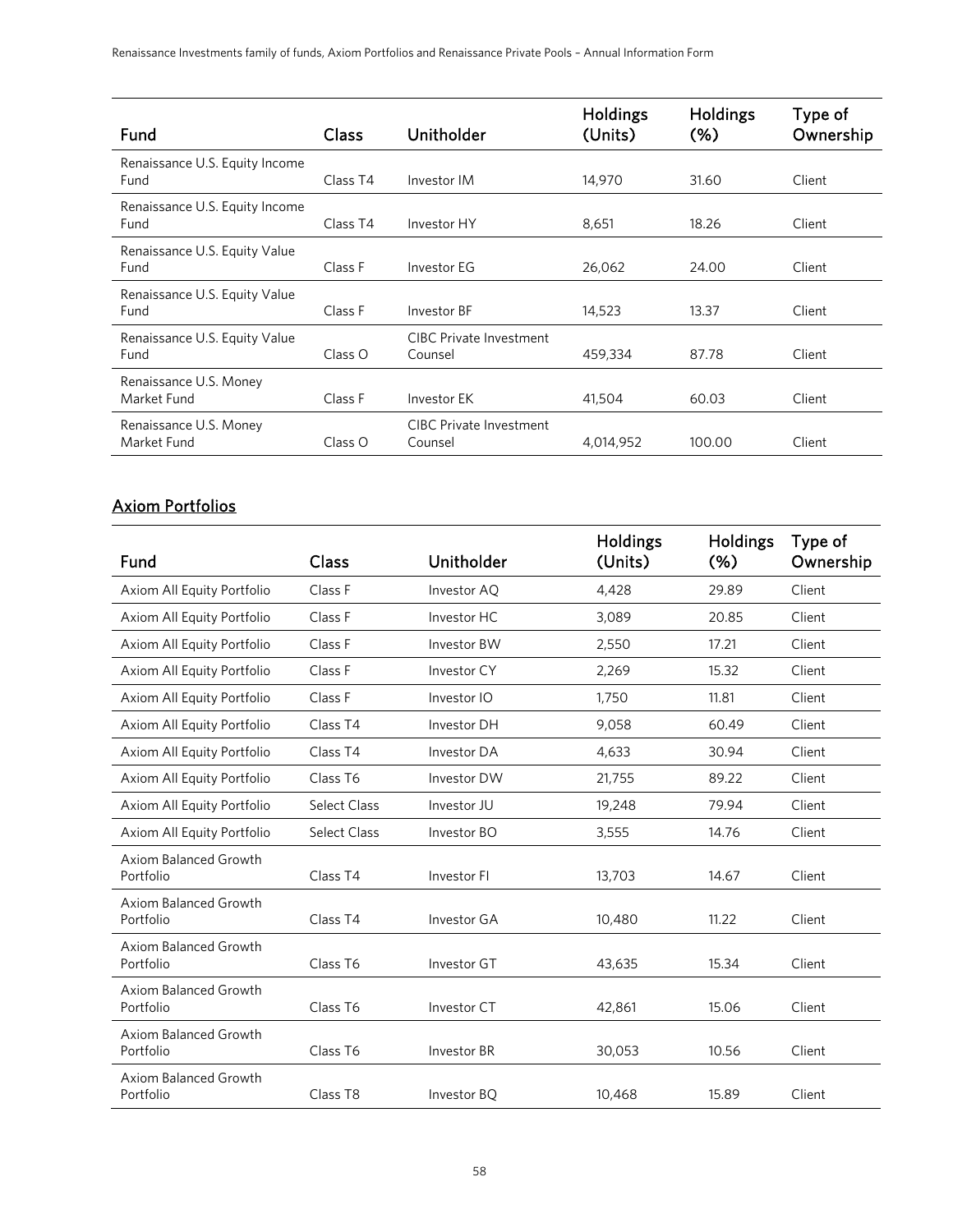| Fund | Class | Unitholder | Holdings (Units) | Holdings (%) | Type of Ownership |
|---|---|---|---|---|---|
| Renaissance U.S. Equity Income Fund | Class T4 | Investor IM | 14,970 | 31.60 | Client |
| Renaissance U.S. Equity Income Fund | Class T4 | Investor HY | 8,651 | 18.26 | Client |
| Renaissance U.S. Equity Value Fund | Class F | Investor EG | 26,062 | 24.00 | Client |
| Renaissance U.S. Equity Value Fund | Class F | Investor BF | 14,523 | 13.37 | Client |
| Renaissance U.S. Equity Value Fund | Class O | CIBC Private Investment Counsel | 459,334 | 87.78 | Client |
| Renaissance U.S. Money Market Fund | Class F | Investor EK | 41,504 | 60.03 | Client |
| Renaissance U.S. Money Market Fund | Class O | CIBC Private Investment Counsel | 4,014,952 | 100.00 | Client |

## Axiom Portfolios

| Fund | Class | Unitholder | Holdings (Units) | Holdings (%) | Type of Ownership |
|---|---|---|---|---|---|
| Axiom All Equity Portfolio | Class F | Investor AQ | 4,428 | 29.89 | Client |
| Axiom All Equity Portfolio | Class F | Investor HC | 3,089 | 20.85 | Client |
| Axiom All Equity Portfolio | Class F | Investor BW | 2,550 | 17.21 | Client |
| Axiom All Equity Portfolio | Class F | Investor CY | 2,269 | 15.32 | Client |
| Axiom All Equity Portfolio | Class F | Investor IO | 1,750 | 11.81 | Client |
| Axiom All Equity Portfolio | Class T4 | Investor DH | 9,058 | 60.49 | Client |
| Axiom All Equity Portfolio | Class T4 | Investor DA | 4,633 | 30.94 | Client |
| Axiom All Equity Portfolio | Class T6 | Investor DW | 21,755 | 89.22 | Client |
| Axiom All Equity Portfolio | Select Class | Investor JU | 19,248 | 79.94 | Client |
| Axiom All Equity Portfolio | Select Class | Investor BO | 3,555 | 14.76 | Client |
| Axiom Balanced Growth Portfolio | Class T4 | Investor FI | 13,703 | 14.67 | Client |
| Axiom Balanced Growth Portfolio | Class T4 | Investor GA | 10,480 | 11.22 | Client |
| Axiom Balanced Growth Portfolio | Class T6 | Investor GT | 43,635 | 15.34 | Client |
| Axiom Balanced Growth Portfolio | Class T6 | Investor CT | 42,861 | 15.06 | Client |
| Axiom Balanced Growth Portfolio | Class T6 | Investor BR | 30,053 | 10.56 | Client |
| Axiom Balanced Growth Portfolio | Class T8 | Investor BQ | 10,468 | 15.89 | Client |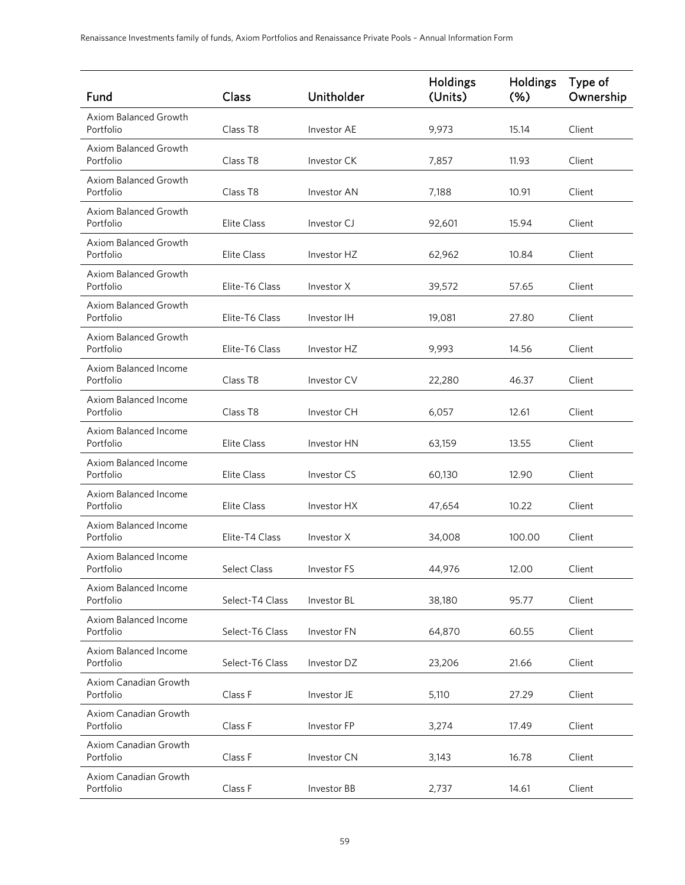| Fund | Class | Unitholder | Holdings (Units) | Holdings (%) | Type of Ownership |
|---|---|---|---|---|---|
| Axiom Balanced Growth Portfolio | Class T8 | Investor AE | 9,973 | 15.14 | Client |
| Axiom Balanced Growth Portfolio | Class T8 | Investor CK | 7,857 | 11.93 | Client |
| Axiom Balanced Growth Portfolio | Class T8 | Investor AN | 7,188 | 10.91 | Client |
| Axiom Balanced Growth Portfolio | Elite Class | Investor CJ | 92,601 | 15.94 | Client |
| Axiom Balanced Growth Portfolio | Elite Class | Investor HZ | 62,962 | 10.84 | Client |
| Axiom Balanced Growth Portfolio | Elite-T6 Class | Investor X | 39,572 | 57.65 | Client |
| Axiom Balanced Growth Portfolio | Elite-T6 Class | Investor IH | 19,081 | 27.80 | Client |
| Axiom Balanced Growth Portfolio | Elite-T6 Class | Investor HZ | 9,993 | 14.56 | Client |
| Axiom Balanced Income Portfolio | Class T8 | Investor CV | 22,280 | 46.37 | Client |
| Axiom Balanced Income Portfolio | Class T8 | Investor CH | 6,057 | 12.61 | Client |
| Axiom Balanced Income Portfolio | Elite Class | Investor HN | 63,159 | 13.55 | Client |
| Axiom Balanced Income Portfolio | Elite Class | Investor CS | 60,130 | 12.90 | Client |
| Axiom Balanced Income Portfolio | Elite Class | Investor HX | 47,654 | 10.22 | Client |
| Axiom Balanced Income Portfolio | Elite-T4 Class | Investor X | 34,008 | 100.00 | Client |
| Axiom Balanced Income Portfolio | Select Class | Investor FS | 44,976 | 12.00 | Client |
| Axiom Balanced Income Portfolio | Select-T4 Class | Investor BL | 38,180 | 95.77 | Client |
| Axiom Balanced Income Portfolio | Select-T6 Class | Investor FN | 64,870 | 60.55 | Client |
| Axiom Balanced Income Portfolio | Select-T6 Class | Investor DZ | 23,206 | 21.66 | Client |
| Axiom Canadian Growth Portfolio | Class F | Investor JE | 5,110 | 27.29 | Client |
| Axiom Canadian Growth Portfolio | Class F | Investor FP | 3,274 | 17.49 | Client |
| Axiom Canadian Growth Portfolio | Class F | Investor CN | 3,143 | 16.78 | Client |
| Axiom Canadian Growth Portfolio | Class F | Investor BB | 2,737 | 14.61 | Client |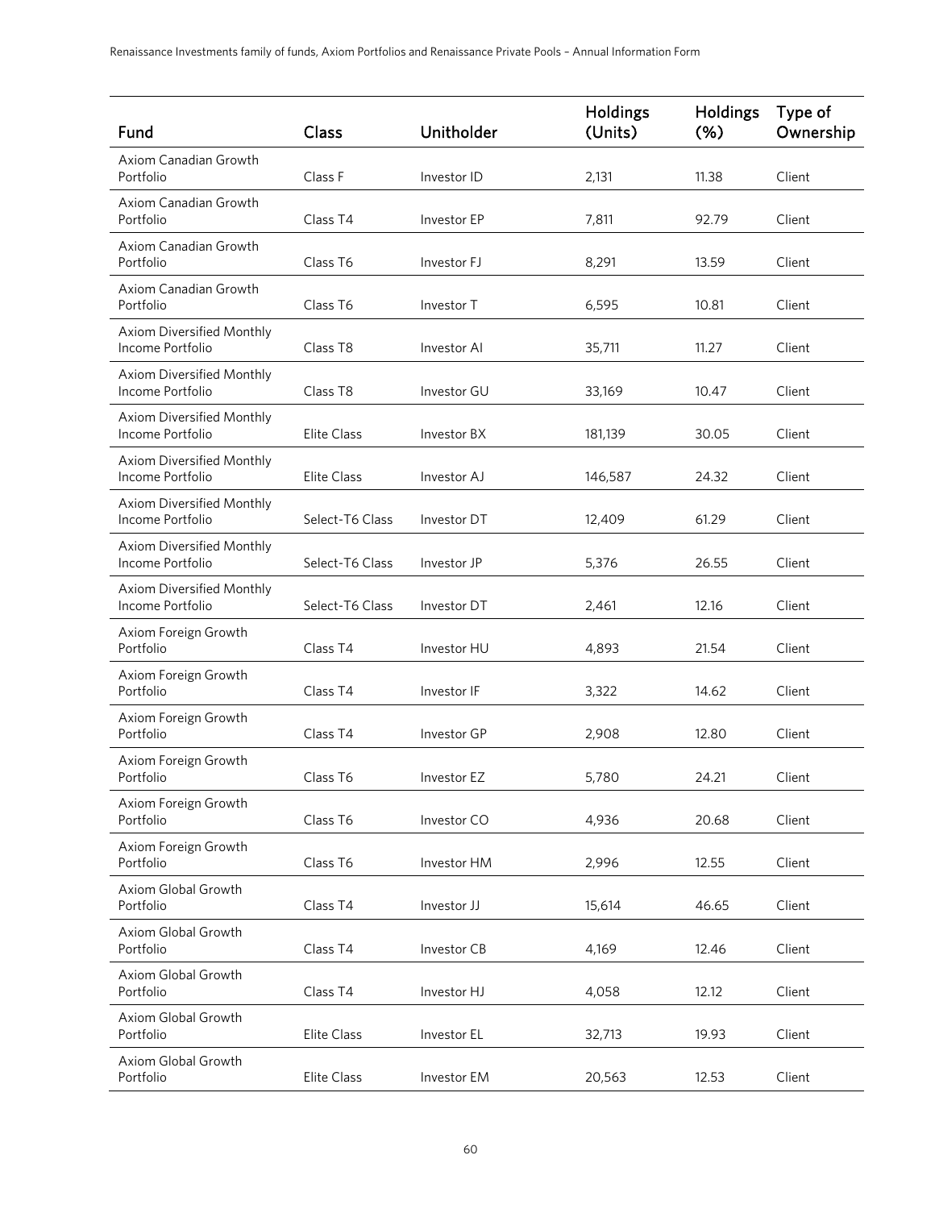| Fund | Class | Unitholder | Holdings (Units) | Holdings (%) | Type of Ownership |
|---|---|---|---|---|---|
| Axiom Canadian Growth Portfolio | Class F | Investor ID | 2,131 | 11.38 | Client |
| Axiom Canadian Growth Portfolio | Class T4 | Investor EP | 7,811 | 92.79 | Client |
| Axiom Canadian Growth Portfolio | Class T6 | Investor FJ | 8,291 | 13.59 | Client |
| Axiom Canadian Growth Portfolio | Class T6 | Investor T | 6,595 | 10.81 | Client |
| Axiom Diversified Monthly Income Portfolio | Class T8 | Investor AI | 35,711 | 11.27 | Client |
| Axiom Diversified Monthly Income Portfolio | Class T8 | Investor GU | 33,169 | 10.47 | Client |
| Axiom Diversified Monthly Income Portfolio | Elite Class | Investor BX | 181,139 | 30.05 | Client |
| Axiom Diversified Monthly Income Portfolio | Elite Class | Investor AJ | 146,587 | 24.32 | Client |
| Axiom Diversified Monthly Income Portfolio | Select-T6 Class | Investor DT | 12,409 | 61.29 | Client |
| Axiom Diversified Monthly Income Portfolio | Select-T6 Class | Investor JP | 5,376 | 26.55 | Client |
| Axiom Diversified Monthly Income Portfolio | Select-T6 Class | Investor DT | 2,461 | 12.16 | Client |
| Axiom Foreign Growth Portfolio | Class T4 | Investor HU | 4,893 | 21.54 | Client |
| Axiom Foreign Growth Portfolio | Class T4 | Investor IF | 3,322 | 14.62 | Client |
| Axiom Foreign Growth Portfolio | Class T4 | Investor GP | 2,908 | 12.80 | Client |
| Axiom Foreign Growth Portfolio | Class T6 | Investor EZ | 5,780 | 24.21 | Client |
| Axiom Foreign Growth Portfolio | Class T6 | Investor CO | 4,936 | 20.68 | Client |
| Axiom Foreign Growth Portfolio | Class T6 | Investor HM | 2,996 | 12.55 | Client |
| Axiom Global Growth Portfolio | Class T4 | Investor JJ | 15,614 | 46.65 | Client |
| Axiom Global Growth Portfolio | Class T4 | Investor CB | 4,169 | 12.46 | Client |
| Axiom Global Growth Portfolio | Class T4 | Investor HJ | 4,058 | 12.12 | Client |
| Axiom Global Growth Portfolio | Elite Class | Investor EL | 32,713 | 19.93 | Client |
| Axiom Global Growth Portfolio | Elite Class | Investor EM | 20,563 | 12.53 | Client |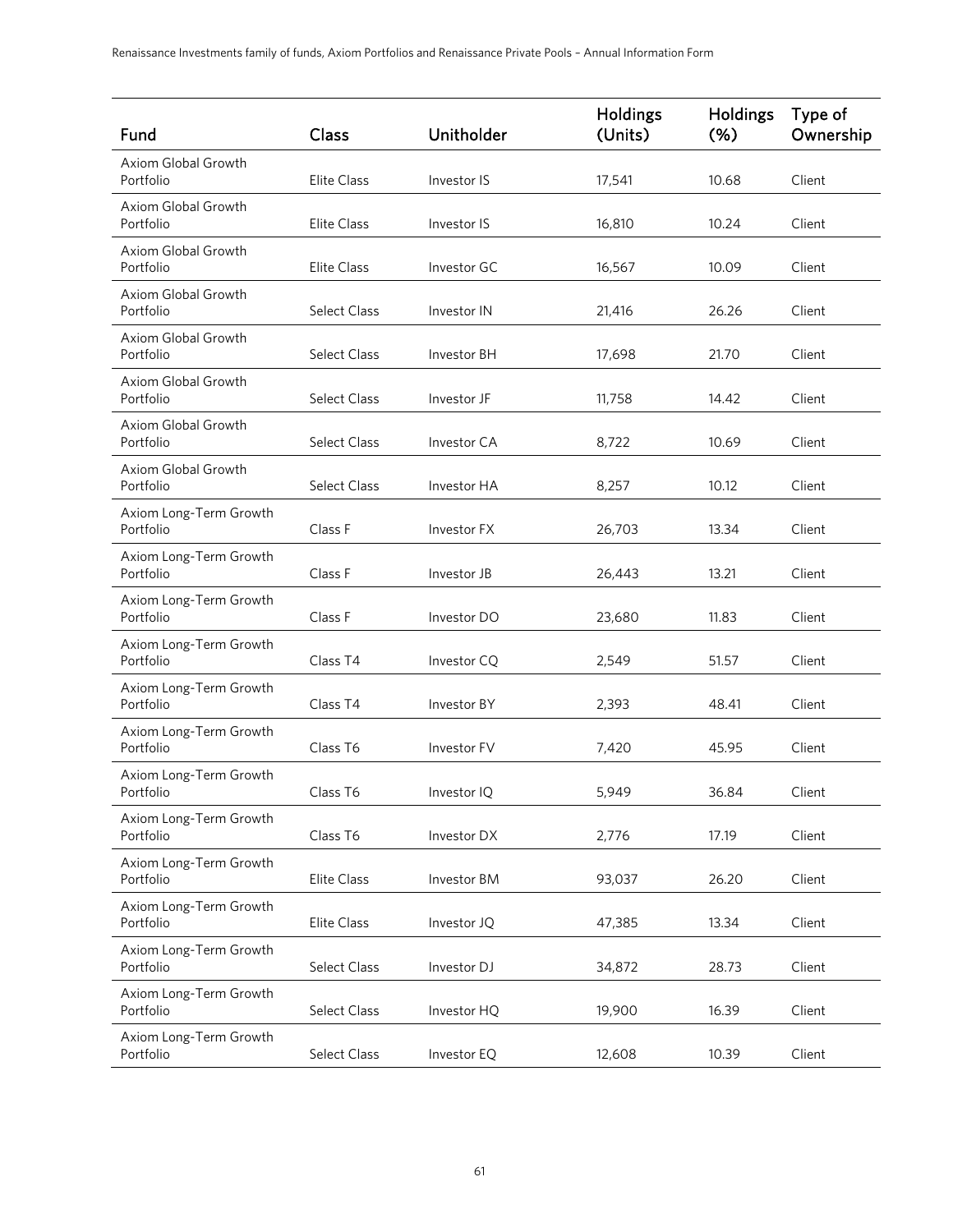| Fund | Class | Unitholder | Holdings (Units) | Holdings (%) | Type of Ownership |
|---|---|---|---|---|---|
| Axiom Global Growth Portfolio | Elite Class | Investor IS | 17,541 | 10.68 | Client |
| Axiom Global Growth Portfolio | Elite Class | Investor IS | 16,810 | 10.24 | Client |
| Axiom Global Growth Portfolio | Elite Class | Investor GC | 16,567 | 10.09 | Client |
| Axiom Global Growth Portfolio | Select Class | Investor IN | 21,416 | 26.26 | Client |
| Axiom Global Growth Portfolio | Select Class | Investor BH | 17,698 | 21.70 | Client |
| Axiom Global Growth Portfolio | Select Class | Investor JF | 11,758 | 14.42 | Client |
| Axiom Global Growth Portfolio | Select Class | Investor CA | 8,722 | 10.69 | Client |
| Axiom Global Growth Portfolio | Select Class | Investor HA | 8,257 | 10.12 | Client |
| Axiom Long-Term Growth Portfolio | Class F | Investor FX | 26,703 | 13.34 | Client |
| Axiom Long-Term Growth Portfolio | Class F | Investor JB | 26,443 | 13.21 | Client |
| Axiom Long-Term Growth Portfolio | Class F | Investor DO | 23,680 | 11.83 | Client |
| Axiom Long-Term Growth Portfolio | Class T4 | Investor CQ | 2,549 | 51.57 | Client |
| Axiom Long-Term Growth Portfolio | Class T4 | Investor BY | 2,393 | 48.41 | Client |
| Axiom Long-Term Growth Portfolio | Class T6 | Investor FV | 7,420 | 45.95 | Client |
| Axiom Long-Term Growth Portfolio | Class T6 | Investor IQ | 5,949 | 36.84 | Client |
| Axiom Long-Term Growth Portfolio | Class T6 | Investor DX | 2,776 | 17.19 | Client |
| Axiom Long-Term Growth Portfolio | Elite Class | Investor BM | 93,037 | 26.20 | Client |
| Axiom Long-Term Growth Portfolio | Elite Class | Investor JQ | 47,385 | 13.34 | Client |
| Axiom Long-Term Growth Portfolio | Select Class | Investor DJ | 34,872 | 28.73 | Client |
| Axiom Long-Term Growth Portfolio | Select Class | Investor HQ | 19,900 | 16.39 | Client |
| Axiom Long-Term Growth Portfolio | Select Class | Investor EQ | 12,608 | 10.39 | Client |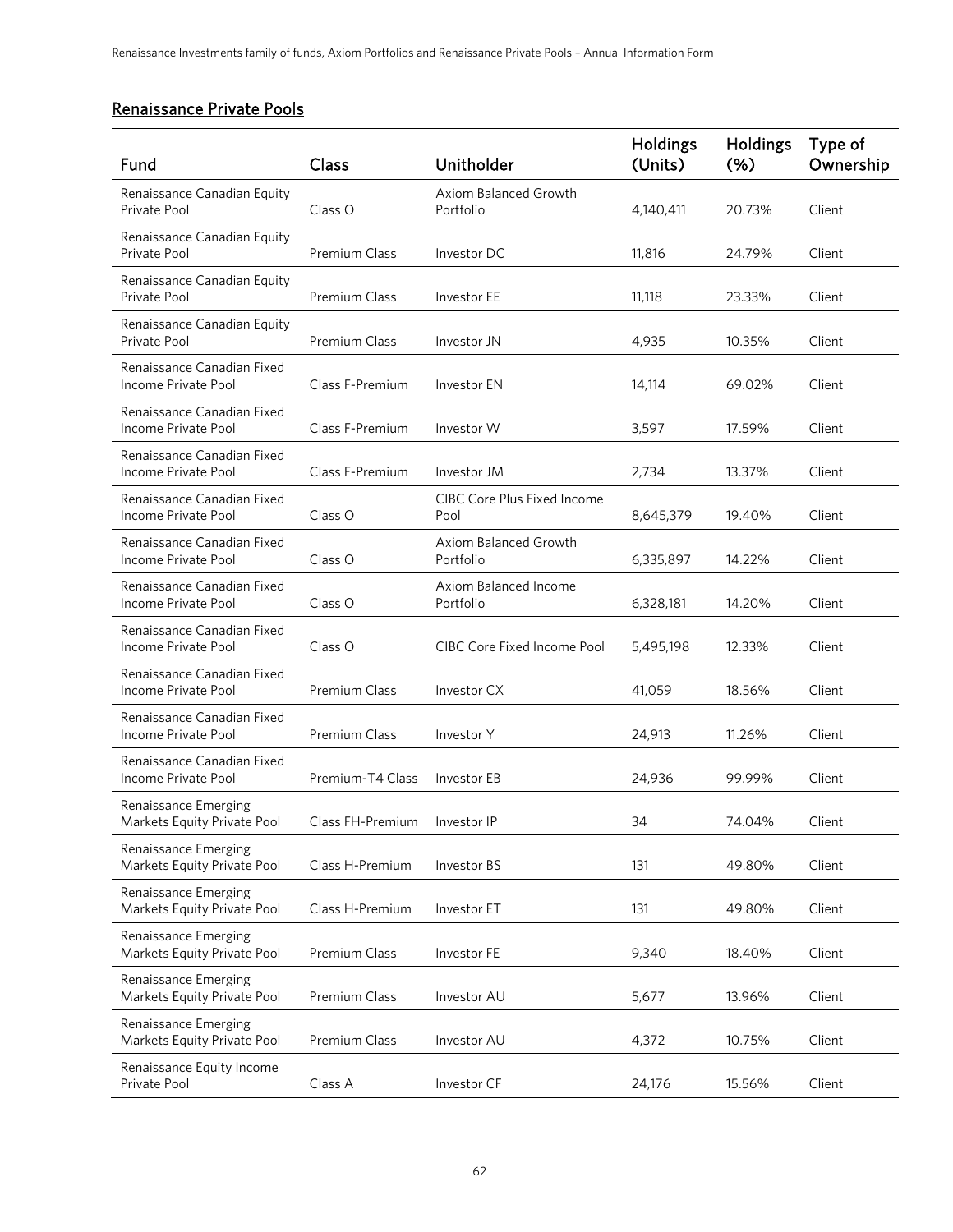## Renaissance Private Pools

| Fund | Class | Unitholder | Holdings (Units) | Holdings (%) | Type of Ownership |
|---|---|---|---|---|---|
| Renaissance Canadian Equity Private Pool | Class O | Axiom Balanced Growth Portfolio | 4,140,411 | 20.73% | Client |
| Renaissance Canadian Equity Private Pool | Premium Class | Investor DC | 11,816 | 24.79% | Client |
| Renaissance Canadian Equity Private Pool | Premium Class | Investor EE | 11,118 | 23.33% | Client |
| Renaissance Canadian Equity Private Pool | Premium Class | Investor JN | 4,935 | 10.35% | Client |
| Renaissance Canadian Fixed Income Private Pool | Class F-Premium | Investor EN | 14,114 | 69.02% | Client |
| Renaissance Canadian Fixed Income Private Pool | Class F-Premium | Investor W | 3,597 | 17.59% | Client |
| Renaissance Canadian Fixed Income Private Pool | Class F-Premium | Investor JM | 2,734 | 13.37% | Client |
| Renaissance Canadian Fixed Income Private Pool | Class O | CIBC Core Plus Fixed Income Pool | 8,645,379 | 19.40% | Client |
| Renaissance Canadian Fixed Income Private Pool | Class O | Axiom Balanced Growth Portfolio | 6,335,897 | 14.22% | Client |
| Renaissance Canadian Fixed Income Private Pool | Class O | Axiom Balanced Income Portfolio | 6,328,181 | 14.20% | Client |
| Renaissance Canadian Fixed Income Private Pool | Class O | CIBC Core Fixed Income Pool | 5,495,198 | 12.33% | Client |
| Renaissance Canadian Fixed Income Private Pool | Premium Class | Investor CX | 41,059 | 18.56% | Client |
| Renaissance Canadian Fixed Income Private Pool | Premium Class | Investor Y | 24,913 | 11.26% | Client |
| Renaissance Canadian Fixed Income Private Pool | Premium-T4 Class | Investor EB | 24,936 | 99.99% | Client |
| Renaissance Emerging Markets Equity Private Pool | Class FH-Premium | Investor IP | 34 | 74.04% | Client |
| Renaissance Emerging Markets Equity Private Pool | Class H-Premium | Investor BS | 131 | 49.80% | Client |
| Renaissance Emerging Markets Equity Private Pool | Class H-Premium | Investor ET | 131 | 49.80% | Client |
| Renaissance Emerging Markets Equity Private Pool | Premium Class | Investor FE | 9,340 | 18.40% | Client |
| Renaissance Emerging Markets Equity Private Pool | Premium Class | Investor AU | 5,677 | 13.96% | Client |
| Renaissance Emerging Markets Equity Private Pool | Premium Class | Investor AU | 4,372 | 10.75% | Client |
| Renaissance Equity Income Private Pool | Class A | Investor CF | 24,176 | 15.56% | Client |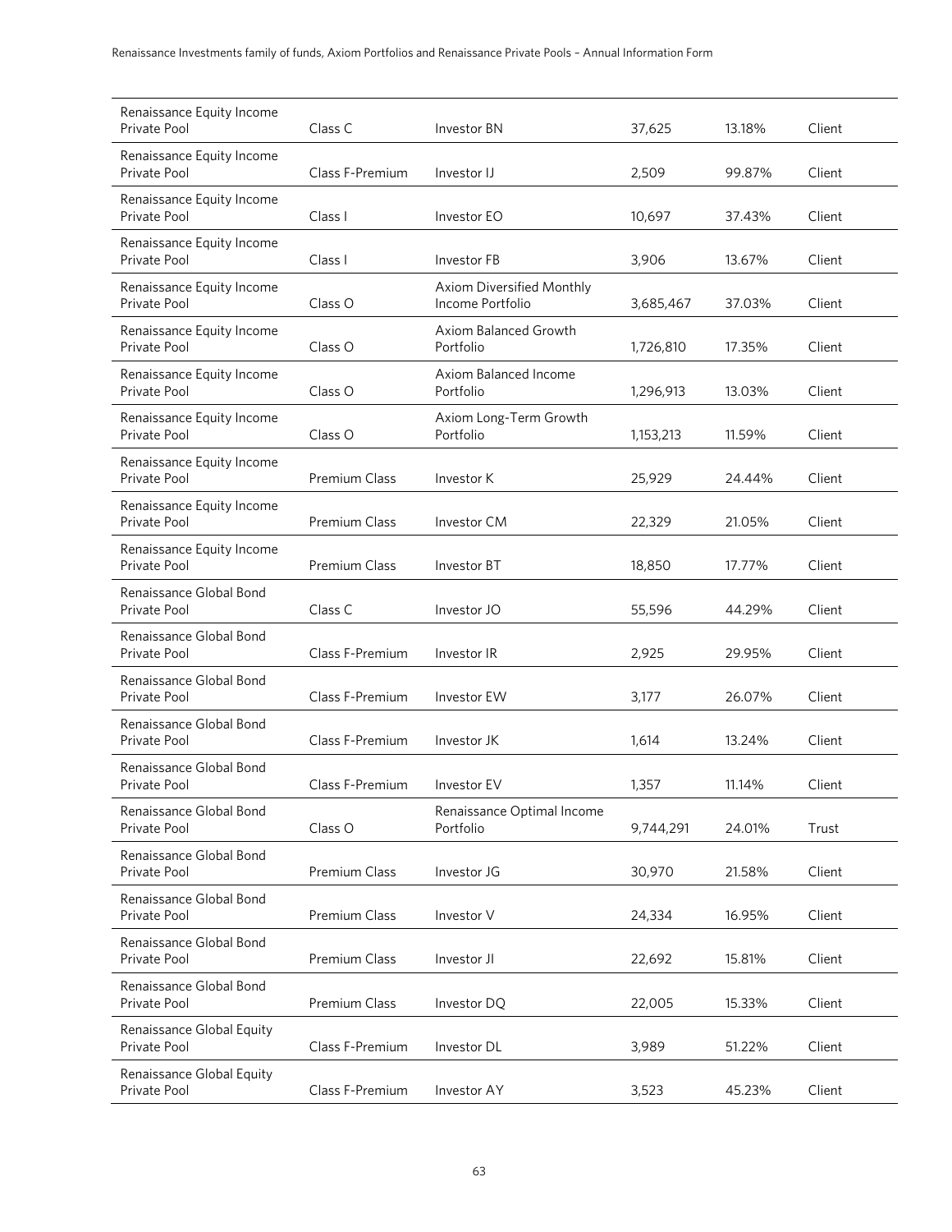| | | | | | |
|---|---|---|---|---|---|
| Renaissance Equity Income Private Pool | Class C | Investor BN | 37,625 | 13.18% | Client |
| Renaissance Equity Income Private Pool | Class F-Premium | Investor IJ | 2,509 | 99.87% | Client |
| Renaissance Equity Income Private Pool | Class I | Investor EO | 10,697 | 37.43% | Client |
| Renaissance Equity Income Private Pool | Class I | Investor FB | 3,906 | 13.67% | Client |
| Renaissance Equity Income Private Pool | Class O | Axiom Diversified Monthly Income Portfolio | 3,685,467 | 37.03% | Client |
| Renaissance Equity Income Private Pool | Class O | Axiom Balanced Growth Portfolio | 1,726,810 | 17.35% | Client |
| Renaissance Equity Income Private Pool | Class O | Axiom Balanced Income Portfolio | 1,296,913 | 13.03% | Client |
| Renaissance Equity Income Private Pool | Class O | Axiom Long-Term Growth Portfolio | 1,153,213 | 11.59% | Client |
| Renaissance Equity Income Private Pool | Premium Class | Investor K | 25,929 | 24.44% | Client |
| Renaissance Equity Income Private Pool | Premium Class | Investor CM | 22,329 | 21.05% | Client |
| Renaissance Equity Income Private Pool | Premium Class | Investor BT | 18,850 | 17.77% | Client |
| Renaissance Global Bond Private Pool | Class C | Investor JO | 55,596 | 44.29% | Client |
| Renaissance Global Bond Private Pool | Class F-Premium | Investor IR | 2,925 | 29.95% | Client |
| Renaissance Global Bond Private Pool | Class F-Premium | Investor EW | 3,177 | 26.07% | Client |
| Renaissance Global Bond Private Pool | Class F-Premium | Investor JK | 1,614 | 13.24% | Client |
| Renaissance Global Bond Private Pool | Class F-Premium | Investor EV | 1,357 | 11.14% | Client |
| Renaissance Global Bond Private Pool | Class O | Renaissance Optimal Income Portfolio | 9,744,291 | 24.01% | Trust |
| Renaissance Global Bond Private Pool | Premium Class | Investor JG | 30,970 | 21.58% | Client |
| Renaissance Global Bond Private Pool | Premium Class | Investor V | 24,334 | 16.95% | Client |
| Renaissance Global Bond Private Pool | Premium Class | Investor JI | 22,692 | 15.81% | Client |
| Renaissance Global Bond Private Pool | Premium Class | Investor DQ | 22,005 | 15.33% | Client |
| Renaissance Global Equity Private Pool | Class F-Premium | Investor DL | 3,989 | 51.22% | Client |
| Renaissance Global Equity Private Pool | Class F-Premium | Investor AY | 3,523 | 45.23% | Client |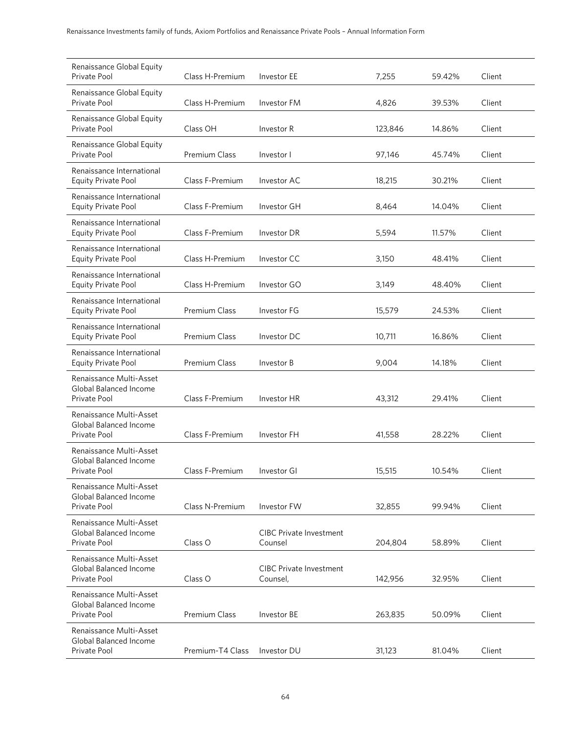| | | | | | |
|---|---|---|---|---|---|
| Renaissance Global Equity Private Pool | Class H-Premium | Investor EE | 7,255 | 59.42% | Client |
| Renaissance Global Equity Private Pool | Class H-Premium | Investor FM | 4,826 | 39.53% | Client |
| Renaissance Global Equity Private Pool | Class OH | Investor R | 123,846 | 14.86% | Client |
| Renaissance Global Equity Private Pool | Premium Class | Investor I | 97,146 | 45.74% | Client |
| Renaissance International Equity Private Pool | Class F-Premium | Investor AC | 18,215 | 30.21% | Client |
| Renaissance International Equity Private Pool | Class F-Premium | Investor GH | 8,464 | 14.04% | Client |
| Renaissance International Equity Private Pool | Class F-Premium | Investor DR | 5,594 | 11.57% | Client |
| Renaissance International Equity Private Pool | Class H-Premium | Investor CC | 3,150 | 48.41% | Client |
| Renaissance International Equity Private Pool | Class H-Premium | Investor GO | 3,149 | 48.40% | Client |
| Renaissance International Equity Private Pool | Premium Class | Investor FG | 15,579 | 24.53% | Client |
| Renaissance International Equity Private Pool | Premium Class | Investor DC | 10,711 | 16.86% | Client |
| Renaissance International Equity Private Pool | Premium Class | Investor B | 9,004 | 14.18% | Client |
| Renaissance Multi-Asset Global Balanced Income Private Pool | Class F-Premium | Investor HR | 43,312 | 29.41% | Client |
| Renaissance Multi-Asset Global Balanced Income Private Pool | Class F-Premium | Investor FH | 41,558 | 28.22% | Client |
| Renaissance Multi-Asset Global Balanced Income Private Pool | Class F-Premium | Investor GI | 15,515 | 10.54% | Client |
| Renaissance Multi-Asset Global Balanced Income Private Pool | Class N-Premium | Investor FW | 32,855 | 99.94% | Client |
| Renaissance Multi-Asset Global Balanced Income Private Pool | Class O | CIBC Private Investment Counsel | 204,804 | 58.89% | Client |
| Renaissance Multi-Asset Global Balanced Income Private Pool | Class O | CIBC Private Investment Counsel, | 142,956 | 32.95% | Client |
| Renaissance Multi-Asset Global Balanced Income Private Pool | Premium Class | Investor BE | 263,835 | 50.09% | Client |
| Renaissance Multi-Asset Global Balanced Income Private Pool | Premium-T4 Class | Investor DU | 31,123 | 81.04% | Client |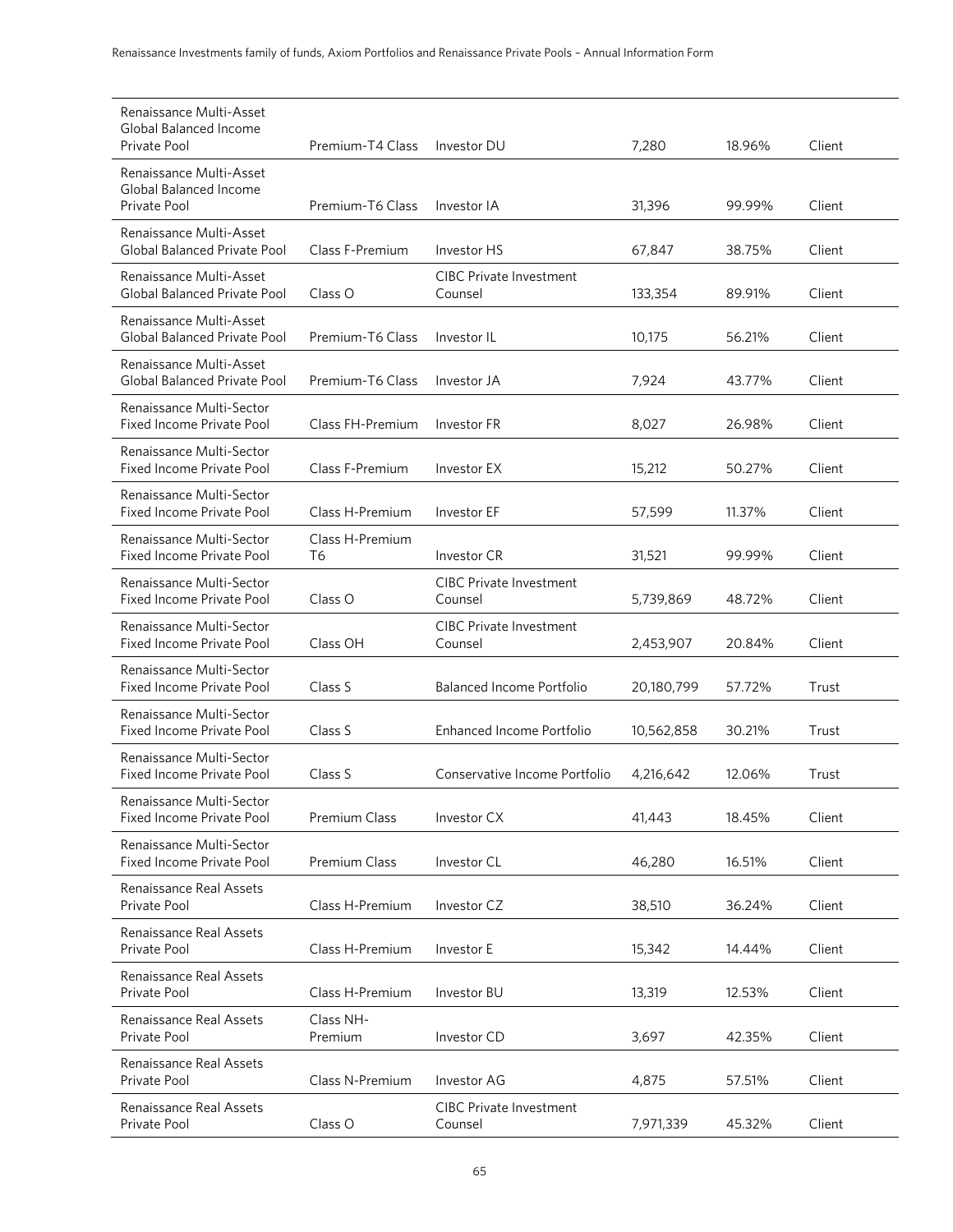| | | | | | |
|---|---|---|---|---|---|
| Renaissance Multi-Asset Global Balanced Income Private Pool | Premium-T4 Class | Investor DU | 7,280 | 18.96% | Client |
| Renaissance Multi-Asset Global Balanced Income Private Pool | Premium-T6 Class | Investor IA | 31,396 | 99.99% | Client |
| Renaissance Multi-Asset Global Balanced Private Pool | Class F-Premium | Investor HS | 67,847 | 38.75% | Client |
| Renaissance Multi-Asset Global Balanced Private Pool | Class O | CIBC Private Investment Counsel | 133,354 | 89.91% | Client |
| Renaissance Multi-Asset Global Balanced Private Pool | Premium-T6 Class | Investor IL | 10,175 | 56.21% | Client |
| Renaissance Multi-Asset Global Balanced Private Pool | Premium-T6 Class | Investor JA | 7,924 | 43.77% | Client |
| Renaissance Multi-Sector Fixed Income Private Pool | Class FH-Premium | Investor FR | 8,027 | 26.98% | Client |
| Renaissance Multi-Sector Fixed Income Private Pool | Class F-Premium | Investor EX | 15,212 | 50.27% | Client |
| Renaissance Multi-Sector Fixed Income Private Pool | Class H-Premium | Investor EF | 57,599 | 11.37% | Client |
| Renaissance Multi-Sector Fixed Income Private Pool | Class H-Premium T6 | Investor CR | 31,521 | 99.99% | Client |
| Renaissance Multi-Sector Fixed Income Private Pool | Class O | CIBC Private Investment Counsel | 5,739,869 | 48.72% | Client |
| Renaissance Multi-Sector Fixed Income Private Pool | Class OH | CIBC Private Investment Counsel | 2,453,907 | 20.84% | Client |
| Renaissance Multi-Sector Fixed Income Private Pool | Class S | Balanced Income Portfolio | 20,180,799 | 57.72% | Trust |
| Renaissance Multi-Sector Fixed Income Private Pool | Class S | Enhanced Income Portfolio | 10,562,858 | 30.21% | Trust |
| Renaissance Multi-Sector Fixed Income Private Pool | Class S | Conservative Income Portfolio | 4,216,642 | 12.06% | Trust |
| Renaissance Multi-Sector Fixed Income Private Pool | Premium Class | Investor CX | 41,443 | 18.45% | Client |
| Renaissance Multi-Sector Fixed Income Private Pool | Premium Class | Investor CL | 46,280 | 16.51% | Client |
| Renaissance Real Assets Private Pool | Class H-Premium | Investor CZ | 38,510 | 36.24% | Client |
| Renaissance Real Assets Private Pool | Class H-Premium | Investor E | 15,342 | 14.44% | Client |
| Renaissance Real Assets Private Pool | Class H-Premium | Investor BU | 13,319 | 12.53% | Client |
| Renaissance Real Assets Private Pool | Class NH-Premium | Investor CD | 3,697 | 42.35% | Client |
| Renaissance Real Assets Private Pool | Class N-Premium | Investor AG | 4,875 | 57.51% | Client |
| Renaissance Real Assets Private Pool | Class O | CIBC Private Investment Counsel | 7,971,339 | 45.32% | Client |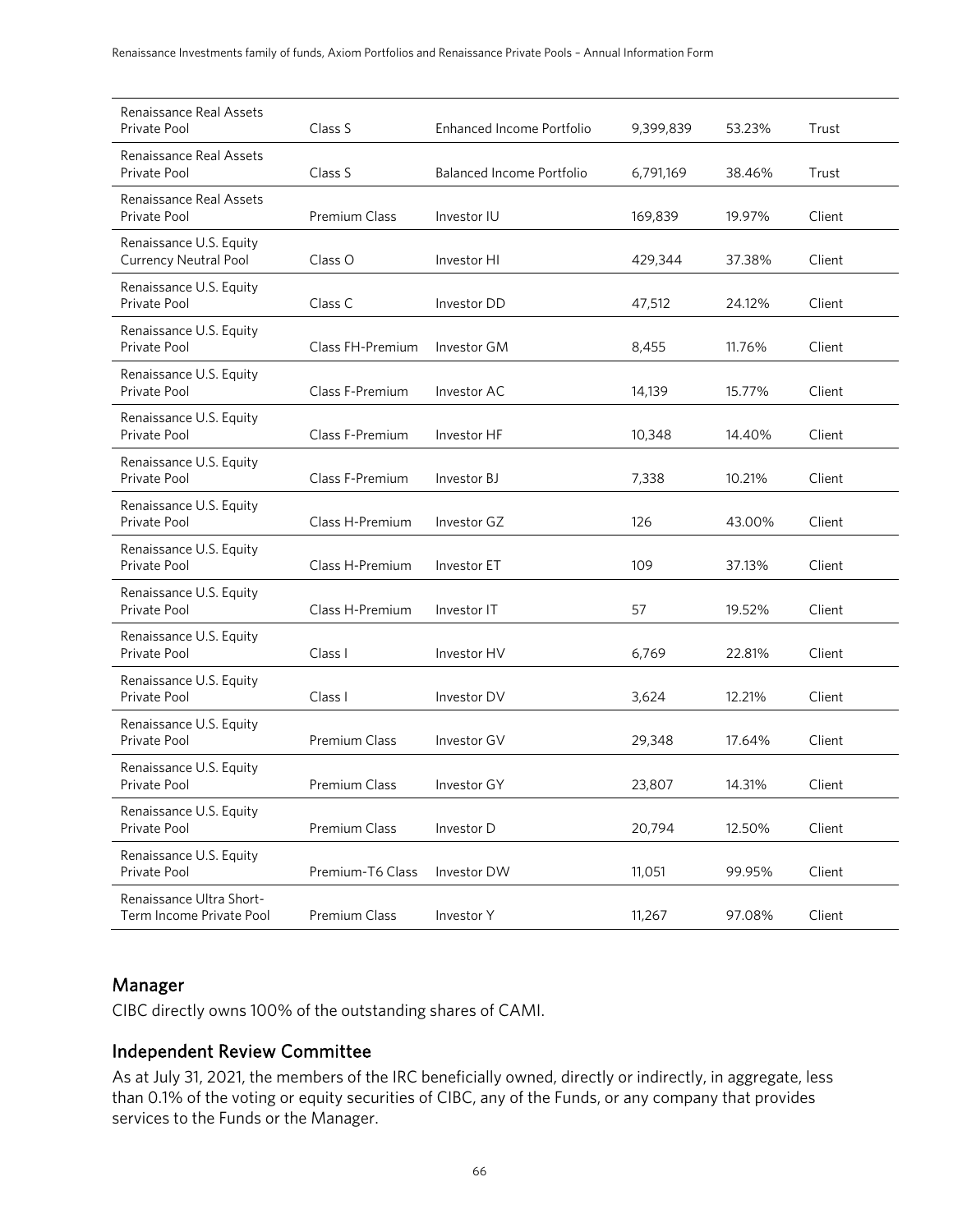| Renaissance Real Assets Private Pool | Class S | Enhanced Income Portfolio | 9,399,839 | 53.23% | Trust |
|---|---|---|---|---|---|
| Renaissance Real Assets Private Pool | Class S | Balanced Income Portfolio | 6,791,169 | 38.46% | Trust |
| Renaissance Real Assets Private Pool | Premium Class | Investor IU | 169,839 | 19.97% | Client |
| Renaissance U.S. Equity Currency Neutral Pool | Class O | Investor HI | 429,344 | 37.38% | Client |
| Renaissance U.S. Equity Private Pool | Class C | Investor DD | 47,512 | 24.12% | Client |
| Renaissance U.S. Equity Private Pool | Class FH-Premium | Investor GM | 8,455 | 11.76% | Client |
| Renaissance U.S. Equity Private Pool | Class F-Premium | Investor AC | 14,139 | 15.77% | Client |
| Renaissance U.S. Equity Private Pool | Class F-Premium | Investor HF | 10,348 | 14.40% | Client |
| Renaissance U.S. Equity Private Pool | Class F-Premium | Investor BJ | 7,338 | 10.21% | Client |
| Renaissance U.S. Equity Private Pool | Class H-Premium | Investor GZ | 126 | 43.00% | Client |
| Renaissance U.S. Equity Private Pool | Class H-Premium | Investor ET | 109 | 37.13% | Client |
| Renaissance U.S. Equity Private Pool | Class H-Premium | Investor IT | 57 | 19.52% | Client |
| Renaissance U.S. Equity Private Pool | Class I | Investor HV | 6,769 | 22.81% | Client |
| Renaissance U.S. Equity Private Pool | Class I | Investor DV | 3,624 | 12.21% | Client |
| Renaissance U.S. Equity Private Pool | Premium Class | Investor GV | 29,348 | 17.64% | Client |
| Renaissance U.S. Equity Private Pool | Premium Class | Investor GY | 23,807 | 14.31% | Client |
| Renaissance U.S. Equity Private Pool | Premium Class | Investor D | 20,794 | 12.50% | Client |
| Renaissance U.S. Equity Private Pool | Premium-T6 Class | Investor DW | 11,051 | 99.95% | Client |
| Renaissance Ultra Short-Term Income Private Pool | Premium Class | Investor Y | 11,267 | 97.08% | Client |

## Manager

CIBC directly owns 100% of the outstanding shares of CAMI.

## Independent Review Committee

As at July 31, 2021, the members of the IRC beneficially owned, directly or indirectly, in aggregate, less than 0.1% of the voting or equity securities of CIBC, any of the Funds, or any company that provides services to the Funds or the Manager.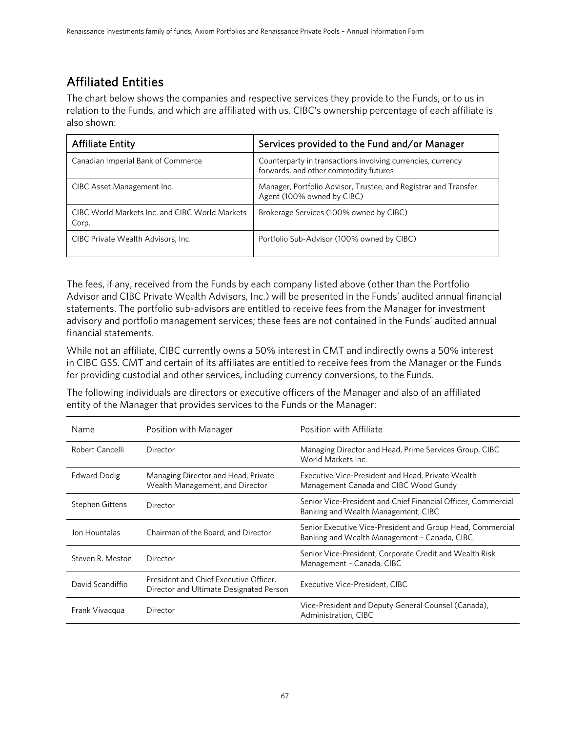## Affiliated Entities

The chart below shows the companies and respective services they provide to the Funds, or to us in relation to the Funds, and which are affiliated with us. CIBC's ownership percentage of each affiliate is also shown:

| Affiliate Entity | Services provided to the Fund and/or Manager |
|---|---|
| Canadian Imperial Bank of Commerce | Counterparty in transactions involving currencies, currency forwards, and other commodity futures |
| CIBC Asset Management Inc. | Manager, Portfolio Advisor, Trustee, and Registrar and Transfer Agent (100% owned by CIBC) |
| CIBC World Markets Inc. and CIBC World Markets Corp. | Brokerage Services (100% owned by CIBC) |
| CIBC Private Wealth Advisors, Inc. | Portfolio Sub-Advisor (100% owned by CIBC) |

The fees, if any, received from the Funds by each company listed above (other than the Portfolio Advisor and CIBC Private Wealth Advisors, Inc.) will be presented in the Funds' audited annual financial statements. The portfolio sub-advisors are entitled to receive fees from the Manager for investment advisory and portfolio management services; these fees are not contained in the Funds' audited annual financial statements.

While not an affiliate, CIBC currently owns a 50% interest in CMT and indirectly owns a 50% interest in CIBC GSS. CMT and certain of its affiliates are entitled to receive fees from the Manager or the Funds for providing custodial and other services, including currency conversions, to the Funds.

The following individuals are directors or executive officers of the Manager and also of an affiliated entity of the Manager that provides services to the Funds or the Manager:

| Name | Position with Manager | Position with Affiliate |
|---|---|---|
| Robert Cancelli | Director | Managing Director and Head, Prime Services Group, CIBC World Markets Inc. |
| Edward Dodig | Managing Director and Head, Private Wealth Management, and Director | Executive Vice-President and Head, Private Wealth Management Canada and CIBC Wood Gundy |
| Stephen Gittens | Director | Senior Vice-President and Chief Financial Officer, Commercial Banking and Wealth Management, CIBC |
| Jon Hountalas | Chairman of the Board, and Director | Senior Executive Vice-President and Group Head, Commercial Banking and Wealth Management – Canada, CIBC |
| Steven R. Meston | Director | Senior Vice-President, Corporate Credit and Wealth Risk Management – Canada, CIBC |
| David Scandiffio | President and Chief Executive Officer, Director and Ultimate Designated Person | Executive Vice-President, CIBC |
| Frank Vivacqua | Director | Vice-President and Deputy General Counsel (Canada), Administration, CIBC |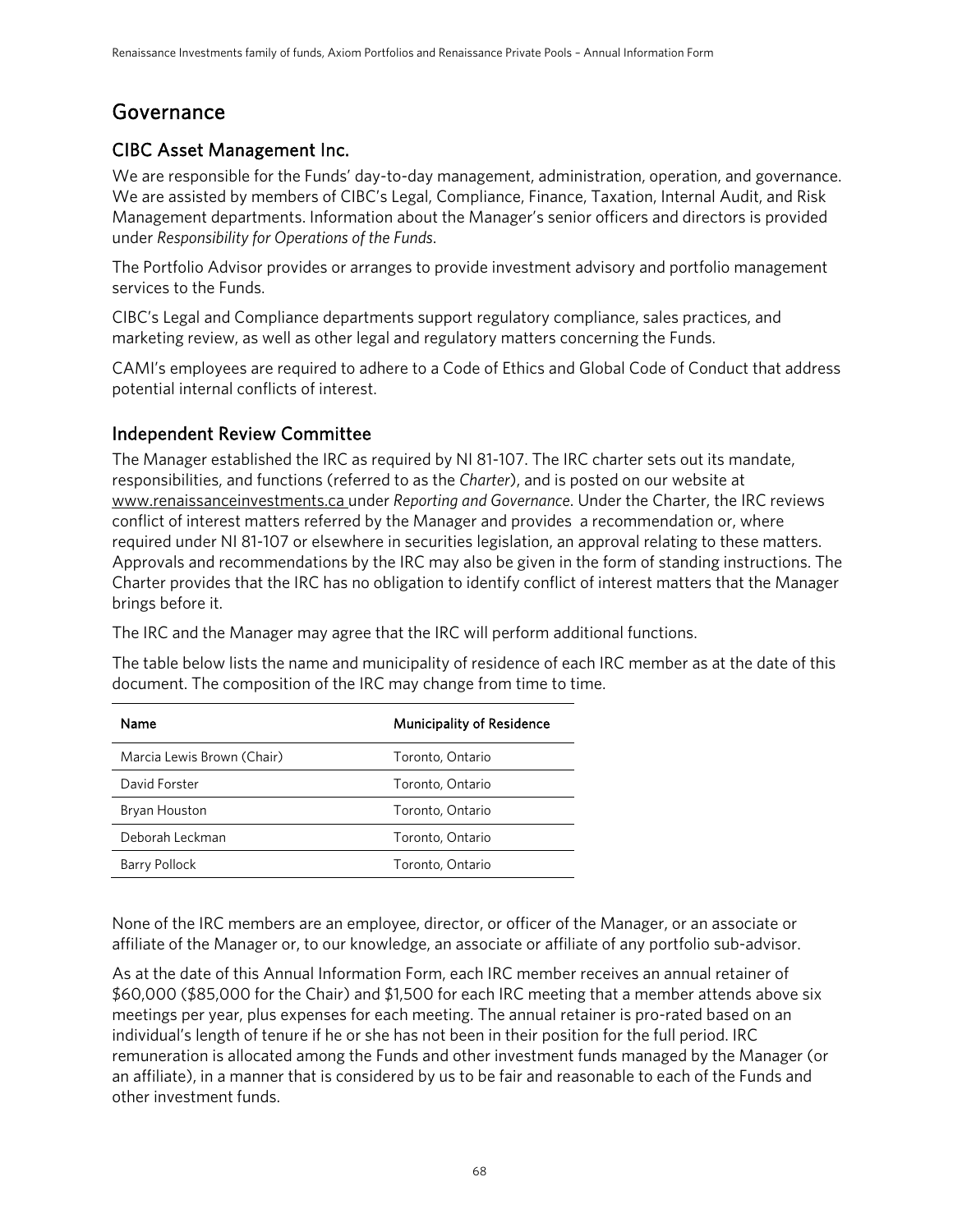## Governance

### CIBC Asset Management Inc.

We are responsible for the Funds' day-to-day management, administration, operation, and governance. We are assisted by members of CIBC's Legal, Compliance, Finance, Taxation, Internal Audit, and Risk Management departments. Information about the Manager's senior officers and directors is provided under *Responsibility for Operations of the Funds*.

The Portfolio Advisor provides or arranges to provide investment advisory and portfolio management services to the Funds.

CIBC's Legal and Compliance departments support regulatory compliance, sales practices, and marketing review, as well as other legal and regulatory matters concerning the Funds.

CAMI's employees are required to adhere to a Code of Ethics and Global Code of Conduct that address potential internal conflicts of interest.

### Independent Review Committee

The Manager established the IRC as required by NI 81-107. The IRC charter sets out its mandate, responsibilities, and functions (referred to as the *Charter*), and is posted on our website at www.renaissanceinvestments.ca under *Reporting and Governance*. Under the Charter, the IRC reviews conflict of interest matters referred by the Manager and provides a recommendation or, where required under NI 81-107 or elsewhere in securities legislation, an approval relating to these matters. Approvals and recommendations by the IRC may also be given in the form of standing instructions. The Charter provides that the IRC has no obligation to identify conflict of interest matters that the Manager brings before it.

The IRC and the Manager may agree that the IRC will perform additional functions.

The table below lists the name and municipality of residence of each IRC member as at the date of this document. The composition of the IRC may change from time to time.

| Name | Municipality of Residence |
|---|---|
| Marcia Lewis Brown (Chair) | Toronto, Ontario |
| David Forster | Toronto, Ontario |
| Bryan Houston | Toronto, Ontario |
| Deborah Leckman | Toronto, Ontario |
| Barry Pollock | Toronto, Ontario |

None of the IRC members are an employee, director, or officer of the Manager, or an associate or affiliate of the Manager or, to our knowledge, an associate or affiliate of any portfolio sub-advisor.

As at the date of this Annual Information Form, each IRC member receives an annual retainer of $60,000 ($85,000 for the Chair) and $1,500 for each IRC meeting that a member attends above six meetings per year, plus expenses for each meeting. The annual retainer is pro-rated based on an individual's length of tenure if he or she has not been in their position for the full period. IRC remuneration is allocated among the Funds and other investment funds managed by the Manager (or an affiliate), in a manner that is considered by us to be fair and reasonable to each of the Funds and other investment funds.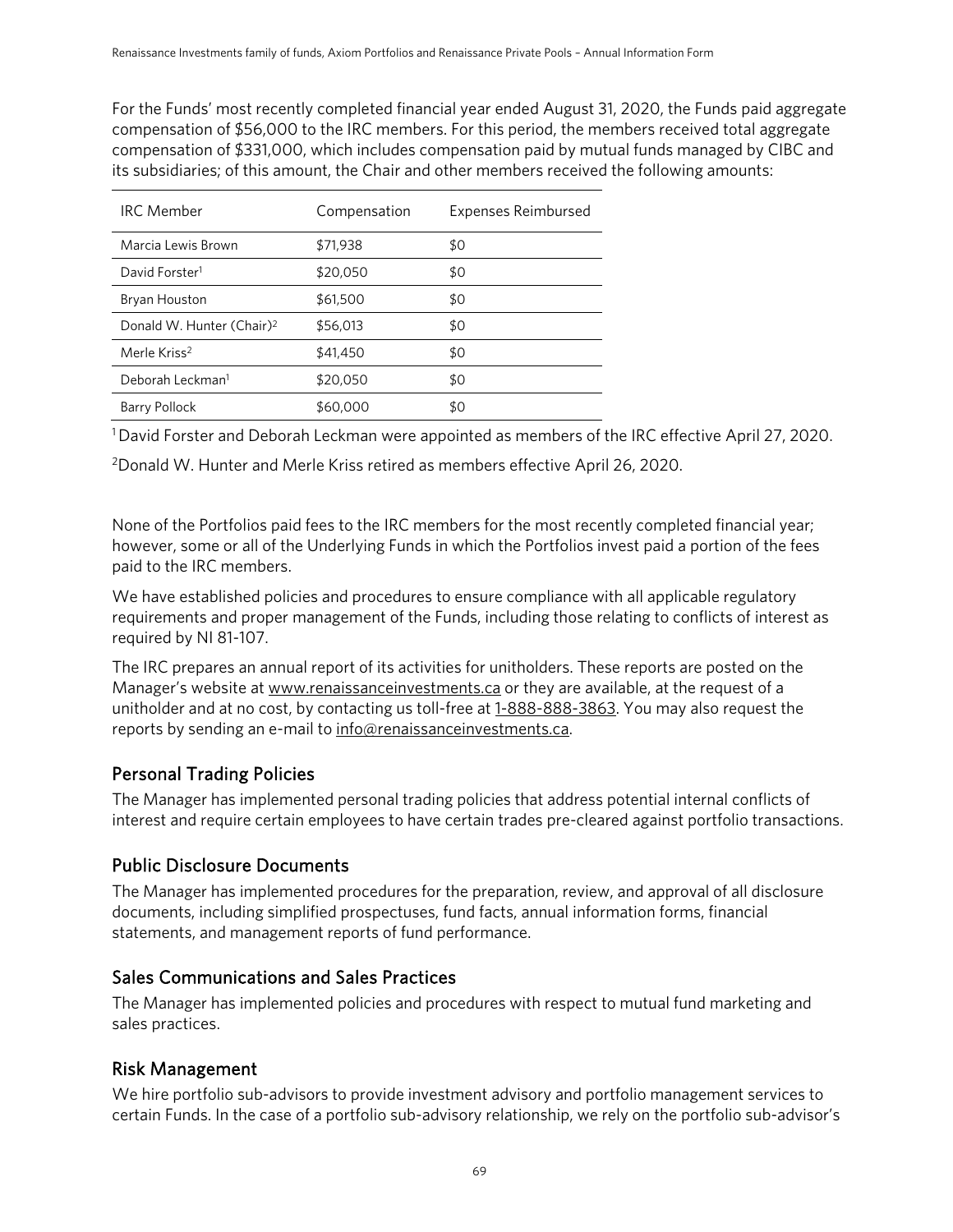For the Funds' most recently completed financial year ended August 31, 2020, the Funds paid aggregate compensation of $56,000 to the IRC members. For this period, the members received total aggregate compensation of $331,000, which includes compensation paid by mutual funds managed by CIBC and its subsidiaries; of this amount, the Chair and other members received the following amounts:

| IRC Member | Compensation | Expenses Reimbursed |
|---|---|---|
| Marcia Lewis Brown | $71,938 | $0 |
| David Forster[1] | $20,050 | $0 |
| Bryan Houston | $61,500 | $0 |
| Donald W. Hunter (Chair)[2] | $56,013 | $0 |
| Merle Kriss[2] | $41,450 | $0 |
| Deborah Leckman[1] | $20,050 | $0 |
| Barry Pollock | $60,000 | $0 |

[1] David Forster and Deborah Leckman were appointed as members of the IRC effective April 27, 2020.

[2] Donald W. Hunter and Merle Kriss retired as members effective April 26, 2020.

None of the Portfolios paid fees to the IRC members for the most recently completed financial year; however, some or all of the Underlying Funds in which the Portfolios invest paid a portion of the fees paid to the IRC members.

We have established policies and procedures to ensure compliance with all applicable regulatory requirements and proper management of the Funds, including those relating to conflicts of interest as required by NI 81-107.

The IRC prepares an annual report of its activities for unitholders. These reports are posted on the Manager's website at www.renaissanceinvestments.ca or they are available, at the request of a unitholder and at no cost, by contacting us toll-free at 1-888-888-3863. You may also request the reports by sending an e-mail to info@renaissanceinvestments.ca.

## Personal Trading Policies

The Manager has implemented personal trading policies that address potential internal conflicts of interest and require certain employees to have certain trades pre-cleared against portfolio transactions.

## Public Disclosure Documents

The Manager has implemented procedures for the preparation, review, and approval of all disclosure documents, including simplified prospectuses, fund facts, annual information forms, financial statements, and management reports of fund performance.

## Sales Communications and Sales Practices

The Manager has implemented policies and procedures with respect to mutual fund marketing and sales practices.

## Risk Management

We hire portfolio sub-advisors to provide investment advisory and portfolio management services to certain Funds. In the case of a portfolio sub-advisory relationship, we rely on the portfolio sub-advisor's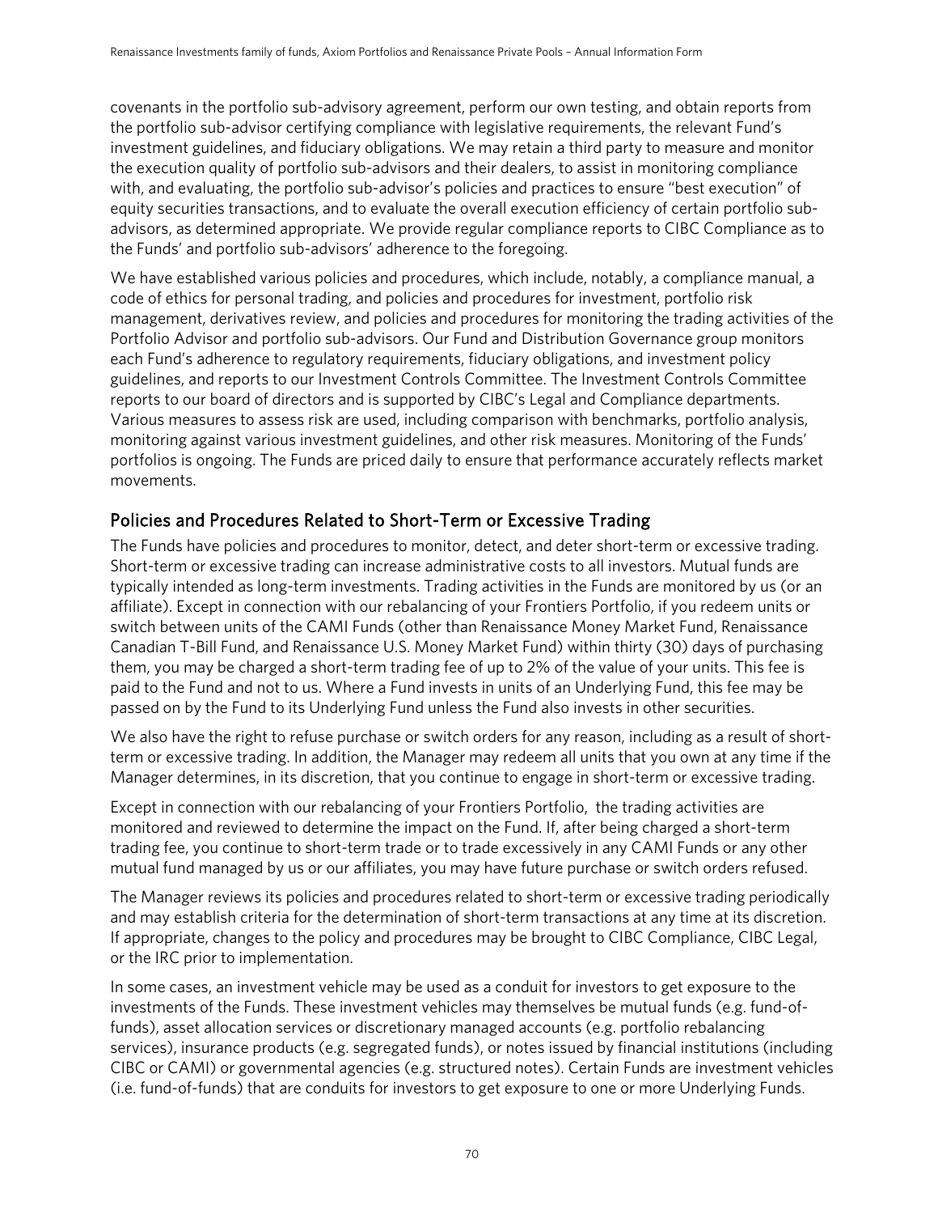covenants in the portfolio sub-advisory agreement, perform our own testing, and obtain reports from the portfolio sub-advisor certifying compliance with legislative requirements, the relevant Fund's investment guidelines, and fiduciary obligations. We may retain a third party to measure and monitor the execution quality of portfolio sub-advisors and their dealers, to assist in monitoring compliance with, and evaluating, the portfolio sub-advisor's policies and practices to ensure "best execution" of equity securities transactions, and to evaluate the overall execution efficiency of certain portfolio sub-advisors, as determined appropriate. We provide regular compliance reports to CIBC Compliance as to the Funds' and portfolio sub-advisors' adherence to the foregoing.

We have established various policies and procedures, which include, notably, a compliance manual, a code of ethics for personal trading, and policies and procedures for investment, portfolio risk management, derivatives review, and policies and procedures for monitoring the trading activities of the Portfolio Advisor and portfolio sub-advisors. Our Fund and Distribution Governance group monitors each Fund's adherence to regulatory requirements, fiduciary obligations, and investment policy guidelines, and reports to our Investment Controls Committee. The Investment Controls Committee reports to our board of directors and is supported by CIBC's Legal and Compliance departments. Various measures to assess risk are used, including comparison with benchmarks, portfolio analysis, monitoring against various investment guidelines, and other risk measures. Monitoring of the Funds' portfolios is ongoing. The Funds are priced daily to ensure that performance accurately reflects market movements.

## Policies and Procedures Related to Short-Term or Excessive Trading

The Funds have policies and procedures to monitor, detect, and deter short-term or excessive trading. Short-term or excessive trading can increase administrative costs to all investors. Mutual funds are typically intended as long-term investments. Trading activities in the Funds are monitored by us (or an affiliate). Except in connection with our rebalancing of your Frontiers Portfolio, if you redeem units or switch between units of the CAMI Funds (other than Renaissance Money Market Fund, Renaissance Canadian T-Bill Fund, and Renaissance U.S. Money Market Fund) within thirty (30) days of purchasing them, you may be charged a short-term trading fee of up to 2% of the value of your units. This fee is paid to the Fund and not to us. Where a Fund invests in units of an Underlying Fund, this fee may be passed on by the Fund to its Underlying Fund unless the Fund also invests in other securities.

We also have the right to refuse purchase or switch orders for any reason, including as a result of short-term or excessive trading. In addition, the Manager may redeem all units that you own at any time if the Manager determines, in its discretion, that you continue to engage in short-term or excessive trading.

Except in connection with our rebalancing of your Frontiers Portfolio, the trading activities are monitored and reviewed to determine the impact on the Fund. If, after being charged a short-term trading fee, you continue to short-term trade or to trade excessively in any CAMI Funds or any other mutual fund managed by us or our affiliates, you may have future purchase or switch orders refused.

The Manager reviews its policies and procedures related to short-term or excessive trading periodically and may establish criteria for the determination of short-term transactions at any time at its discretion. If appropriate, changes to the policy and procedures may be brought to CIBC Compliance, CIBC Legal, or the IRC prior to implementation.

In some cases, an investment vehicle may be used as a conduit for investors to get exposure to the investments of the Funds. These investment vehicles may themselves be mutual funds (e.g. fund-of-funds), asset allocation services or discretionary managed accounts (e.g. portfolio rebalancing services), insurance products (e.g. segregated funds), or notes issued by financial institutions (including CIBC or CAMI) or governmental agencies (e.g. structured notes). Certain Funds are investment vehicles (i.e. fund-of-funds) that are conduits for investors to get exposure to one or more Underlying Funds.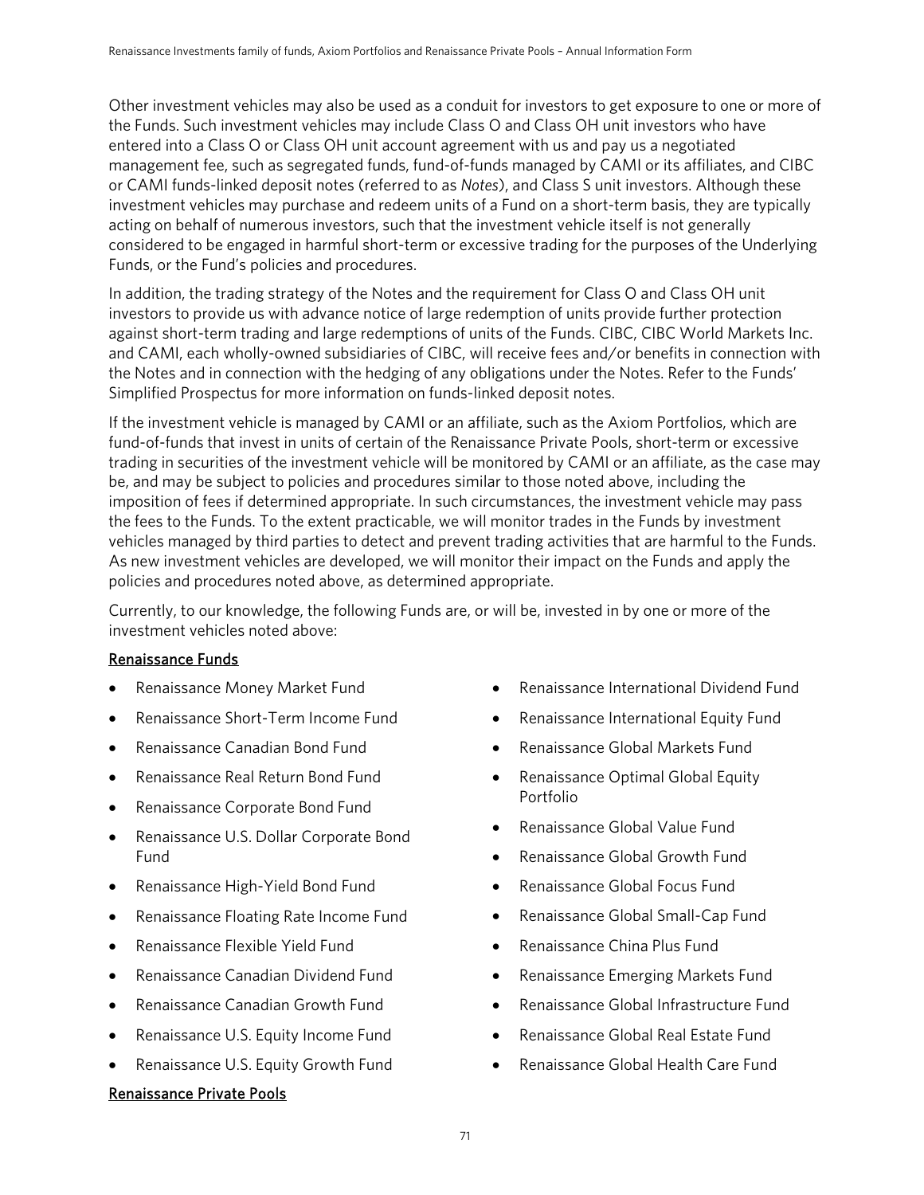Other investment vehicles may also be used as a conduit for investors to get exposure to one or more of the Funds. Such investment vehicles may include Class O and Class OH unit investors who have entered into a Class O or Class OH unit account agreement with us and pay us a negotiated management fee, such as segregated funds, fund-of-funds managed by CAMI or its affiliates, and CIBC or CAMI funds-linked deposit notes (referred to as *Notes*), and Class S unit investors. Although these investment vehicles may purchase and redeem units of a Fund on a short-term basis, they are typically acting on behalf of numerous investors, such that the investment vehicle itself is not generally considered to be engaged in harmful short-term or excessive trading for the purposes of the Underlying Funds, or the Fund's policies and procedures.

In addition, the trading strategy of the Notes and the requirement for Class O and Class OH unit investors to provide us with advance notice of large redemption of units provide further protection against short-term trading and large redemptions of units of the Funds. CIBC, CIBC World Markets Inc. and CAMI, each wholly-owned subsidiaries of CIBC, will receive fees and/or benefits in connection with the Notes and in connection with the hedging of any obligations under the Notes. Refer to the Funds' Simplified Prospectus for more information on funds-linked deposit notes.

If the investment vehicle is managed by CAMI or an affiliate, such as the Axiom Portfolios, which are fund-of-funds that invest in units of certain of the Renaissance Private Pools, short-term or excessive trading in securities of the investment vehicle will be monitored by CAMI or an affiliate, as the case may be, and may be subject to policies and procedures similar to those noted above, including the imposition of fees if determined appropriate. In such circumstances, the investment vehicle may pass the fees to the Funds. To the extent practicable, we will monitor trades in the Funds by investment vehicles managed by third parties to detect and prevent trading activities that are harmful to the Funds. As new investment vehicles are developed, we will monitor their impact on the Funds and apply the policies and procedures noted above, as determined appropriate.

Currently, to our knowledge, the following Funds are, or will be, invested in by one or more of the investment vehicles noted above:

<u>Renaissance Funds</u>

- Renaissance Money Market Fund
- Renaissance Short-Term Income Fund
- Renaissance Canadian Bond Fund
- Renaissance Real Return Bond Fund
- Renaissance Corporate Bond Fund
- Renaissance U.S. Dollar Corporate Bond Fund
- Renaissance High-Yield Bond Fund
- Renaissance Floating Rate Income Fund
- Renaissance Flexible Yield Fund
- Renaissance Canadian Dividend Fund
- Renaissance Canadian Growth Fund
- Renaissance U.S. Equity Income Fund
- Renaissance U.S. Equity Growth Fund
- Renaissance International Dividend Fund
- Renaissance International Equity Fund
- Renaissance Global Markets Fund
- Renaissance Optimal Global Equity Portfolio
- Renaissance Global Value Fund
- Renaissance Global Growth Fund
- Renaissance Global Focus Fund
- Renaissance Global Small-Cap Fund
- Renaissance China Plus Fund
- Renaissance Emerging Markets Fund
- Renaissance Global Infrastructure Fund
- Renaissance Global Real Estate Fund
- Renaissance Global Health Care Fund

<u>Renaissance Private Pools</u>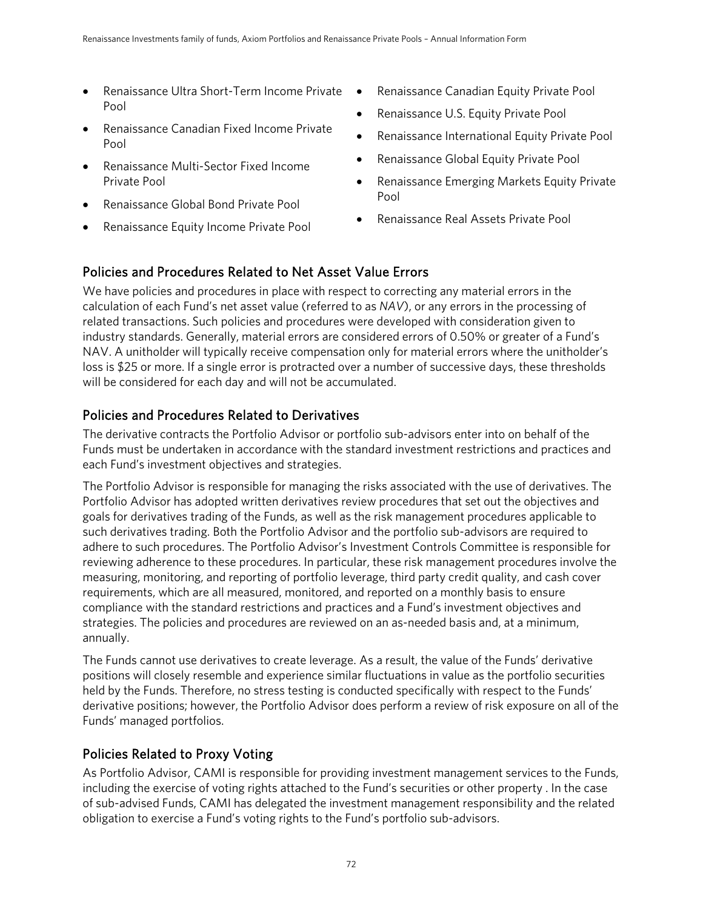- Renaissance Ultra Short-Term Income Private Pool
- Renaissance Canadian Fixed Income Private Pool
- Renaissance Multi-Sector Fixed Income Private Pool
- Renaissance Global Bond Private Pool
- Renaissance Equity Income Private Pool
- Renaissance Canadian Equity Private Pool
- Renaissance U.S. Equity Private Pool
- Renaissance International Equity Private Pool
- Renaissance Global Equity Private Pool
- Renaissance Emerging Markets Equity Private Pool
- Renaissance Real Assets Private Pool

## Policies and Procedures Related to Net Asset Value Errors

We have policies and procedures in place with respect to correcting any material errors in the calculation of each Fund's net asset value (referred to as *NAV*), or any errors in the processing of related transactions. Such policies and procedures were developed with consideration given to industry standards. Generally, material errors are considered errors of 0.50% or greater of a Fund's NAV. A unitholder will typically receive compensation only for material errors where the unitholder's loss is $25 or more. If a single error is protracted over a number of successive days, these thresholds will be considered for each day and will not be accumulated.

## Policies and Procedures Related to Derivatives

The derivative contracts the Portfolio Advisor or portfolio sub-advisors enter into on behalf of the Funds must be undertaken in accordance with the standard investment restrictions and practices and each Fund's investment objectives and strategies.

The Portfolio Advisor is responsible for managing the risks associated with the use of derivatives. The Portfolio Advisor has adopted written derivatives review procedures that set out the objectives and goals for derivatives trading of the Funds, as well as the risk management procedures applicable to such derivatives trading. Both the Portfolio Advisor and the portfolio sub-advisors are required to adhere to such procedures. The Portfolio Advisor's Investment Controls Committee is responsible for reviewing adherence to these procedures. In particular, these risk management procedures involve the measuring, monitoring, and reporting of portfolio leverage, third party credit quality, and cash cover requirements, which are all measured, monitored, and reported on a monthly basis to ensure compliance with the standard restrictions and practices and a Fund's investment objectives and strategies. The policies and procedures are reviewed on an as-needed basis and, at a minimum, annually.

The Funds cannot use derivatives to create leverage. As a result, the value of the Funds' derivative positions will closely resemble and experience similar fluctuations in value as the portfolio securities held by the Funds. Therefore, no stress testing is conducted specifically with respect to the Funds' derivative positions; however, the Portfolio Advisor does perform a review of risk exposure on all of the Funds' managed portfolios.

## Policies Related to Proxy Voting

As Portfolio Advisor, CAMI is responsible for providing investment management services to the Funds, including the exercise of voting rights attached to the Fund's securities or other property . In the case of sub-advised Funds, CAMI has delegated the investment management responsibility and the related obligation to exercise a Fund's voting rights to the Fund's portfolio sub-advisors.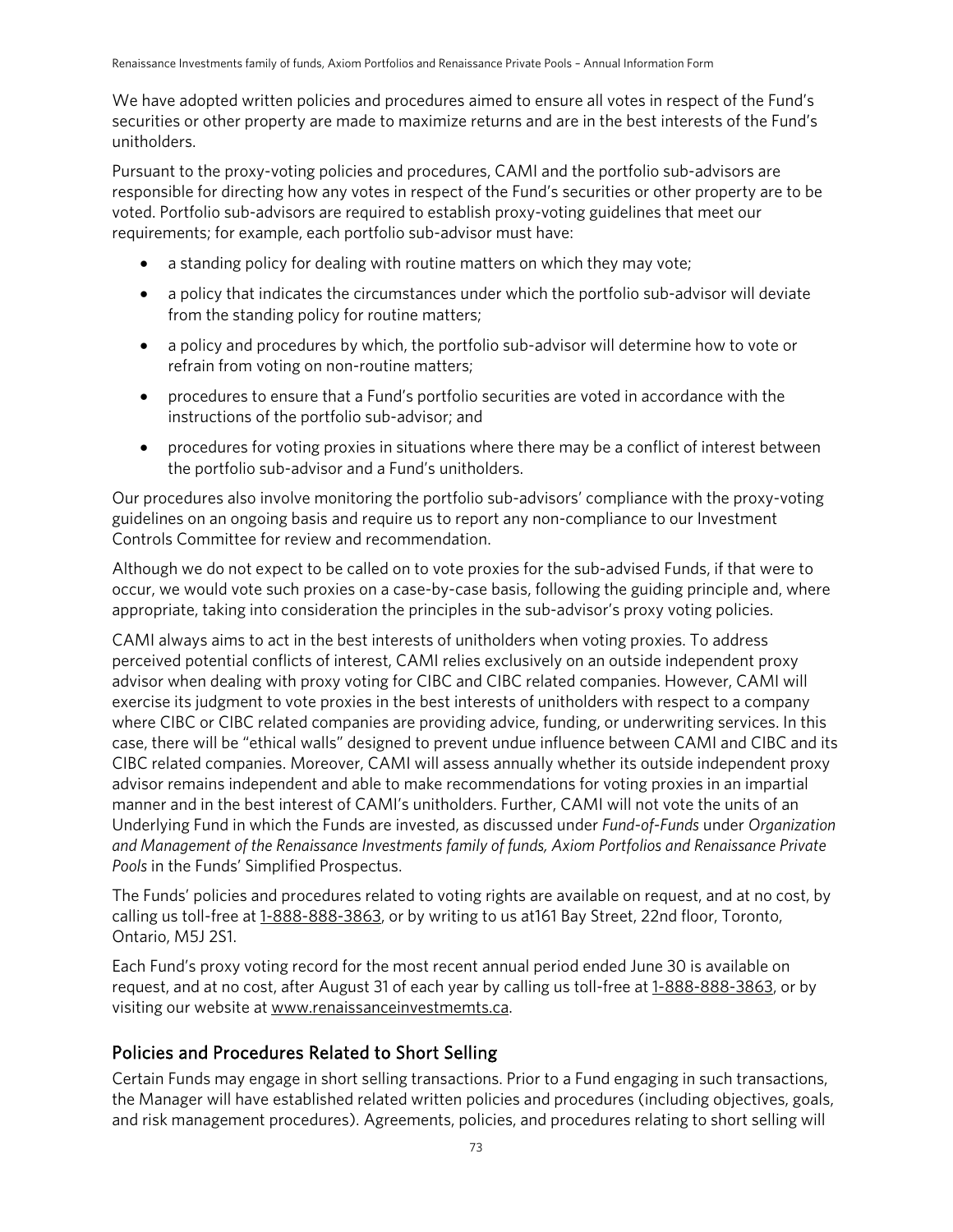We have adopted written policies and procedures aimed to ensure all votes in respect of the Fund's securities or other property are made to maximize returns and are in the best interests of the Fund's unitholders.

Pursuant to the proxy-voting policies and procedures, CAMI and the portfolio sub-advisors are responsible for directing how any votes in respect of the Fund's securities or other property are to be voted. Portfolio sub-advisors are required to establish proxy-voting guidelines that meet our requirements; for example, each portfolio sub-advisor must have:

- a standing policy for dealing with routine matters on which they may vote;
- a policy that indicates the circumstances under which the portfolio sub-advisor will deviate from the standing policy for routine matters;
- a policy and procedures by which, the portfolio sub-advisor will determine how to vote or refrain from voting on non-routine matters;
- procedures to ensure that a Fund's portfolio securities are voted in accordance with the instructions of the portfolio sub-advisor; and
- procedures for voting proxies in situations where there may be a conflict of interest between the portfolio sub-advisor and a Fund's unitholders.

Our procedures also involve monitoring the portfolio sub-advisors' compliance with the proxy-voting guidelines on an ongoing basis and require us to report any non-compliance to our Investment Controls Committee for review and recommendation.

Although we do not expect to be called on to vote proxies for the sub-advised Funds, if that were to occur, we would vote such proxies on a case-by-case basis, following the guiding principle and, where appropriate, taking into consideration the principles in the sub-advisor's proxy voting policies.

CAMI always aims to act in the best interests of unitholders when voting proxies. To address perceived potential conflicts of interest, CAMI relies exclusively on an outside independent proxy advisor when dealing with proxy voting for CIBC and CIBC related companies. However, CAMI will exercise its judgment to vote proxies in the best interests of unitholders with respect to a company where CIBC or CIBC related companies are providing advice, funding, or underwriting services. In this case, there will be "ethical walls" designed to prevent undue influence between CAMI and CIBC and its CIBC related companies. Moreover, CAMI will assess annually whether its outside independent proxy advisor remains independent and able to make recommendations for voting proxies in an impartial manner and in the best interest of CAMI's unitholders. Further, CAMI will not vote the units of an Underlying Fund in which the Funds are invested, as discussed under *Fund-of-Funds* under *Organization and Management of the Renaissance Investments family of funds, Axiom Portfolios and Renaissance Private Pools* in the Funds' Simplified Prospectus.

The Funds' policies and procedures related to voting rights are available on request, and at no cost, by calling us toll-free at 1-888-888-3863, or by writing to us at161 Bay Street, 22nd floor, Toronto, Ontario, M5J 2S1.

Each Fund's proxy voting record for the most recent annual period ended June 30 is available on request, and at no cost, after August 31 of each year by calling us toll-free at 1-888-888-3863, or by visiting our website at www.renaissanceinvestmemts.ca.

## Policies and Procedures Related to Short Selling

Certain Funds may engage in short selling transactions. Prior to a Fund engaging in such transactions, the Manager will have established related written policies and procedures (including objectives, goals, and risk management procedures). Agreements, policies, and procedures relating to short selling will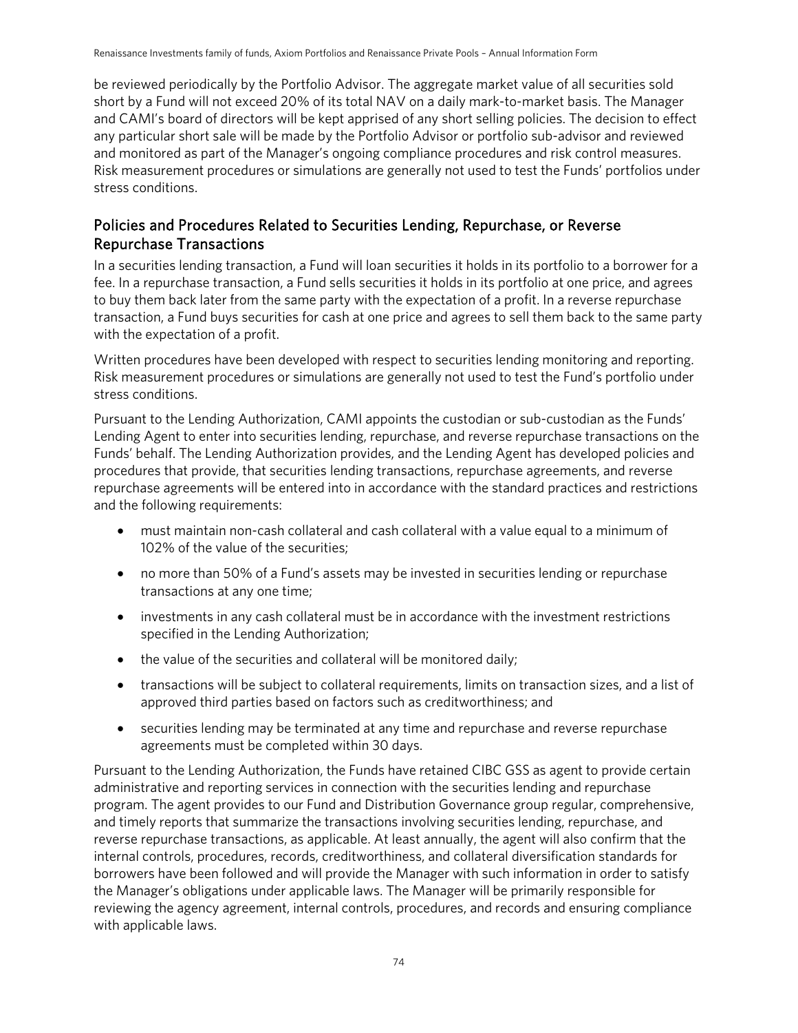be reviewed periodically by the Portfolio Advisor. The aggregate market value of all securities sold short by a Fund will not exceed 20% of its total NAV on a daily mark-to-market basis. The Manager and CAMI's board of directors will be kept apprised of any short selling policies. The decision to effect any particular short sale will be made by the Portfolio Advisor or portfolio sub-advisor and reviewed and monitored as part of the Manager's ongoing compliance procedures and risk control measures. Risk measurement procedures or simulations are generally not used to test the Funds' portfolios under stress conditions.

## Policies and Procedures Related to Securities Lending, Repurchase, or Reverse Repurchase Transactions

In a securities lending transaction, a Fund will loan securities it holds in its portfolio to a borrower for a fee. In a repurchase transaction, a Fund sells securities it holds in its portfolio at one price, and agrees to buy them back later from the same party with the expectation of a profit. In a reverse repurchase transaction, a Fund buys securities for cash at one price and agrees to sell them back to the same party with the expectation of a profit.

Written procedures have been developed with respect to securities lending monitoring and reporting. Risk measurement procedures or simulations are generally not used to test the Fund's portfolio under stress conditions.

Pursuant to the Lending Authorization, CAMI appoints the custodian or sub-custodian as the Funds' Lending Agent to enter into securities lending, repurchase, and reverse repurchase transactions on the Funds' behalf. The Lending Authorization provides, and the Lending Agent has developed policies and procedures that provide, that securities lending transactions, repurchase agreements, and reverse repurchase agreements will be entered into in accordance with the standard practices and restrictions and the following requirements:

- must maintain non-cash collateral and cash collateral with a value equal to a minimum of 102% of the value of the securities;
- no more than 50% of a Fund's assets may be invested in securities lending or repurchase transactions at any one time;
- investments in any cash collateral must be in accordance with the investment restrictions specified in the Lending Authorization;
- the value of the securities and collateral will be monitored daily;
- transactions will be subject to collateral requirements, limits on transaction sizes, and a list of approved third parties based on factors such as creditworthiness; and
- securities lending may be terminated at any time and repurchase and reverse repurchase agreements must be completed within 30 days.

Pursuant to the Lending Authorization, the Funds have retained CIBC GSS as agent to provide certain administrative and reporting services in connection with the securities lending and repurchase program. The agent provides to our Fund and Distribution Governance group regular, comprehensive, and timely reports that summarize the transactions involving securities lending, repurchase, and reverse repurchase transactions, as applicable. At least annually, the agent will also confirm that the internal controls, procedures, records, creditworthiness, and collateral diversification standards for borrowers have been followed and will provide the Manager with such information in order to satisfy the Manager's obligations under applicable laws. The Manager will be primarily responsible for reviewing the agency agreement, internal controls, procedures, and records and ensuring compliance with applicable laws.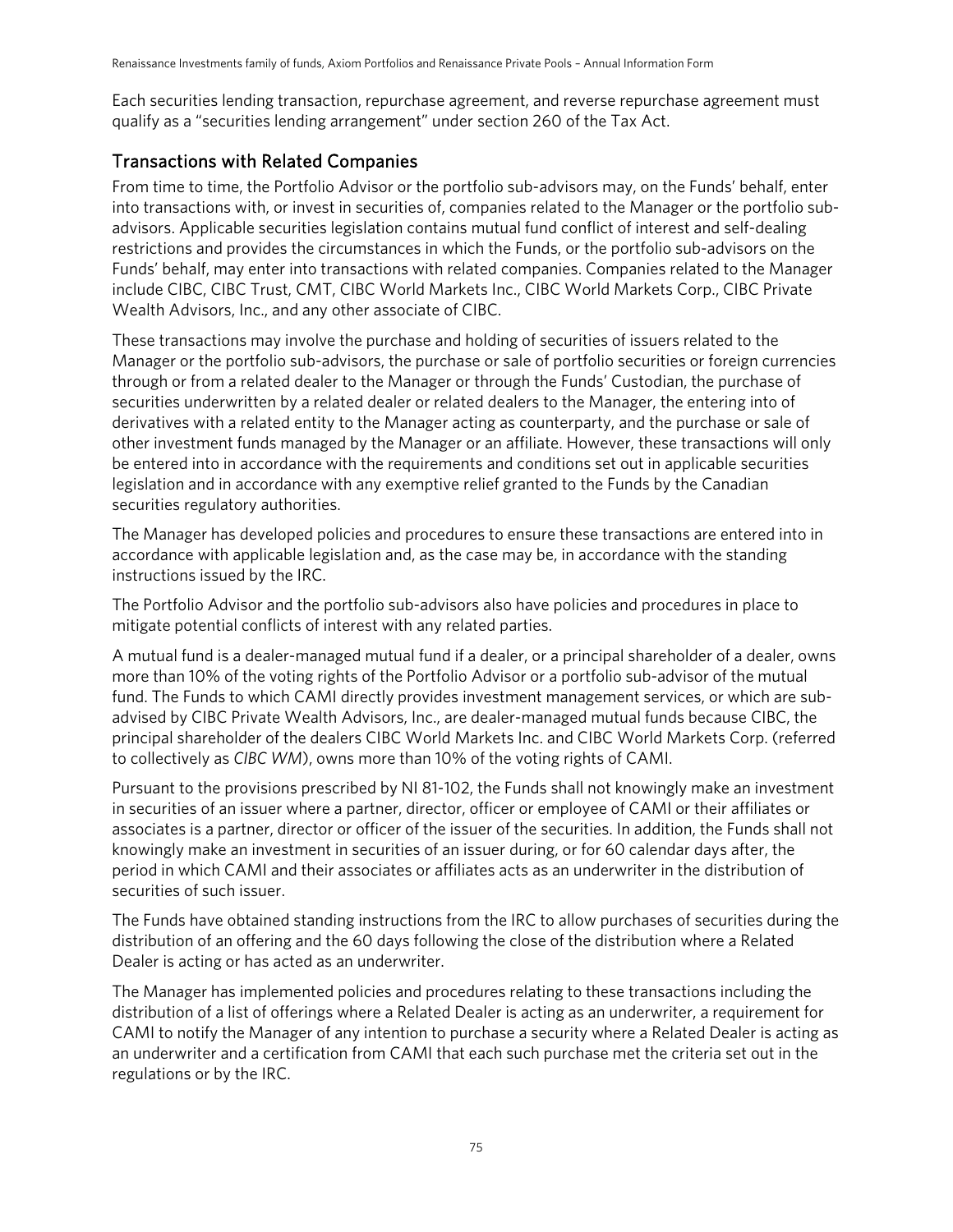Each securities lending transaction, repurchase agreement, and reverse repurchase agreement must qualify as a "securities lending arrangement" under section 260 of the Tax Act.

## Transactions with Related Companies

From time to time, the Portfolio Advisor or the portfolio sub-advisors may, on the Funds' behalf, enter into transactions with, or invest in securities of, companies related to the Manager or the portfolio sub-advisors. Applicable securities legislation contains mutual fund conflict of interest and self-dealing restrictions and provides the circumstances in which the Funds, or the portfolio sub-advisors on the Funds' behalf, may enter into transactions with related companies. Companies related to the Manager include CIBC, CIBC Trust, CMT, CIBC World Markets Inc., CIBC World Markets Corp., CIBC Private Wealth Advisors, Inc., and any other associate of CIBC.

These transactions may involve the purchase and holding of securities of issuers related to the Manager or the portfolio sub-advisors, the purchase or sale of portfolio securities or foreign currencies through or from a related dealer to the Manager or through the Funds' Custodian, the purchase of securities underwritten by a related dealer or related dealers to the Manager, the entering into of derivatives with a related entity to the Manager acting as counterparty, and the purchase or sale of other investment funds managed by the Manager or an affiliate. However, these transactions will only be entered into in accordance with the requirements and conditions set out in applicable securities legislation and in accordance with any exemptive relief granted to the Funds by the Canadian securities regulatory authorities.

The Manager has developed policies and procedures to ensure these transactions are entered into in accordance with applicable legislation and, as the case may be, in accordance with the standing instructions issued by the IRC.

The Portfolio Advisor and the portfolio sub-advisors also have policies and procedures in place to mitigate potential conflicts of interest with any related parties.

A mutual fund is a dealer-managed mutual fund if a dealer, or a principal shareholder of a dealer, owns more than 10% of the voting rights of the Portfolio Advisor or a portfolio sub-advisor of the mutual fund. The Funds to which CAMI directly provides investment management services, or which are sub-advised by CIBC Private Wealth Advisors, Inc., are dealer-managed mutual funds because CIBC, the principal shareholder of the dealers CIBC World Markets Inc. and CIBC World Markets Corp. (referred to collectively as *CIBC WM*), owns more than 10% of the voting rights of CAMI.

Pursuant to the provisions prescribed by NI 81-102, the Funds shall not knowingly make an investment in securities of an issuer where a partner, director, officer or employee of CAMI or their affiliates or associates is a partner, director or officer of the issuer of the securities. In addition, the Funds shall not knowingly make an investment in securities of an issuer during, or for 60 calendar days after, the period in which CAMI and their associates or affiliates acts as an underwriter in the distribution of securities of such issuer.

The Funds have obtained standing instructions from the IRC to allow purchases of securities during the distribution of an offering and the 60 days following the close of the distribution where a Related Dealer is acting or has acted as an underwriter.

The Manager has implemented policies and procedures relating to these transactions including the distribution of a list of offerings where a Related Dealer is acting as an underwriter, a requirement for CAMI to notify the Manager of any intention to purchase a security where a Related Dealer is acting as an underwriter and a certification from CAMI that each such purchase met the criteria set out in the regulations or by the IRC.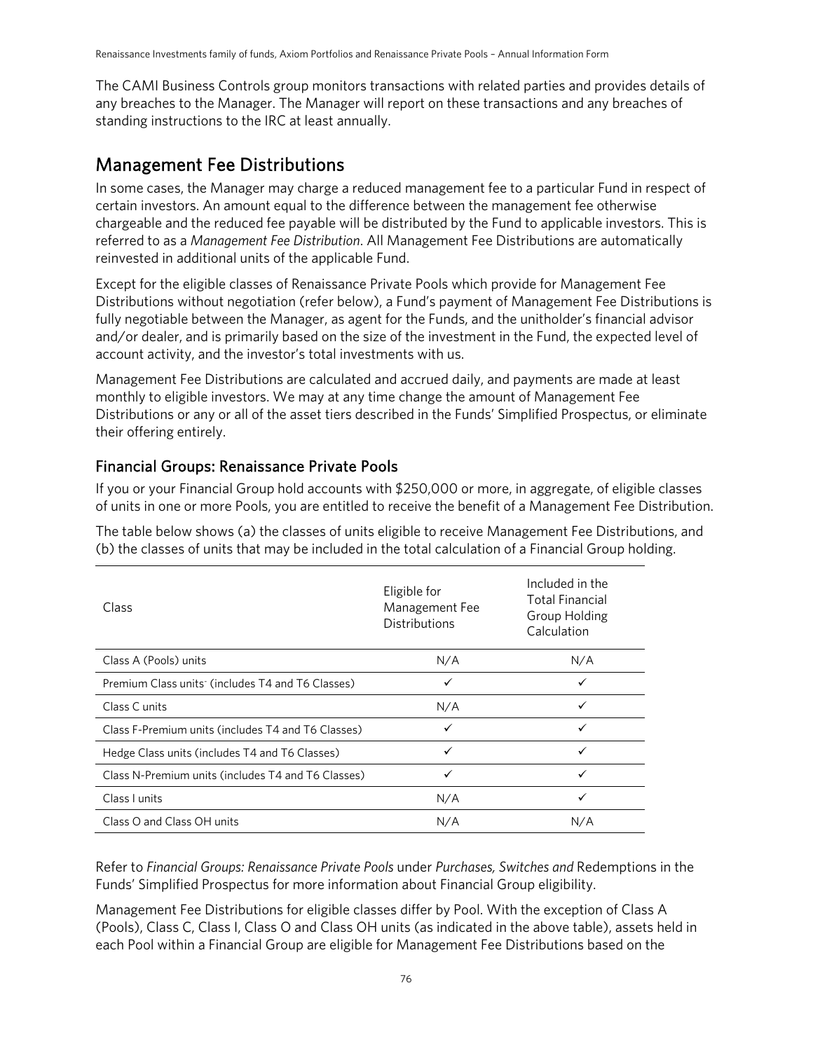The CAMI Business Controls group monitors transactions with related parties and provides details of any breaches to the Manager. The Manager will report on these transactions and any breaches of standing instructions to the IRC at least annually.

## Management Fee Distributions

In some cases, the Manager may charge a reduced management fee to a particular Fund in respect of certain investors. An amount equal to the difference between the management fee otherwise chargeable and the reduced fee payable will be distributed by the Fund to applicable investors. This is referred to as a *Management Fee Distribution*. All Management Fee Distributions are automatically reinvested in additional units of the applicable Fund.

Except for the eligible classes of Renaissance Private Pools which provide for Management Fee Distributions without negotiation (refer below), a Fund's payment of Management Fee Distributions is fully negotiable between the Manager, as agent for the Funds, and the unitholder's financial advisor and/or dealer, and is primarily based on the size of the investment in the Fund, the expected level of account activity, and the investor's total investments with us.

Management Fee Distributions are calculated and accrued daily, and payments are made at least monthly to eligible investors. We may at any time change the amount of Management Fee Distributions or any or all of the asset tiers described in the Funds' Simplified Prospectus, or eliminate their offering entirely.

### Financial Groups: Renaissance Private Pools

If you or your Financial Group hold accounts with $250,000 or more, in aggregate, of eligible classes of units in one or more Pools, you are entitled to receive the benefit of a Management Fee Distribution.

The table below shows (a) the classes of units eligible to receive Management Fee Distributions, and (b) the classes of units that may be included in the total calculation of a Financial Group holding.

| Class | Eligible for Management Fee Distributions | Included in the Total Financial Group Holding Calculation |
|---|---|---|
| Class A (Pools) units | N/A | N/A |
| Premium Class units (includes T4 and T6 Classes) | ✓ | ✓ |
| Class C units | N/A | ✓ |
| Class F-Premium units (includes T4 and T6 Classes) | ✓ | ✓ |
| Hedge Class units (includes T4 and T6 Classes) | ✓ | ✓ |
| Class N-Premium units (includes T4 and T6 Classes) | ✓ | ✓ |
| Class I units | N/A | ✓ |
| Class O and Class OH units | N/A | N/A |

Refer to *Financial Groups: Renaissance Private Pools* under *Purchases, Switches and* Redemptions in the Funds' Simplified Prospectus for more information about Financial Group eligibility.

Management Fee Distributions for eligible classes differ by Pool. With the exception of Class A (Pools), Class C, Class I, Class O and Class OH units (as indicated in the above table), assets held in each Pool within a Financial Group are eligible for Management Fee Distributions based on the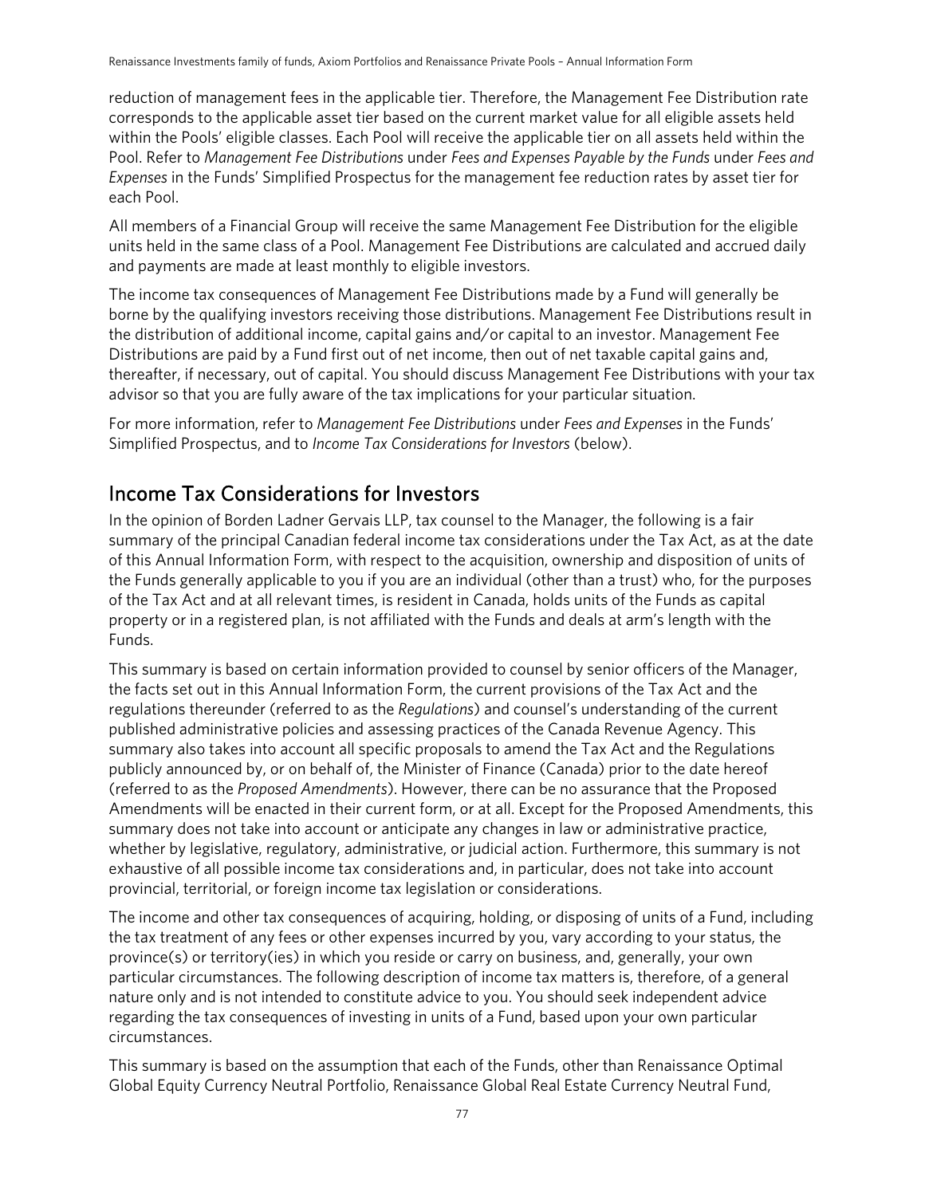reduction of management fees in the applicable tier. Therefore, the Management Fee Distribution rate corresponds to the applicable asset tier based on the current market value for all eligible assets held within the Pools' eligible classes. Each Pool will receive the applicable tier on all assets held within the Pool. Refer to *Management Fee Distributions* under *Fees and Expenses Payable by the Funds* under *Fees and Expenses* in the Funds' Simplified Prospectus for the management fee reduction rates by asset tier for each Pool.

All members of a Financial Group will receive the same Management Fee Distribution for the eligible units held in the same class of a Pool. Management Fee Distributions are calculated and accrued daily and payments are made at least monthly to eligible investors.

The income tax consequences of Management Fee Distributions made by a Fund will generally be borne by the qualifying investors receiving those distributions. Management Fee Distributions result in the distribution of additional income, capital gains and/or capital to an investor. Management Fee Distributions are paid by a Fund first out of net income, then out of net taxable capital gains and, thereafter, if necessary, out of capital. You should discuss Management Fee Distributions with your tax advisor so that you are fully aware of the tax implications for your particular situation.

For more information, refer to *Management Fee Distributions* under *Fees and Expenses* in the Funds' Simplified Prospectus, and to *Income Tax Considerations for Investors* (below).

## Income Tax Considerations for Investors

In the opinion of Borden Ladner Gervais LLP, tax counsel to the Manager, the following is a fair summary of the principal Canadian federal income tax considerations under the Tax Act, as at the date of this Annual Information Form, with respect to the acquisition, ownership and disposition of units of the Funds generally applicable to you if you are an individual (other than a trust) who, for the purposes of the Tax Act and at all relevant times, is resident in Canada, holds units of the Funds as capital property or in a registered plan, is not affiliated with the Funds and deals at arm's length with the Funds.

This summary is based on certain information provided to counsel by senior officers of the Manager, the facts set out in this Annual Information Form, the current provisions of the Tax Act and the regulations thereunder (referred to as the *Regulations*) and counsel's understanding of the current published administrative policies and assessing practices of the Canada Revenue Agency. This summary also takes into account all specific proposals to amend the Tax Act and the Regulations publicly announced by, or on behalf of, the Minister of Finance (Canada) prior to the date hereof (referred to as the *Proposed Amendments*). However, there can be no assurance that the Proposed Amendments will be enacted in their current form, or at all. Except for the Proposed Amendments, this summary does not take into account or anticipate any changes in law or administrative practice, whether by legislative, regulatory, administrative, or judicial action. Furthermore, this summary is not exhaustive of all possible income tax considerations and, in particular, does not take into account provincial, territorial, or foreign income tax legislation or considerations.

The income and other tax consequences of acquiring, holding, or disposing of units of a Fund, including the tax treatment of any fees or other expenses incurred by you, vary according to your status, the province(s) or territory(ies) in which you reside or carry on business, and, generally, your own particular circumstances. The following description of income tax matters is, therefore, of a general nature only and is not intended to constitute advice to you. You should seek independent advice regarding the tax consequences of investing in units of a Fund, based upon your own particular circumstances.

This summary is based on the assumption that each of the Funds, other than Renaissance Optimal Global Equity Currency Neutral Portfolio, Renaissance Global Real Estate Currency Neutral Fund,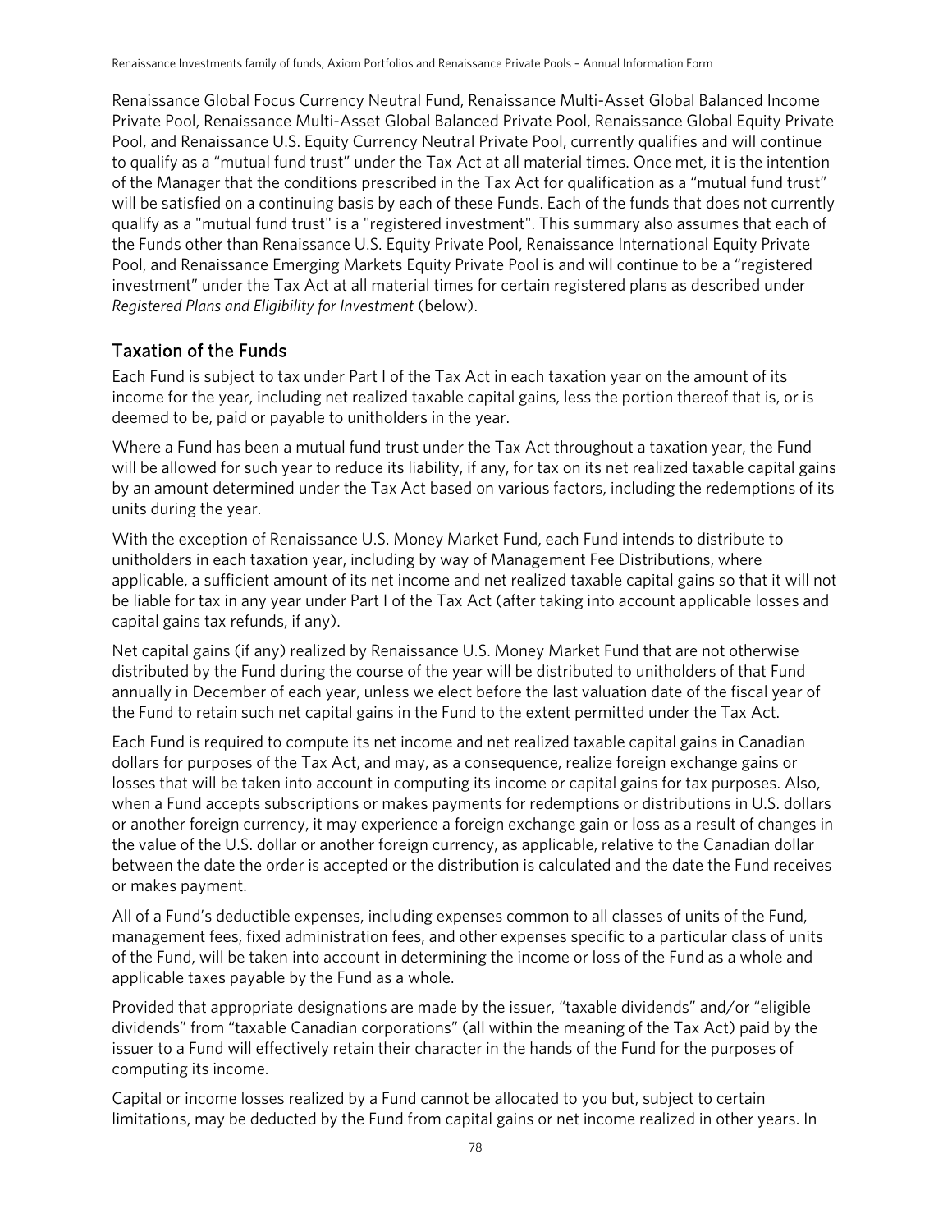Renaissance Global Focus Currency Neutral Fund, Renaissance Multi-Asset Global Balanced Income Private Pool, Renaissance Multi-Asset Global Balanced Private Pool, Renaissance Global Equity Private Pool, and Renaissance U.S. Equity Currency Neutral Private Pool, currently qualifies and will continue to qualify as a "mutual fund trust" under the Tax Act at all material times. Once met, it is the intention of the Manager that the conditions prescribed in the Tax Act for qualification as a "mutual fund trust" will be satisfied on a continuing basis by each of these Funds. Each of the funds that does not currently qualify as a "mutual fund trust" is a "registered investment". This summary also assumes that each of the Funds other than Renaissance U.S. Equity Private Pool, Renaissance International Equity Private Pool, and Renaissance Emerging Markets Equity Private Pool is and will continue to be a "registered investment" under the Tax Act at all material times for certain registered plans as described under *Registered Plans and Eligibility for Investment* (below).

## Taxation of the Funds

Each Fund is subject to tax under Part I of the Tax Act in each taxation year on the amount of its income for the year, including net realized taxable capital gains, less the portion thereof that is, or is deemed to be, paid or payable to unitholders in the year.

Where a Fund has been a mutual fund trust under the Tax Act throughout a taxation year, the Fund will be allowed for such year to reduce its liability, if any, for tax on its net realized taxable capital gains by an amount determined under the Tax Act based on various factors, including the redemptions of its units during the year.

With the exception of Renaissance U.S. Money Market Fund, each Fund intends to distribute to unitholders in each taxation year, including by way of Management Fee Distributions, where applicable, a sufficient amount of its net income and net realized taxable capital gains so that it will not be liable for tax in any year under Part I of the Tax Act (after taking into account applicable losses and capital gains tax refunds, if any).

Net capital gains (if any) realized by Renaissance U.S. Money Market Fund that are not otherwise distributed by the Fund during the course of the year will be distributed to unitholders of that Fund annually in December of each year, unless we elect before the last valuation date of the fiscal year of the Fund to retain such net capital gains in the Fund to the extent permitted under the Tax Act.

Each Fund is required to compute its net income and net realized taxable capital gains in Canadian dollars for purposes of the Tax Act, and may, as a consequence, realize foreign exchange gains or losses that will be taken into account in computing its income or capital gains for tax purposes. Also, when a Fund accepts subscriptions or makes payments for redemptions or distributions in U.S. dollars or another foreign currency, it may experience a foreign exchange gain or loss as a result of changes in the value of the U.S. dollar or another foreign currency, as applicable, relative to the Canadian dollar between the date the order is accepted or the distribution is calculated and the date the Fund receives or makes payment.

All of a Fund's deductible expenses, including expenses common to all classes of units of the Fund, management fees, fixed administration fees, and other expenses specific to a particular class of units of the Fund, will be taken into account in determining the income or loss of the Fund as a whole and applicable taxes payable by the Fund as a whole.

Provided that appropriate designations are made by the issuer, "taxable dividends" and/or "eligible dividends" from "taxable Canadian corporations" (all within the meaning of the Tax Act) paid by the issuer to a Fund will effectively retain their character in the hands of the Fund for the purposes of computing its income.

Capital or income losses realized by a Fund cannot be allocated to you but, subject to certain limitations, may be deducted by the Fund from capital gains or net income realized in other years. In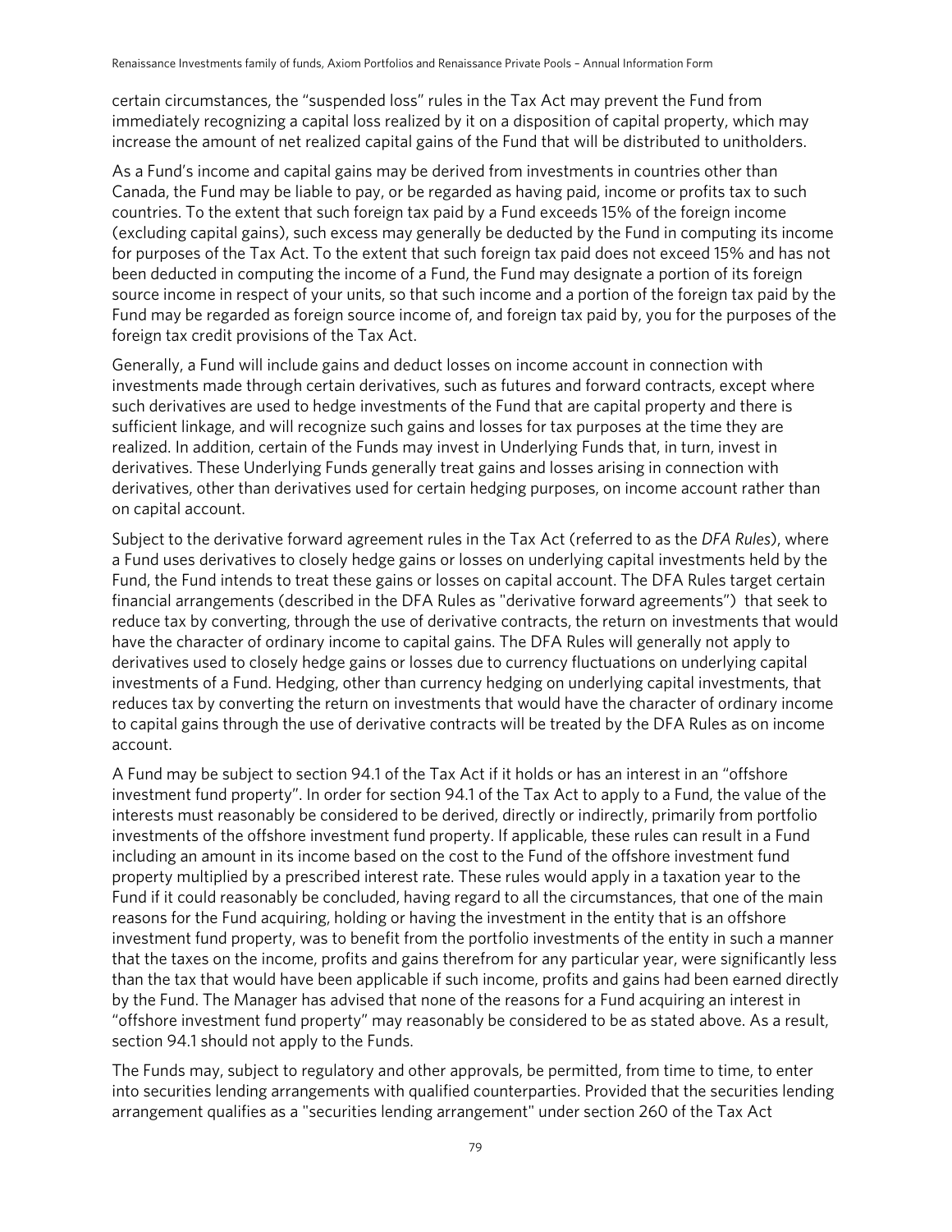certain circumstances, the "suspended loss" rules in the Tax Act may prevent the Fund from immediately recognizing a capital loss realized by it on a disposition of capital property, which may increase the amount of net realized capital gains of the Fund that will be distributed to unitholders.

As a Fund's income and capital gains may be derived from investments in countries other than Canada, the Fund may be liable to pay, or be regarded as having paid, income or profits tax to such countries. To the extent that such foreign tax paid by a Fund exceeds 15% of the foreign income (excluding capital gains), such excess may generally be deducted by the Fund in computing its income for purposes of the Tax Act. To the extent that such foreign tax paid does not exceed 15% and has not been deducted in computing the income of a Fund, the Fund may designate a portion of its foreign source income in respect of your units, so that such income and a portion of the foreign tax paid by the Fund may be regarded as foreign source income of, and foreign tax paid by, you for the purposes of the foreign tax credit provisions of the Tax Act.

Generally, a Fund will include gains and deduct losses on income account in connection with investments made through certain derivatives, such as futures and forward contracts, except where such derivatives are used to hedge investments of the Fund that are capital property and there is sufficient linkage, and will recognize such gains and losses for tax purposes at the time they are realized. In addition, certain of the Funds may invest in Underlying Funds that, in turn, invest in derivatives. These Underlying Funds generally treat gains and losses arising in connection with derivatives, other than derivatives used for certain hedging purposes, on income account rather than on capital account.

Subject to the derivative forward agreement rules in the Tax Act (referred to as the *DFA Rules*), where a Fund uses derivatives to closely hedge gains or losses on underlying capital investments held by the Fund, the Fund intends to treat these gains or losses on capital account. The DFA Rules target certain financial arrangements (described in the DFA Rules as "derivative forward agreements") that seek to reduce tax by converting, through the use of derivative contracts, the return on investments that would have the character of ordinary income to capital gains. The DFA Rules will generally not apply to derivatives used to closely hedge gains or losses due to currency fluctuations on underlying capital investments of a Fund. Hedging, other than currency hedging on underlying capital investments, that reduces tax by converting the return on investments that would have the character of ordinary income to capital gains through the use of derivative contracts will be treated by the DFA Rules as on income account.

A Fund may be subject to section 94.1 of the Tax Act if it holds or has an interest in an "offshore investment fund property". In order for section 94.1 of the Tax Act to apply to a Fund, the value of the interests must reasonably be considered to be derived, directly or indirectly, primarily from portfolio investments of the offshore investment fund property. If applicable, these rules can result in a Fund including an amount in its income based on the cost to the Fund of the offshore investment fund property multiplied by a prescribed interest rate. These rules would apply in a taxation year to the Fund if it could reasonably be concluded, having regard to all the circumstances, that one of the main reasons for the Fund acquiring, holding or having the investment in the entity that is an offshore investment fund property, was to benefit from the portfolio investments of the entity in such a manner that the taxes on the income, profits and gains therefrom for any particular year, were significantly less than the tax that would have been applicable if such income, profits and gains had been earned directly by the Fund. The Manager has advised that none of the reasons for a Fund acquiring an interest in "offshore investment fund property" may reasonably be considered to be as stated above. As a result, section 94.1 should not apply to the Funds.

The Funds may, subject to regulatory and other approvals, be permitted, from time to time, to enter into securities lending arrangements with qualified counterparties. Provided that the securities lending arrangement qualifies as a "securities lending arrangement" under section 260 of the Tax Act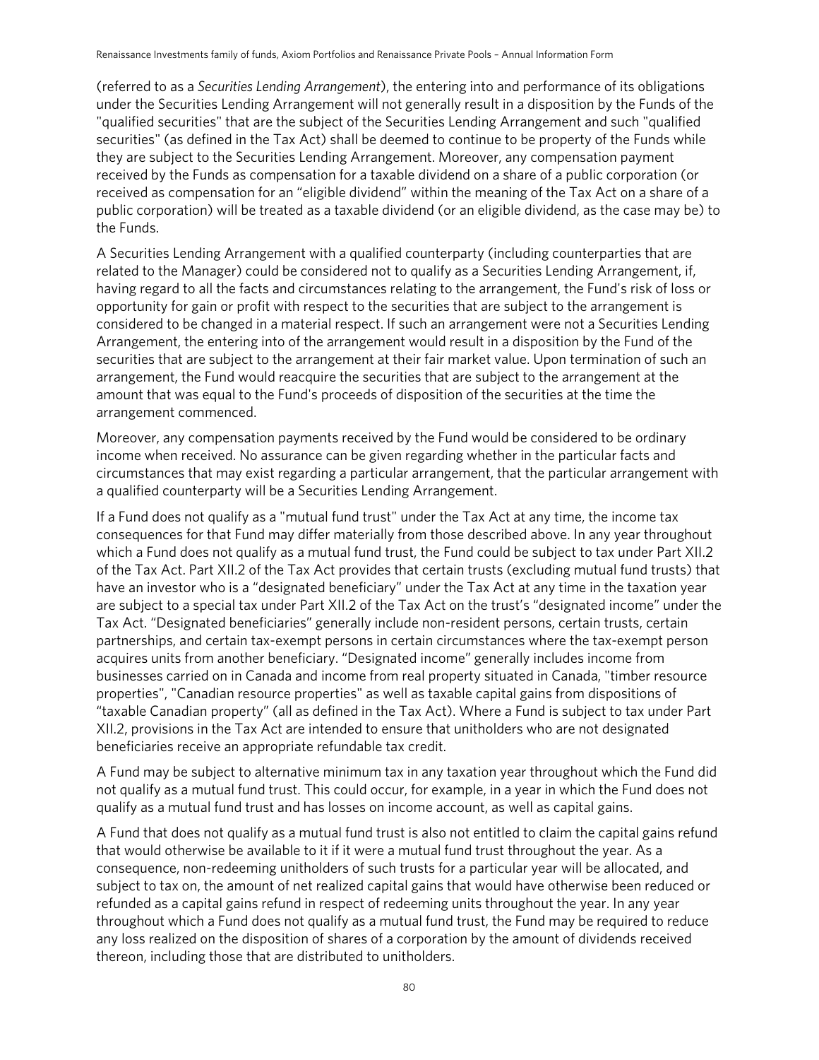(referred to as a *Securities Lending Arrangement*), the entering into and performance of its obligations under the Securities Lending Arrangement will not generally result in a disposition by the Funds of the "qualified securities" that are the subject of the Securities Lending Arrangement and such "qualified securities" (as defined in the Tax Act) shall be deemed to continue to be property of the Funds while they are subject to the Securities Lending Arrangement. Moreover, any compensation payment received by the Funds as compensation for a taxable dividend on a share of a public corporation (or received as compensation for an "eligible dividend" within the meaning of the Tax Act on a share of a public corporation) will be treated as a taxable dividend (or an eligible dividend, as the case may be) to the Funds.

A Securities Lending Arrangement with a qualified counterparty (including counterparties that are related to the Manager) could be considered not to qualify as a Securities Lending Arrangement, if, having regard to all the facts and circumstances relating to the arrangement, the Fund's risk of loss or opportunity for gain or profit with respect to the securities that are subject to the arrangement is considered to be changed in a material respect. If such an arrangement were not a Securities Lending Arrangement, the entering into of the arrangement would result in a disposition by the Fund of the securities that are subject to the arrangement at their fair market value. Upon termination of such an arrangement, the Fund would reacquire the securities that are subject to the arrangement at the amount that was equal to the Fund's proceeds of disposition of the securities at the time the arrangement commenced.

Moreover, any compensation payments received by the Fund would be considered to be ordinary income when received. No assurance can be given regarding whether in the particular facts and circumstances that may exist regarding a particular arrangement, that the particular arrangement with a qualified counterparty will be a Securities Lending Arrangement.

If a Fund does not qualify as a "mutual fund trust" under the Tax Act at any time, the income tax consequences for that Fund may differ materially from those described above. In any year throughout which a Fund does not qualify as a mutual fund trust, the Fund could be subject to tax under Part XII.2 of the Tax Act. Part XII.2 of the Tax Act provides that certain trusts (excluding mutual fund trusts) that have an investor who is a "designated beneficiary" under the Tax Act at any time in the taxation year are subject to a special tax under Part XII.2 of the Tax Act on the trust's "designated income" under the Tax Act. "Designated beneficiaries" generally include non-resident persons, certain trusts, certain partnerships, and certain tax-exempt persons in certain circumstances where the tax-exempt person acquires units from another beneficiary. "Designated income" generally includes income from businesses carried on in Canada and income from real property situated in Canada, "timber resource properties", "Canadian resource properties" as well as taxable capital gains from dispositions of "taxable Canadian property" (all as defined in the Tax Act). Where a Fund is subject to tax under Part XII.2, provisions in the Tax Act are intended to ensure that unitholders who are not designated beneficiaries receive an appropriate refundable tax credit.

A Fund may be subject to alternative minimum tax in any taxation year throughout which the Fund did not qualify as a mutual fund trust. This could occur, for example, in a year in which the Fund does not qualify as a mutual fund trust and has losses on income account, as well as capital gains.

A Fund that does not qualify as a mutual fund trust is also not entitled to claim the capital gains refund that would otherwise be available to it if it were a mutual fund trust throughout the year. As a consequence, non-redeeming unitholders of such trusts for a particular year will be allocated, and subject to tax on, the amount of net realized capital gains that would have otherwise been reduced or refunded as a capital gains refund in respect of redeeming units throughout the year. In any year throughout which a Fund does not qualify as a mutual fund trust, the Fund may be required to reduce any loss realized on the disposition of shares of a corporation by the amount of dividends received thereon, including those that are distributed to unitholders.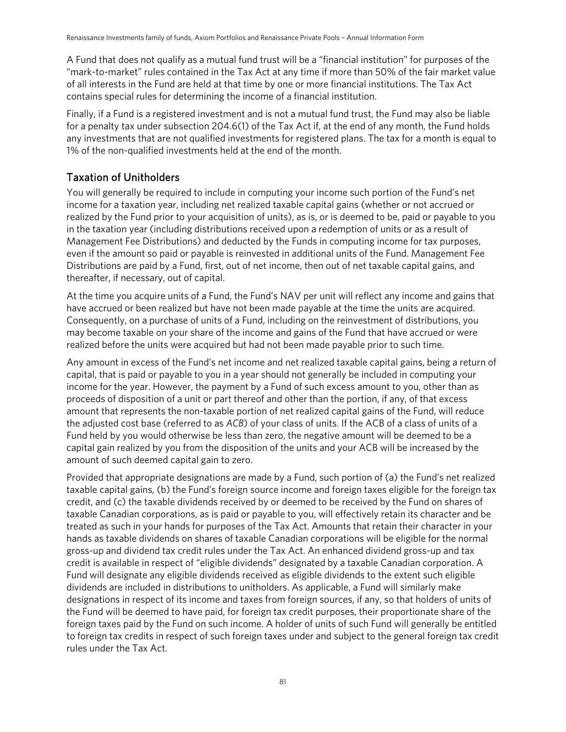A Fund that does not qualify as a mutual fund trust will be a “financial institution” for purposes of the “mark-to-market” rules contained in the Tax Act at any time if more than 50% of the fair market value of all interests in the Fund are held at that time by one or more financial institutions. The Tax Act contains special rules for determining the income of a financial institution.

Finally, if a Fund is a registered investment and is not a mutual fund trust, the Fund may also be liable for a penalty tax under subsection 204.6(1) of the Tax Act if, at the end of any month, the Fund holds any investments that are not qualified investments for registered plans. The tax for a month is equal to 1% of the non-qualified investments held at the end of the month.

## Taxation of Unitholders

You will generally be required to include in computing your income such portion of the Fund’s net income for a taxation year, including net realized taxable capital gains (whether or not accrued or realized by the Fund prior to your acquisition of units), as is, or is deemed to be, paid or payable to you in the taxation year (including distributions received upon a redemption of units or as a result of Management Fee Distributions) and deducted by the Funds in computing income for tax purposes, even if the amount so paid or payable is reinvested in additional units of the Fund. Management Fee Distributions are paid by a Fund, first, out of net income, then out of net taxable capital gains, and thereafter, if necessary, out of capital.

At the time you acquire units of a Fund, the Fund’s NAV per unit will reflect any income and gains that have accrued or been realized but have not been made payable at the time the units are acquired. Consequently, on a purchase of units of a Fund, including on the reinvestment of distributions, you may become taxable on your share of the income and gains of the Fund that have accrued or were realized before the units were acquired but had not been made payable prior to such time.

Any amount in excess of the Fund’s net income and net realized taxable capital gains, being a return of capital, that is paid or payable to you in a year should not generally be included in computing your income for the year. However, the payment by a Fund of such excess amount to you, other than as proceeds of disposition of a unit or part thereof and other than the portion, if any, of that excess amount that represents the non-taxable portion of net realized capital gains of the Fund, will reduce the adjusted cost base (referred to as *ACB*) of your class of units. If the ACB of a class of units of a Fund held by you would otherwise be less than zero, the negative amount will be deemed to be a capital gain realized by you from the disposition of the units and your ACB will be increased by the amount of such deemed capital gain to zero.

Provided that appropriate designations are made by a Fund, such portion of (a) the Fund’s net realized taxable capital gains, (b) the Fund’s foreign source income and foreign taxes eligible for the foreign tax credit, and (c) the taxable dividends received by or deemed to be received by the Fund on shares of taxable Canadian corporations, as is paid or payable to you, will effectively retain its character and be treated as such in your hands for purposes of the Tax Act. Amounts that retain their character in your hands as taxable dividends on shares of taxable Canadian corporations will be eligible for the normal gross-up and dividend tax credit rules under the Tax Act. An enhanced dividend gross-up and tax credit is available in respect of “eligible dividends” designated by a taxable Canadian corporation. A Fund will designate any eligible dividends received as eligible dividends to the extent such eligible dividends are included in distributions to unitholders. As applicable, a Fund will similarly make designations in respect of its income and taxes from foreign sources, if any, so that holders of units of the Fund will be deemed to have paid, for foreign tax credit purposes, their proportionate share of the foreign taxes paid by the Fund on such income. A holder of units of such Fund will generally be entitled to foreign tax credits in respect of such foreign taxes under and subject to the general foreign tax credit rules under the Tax Act.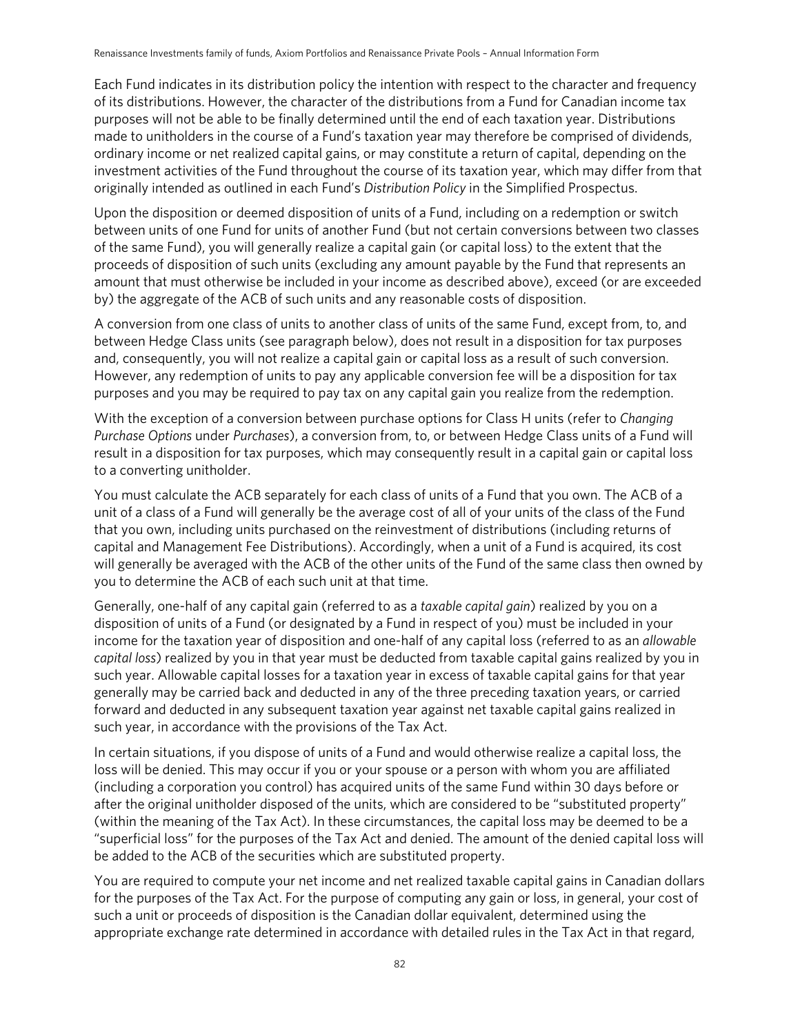Each Fund indicates in its distribution policy the intention with respect to the character and frequency of its distributions. However, the character of the distributions from a Fund for Canadian income tax purposes will not be able to be finally determined until the end of each taxation year. Distributions made to unitholders in the course of a Fund's taxation year may therefore be comprised of dividends, ordinary income or net realized capital gains, or may constitute a return of capital, depending on the investment activities of the Fund throughout the course of its taxation year, which may differ from that originally intended as outlined in each Fund's *Distribution Policy* in the Simplified Prospectus.

Upon the disposition or deemed disposition of units of a Fund, including on a redemption or switch between units of one Fund for units of another Fund (but not certain conversions between two classes of the same Fund), you will generally realize a capital gain (or capital loss) to the extent that the proceeds of disposition of such units (excluding any amount payable by the Fund that represents an amount that must otherwise be included in your income as described above), exceed (or are exceeded by) the aggregate of the ACB of such units and any reasonable costs of disposition.

A conversion from one class of units to another class of units of the same Fund, except from, to, and between Hedge Class units (see paragraph below), does not result in a disposition for tax purposes and, consequently, you will not realize a capital gain or capital loss as a result of such conversion. However, any redemption of units to pay any applicable conversion fee will be a disposition for tax purposes and you may be required to pay tax on any capital gain you realize from the redemption.

With the exception of a conversion between purchase options for Class H units (refer to *Changing Purchase Options* under *Purchases*), a conversion from, to, or between Hedge Class units of a Fund will result in a disposition for tax purposes, which may consequently result in a capital gain or capital loss to a converting unitholder.

You must calculate the ACB separately for each class of units of a Fund that you own. The ACB of a unit of a class of a Fund will generally be the average cost of all of your units of the class of the Fund that you own, including units purchased on the reinvestment of distributions (including returns of capital and Management Fee Distributions). Accordingly, when a unit of a Fund is acquired, its cost will generally be averaged with the ACB of the other units of the Fund of the same class then owned by you to determine the ACB of each such unit at that time.

Generally, one-half of any capital gain (referred to as a *taxable capital gain*) realized by you on a disposition of units of a Fund (or designated by a Fund in respect of you) must be included in your income for the taxation year of disposition and one-half of any capital loss (referred to as an *allowable capital loss*) realized by you in that year must be deducted from taxable capital gains realized by you in such year. Allowable capital losses for a taxation year in excess of taxable capital gains for that year generally may be carried back and deducted in any of the three preceding taxation years, or carried forward and deducted in any subsequent taxation year against net taxable capital gains realized in such year, in accordance with the provisions of the Tax Act.

In certain situations, if you dispose of units of a Fund and would otherwise realize a capital loss, the loss will be denied. This may occur if you or your spouse or a person with whom you are affiliated (including a corporation you control) has acquired units of the same Fund within 30 days before or after the original unitholder disposed of the units, which are considered to be "substituted property" (within the meaning of the Tax Act). In these circumstances, the capital loss may be deemed to be a "superficial loss" for the purposes of the Tax Act and denied. The amount of the denied capital loss will be added to the ACB of the securities which are substituted property.

You are required to compute your net income and net realized taxable capital gains in Canadian dollars for the purposes of the Tax Act. For the purpose of computing any gain or loss, in general, your cost of such a unit or proceeds of disposition is the Canadian dollar equivalent, determined using the appropriate exchange rate determined in accordance with detailed rules in the Tax Act in that regard,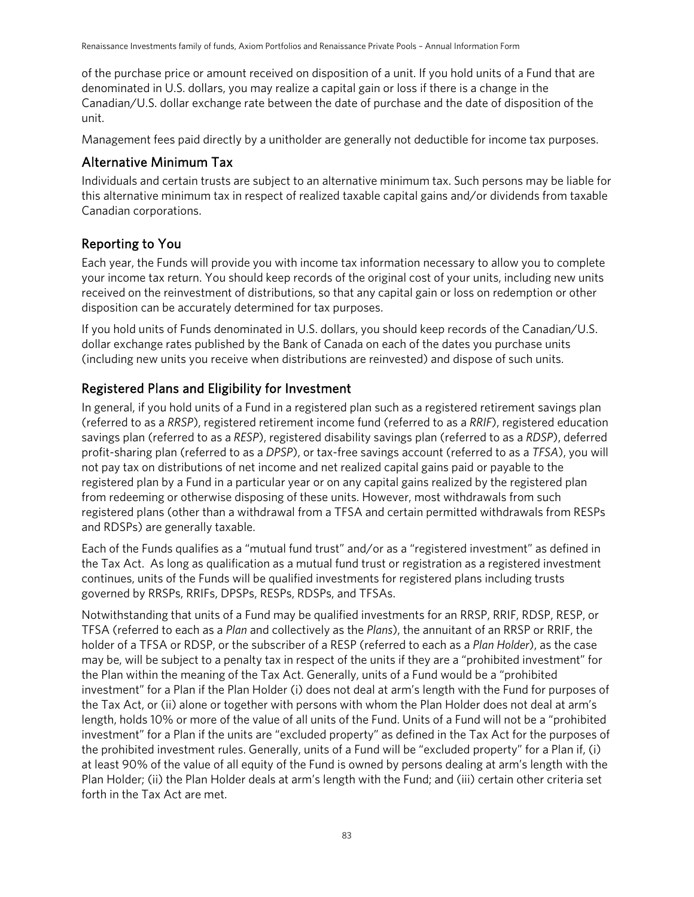of the purchase price or amount received on disposition of a unit. If you hold units of a Fund that are denominated in U.S. dollars, you may realize a capital gain or loss if there is a change in the Canadian/U.S. dollar exchange rate between the date of purchase and the date of disposition of the unit.

Management fees paid directly by a unitholder are generally not deductible for income tax purposes.

## Alternative Minimum Tax

Individuals and certain trusts are subject to an alternative minimum tax. Such persons may be liable for this alternative minimum tax in respect of realized taxable capital gains and/or dividends from taxable Canadian corporations.

## Reporting to You

Each year, the Funds will provide you with income tax information necessary to allow you to complete your income tax return. You should keep records of the original cost of your units, including new units received on the reinvestment of distributions, so that any capital gain or loss on redemption or other disposition can be accurately determined for tax purposes.

If you hold units of Funds denominated in U.S. dollars, you should keep records of the Canadian/U.S. dollar exchange rates published by the Bank of Canada on each of the dates you purchase units (including new units you receive when distributions are reinvested) and dispose of such units.

## Registered Plans and Eligibility for Investment

In general, if you hold units of a Fund in a registered plan such as a registered retirement savings plan (referred to as a *RRSP*), registered retirement income fund (referred to as a *RRIF*), registered education savings plan (referred to as a *RESP*), registered disability savings plan (referred to as a *RDSP*), deferred profit-sharing plan (referred to as a *DPSP*), or tax-free savings account (referred to as a *TFSA*), you will not pay tax on distributions of net income and net realized capital gains paid or payable to the registered plan by a Fund in a particular year or on any capital gains realized by the registered plan from redeeming or otherwise disposing of these units. However, most withdrawals from such registered plans (other than a withdrawal from a TFSA and certain permitted withdrawals from RESPs and RDSPs) are generally taxable.

Each of the Funds qualifies as a "mutual fund trust" and/or as a "registered investment" as defined in the Tax Act. As long as qualification as a mutual fund trust or registration as a registered investment continues, units of the Funds will be qualified investments for registered plans including trusts governed by RRSPs, RRIFs, DPSPs, RESPs, RDSPs, and TFSAs.

Notwithstanding that units of a Fund may be qualified investments for an RRSP, RRIF, RDSP, RESP, or TFSA (referred to each as a *Plan* and collectively as the *Plans*), the annuitant of an RRSP or RRIF, the holder of a TFSA or RDSP, or the subscriber of a RESP (referred to each as a *Plan Holder*), as the case may be, will be subject to a penalty tax in respect of the units if they are a "prohibited investment" for the Plan within the meaning of the Tax Act. Generally, units of a Fund would be a "prohibited investment" for a Plan if the Plan Holder (i) does not deal at arm's length with the Fund for purposes of the Tax Act, or (ii) alone or together with persons with whom the Plan Holder does not deal at arm's length, holds 10% or more of the value of all units of the Fund. Units of a Fund will not be a "prohibited investment" for a Plan if the units are "excluded property" as defined in the Tax Act for the purposes of the prohibited investment rules. Generally, units of a Fund will be "excluded property" for a Plan if, (i) at least 90% of the value of all equity of the Fund is owned by persons dealing at arm's length with the Plan Holder; (ii) the Plan Holder deals at arm's length with the Fund; and (iii) certain other criteria set forth in the Tax Act are met.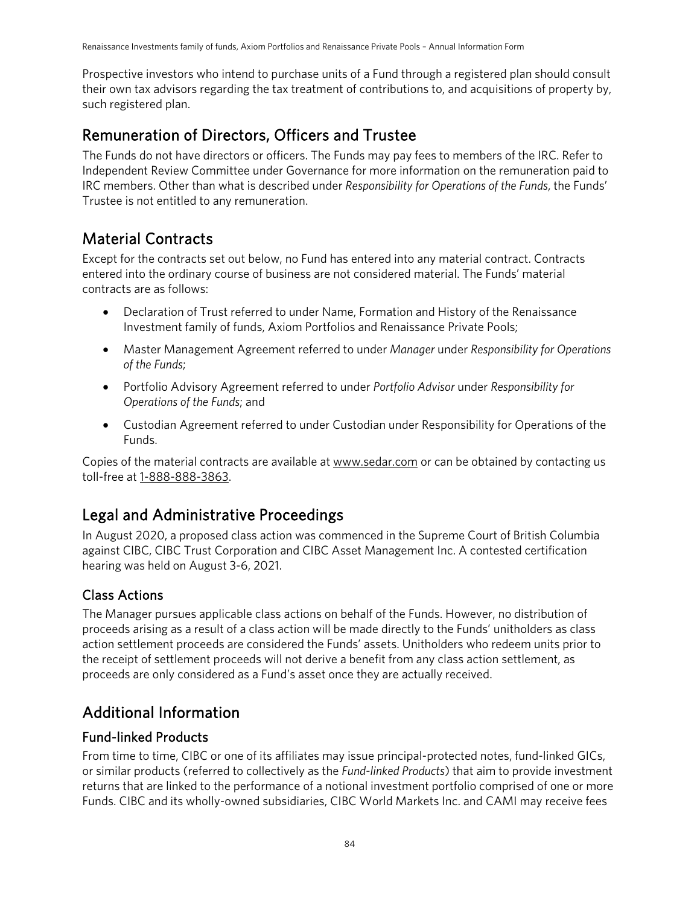Prospective investors who intend to purchase units of a Fund through a registered plan should consult their own tax advisors regarding the tax treatment of contributions to, and acquisitions of property by, such registered plan.

## Remuneration of Directors, Officers and Trustee

The Funds do not have directors or officers. The Funds may pay fees to members of the IRC. Refer to Independent Review Committee under Governance for more information on the remuneration paid to IRC members. Other than what is described under *Responsibility for Operations of the Funds*, the Funds' Trustee is not entitled to any remuneration.

## Material Contracts

Except for the contracts set out below, no Fund has entered into any material contract. Contracts entered into the ordinary course of business are not considered material. The Funds' material contracts are as follows:

- Declaration of Trust referred to under Name, Formation and History of the Renaissance Investment family of funds, Axiom Portfolios and Renaissance Private Pools;
- Master Management Agreement referred to under *Manager* under *Responsibility for Operations of the Funds*;
- Portfolio Advisory Agreement referred to under *Portfolio Advisor* under *Responsibility for Operations of the Funds*; and
- Custodian Agreement referred to under Custodian under Responsibility for Operations of the Funds.

Copies of the material contracts are available at www.sedar.com or can be obtained by contacting us toll-free at 1-888-888-3863.

## Legal and Administrative Proceedings

In August 2020, a proposed class action was commenced in the Supreme Court of British Columbia against CIBC, CIBC Trust Corporation and CIBC Asset Management Inc. A contested certification hearing was held on August 3-6, 2021.

### Class Actions

The Manager pursues applicable class actions on behalf of the Funds. However, no distribution of proceeds arising as a result of a class action will be made directly to the Funds' unitholders as class action settlement proceeds are considered the Funds' assets. Unitholders who redeem units prior to the receipt of settlement proceeds will not derive a benefit from any class action settlement, as proceeds are only considered as a Fund's asset once they are actually received.

## Additional Information

### Fund-linked Products

From time to time, CIBC or one of its affiliates may issue principal-protected notes, fund-linked GICs, or similar products (referred to collectively as the *Fund-linked Products*) that aim to provide investment returns that are linked to the performance of a notional investment portfolio comprised of one or more Funds. CIBC and its wholly-owned subsidiaries, CIBC World Markets Inc. and CAMI may receive fees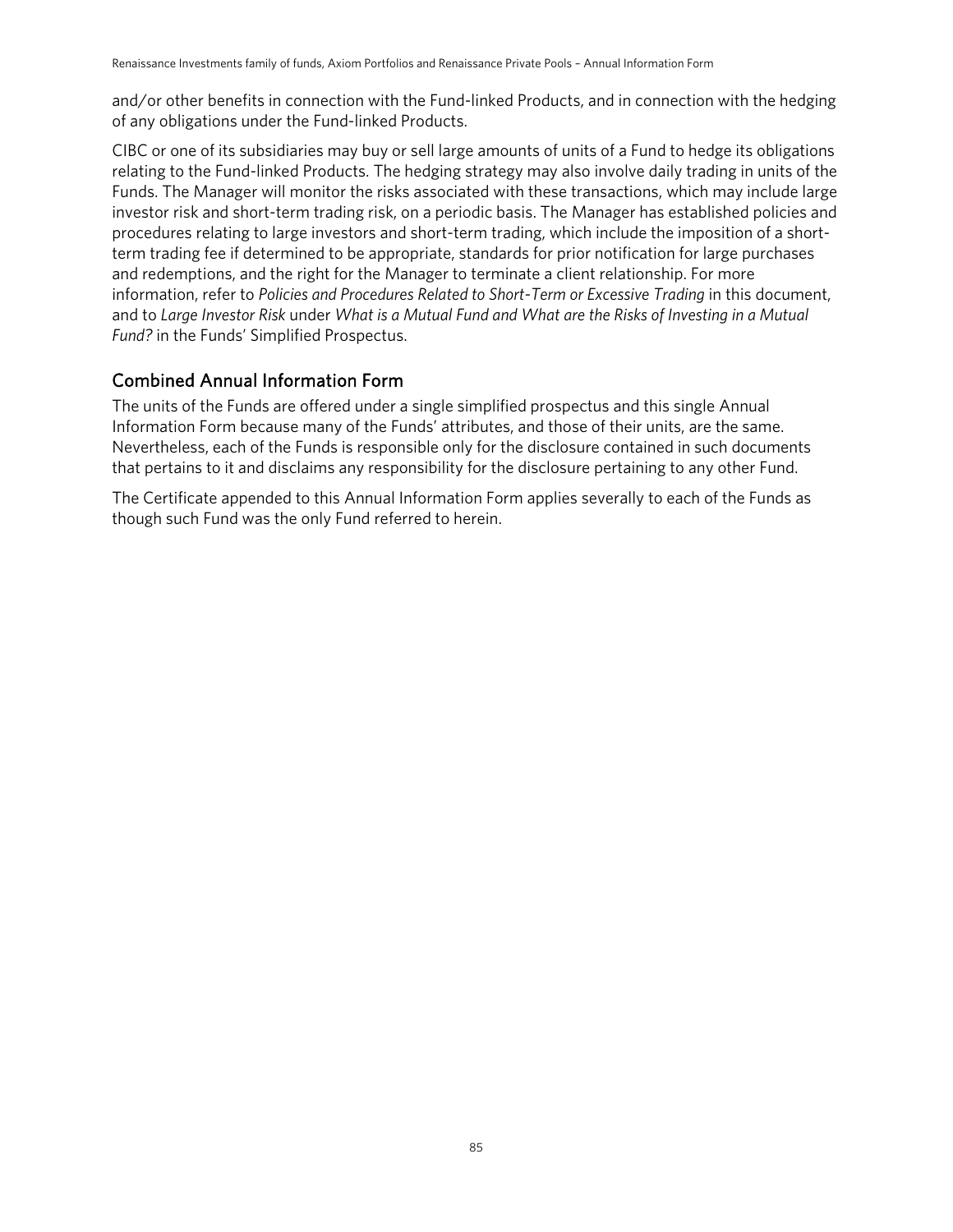and/or other benefits in connection with the Fund-linked Products, and in connection with the hedging of any obligations under the Fund-linked Products.

CIBC or one of its subsidiaries may buy or sell large amounts of units of a Fund to hedge its obligations relating to the Fund-linked Products. The hedging strategy may also involve daily trading in units of the Funds. The Manager will monitor the risks associated with these transactions, which may include large investor risk and short-term trading risk, on a periodic basis. The Manager has established policies and procedures relating to large investors and short-term trading, which include the imposition of a short-term trading fee if determined to be appropriate, standards for prior notification for large purchases and redemptions, and the right for the Manager to terminate a client relationship. For more information, refer to *Policies and Procedures Related to Short-Term or Excessive Trading* in this document, and to *Large Investor Risk* under *What is a Mutual Fund and What are the Risks of Investing in a Mutual Fund?* in the Funds' Simplified Prospectus.

## Combined Annual Information Form

The units of the Funds are offered under a single simplified prospectus and this single Annual Information Form because many of the Funds' attributes, and those of their units, are the same. Nevertheless, each of the Funds is responsible only for the disclosure contained in such documents that pertains to it and disclaims any responsibility for the disclosure pertaining to any other Fund.

The Certificate appended to this Annual Information Form applies severally to each of the Funds as though such Fund was the only Fund referred to herein.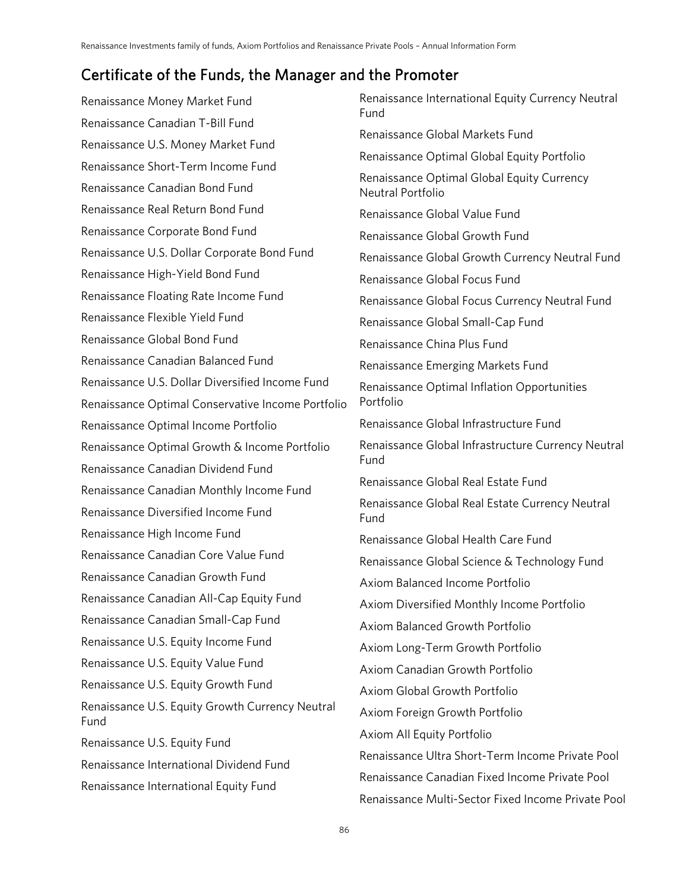## Certificate of the Funds, the Manager and the Promoter

Renaissance Money Market Fund

Renaissance Canadian T-Bill Fund

Renaissance U.S. Money Market Fund

Renaissance Short-Term Income Fund

Renaissance Canadian Bond Fund

Renaissance Real Return Bond Fund

Renaissance Corporate Bond Fund

Renaissance U.S. Dollar Corporate Bond Fund

Renaissance High-Yield Bond Fund

Renaissance Floating Rate Income Fund

Renaissance Flexible Yield Fund

Renaissance Global Bond Fund

Renaissance Canadian Balanced Fund

Renaissance U.S. Dollar Diversified Income Fund

Renaissance Optimal Conservative Income Portfolio

Renaissance Optimal Income Portfolio

Renaissance Optimal Growth & Income Portfolio

Renaissance Canadian Dividend Fund

Renaissance Canadian Monthly Income Fund

Renaissance Diversified Income Fund

Renaissance High Income Fund

Renaissance Canadian Core Value Fund

Renaissance Canadian Growth Fund

Renaissance Canadian All-Cap Equity Fund

Renaissance Canadian Small-Cap Fund

Renaissance U.S. Equity Income Fund

Renaissance U.S. Equity Value Fund

Renaissance U.S. Equity Growth Fund

Renaissance U.S. Equity Growth Currency Neutral Fund

Renaissance U.S. Equity Fund

Renaissance International Dividend Fund

Renaissance International Equity Fund

Renaissance International Equity Currency Neutral Fund

Renaissance Global Markets Fund

Renaissance Optimal Global Equity Portfolio

Renaissance Optimal Global Equity Currency Neutral Portfolio

Renaissance Global Value Fund

Renaissance Global Growth Fund

Renaissance Global Growth Currency Neutral Fund

Renaissance Global Focus Fund

Renaissance Global Focus Currency Neutral Fund

Renaissance Global Small-Cap Fund

Renaissance China Plus Fund

Renaissance Emerging Markets Fund

Renaissance Optimal Inflation Opportunities Portfolio

Renaissance Global Infrastructure Fund

Renaissance Global Infrastructure Currency Neutral Fund

Renaissance Global Real Estate Fund

Renaissance Global Real Estate Currency Neutral Fund

Renaissance Global Health Care Fund

Renaissance Global Science & Technology Fund

Axiom Balanced Income Portfolio

Axiom Diversified Monthly Income Portfolio

Axiom Balanced Growth Portfolio

Axiom Long-Term Growth Portfolio

Axiom Canadian Growth Portfolio

Axiom Global Growth Portfolio

Axiom Foreign Growth Portfolio

Axiom All Equity Portfolio

Renaissance Ultra Short-Term Income Private Pool

Renaissance Canadian Fixed Income Private Pool

Renaissance Multi-Sector Fixed Income Private Pool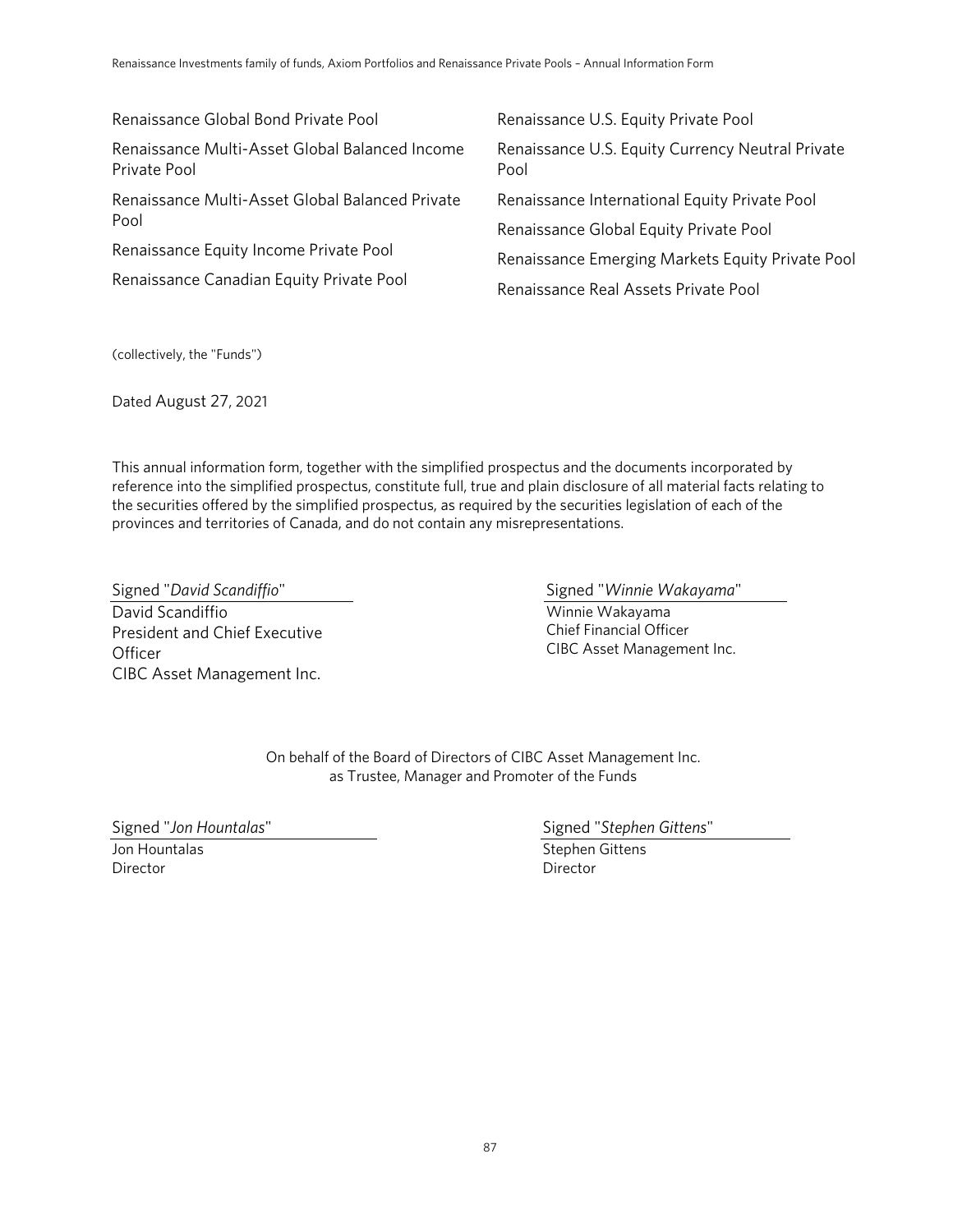Renaissance Global Bond Private Pool

Renaissance Multi-Asset Global Balanced Income Private Pool

Renaissance Multi-Asset Global Balanced Private Pool

Renaissance Equity Income Private Pool

Renaissance Canadian Equity Private Pool

Renaissance U.S. Equity Private Pool

Renaissance U.S. Equity Currency Neutral Private Pool

Renaissance International Equity Private Pool

Renaissance Global Equity Private Pool

Renaissance Emerging Markets Equity Private Pool

Renaissance Real Assets Private Pool

(collectively, the "Funds")

Dated August 27, 2021

This annual information form, together with the simplified prospectus and the documents incorporated by reference into the simplified prospectus, constitute full, true and plain disclosure of all material facts relating to the securities offered by the simplified prospectus, as required by the securities legislation of each of the provinces and territories of Canada, and do not contain any misrepresentations.

Signed "*David Scandiffio*"
David Scandiffio
President and Chief Executive Officer
CIBC Asset Management Inc.

Signed "*Winnie Wakayama*"
Winnie Wakayama
Chief Financial Officer
CIBC Asset Management Inc.

On behalf of the Board of Directors of CIBC Asset Management Inc.
as Trustee, Manager and Promoter of the Funds

Signed "*Jon Hountalas*"
Jon Hountalas
Director

Signed "*Stephen Gittens*"
Stephen Gittens
Director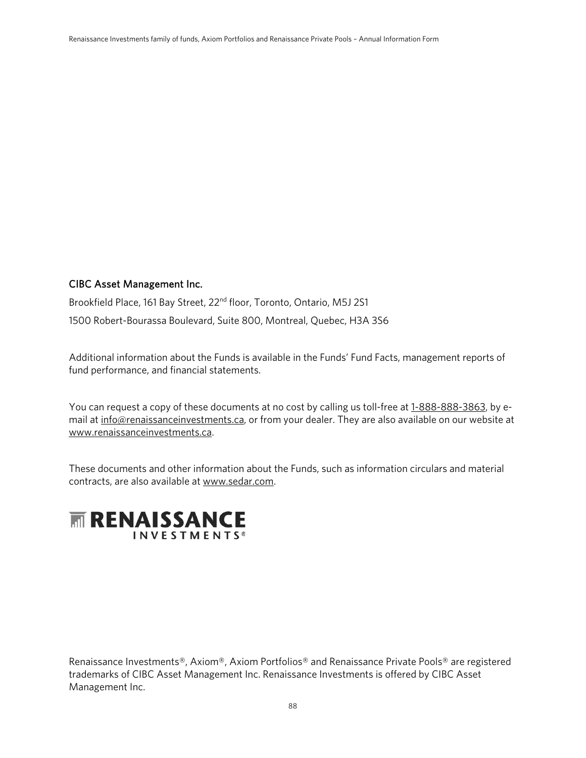## CIBC Asset Management Inc.

Brookfield Place, 161 Bay Street, 22nd floor, Toronto, Ontario, M5J 2S1

1500 Robert-Bourassa Boulevard, Suite 800, Montreal, Quebec, H3A 3S6

Additional information about the Funds is available in the Funds' Fund Facts, management reports of fund performance, and financial statements.

You can request a copy of these documents at no cost by calling us toll-free at 1-888-888-3863, by e-mail at info@renaissanceinvestments.ca, or from your dealer. They are also available on our website at www.renaissanceinvestments.ca.

These documents and other information about the Funds, such as information circulars and material contracts, are also available at www.sedar.com.

RENAISSANCE INVESTMENTS®

Renaissance Investments®, Axiom®, Axiom Portfolios® and Renaissance Private Pools® are registered trademarks of CIBC Asset Management Inc. Renaissance Investments is offered by CIBC Asset Management Inc.